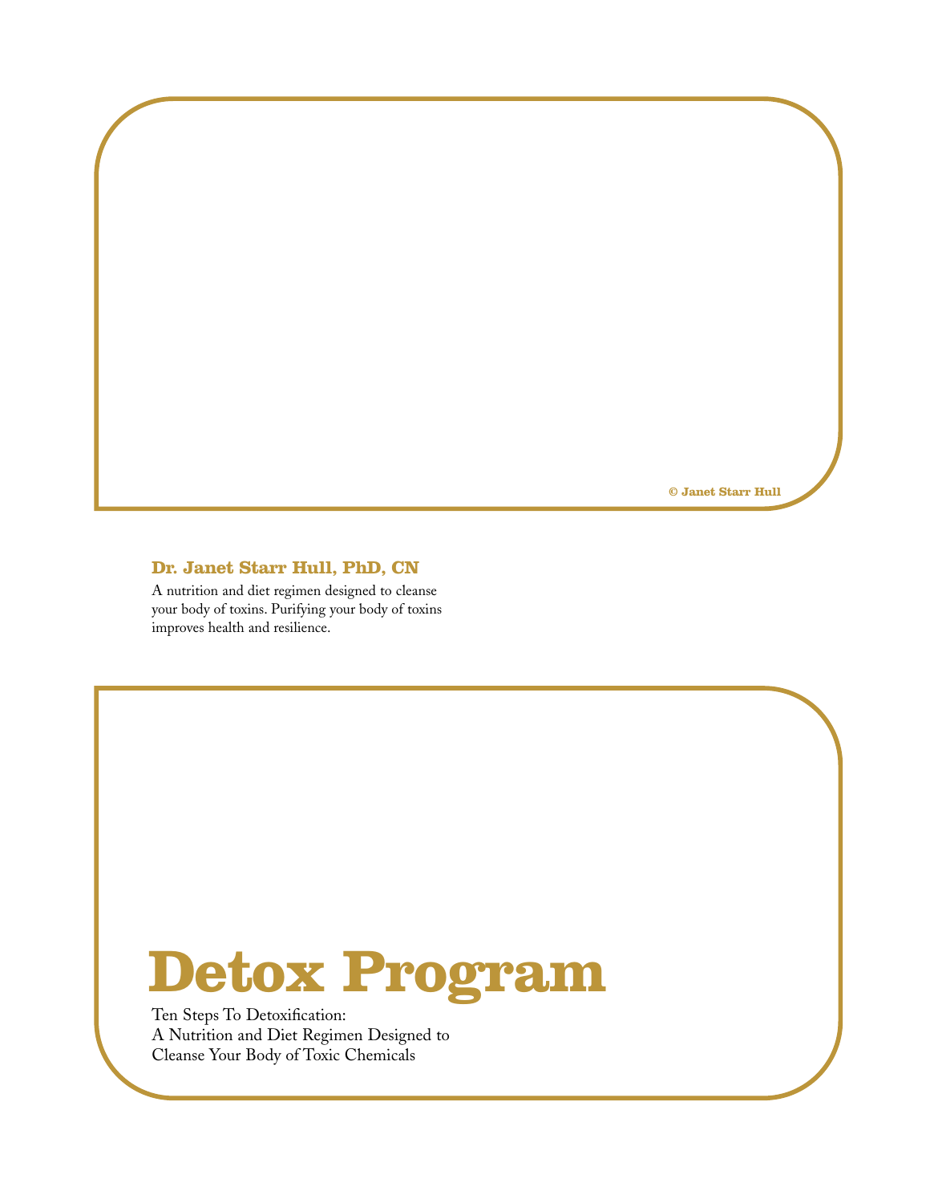© Janet Starr Hull

**Dr. Janet Starr Hull, PhD, CN**

A nutrition and diet regimen designed to cleanse your body of toxins. Purifying your body of toxins improves health and resilience.

# Detox Program

Ten Steps To Detoxification:
A Nutrition and Diet Regimen Designed to Cleanse Your Body of Toxic Chemicals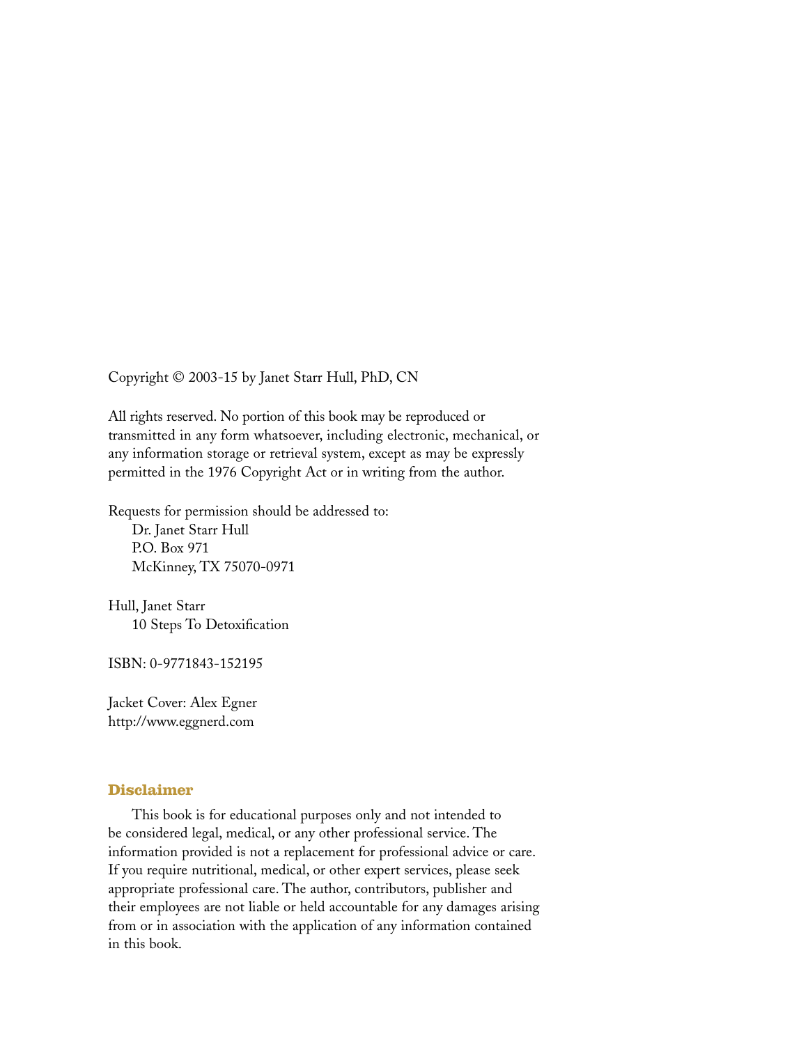Copyright © 2003-15 by Janet Starr Hull, PhD, CN

All rights reserved. No portion of this book may be reproduced or transmitted in any form whatsoever, including electronic, mechanical, or any information storage or retrieval system, except as may be expressly permitted in the 1976 Copyright Act or in writing from the author.

Requests for permission should be addressed to:
Dr. Janet Starr Hull
P.O. Box 971
McKinney, TX 75070-0971

Hull, Janet Starr
10 Steps To Detoxification

ISBN: 0-9771843-152195

Jacket Cover: Alex Egner
http://www.eggnerd.com

## Disclaimer

This book is for educational purposes only and not intended to be considered legal, medical, or any other professional service. The information provided is not a replacement for professional advice or care. If you require nutritional, medical, or other expert services, please seek appropriate professional care. The author, contributors, publisher and their employees are not liable or held accountable for any damages arising from or in association with the application of any information contained in this book.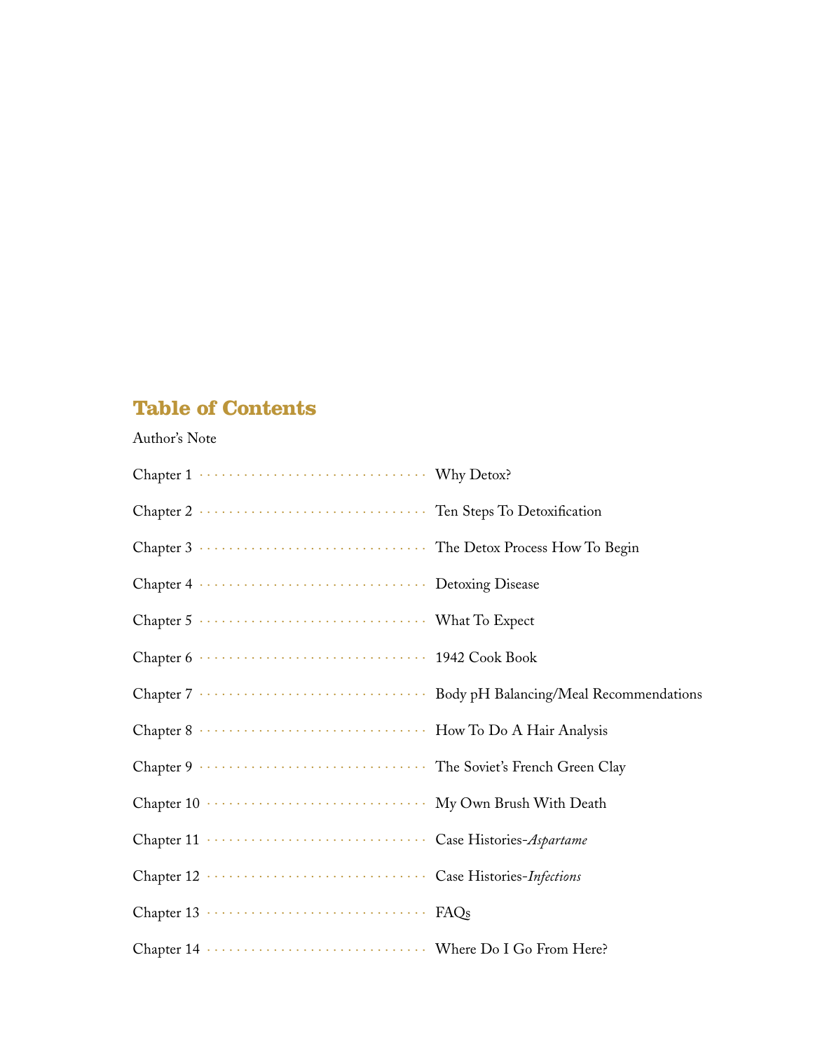# Table of Contents

Author's Note

Chapter 1 ................................ Why Detox?

Chapter 2 ................................ Ten Steps To Detoxification

Chapter 3 ................................ The Detox Process How To Begin

Chapter 4 ................................ Detoxing Disease

Chapter 5 ................................ What To Expect

Chapter 6 ................................ 1942 Cook Book

Chapter 7 ................................ Body pH Balancing/Meal Recommendations

Chapter 8 ................................ How To Do A Hair Analysis

Chapter 9 ................................ The Soviet's French Green Clay

Chapter 10 ................................ My Own Brush With Death

Chapter 11 ................................ Case Histories-*Aspartame*

Chapter 12 ................................ Case Histories-*Infections*

Chapter 13 ................................ FAQs

Chapter 14 ................................ Where Do I Go From Here?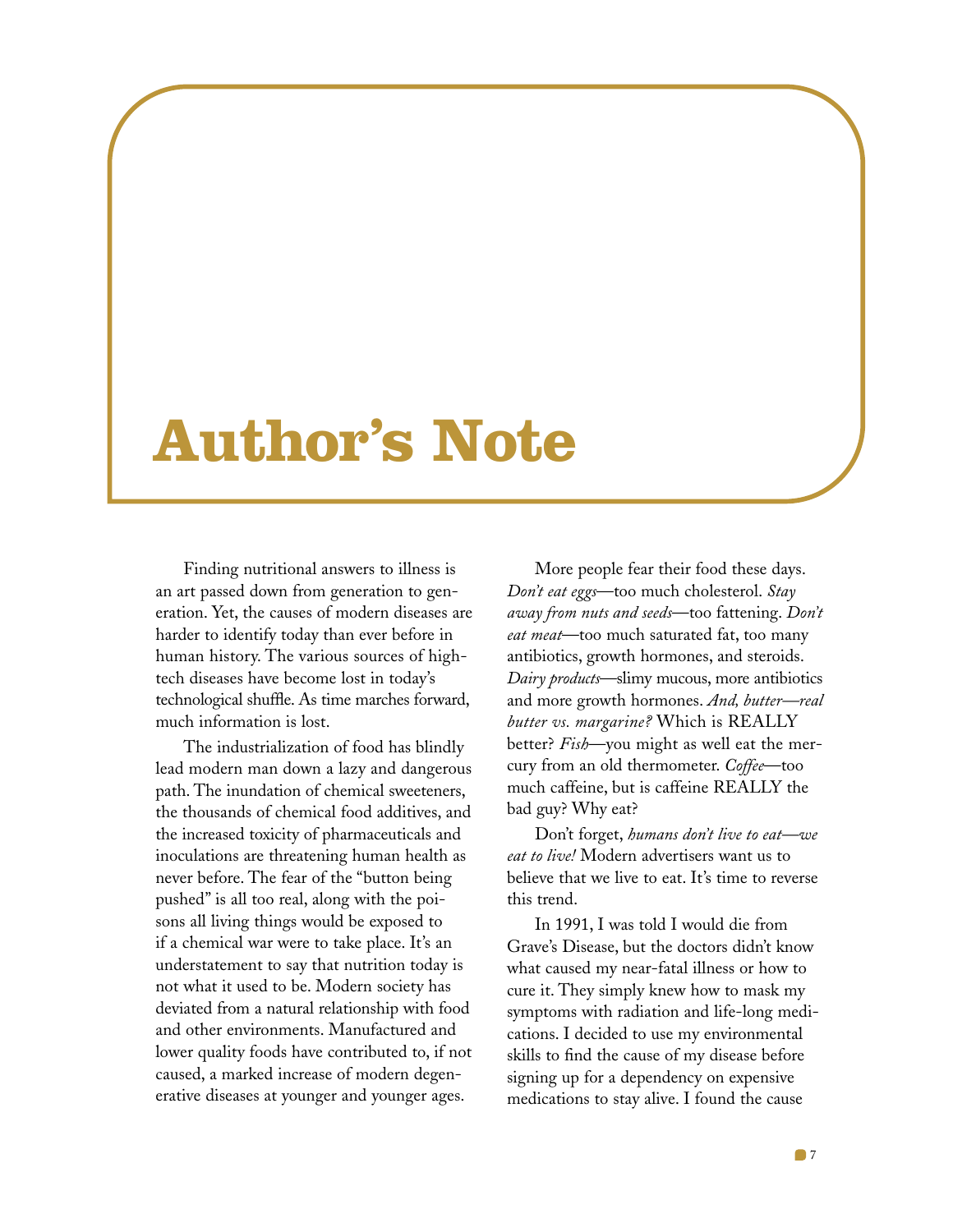# Author's Note

Finding nutritional answers to illness is an art passed down from generation to generation. Yet, the causes of modern diseases are harder to identify today than ever before in human history. The various sources of high-tech diseases have become lost in today's technological shuffle. As time marches forward, much information is lost.

The industrialization of food has blindly lead modern man down a lazy and dangerous path. The inundation of chemical sweeteners, the thousands of chemical food additives, and the increased toxicity of pharmaceuticals and inoculations are threatening human health as never before. The fear of the "button being pushed" is all too real, along with the poisons all living things would be exposed to if a chemical war were to take place. It's an understatement to say that nutrition today is not what it used to be. Modern society has deviated from a natural relationship with food and other environments. Manufactured and lower quality foods have contributed to, if not caused, a marked increase of modern degenerative diseases at younger and younger ages.

More people fear their food these days. *Don't eat eggs*—too much cholesterol. *Stay away from nuts and seeds*—too fattening. *Don't eat meat*—too much saturated fat, too many antibiotics, growth hormones, and steroids. *Dairy products*—slimy mucous, more antibiotics and more growth hormones. *And, butter—real butter vs. margarine?* Which is REALLY better? *Fish*—you might as well eat the mercury from an old thermometer. *Coffee*—too much caffeine, but is caffeine REALLY the bad guy? Why eat?

Don't forget, *humans don't live to eat—we eat to live!* Modern advertisers want us to believe that we live to eat. It's time to reverse this trend.

In 1991, I was told I would die from Grave's Disease, but the doctors didn't know what caused my near-fatal illness or how to cure it. They simply knew how to mask my symptoms with radiation and life-long medications. I decided to use my environmental skills to find the cause of my disease before signing up for a dependency on expensive medications to stay alive. I found the cause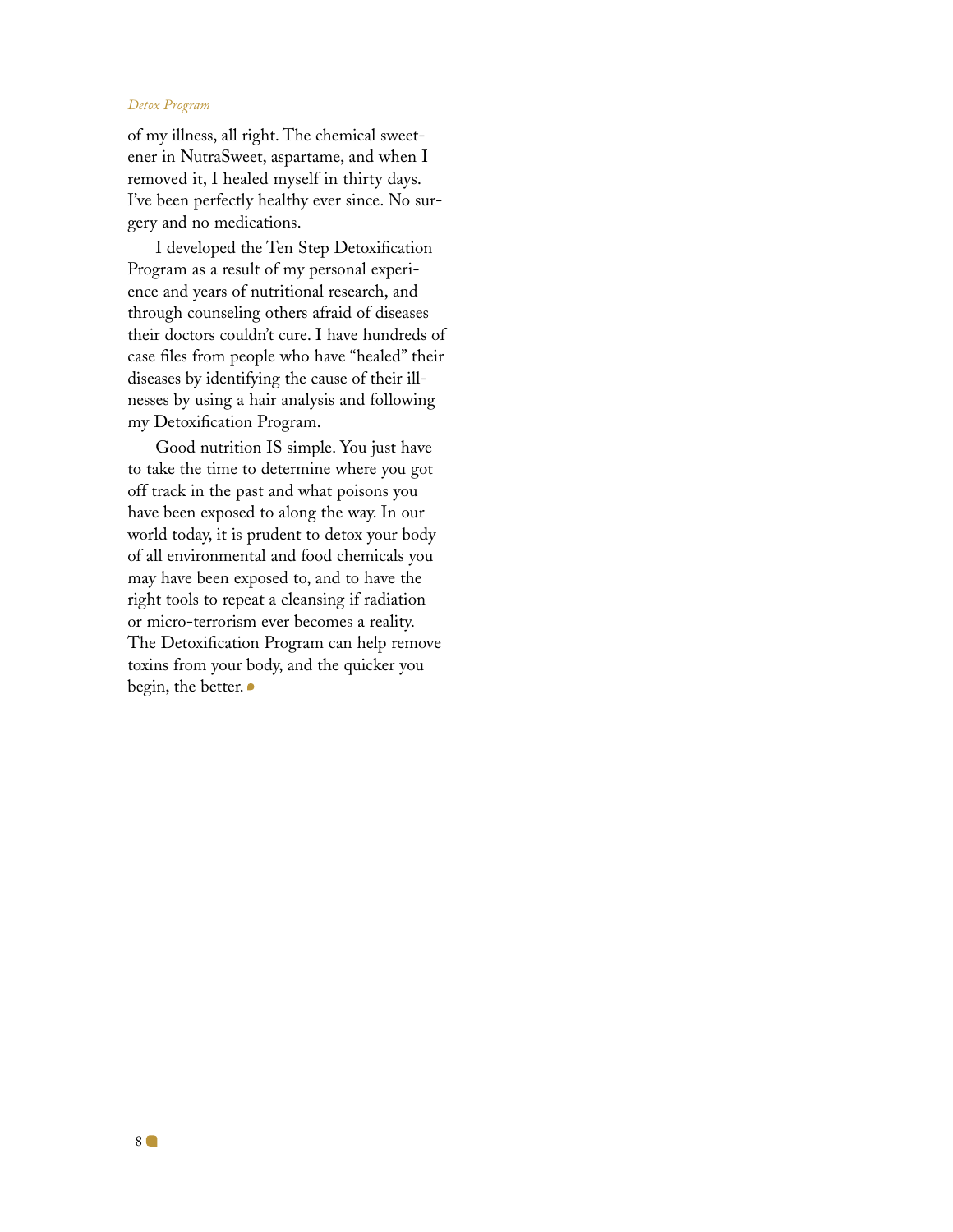of my illness, all right. The chemical sweetener in NutraSweet, aspartame, and when I removed it, I healed myself in thirty days. I've been perfectly healthy ever since. No surgery and no medications.

I developed the Ten Step Detoxification Program as a result of my personal experience and years of nutritional research, and through counseling others afraid of diseases their doctors couldn't cure. I have hundreds of case files from people who have "healed" their diseases by identifying the cause of their illnesses by using a hair analysis and following my Detoxification Program.

Good nutrition IS simple. You just have to take the time to determine where you got off track in the past and what poisons you have been exposed to along the way. In our world today, it is prudent to detox your body of all environmental and food chemicals you may have been exposed to, and to have the right tools to repeat a cleansing if radiation or micro-terrorism ever becomes a reality. The Detoxification Program can help remove toxins from your body, and the quicker you begin, the better.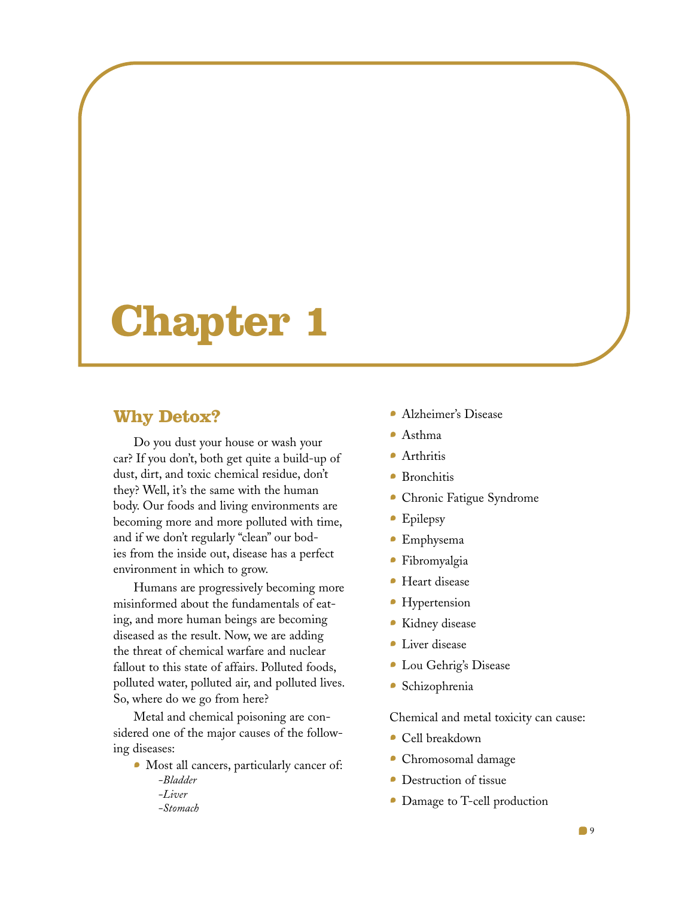# Chapter 1

## Why Detox?

Do you dust your house or wash your car? If you don't, both get quite a build-up of dust, dirt, and toxic chemical residue, don't they? Well, it's the same with the human body. Our foods and living environments are becoming more and more polluted with time, and if we don't regularly "clean" our bodies from the inside out, disease has a perfect environment in which to grow.

Humans are progressively becoming more misinformed about the fundamentals of eating, and more human beings are becoming diseased as the result. Now, we are adding the threat of chemical warfare and nuclear fallout to this state of affairs. Polluted foods, polluted water, polluted air, and polluted lives. So, where do we go from here?

Metal and chemical poisoning are considered one of the major causes of the following diseases:

- Most all cancers, particularly cancer of:
  - *-Bladder*
  - *-Liver*
  - *-Stomach*
- Alzheimer's Disease
- Asthma
- Arthritis
- Bronchitis
- Chronic Fatigue Syndrome
- Epilepsy
- Emphysema
- Fibromyalgia
- Heart disease
- Hypertension
- Kidney disease
- Liver disease
- Lou Gehrig's Disease
- Schizophrenia

Chemical and metal toxicity can cause:

- Cell breakdown
- Chromosomal damage
- Destruction of tissue
- Damage to T-cell production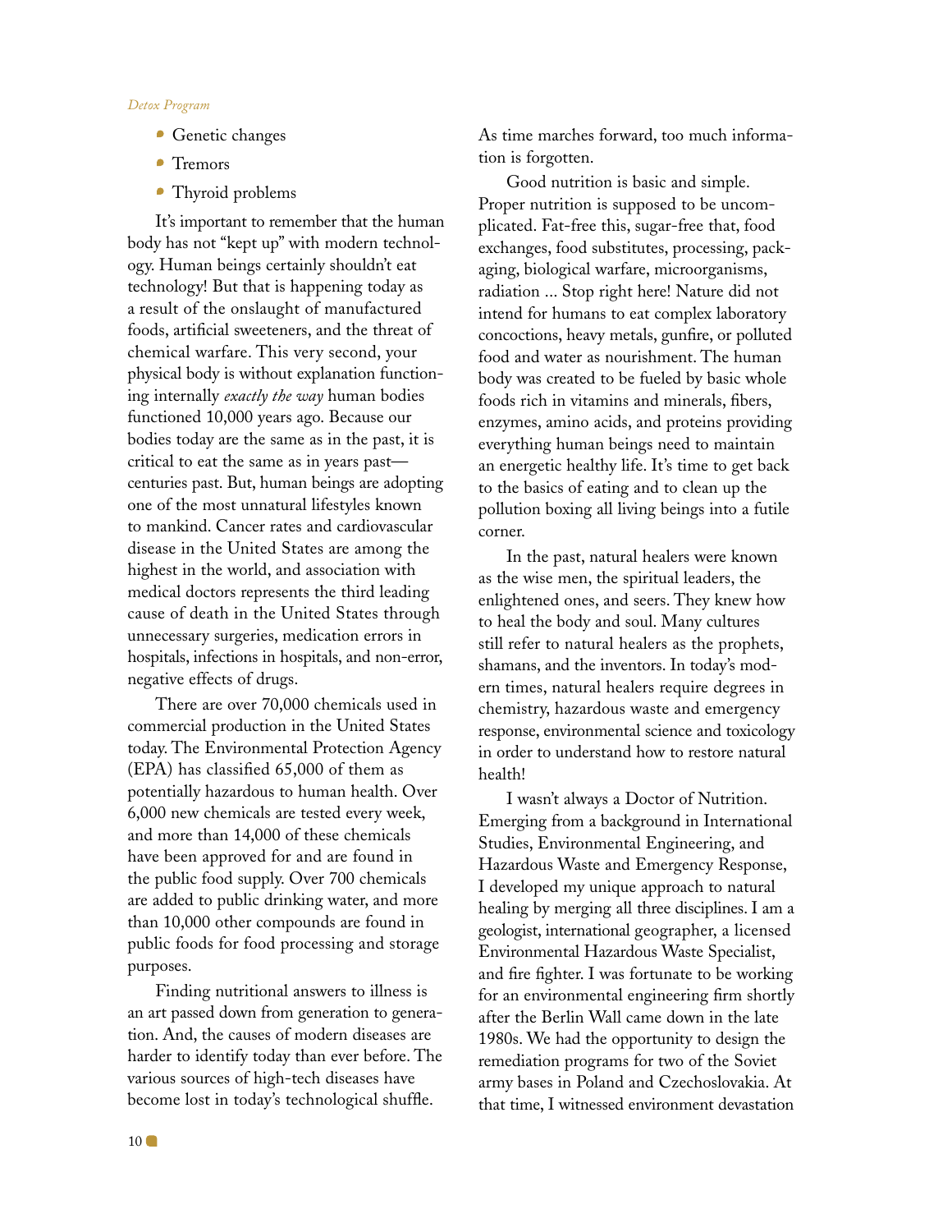- Genetic changes
- Tremors
- Thyroid problems

It's important to remember that the human body has not "kept up" with modern technology. Human beings certainly shouldn't eat technology! But that is happening today as a result of the onslaught of manufactured foods, artificial sweeteners, and the threat of chemical warfare. This very second, your physical body is without explanation functioning internally *exactly the way* human bodies functioned 10,000 years ago. Because our bodies today are the same as in the past, it is critical to eat the same as in years past—centuries past. But, human beings are adopting one of the most unnatural lifestyles known to mankind. Cancer rates and cardiovascular disease in the United States are among the highest in the world, and association with medical doctors represents the third leading cause of death in the United States through unnecessary surgeries, medication errors in hospitals, infections in hospitals, and non-error, negative effects of drugs.

There are over 70,000 chemicals used in commercial production in the United States today. The Environmental Protection Agency (EPA) has classified 65,000 of them as potentially hazardous to human health. Over 6,000 new chemicals are tested every week, and more than 14,000 of these chemicals have been approved for and are found in the public food supply. Over 700 chemicals are added to public drinking water, and more than 10,000 other compounds are found in public foods for food processing and storage purposes.

Finding nutritional answers to illness is an art passed down from generation to generation. And, the causes of modern diseases are harder to identify today than ever before. The various sources of high-tech diseases have become lost in today's technological shuffle. As time marches forward, too much information is forgotten.

Good nutrition is basic and simple. Proper nutrition is supposed to be uncomplicated. Fat-free this, sugar-free that, food exchanges, food substitutes, processing, packaging, biological warfare, microorganisms, radiation ... Stop right here! Nature did not intend for humans to eat complex laboratory concoctions, heavy metals, gunfire, or polluted food and water as nourishment. The human body was created to be fueled by basic whole foods rich in vitamins and minerals, fibers, enzymes, amino acids, and proteins providing everything human beings need to maintain an energetic healthy life. It's time to get back to the basics of eating and to clean up the pollution boxing all living beings into a futile corner.

In the past, natural healers were known as the wise men, the spiritual leaders, the enlightened ones, and seers. They knew how to heal the body and soul. Many cultures still refer to natural healers as the prophets, shamans, and the inventors. In today's modern times, natural healers require degrees in chemistry, hazardous waste and emergency response, environmental science and toxicology in order to understand how to restore natural health!

I wasn't always a Doctor of Nutrition. Emerging from a background in International Studies, Environmental Engineering, and Hazardous Waste and Emergency Response, I developed my unique approach to natural healing by merging all three disciplines. I am a geologist, international geographer, a licensed Environmental Hazardous Waste Specialist, and fire fighter. I was fortunate to be working for an environmental engineering firm shortly after the Berlin Wall came down in the late 1980s. We had the opportunity to design the remediation programs for two of the Soviet army bases in Poland and Czechoslovakia. At that time, I witnessed environment devastation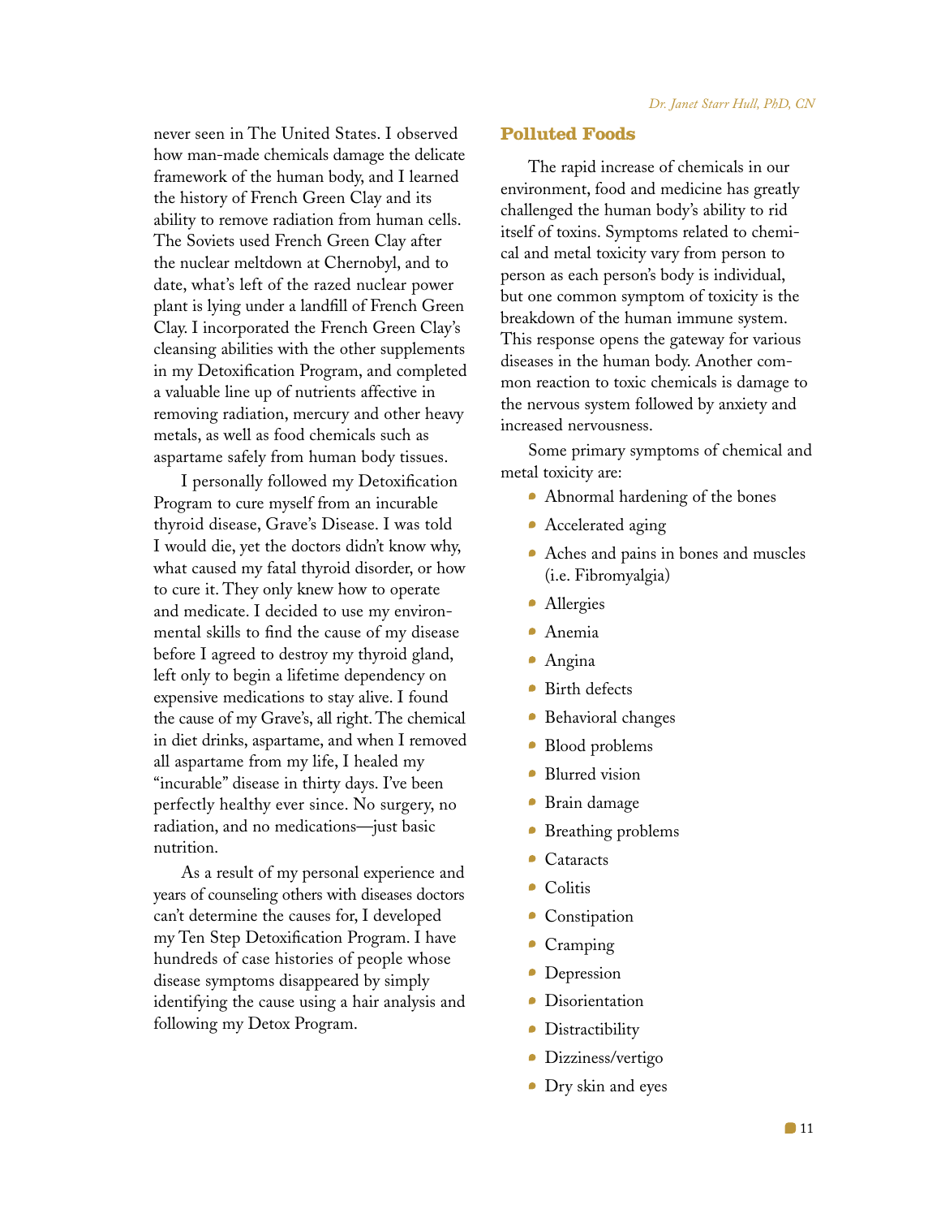never seen in The United States. I observed how man-made chemicals damage the delicate framework of the human body, and I learned the history of French Green Clay and its ability to remove radiation from human cells. The Soviets used French Green Clay after the nuclear meltdown at Chernobyl, and to date, what's left of the razed nuclear power plant is lying under a landfill of French Green Clay. I incorporated the French Green Clay's cleansing abilities with the other supplements in my Detoxification Program, and completed a valuable line up of nutrients affective in removing radiation, mercury and other heavy metals, as well as food chemicals such as aspartame safely from human body tissues.

I personally followed my Detoxification Program to cure myself from an incurable thyroid disease, Grave's Disease. I was told I would die, yet the doctors didn't know why, what caused my fatal thyroid disorder, or how to cure it. They only knew how to operate and medicate. I decided to use my environmental skills to find the cause of my disease before I agreed to destroy my thyroid gland, left only to begin a lifetime dependency on expensive medications to stay alive. I found the cause of my Grave's, all right. The chemical in diet drinks, aspartame, and when I removed all aspartame from my life, I healed my "incurable" disease in thirty days. I've been perfectly healthy ever since. No surgery, no radiation, and no medications—just basic nutrition.

As a result of my personal experience and years of counseling others with diseases doctors can't determine the causes for, I developed my Ten Step Detoxification Program. I have hundreds of case histories of people whose disease symptoms disappeared by simply identifying the cause using a hair analysis and following my Detox Program.

## Polluted Foods

The rapid increase of chemicals in our environment, food and medicine has greatly challenged the human body's ability to rid itself of toxins. Symptoms related to chemical and metal toxicity vary from person to person as each person's body is individual, but one common symptom of toxicity is the breakdown of the human immune system. This response opens the gateway for various diseases in the human body. Another common reaction to toxic chemicals is damage to the nervous system followed by anxiety and increased nervousness.

Some primary symptoms of chemical and metal toxicity are:

- Abnormal hardening of the bones
- Accelerated aging
- Aches and pains in bones and muscles (i.e. Fibromyalgia)
- Allergies
- Anemia
- Angina
- Birth defects
- Behavioral changes
- Blood problems
- Blurred vision
- Brain damage
- Breathing problems
- Cataracts
- Colitis
- Constipation
- Cramping
- Depression
- Disorientation
- Distractibility
- Dizziness/vertigo
- Dry skin and eyes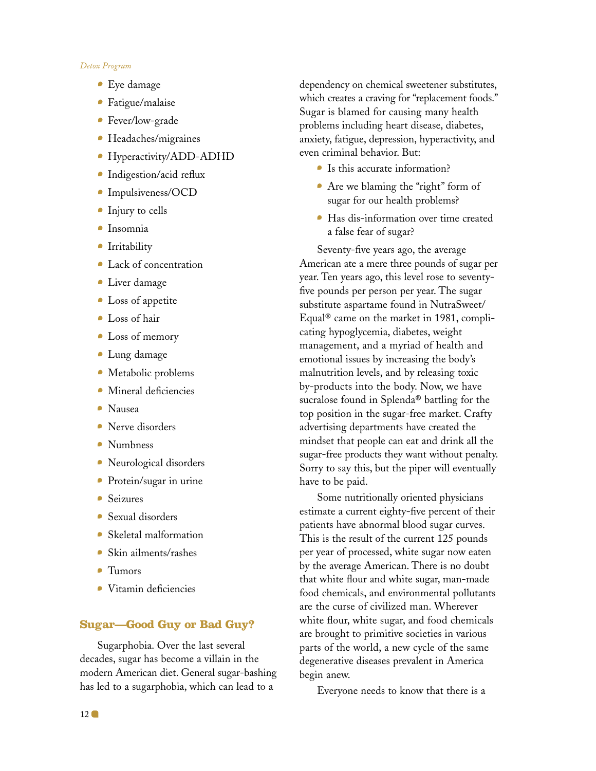- Eye damage
- Fatigue/malaise
- Fever/low-grade
- Headaches/migraines
- Hyperactivity/ADD-ADHD
- Indigestion/acid reflux
- Impulsiveness/OCD
- Injury to cells
- Insomnia
- Irritability
- Lack of concentration
- Liver damage
- Loss of appetite
- Loss of hair
- Loss of memory
- Lung damage
- Metabolic problems
- Mineral deficiencies
- Nausea
- Nerve disorders
- Numbness
- Neurological disorders
- Protein/sugar in urine
- Seizures
- Sexual disorders
- Skeletal malformation
- Skin ailments/rashes
- Tumors
- Vitamin deficiencies

## Sugar—Good Guy or Bad Guy?

Sugarphobia. Over the last several decades, sugar has become a villain in the modern American diet. General sugar-bashing has led to a sugarphobia, which can lead to a dependency on chemical sweetener substitutes, which creates a craving for "replacement foods." Sugar is blamed for causing many health problems including heart disease, diabetes, anxiety, fatigue, depression, hyperactivity, and even criminal behavior. But:

- Is this accurate information?
- Are we blaming the "right" form of sugar for our health problems?
- Has dis-information over time created a false fear of sugar?

Seventy-five years ago, the average American ate a mere three pounds of sugar per year. Ten years ago, this level rose to seventy-five pounds per person per year. The sugar substitute aspartame found in NutraSweet/Equal® came on the market in 1981, complicating hypoglycemia, diabetes, weight management, and a myriad of health and emotional issues by increasing the body's malnutrition levels, and by releasing toxic by-products into the body. Now, we have sucralose found in Splenda® battling for the top position in the sugar-free market. Crafty advertising departments have created the mindset that people can eat and drink all the sugar-free products they want without penalty. Sorry to say this, but the piper will eventually have to be paid.

Some nutritionally oriented physicians estimate a current eighty-five percent of their patients have abnormal blood sugar curves. This is the result of the current 125 pounds per year of processed, white sugar now eaten by the average American. There is no doubt that white flour and white sugar, man-made food chemicals, and environmental pollutants are the curse of civilized man. Wherever white flour, white sugar, and food chemicals are brought to primitive societies in various parts of the world, a new cycle of the same degenerative diseases prevalent in America begin anew.

Everyone needs to know that there is a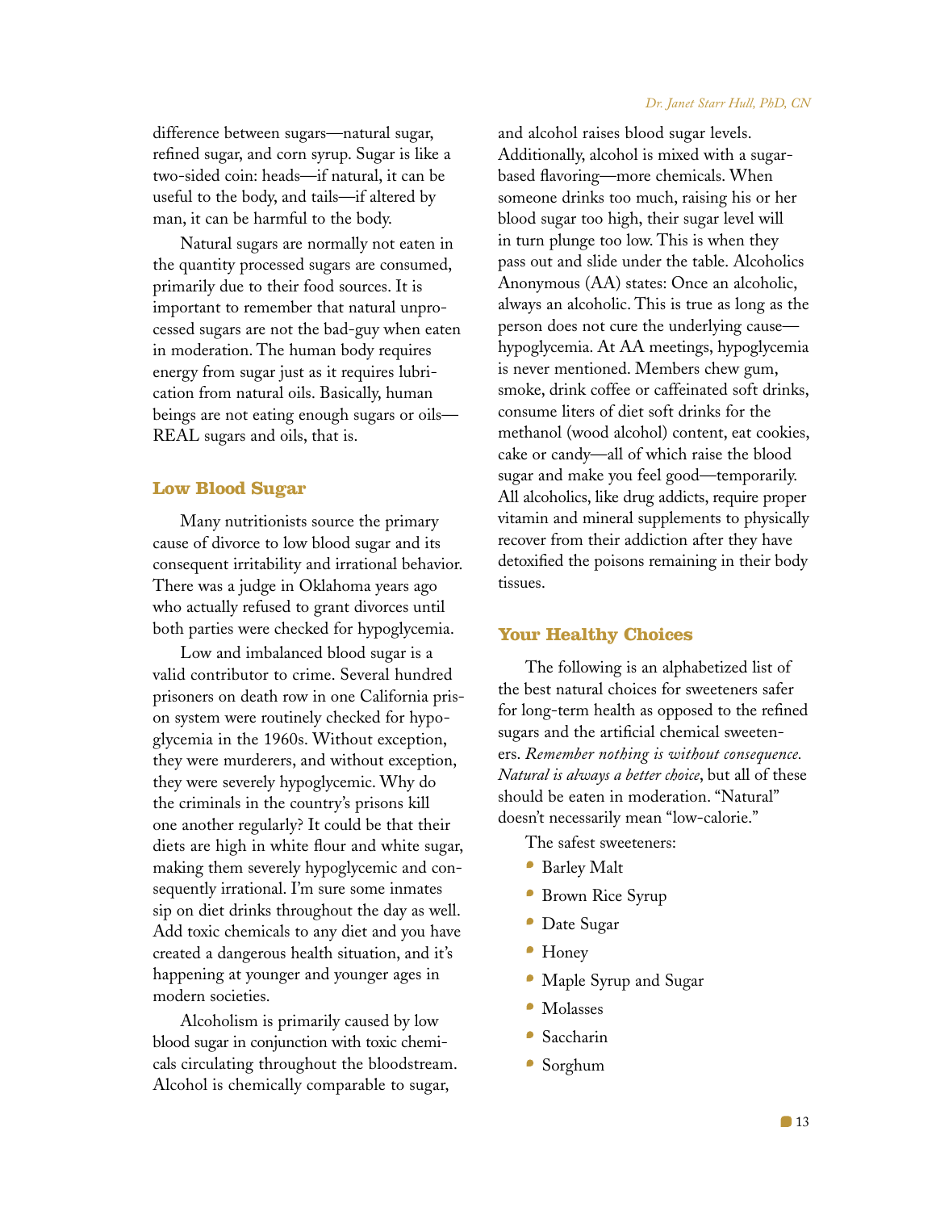difference between sugars—natural sugar, refined sugar, and corn syrup. Sugar is like a two-sided coin: heads—if natural, it can be useful to the body, and tails—if altered by man, it can be harmful to the body.

Natural sugars are normally not eaten in the quantity processed sugars are consumed, primarily due to their food sources. It is important to remember that natural unprocessed sugars are not the bad-guy when eaten in moderation. The human body requires energy from sugar just as it requires lubrication from natural oils. Basically, human beings are not eating enough sugars or oils—REAL sugars and oils, that is.

## Low Blood Sugar

Many nutritionists source the primary cause of divorce to low blood sugar and its consequent irritability and irrational behavior. There was a judge in Oklahoma years ago who actually refused to grant divorces until both parties were checked for hypoglycemia.

Low and imbalanced blood sugar is a valid contributor to crime. Several hundred prisoners on death row in one California prison system were routinely checked for hypoglycemia in the 1960s. Without exception, they were murderers, and without exception, they were severely hypoglycemic. Why do the criminals in the country's prisons kill one another regularly? It could be that their diets are high in white flour and white sugar, making them severely hypoglycemic and consequently irrational. I'm sure some inmates sip on diet drinks throughout the day as well. Add toxic chemicals to any diet and you have created a dangerous health situation, and it's happening at younger and younger ages in modern societies.

Alcoholism is primarily caused by low blood sugar in conjunction with toxic chemicals circulating throughout the bloodstream. Alcohol is chemically comparable to sugar, and alcohol raises blood sugar levels. Additionally, alcohol is mixed with a sugar-based flavoring—more chemicals. When someone drinks too much, raising his or her blood sugar too high, their sugar level will in turn plunge too low. This is when they pass out and slide under the table. Alcoholics Anonymous (AA) states: Once an alcoholic, always an alcoholic. This is true as long as the person does not cure the underlying cause—hypoglycemia. At AA meetings, hypoglycemia is never mentioned. Members chew gum, smoke, drink coffee or caffeinated soft drinks, consume liters of diet soft drinks for the methanol (wood alcohol) content, eat cookies, cake or candy—all of which raise the blood sugar and make you feel good—temporarily. All alcoholics, like drug addicts, require proper vitamin and mineral supplements to physically recover from their addiction after they have detoxified the poisons remaining in their body tissues.

## Your Healthy Choices

The following is an alphabetized list of the best natural choices for sweeteners safer for long-term health as opposed to the refined sugars and the artificial chemical sweeteners. *Remember nothing is without consequence. Natural is always a better choice*, but all of these should be eaten in moderation. "Natural" doesn't necessarily mean "low-calorie."

The safest sweeteners:

- Barley Malt
- Brown Rice Syrup
- Date Sugar
- Honey
- Maple Syrup and Sugar
- Molasses
- Saccharin
- Sorghum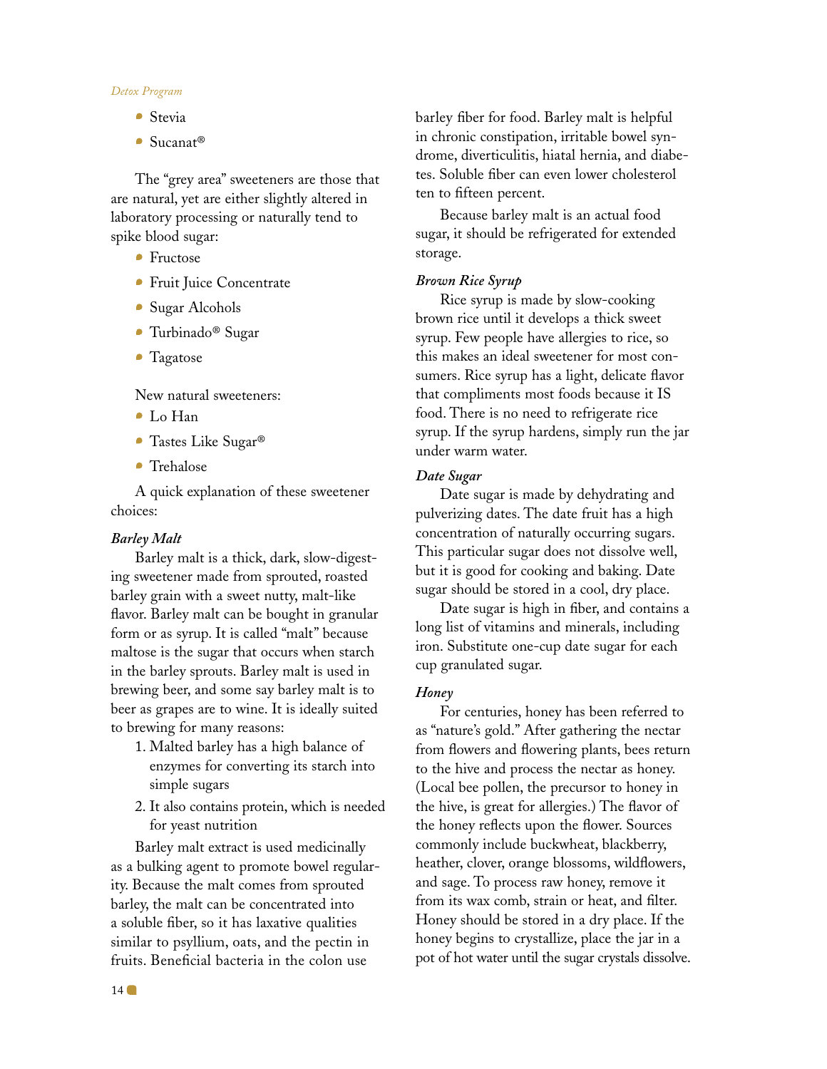- Stevia
- Sucanat®

The "grey area" sweeteners are those that are natural, yet are either slightly altered in laboratory processing or naturally tend to spike blood sugar:

- Fructose
- Fruit Juice Concentrate
- Sugar Alcohols
- Turbinado® Sugar
- Tagatose

New natural sweeteners:

- Lo Han
- Tastes Like Sugar®
- Trehalose

A quick explanation of these sweetener choices:

***Barley Malt***

Barley malt is a thick, dark, slow-digesting sweetener made from sprouted, roasted barley grain with a sweet nutty, malt-like flavor. Barley malt can be bought in granular form or as syrup. It is called "malt" because maltose is the sugar that occurs when starch in the barley sprouts. Barley malt is used in brewing beer, and some say barley malt is to beer as grapes are to wine. It is ideally suited to brewing for many reasons:

1. Malted barley has a high balance of enzymes for converting its starch into simple sugars
2. It also contains protein, which is needed for yeast nutrition

Barley malt extract is used medicinally as a bulking agent to promote bowel regularity. Because the malt comes from sprouted barley, the malt can be concentrated into a soluble fiber, so it has laxative qualities similar to psyllium, oats, and the pectin in fruits. Beneficial bacteria in the colon use barley fiber for food. Barley malt is helpful in chronic constipation, irritable bowel syndrome, diverticulitis, hiatal hernia, and diabetes. Soluble fiber can even lower cholesterol ten to fifteen percent.

Because barley malt is an actual food sugar, it should be refrigerated for extended storage.

***Brown Rice Syrup***

Rice syrup is made by slow-cooking brown rice until it develops a thick sweet syrup. Few people have allergies to rice, so this makes an ideal sweetener for most consumers. Rice syrup has a light, delicate flavor that compliments most foods because it IS food. There is no need to refrigerate rice syrup. If the syrup hardens, simply run the jar under warm water.

***Date Sugar***

Date sugar is made by dehydrating and pulverizing dates. The date fruit has a high concentration of naturally occurring sugars. This particular sugar does not dissolve well, but it is good for cooking and baking. Date sugar should be stored in a cool, dry place.

Date sugar is high in fiber, and contains a long list of vitamins and minerals, including iron. Substitute one-cup date sugar for each cup granulated sugar.

***Honey***

For centuries, honey has been referred to as "nature's gold." After gathering the nectar from flowers and flowering plants, bees return to the hive and process the nectar as honey. (Local bee pollen, the precursor to honey in the hive, is great for allergies.) The flavor of the honey reflects upon the flower. Sources commonly include buckwheat, blackberry, heather, clover, orange blossoms, wildflowers, and sage. To process raw honey, remove it from its wax comb, strain or heat, and filter. Honey should be stored in a dry place. If the honey begins to crystallize, place the jar in a pot of hot water until the sugar crystals dissolve.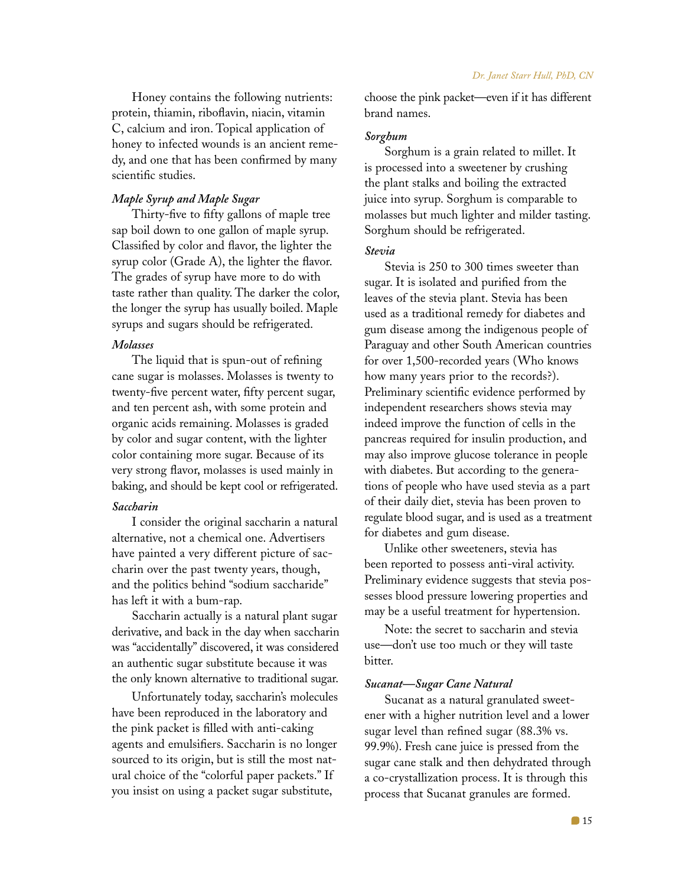Honey contains the following nutrients: protein, thiamin, riboflavin, niacin, vitamin C, calcium and iron. Topical application of honey to infected wounds is an ancient remedy, and one that has been confirmed by many scientific studies.

### *Maple Syrup and Maple Sugar*

Thirty-five to fifty gallons of maple tree sap boil down to one gallon of maple syrup. Classified by color and flavor, the lighter the syrup color (Grade A), the lighter the flavor. The grades of syrup have more to do with taste rather than quality. The darker the color, the longer the syrup has usually boiled. Maple syrups and sugars should be refrigerated.

### *Molasses*

The liquid that is spun-out of refining cane sugar is molasses. Molasses is twenty to twenty-five percent water, fifty percent sugar, and ten percent ash, with some protein and organic acids remaining. Molasses is graded by color and sugar content, with the lighter color containing more sugar. Because of its very strong flavor, molasses is used mainly in baking, and should be kept cool or refrigerated.

### *Saccharin*

I consider the original saccharin a natural alternative, not a chemical one. Advertisers have painted a very different picture of saccharin over the past twenty years, though, and the politics behind "sodium saccharide" has left it with a bum-rap.

Saccharin actually is a natural plant sugar derivative, and back in the day when saccharin was "accidentally" discovered, it was considered an authentic sugar substitute because it was the only known alternative to traditional sugar.

Unfortunately today, saccharin's molecules have been reproduced in the laboratory and the pink packet is filled with anti-caking agents and emulsifiers. Saccharin is no longer sourced to its origin, but is still the most natural choice of the "colorful paper packets." If you insist on using a packet sugar substitute, choose the pink packet—even if it has different brand names.

### *Sorghum*

Sorghum is a grain related to millet. It is processed into a sweetener by crushing the plant stalks and boiling the extracted juice into syrup. Sorghum is comparable to molasses but much lighter and milder tasting. Sorghum should be refrigerated.

### *Stevia*

Stevia is 250 to 300 times sweeter than sugar. It is isolated and purified from the leaves of the stevia plant. Stevia has been used as a traditional remedy for diabetes and gum disease among the indigenous people of Paraguay and other South American countries for over 1,500-recorded years (Who knows how many years prior to the records?). Preliminary scientific evidence performed by independent researchers shows stevia may indeed improve the function of cells in the pancreas required for insulin production, and may also improve glucose tolerance in people with diabetes. But according to the generations of people who have used stevia as a part of their daily diet, stevia has been proven to regulate blood sugar, and is used as a treatment for diabetes and gum disease.

Unlike other sweeteners, stevia has been reported to possess anti-viral activity. Preliminary evidence suggests that stevia possesses blood pressure lowering properties and may be a useful treatment for hypertension.

Note: the secret to saccharin and stevia use—don't use too much or they will taste bitter.

### *Sucanat—Sugar Cane Natural*

Sucanat as a natural granulated sweetener with a higher nutrition level and a lower sugar level than refined sugar (88.3% vs. 99.9%). Fresh cane juice is pressed from the sugar cane stalk and then dehydrated through a co-crystallization process. It is through this process that Sucanat granules are formed.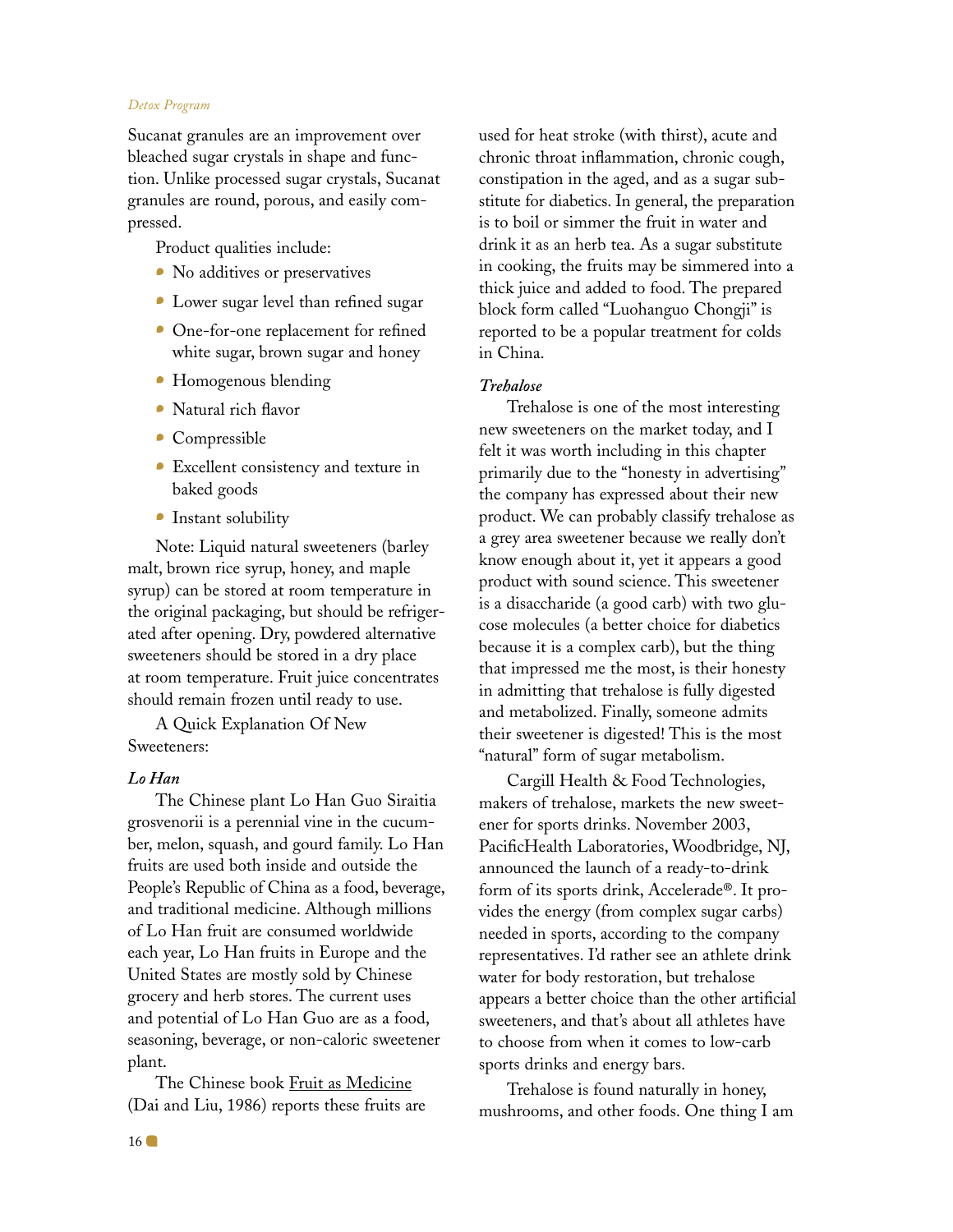Sucanat granules are an improvement over bleached sugar crystals in shape and function. Unlike processed sugar crystals, Sucanat granules are round, porous, and easily compressed.

Product qualities include:

- No additives or preservatives
- Lower sugar level than refined sugar
- One-for-one replacement for refined white sugar, brown sugar and honey
- Homogenous blending
- Natural rich flavor
- Compressible
- Excellent consistency and texture in baked goods
- Instant solubility

Note: Liquid natural sweeteners (barley malt, brown rice syrup, honey, and maple syrup) can be stored at room temperature in the original packaging, but should be refrigerated after opening. Dry, powdered alternative sweeteners should be stored in a dry place at room temperature. Fruit juice concentrates should remain frozen until ready to use.

A Quick Explanation Of New Sweeteners:

***Lo Han***

The Chinese plant Lo Han Guo Siraitia grosvenorii is a perennial vine in the cucumber, melon, squash, and gourd family. Lo Han fruits are used both inside and outside the People's Republic of China as a food, beverage, and traditional medicine. Although millions of Lo Han fruit are consumed worldwide each year, Lo Han fruits in Europe and the United States are mostly sold by Chinese grocery and herb stores. The current uses and potential of Lo Han Guo are as a food, seasoning, beverage, or non-caloric sweetener plant.

The Chinese book Fruit as Medicine (Dai and Liu, 1986) reports these fruits are used for heat stroke (with thirst), acute and chronic throat inflammation, chronic cough, constipation in the aged, and as a sugar substitute for diabetics. In general, the preparation is to boil or simmer the fruit in water and drink it as an herb tea. As a sugar substitute in cooking, the fruits may be simmered into a thick juice and added to food. The prepared block form called "Luohanguo Chongji" is reported to be a popular treatment for colds in China.

***Trehalose***

Trehalose is one of the most interesting new sweeteners on the market today, and I felt it was worth including in this chapter primarily due to the "honesty in advertising" the company has expressed about their new product. We can probably classify trehalose as a grey area sweetener because we really don't know enough about it, yet it appears a good product with sound science. This sweetener is a disaccharide (a good carb) with two glucose molecules (a better choice for diabetics because it is a complex carb), but the thing that impressed me the most, is their honesty in admitting that trehalose is fully digested and metabolized. Finally, someone admits their sweetener is digested! This is the most "natural" form of sugar metabolism.

Cargill Health & Food Technologies, makers of trehalose, markets the new sweetener for sports drinks. November 2003, PacificHealth Laboratories, Woodbridge, NJ, announced the launch of a ready-to-drink form of its sports drink, Accelerade®. It provides the energy (from complex sugar carbs) needed in sports, according to the company representatives. I'd rather see an athlete drink water for body restoration, but trehalose appears a better choice than the other artificial sweeteners, and that's about all athletes have to choose from when it comes to low-carb sports drinks and energy bars.

Trehalose is found naturally in honey, mushrooms, and other foods. One thing I am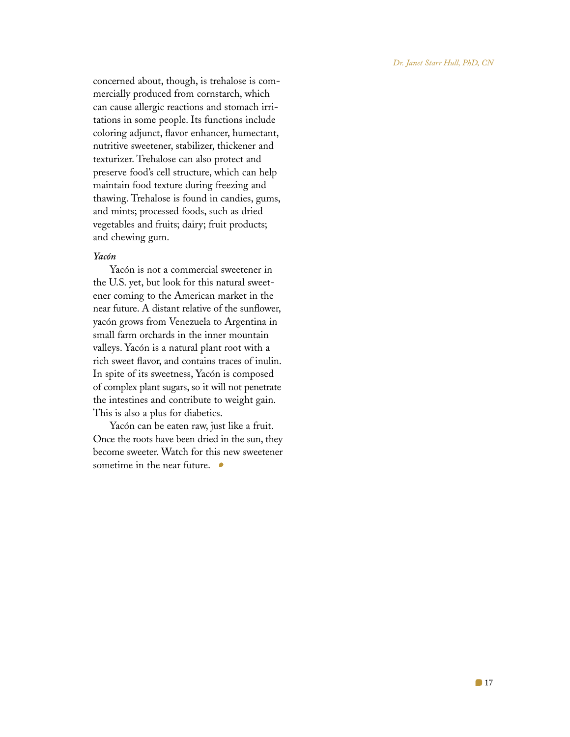concerned about, though, is trehalose is commercially produced from cornstarch, which can cause allergic reactions and stomach irritations in some people. Its functions include coloring adjunct, flavor enhancer, humectant, nutritive sweetener, stabilizer, thickener and texturizer. Trehalose can also protect and preserve food's cell structure, which can help maintain food texture during freezing and thawing. Trehalose is found in candies, gums, and mints; processed foods, such as dried vegetables and fruits; dairy; fruit products; and chewing gum.

***Yacón***

Yacón is not a commercial sweetener in the U.S. yet, but look for this natural sweetener coming to the American market in the near future. A distant relative of the sunflower, yacón grows from Venezuela to Argentina in small farm orchards in the inner mountain valleys. Yacón is a natural plant root with a rich sweet flavor, and contains traces of inulin. In spite of its sweetness, Yacón is composed of complex plant sugars, so it will not penetrate the intestines and contribute to weight gain. This is also a plus for diabetics.

Yacón can be eaten raw, just like a fruit. Once the roots have been dried in the sun, they become sweeter. Watch for this new sweetener sometime in the near future.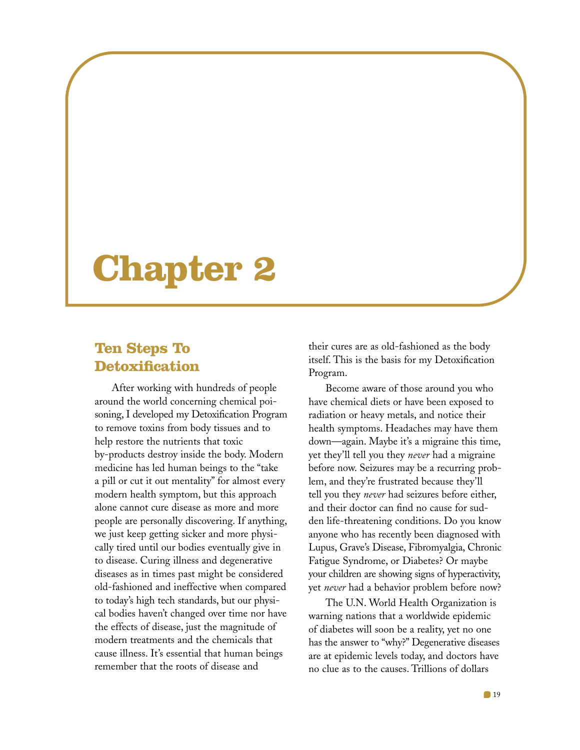# Chapter 2

## Ten Steps To Detoxification

After working with hundreds of people around the world concerning chemical poisoning, I developed my Detoxification Program to remove toxins from body tissues and to help restore the nutrients that toxic by-products destroy inside the body. Modern medicine has led human beings to the "take a pill or cut it out mentality" for almost every modern health symptom, but this approach alone cannot cure disease as more and more people are personally discovering. If anything, we just keep getting sicker and more physically tired until our bodies eventually give in to disease. Curing illness and degenerative diseases as in times past might be considered old-fashioned and ineffective when compared to today's high tech standards, but our physical bodies haven't changed over time nor have the effects of disease, just the magnitude of modern treatments and the chemicals that cause illness. It's essential that human beings remember that the roots of disease and their cures are as old-fashioned as the body itself. This is the basis for my Detoxification Program.

Become aware of those around you who have chemical diets or have been exposed to radiation or heavy metals, and notice their health symptoms. Headaches may have them down—again. Maybe it's a migraine this time, yet they'll tell you they *never* had a migraine before now. Seizures may be a recurring problem, and they're frustrated because they'll tell you they *never* had seizures before either, and their doctor can find no cause for sudden life-threatening conditions. Do you know anyone who has recently been diagnosed with Lupus, Grave's Disease, Fibromyalgia, Chronic Fatigue Syndrome, or Diabetes? Or maybe your children are showing signs of hyperactivity, yet *never* had a behavior problem before now?

The U.N. World Health Organization is warning nations that a worldwide epidemic of diabetes will soon be a reality, yet no one has the answer to "why?" Degenerative diseases are at epidemic levels today, and doctors have no clue as to the causes. Trillions of dollars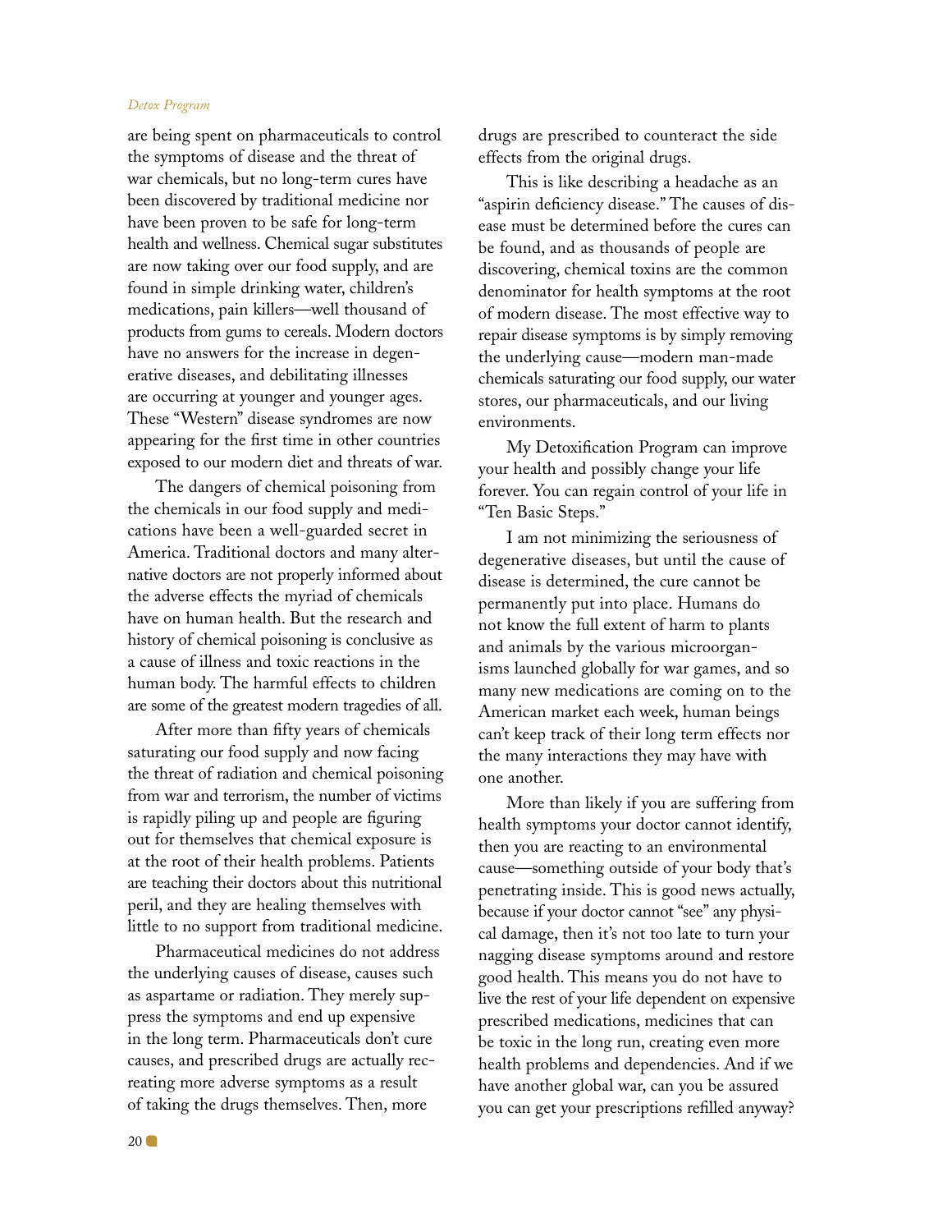are being spent on pharmaceuticals to control the symptoms of disease and the threat of war chemicals, but no long-term cures have been discovered by traditional medicine nor have been proven to be safe for long-term health and wellness. Chemical sugar substitutes are now taking over our food supply, and are found in simple drinking water, children's medications, pain killers—well thousand of products from gums to cereals. Modern doctors have no answers for the increase in degenerative diseases, and debilitating illnesses are occurring at younger and younger ages. These "Western" disease syndromes are now appearing for the first time in other countries exposed to our modern diet and threats of war.

The dangers of chemical poisoning from the chemicals in our food supply and medications have been a well-guarded secret in America. Traditional doctors and many alternative doctors are not properly informed about the adverse effects the myriad of chemicals have on human health. But the research and history of chemical poisoning is conclusive as a cause of illness and toxic reactions in the human body. The harmful effects to children are some of the greatest modern tragedies of all.

After more than fifty years of chemicals saturating our food supply and now facing the threat of radiation and chemical poisoning from war and terrorism, the number of victims is rapidly piling up and people are figuring out for themselves that chemical exposure is at the root of their health problems. Patients are teaching their doctors about this nutritional peril, and they are healing themselves with little to no support from traditional medicine.

Pharmaceutical medicines do not address the underlying causes of disease, causes such as aspartame or radiation. They merely suppress the symptoms and end up expensive in the long term. Pharmaceuticals don't cure causes, and prescribed drugs are actually recreating more adverse symptoms as a result of taking the drugs themselves. Then, more drugs are prescribed to counteract the side effects from the original drugs.

This is like describing a headache as an "aspirin deficiency disease." The causes of disease must be determined before the cures can be found, and as thousands of people are discovering, chemical toxins are the common denominator for health symptoms at the root of modern disease. The most effective way to repair disease symptoms is by simply removing the underlying cause—modern man-made chemicals saturating our food supply, our water stores, our pharmaceuticals, and our living environments.

My Detoxification Program can improve your health and possibly change your life forever. You can regain control of your life in "Ten Basic Steps."

I am not minimizing the seriousness of degenerative diseases, but until the cause of disease is determined, the cure cannot be permanently put into place. Humans do not know the full extent of harm to plants and animals by the various microorganisms launched globally for war games, and so many new medications are coming on to the American market each week, human beings can't keep track of their long term effects nor the many interactions they may have with one another.

More than likely if you are suffering from health symptoms your doctor cannot identify, then you are reacting to an environmental cause—something outside of your body that's penetrating inside. This is good news actually, because if your doctor cannot "see" any physical damage, then it's not too late to turn your nagging disease symptoms around and restore good health. This means you do not have to live the rest of your life dependent on expensive prescribed medications, medicines that can be toxic in the long run, creating even more health problems and dependencies. And if we have another global war, can you be assured you can get your prescriptions refilled anyway?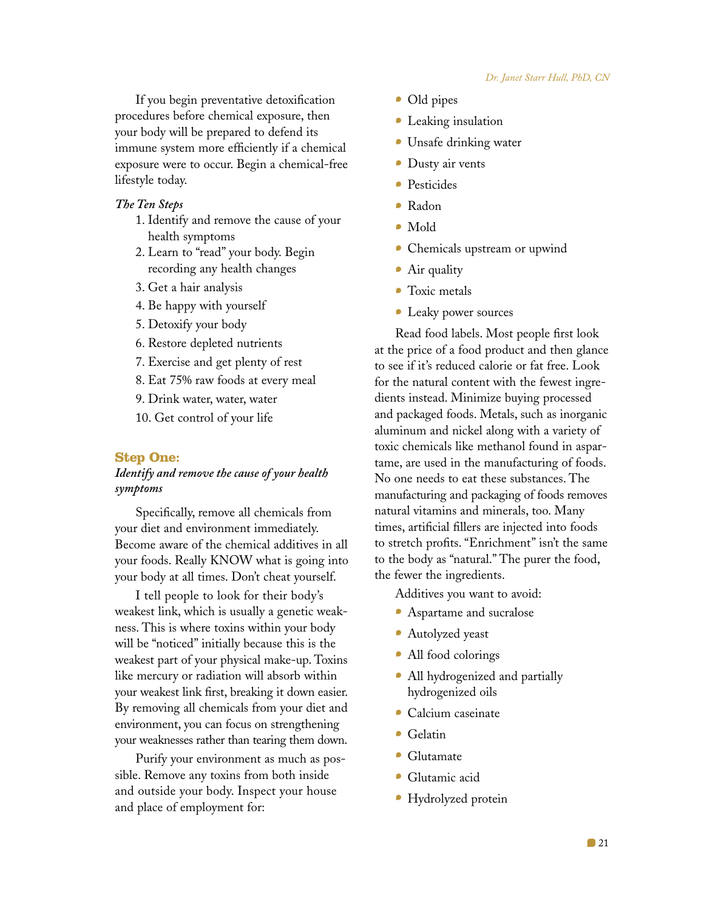If you begin preventative detoxification procedures before chemical exposure, then your body will be prepared to defend its immune system more efficiently if a chemical exposure were to occur. Begin a chemical-free lifestyle today.

*The Ten Steps*

1. Identify and remove the cause of your health symptoms
2. Learn to "read" your body. Begin recording any health changes
3. Get a hair analysis
4. Be happy with yourself
5. Detoxify your body
6. Restore depleted nutrients
7. Exercise and get plenty of rest
8. Eat 75% raw foods at every meal
9. Drink water, water, water
10. Get control of your life

## Step One:

***Identify and remove the cause of your health symptoms***

Specifically, remove all chemicals from your diet and environment immediately. Become aware of the chemical additives in all your foods. Really KNOW what is going into your body at all times. Don't cheat yourself.

I tell people to look for their body's weakest link, which is usually a genetic weakness. This is where toxins within your body will be "noticed" initially because this is the weakest part of your physical make-up. Toxins like mercury or radiation will absorb within your weakest link first, breaking it down easier. By removing all chemicals from your diet and environment, you can focus on strengthening your weaknesses rather than tearing them down.

Purify your environment as much as possible. Remove any toxins from both inside and outside your body. Inspect your house and place of employment for:

- Old pipes
- Leaking insulation
- Unsafe drinking water
- Dusty air vents
- Pesticides
- Radon
- Mold
- Chemicals upstream or upwind
- Air quality
- Toxic metals
- Leaky power sources

Read food labels. Most people first look at the price of a food product and then glance to see if it's reduced calorie or fat free. Look for the natural content with the fewest ingredients instead. Minimize buying processed and packaged foods. Metals, such as inorganic aluminum and nickel along with a variety of toxic chemicals like methanol found in aspartame, are used in the manufacturing of foods. No one needs to eat these substances. The manufacturing and packaging of foods removes natural vitamins and minerals, too. Many times, artificial fillers are injected into foods to stretch profits. "Enrichment" isn't the same to the body as "natural." The purer the food, the fewer the ingredients.

Additives you want to avoid:

- Aspartame and sucralose
- Autolyzed yeast
- All food colorings
- All hydrogenized and partially hydrogenized oils
- Calcium caseinate
- Gelatin
- Glutamate
- Glutamic acid
- Hydrolyzed protein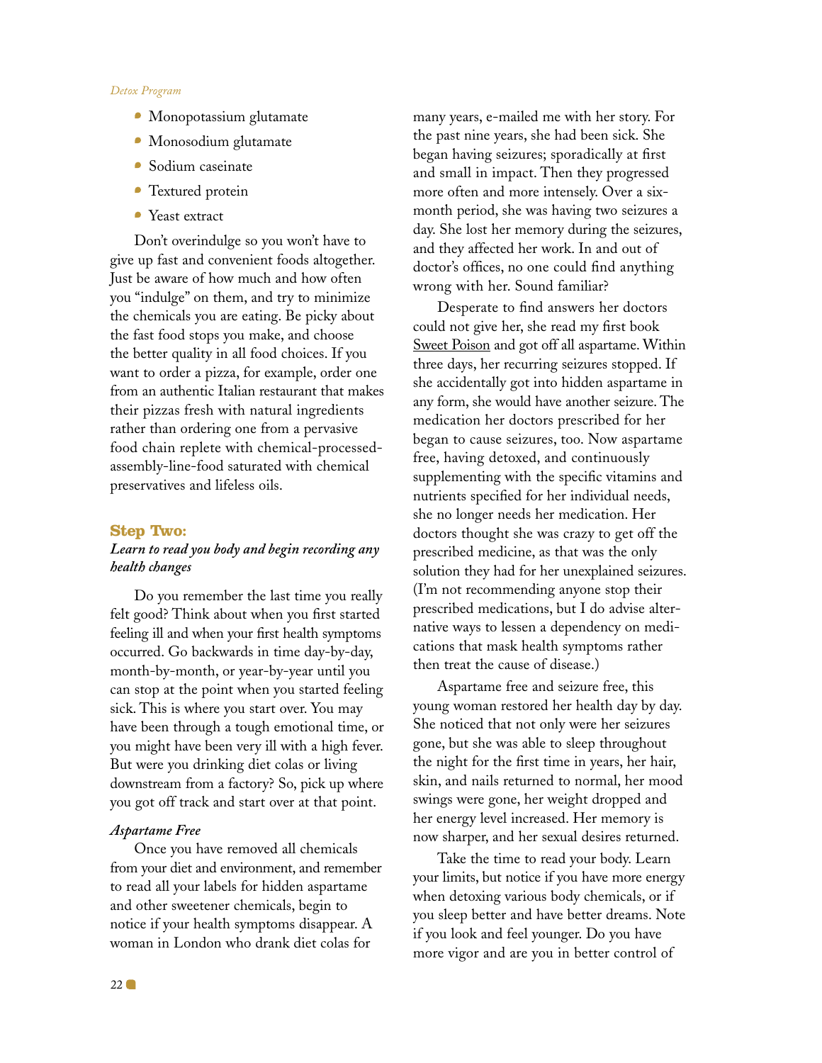- Monopotassium glutamate
- Monosodium glutamate
- Sodium caseinate
- Textured protein
- Yeast extract

Don't overindulge so you won't have to give up fast and convenient foods altogether. Just be aware of how much and how often you "indulge" on them, and try to minimize the chemicals you are eating. Be picky about the fast food stops you make, and choose the better quality in all food choices. If you want to order a pizza, for example, order one from an authentic Italian restaurant that makes their pizzas fresh with natural ingredients rather than ordering one from a pervasive food chain replete with chemical-processed-assembly-line-food saturated with chemical preservatives and lifeless oils.

## Step Two:

### *Learn to read you body and begin recording any health changes*

Do you remember the last time you really felt good? Think about when you first started feeling ill and when your first health symptoms occurred. Go backwards in time day-by-day, month-by-month, or year-by-year until you can stop at the point when you started feeling sick. This is where you start over. You may have been through a tough emotional time, or you might have been very ill with a high fever. But were you drinking diet colas or living downstream from a factory? So, pick up where you got off track and start over at that point.

#### *Aspartame Free*

Once you have removed all chemicals from your diet and environment, and remember to read all your labels for hidden aspartame and other sweetener chemicals, begin to notice if your health symptoms disappear. A woman in London who drank diet colas for many years, e-mailed me with her story. For the past nine years, she had been sick. She began having seizures; sporadically at first and small in impact. Then they progressed more often and more intensely. Over a six-month period, she was having two seizures a day. She lost her memory during the seizures, and they affected her work. In and out of doctor's offices, no one could find anything wrong with her. Sound familiar?

Desperate to find answers her doctors could not give her, she read my first book Sweet Poison and got off all aspartame. Within three days, her recurring seizures stopped. If she accidentally got into hidden aspartame in any form, she would have another seizure. The medication her doctors prescribed for her began to cause seizures, too. Now aspartame free, having detoxed, and continuously supplementing with the specific vitamins and nutrients specified for her individual needs, she no longer needs her medication. Her doctors thought she was crazy to get off the prescribed medicine, as that was the only solution they had for her unexplained seizures. (I'm not recommending anyone stop their prescribed medications, but I do advise alternative ways to lessen a dependency on medications that mask health symptoms rather then treat the cause of disease.)

Aspartame free and seizure free, this young woman restored her health day by day. She noticed that not only were her seizures gone, but she was able to sleep throughout the night for the first time in years, her hair, skin, and nails returned to normal, her mood swings were gone, her weight dropped and her energy level increased. Her memory is now sharper, and her sexual desires returned.

Take the time to read your body. Learn your limits, but notice if you have more energy when detoxing various body chemicals, or if you sleep better and have better dreams. Note if you look and feel younger. Do you have more vigor and are you in better control of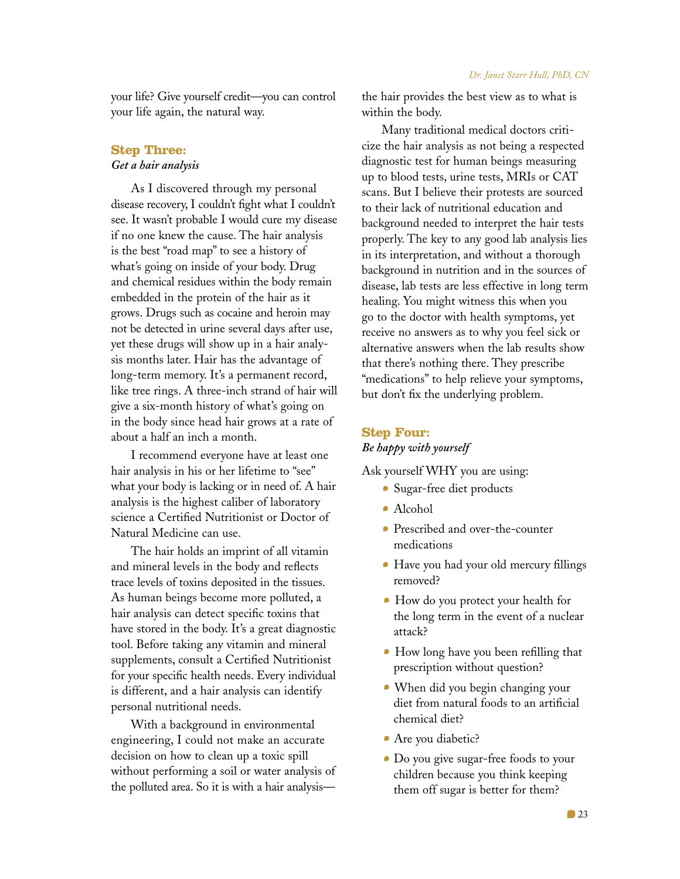your life? Give yourself credit—you can control your life again, the natural way.

## Step Three:
*Get a hair analysis*

As I discovered through my personal disease recovery, I couldn't fight what I couldn't see. It wasn't probable I would cure my disease if no one knew the cause. The hair analysis is the best "road map" to see a history of what's going on inside of your body. Drug and chemical residues within the body remain embedded in the protein of the hair as it grows. Drugs such as cocaine and heroin may not be detected in urine several days after use, yet these drugs will show up in a hair analysis months later. Hair has the advantage of long-term memory. It's a permanent record, like tree rings. A three-inch strand of hair will give a six-month history of what's going on in the body since head hair grows at a rate of about a half an inch a month.

I recommend everyone have at least one hair analysis in his or her lifetime to "see" what your body is lacking or in need of. A hair analysis is the highest caliber of laboratory science a Certified Nutritionist or Doctor of Natural Medicine can use.

The hair holds an imprint of all vitamin and mineral levels in the body and reflects trace levels of toxins deposited in the tissues. As human beings become more polluted, a hair analysis can detect specific toxins that have stored in the body. It's a great diagnostic tool. Before taking any vitamin and mineral supplements, consult a Certified Nutritionist for your specific health needs. Every individual is different, and a hair analysis can identify personal nutritional needs.

With a background in environmental engineering, I could not make an accurate decision on how to clean up a toxic spill without performing a soil or water analysis of the polluted area. So it is with a hair analysis—the hair provides the best view as to what is within the body.

Many traditional medical doctors criticize the hair analysis as not being a respected diagnostic test for human beings measuring up to blood tests, urine tests, MRIs or CAT scans. But I believe their protests are sourced to their lack of nutritional education and background needed to interpret the hair tests properly. The key to any good lab analysis lies in its interpretation, and without a thorough background in nutrition and in the sources of disease, lab tests are less effective in long term healing. You might witness this when you go to the doctor with health symptoms, yet receive no answers as to why you feel sick or alternative answers when the lab results show that there's nothing there. They prescribe "medications" to help relieve your symptoms, but don't fix the underlying problem.

## Step Four:
*Be happy with yourself*

Ask yourself WHY you are using:

- Sugar-free diet products
- Alcohol
- Prescribed and over-the-counter medications
- Have you had your old mercury fillings removed?
- How do you protect your health for the long term in the event of a nuclear attack?
- How long have you been refilling that prescription without question?
- When did you begin changing your diet from natural foods to an artificial chemical diet?
- Are you diabetic?
- Do you give sugar-free foods to your children because you think keeping them off sugar is better for them?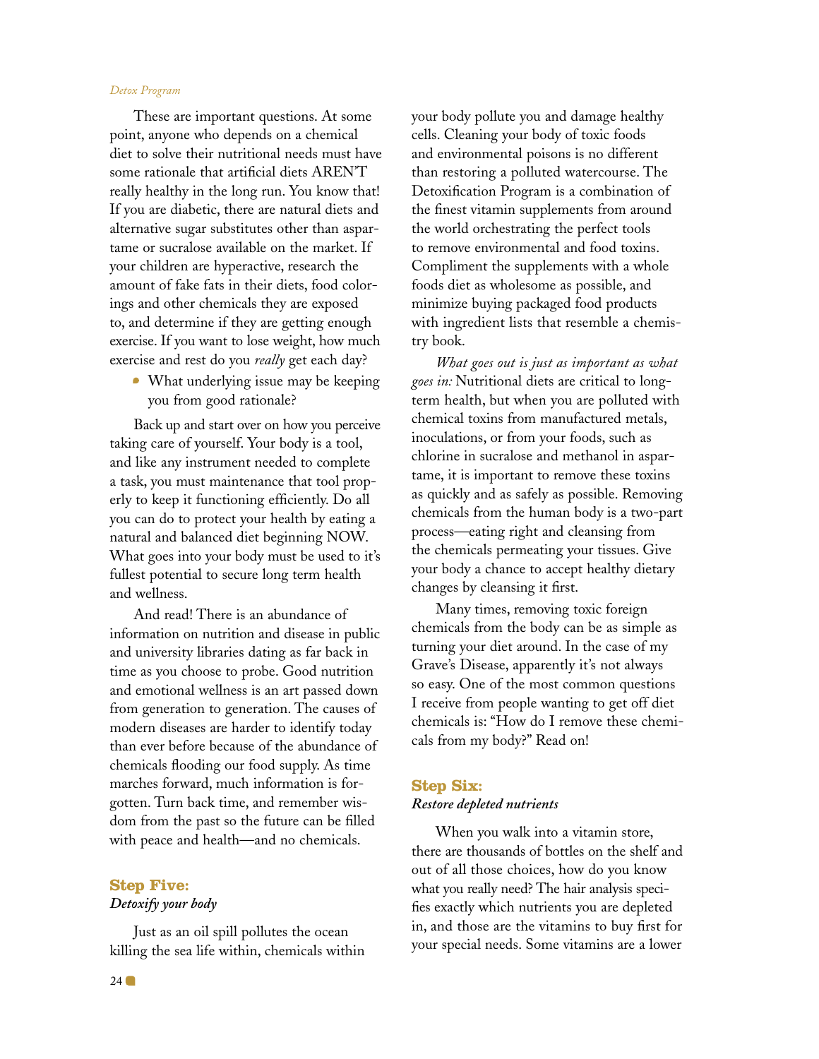These are important questions. At some point, anyone who depends on a chemical diet to solve their nutritional needs must have some rationale that artificial diets AREN'T really healthy in the long run. You know that! If you are diabetic, there are natural diets and alternative sugar substitutes other than aspartame or sucralose available on the market. If your children are hyperactive, research the amount of fake fats in their diets, food colorings and other chemicals they are exposed to, and determine if they are getting enough exercise. If you want to lose weight, how much exercise and rest do you *really* get each day?

- What underlying issue may be keeping you from good rationale?

Back up and start over on how you perceive taking care of yourself. Your body is a tool, and like any instrument needed to complete a task, you must maintenance that tool properly to keep it functioning efficiently. Do all you can do to protect your health by eating a natural and balanced diet beginning NOW. What goes into your body must be used to it's fullest potential to secure long term health and wellness.

And read! There is an abundance of information on nutrition and disease in public and university libraries dating as far back in time as you choose to probe. Good nutrition and emotional wellness is an art passed down from generation to generation. The causes of modern diseases are harder to identify today than ever before because of the abundance of chemicals flooding our food supply. As time marches forward, much information is forgotten. Turn back time, and remember wisdom from the past so the future can be filled with peace and health—and no chemicals.

## Step Five:
***Detoxify your body***

Just as an oil spill pollutes the ocean killing the sea life within, chemicals within your body pollute you and damage healthy cells. Cleaning your body of toxic foods and environmental poisons is no different than restoring a polluted watercourse. The Detoxification Program is a combination of the finest vitamin supplements from around the world orchestrating the perfect tools to remove environmental and food toxins. Compliment the supplements with a whole foods diet as wholesome as possible, and minimize buying packaged food products with ingredient lists that resemble a chemistry book.

*What goes out is just as important as what goes in:* Nutritional diets are critical to long-term health, but when you are polluted with chemical toxins from manufactured metals, inoculations, or from your foods, such as chlorine in sucralose and methanol in aspartame, it is important to remove these toxins as quickly and as safely as possible. Removing chemicals from the human body is a two-part process—eating right and cleansing from the chemicals permeating your tissues. Give your body a chance to accept healthy dietary changes by cleansing it first.

Many times, removing toxic foreign chemicals from the body can be as simple as turning your diet around. In the case of my Grave's Disease, apparently it's not always so easy. One of the most common questions I receive from people wanting to get off diet chemicals is: "How do I remove these chemicals from my body?" Read on!

## Step Six:
***Restore depleted nutrients***

When you walk into a vitamin store, there are thousands of bottles on the shelf and out of all those choices, how do you know what you really need? The hair analysis specifies exactly which nutrients you are depleted in, and those are the vitamins to buy first for your special needs. Some vitamins are a lower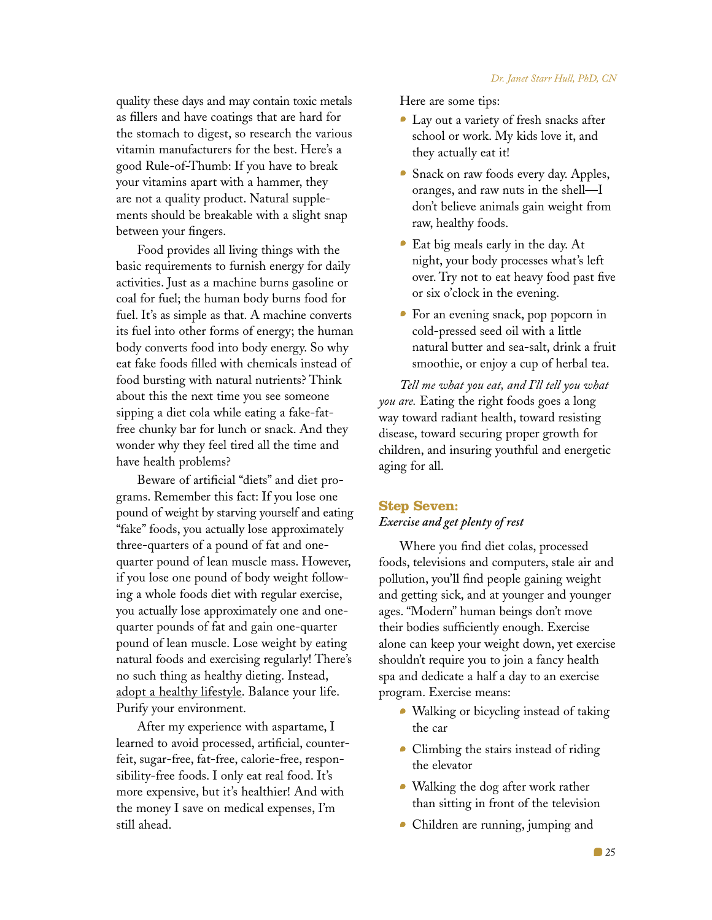quality these days and may contain toxic metals as fillers and have coatings that are hard for the stomach to digest, so research the various vitamin manufacturers for the best. Here's a good Rule-of-Thumb: If you have to break your vitamins apart with a hammer, they are not a quality product. Natural supplements should be breakable with a slight snap between your fingers.

Food provides all living things with the basic requirements to furnish energy for daily activities. Just as a machine burns gasoline or coal for fuel; the human body burns food for fuel. It's as simple as that. A machine converts its fuel into other forms of energy; the human body converts food into body energy. So why eat fake foods filled with chemicals instead of food bursting with natural nutrients? Think about this the next time you see someone sipping a diet cola while eating a fake-fat-free chunky bar for lunch or snack. And they wonder why they feel tired all the time and have health problems?

Beware of artificial "diets" and diet programs. Remember this fact: If you lose one pound of weight by starving yourself and eating "fake" foods, you actually lose approximately three-quarters of a pound of fat and one-quarter pound of lean muscle mass. However, if you lose one pound of body weight following a whole foods diet with regular exercise, you actually lose approximately one and one-quarter pounds of fat and gain one-quarter pound of lean muscle. Lose weight by eating natural foods and exercising regularly! There's no such thing as healthy dieting. Instead, adopt a healthy lifestyle. Balance your life. Purify your environment.

After my experience with aspartame, I learned to avoid processed, artificial, counterfeit, sugar-free, fat-free, calorie-free, responsibility-free foods. I only eat real food. It's more expensive, but it's healthier! And with the money I save on medical expenses, I'm still ahead.

Here are some tips:

- Lay out a variety of fresh snacks after school or work. My kids love it, and they actually eat it!
- Snack on raw foods every day. Apples, oranges, and raw nuts in the shell—I don't believe animals gain weight from raw, healthy foods.
- Eat big meals early in the day. At night, your body processes what's left over. Try not to eat heavy food past five or six o'clock in the evening.
- For an evening snack, pop popcorn in cold-pressed seed oil with a little natural butter and sea-salt, drink a fruit smoothie, or enjoy a cup of herbal tea.

*Tell me what you eat, and I'll tell you what you are.* Eating the right foods goes a long way toward radiant health, toward resisting disease, toward securing proper growth for children, and insuring youthful and energetic aging for all.

## Step Seven:

*Exercise and get plenty of rest*

Where you find diet colas, processed foods, televisions and computers, stale air and pollution, you'll find people gaining weight and getting sick, and at younger and younger ages. "Modern" human beings don't move their bodies sufficiently enough. Exercise alone can keep your weight down, yet exercise shouldn't require you to join a fancy health spa and dedicate a half a day to an exercise program. Exercise means:

- Walking or bicycling instead of taking the car
- Climbing the stairs instead of riding the elevator
- Walking the dog after work rather than sitting in front of the television
- Children are running, jumping and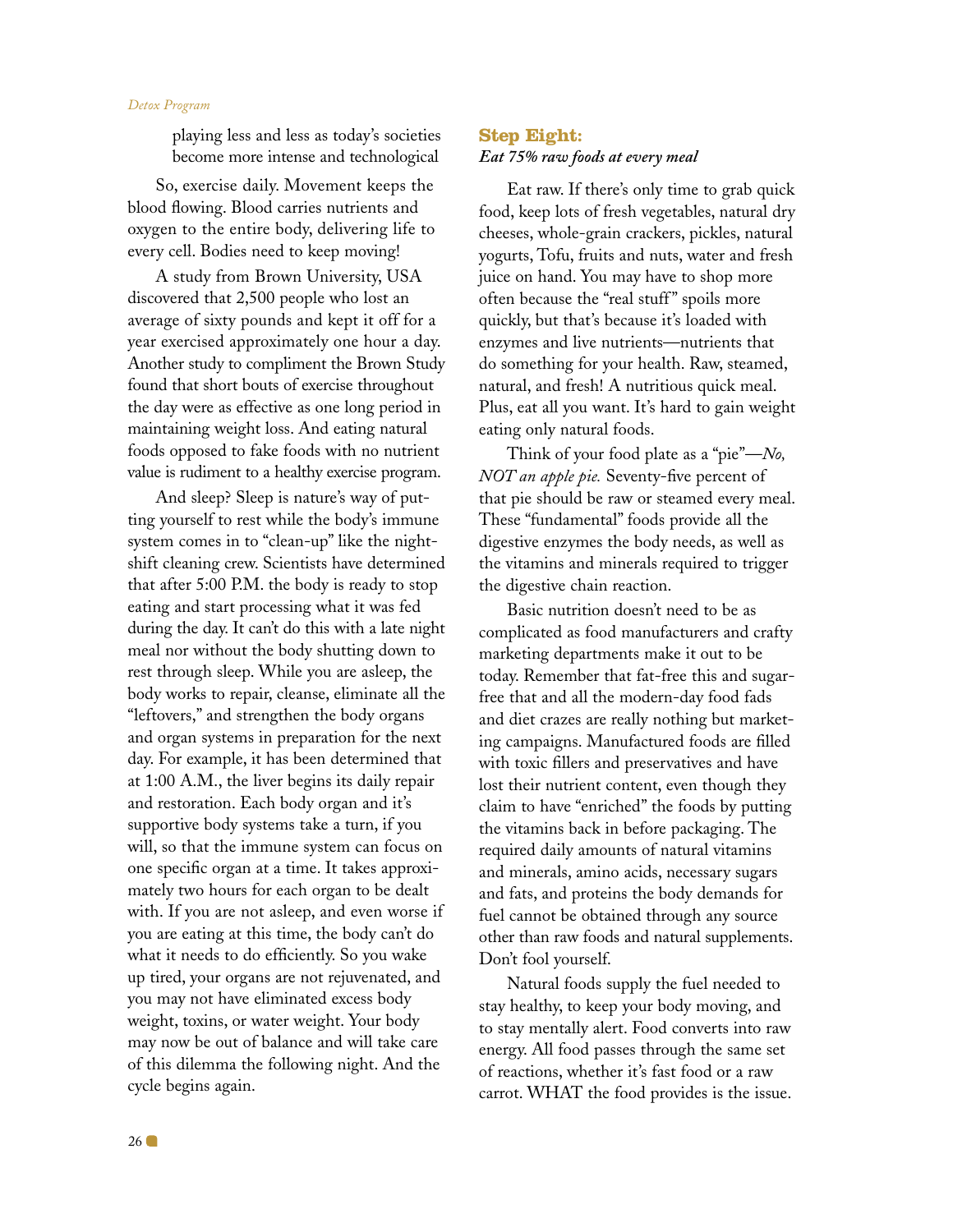playing less and less as today's societies become more intense and technological

So, exercise daily. Movement keeps the blood flowing. Blood carries nutrients and oxygen to the entire body, delivering life to every cell. Bodies need to keep moving!

A study from Brown University, USA discovered that 2,500 people who lost an average of sixty pounds and kept it off for a year exercised approximately one hour a day. Another study to compliment the Brown Study found that short bouts of exercise throughout the day were as effective as one long period in maintaining weight loss. And eating natural foods opposed to fake foods with no nutrient value is rudiment to a healthy exercise program.

And sleep? Sleep is nature's way of putting yourself to rest while the body's immune system comes in to "clean-up" like the night-shift cleaning crew. Scientists have determined that after 5:00 P.M. the body is ready to stop eating and start processing what it was fed during the day. It can't do this with a late night meal nor without the body shutting down to rest through sleep. While you are asleep, the body works to repair, cleanse, eliminate all the "leftovers," and strengthen the body organs and organ systems in preparation for the next day. For example, it has been determined that at 1:00 A.M., the liver begins its daily repair and restoration. Each body organ and it's supportive body systems take a turn, if you will, so that the immune system can focus on one specific organ at a time. It takes approximately two hours for each organ to be dealt with. If you are not asleep, and even worse if you are eating at this time, the body can't do what it needs to do efficiently. So you wake up tired, your organs are not rejuvenated, and you may not have eliminated excess body weight, toxins, or water weight. Your body may now be out of balance and will take care of this dilemma the following night. And the cycle begins again.

## Step Eight:
***Eat 75% raw foods at every meal***

Eat raw. If there's only time to grab quick food, keep lots of fresh vegetables, natural dry cheeses, whole-grain crackers, pickles, natural yogurts, Tofu, fruits and nuts, water and fresh juice on hand. You may have to shop more often because the "real stuff" spoils more quickly, but that's because it's loaded with enzymes and live nutrients—nutrients that do something for your health. Raw, steamed, natural, and fresh! A nutritious quick meal. Plus, eat all you want. It's hard to gain weight eating only natural foods.

Think of your food plate as a "pie"—*No, NOT an apple pie.* Seventy-five percent of that pie should be raw or steamed every meal. These "fundamental" foods provide all the digestive enzymes the body needs, as well as the vitamins and minerals required to trigger the digestive chain reaction.

Basic nutrition doesn't need to be as complicated as food manufacturers and crafty marketing departments make it out to be today. Remember that fat-free this and sugar-free that and all the modern-day food fads and diet crazes are really nothing but marketing campaigns. Manufactured foods are filled with toxic fillers and preservatives and have lost their nutrient content, even though they claim to have "enriched" the foods by putting the vitamins back in before packaging. The required daily amounts of natural vitamins and minerals, amino acids, necessary sugars and fats, and proteins the body demands for fuel cannot be obtained through any source other than raw foods and natural supplements. Don't fool yourself.

Natural foods supply the fuel needed to stay healthy, to keep your body moving, and to stay mentally alert. Food converts into raw energy. All food passes through the same set of reactions, whether it's fast food or a raw carrot. WHAT the food provides is the issue.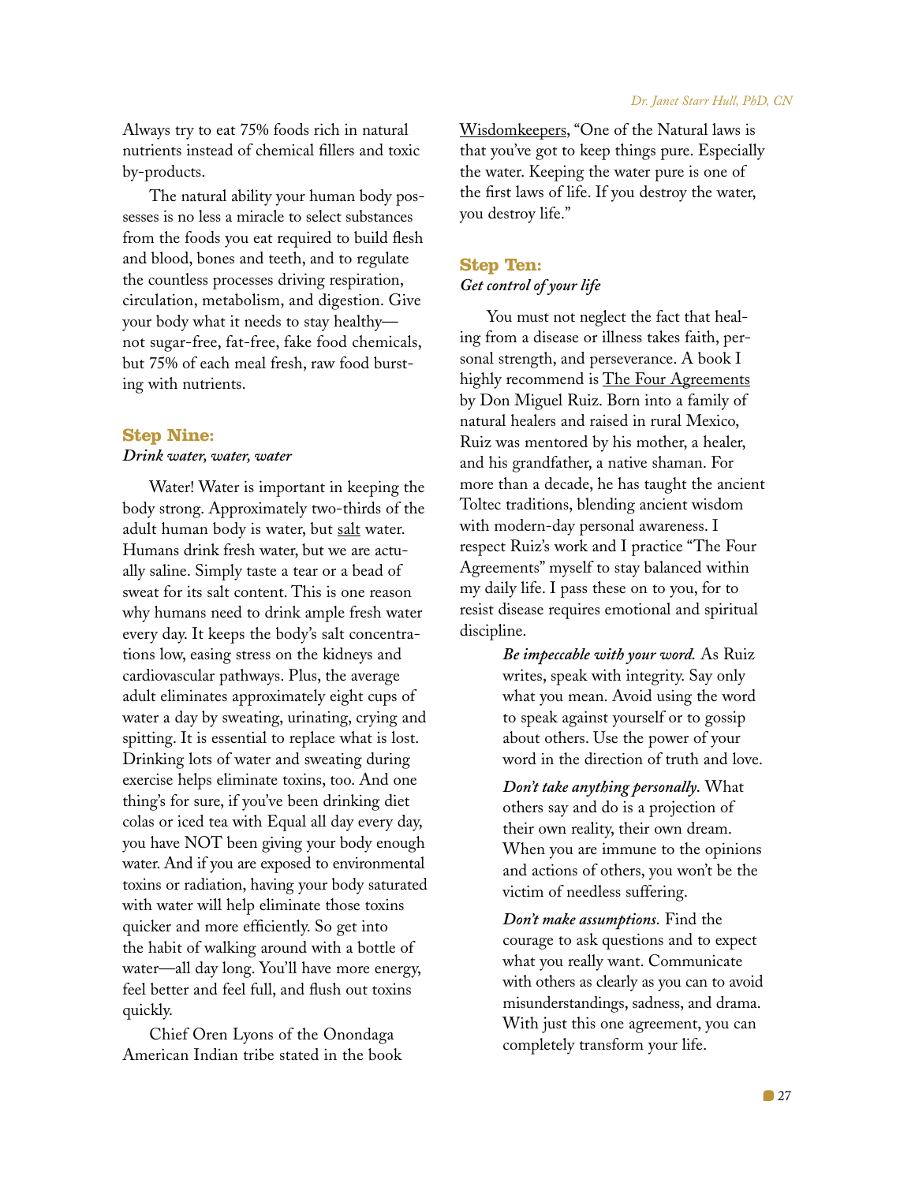Always try to eat 75% foods rich in natural nutrients instead of chemical fillers and toxic by-products.

The natural ability your human body possesses is no less a miracle to select substances from the foods you eat required to build flesh and blood, bones and teeth, and to regulate the countless processes driving respiration, circulation, metabolism, and digestion. Give your body what it needs to stay healthy—not sugar-free, fat-free, fake food chemicals, but 75% of each meal fresh, raw food bursting with nutrients.

## Step Nine:

***Drink water, water, water***

Water! Water is important in keeping the body strong. Approximately two-thirds of the adult human body is water, but salt water. Humans drink fresh water, but we are actually saline. Simply taste a tear or a bead of sweat for its salt content. This is one reason why humans need to drink ample fresh water every day. It keeps the body's salt concentrations low, easing stress on the kidneys and cardiovascular pathways. Plus, the average adult eliminates approximately eight cups of water a day by sweating, urinating, crying and spitting. It is essential to replace what is lost. Drinking lots of water and sweating during exercise helps eliminate toxins, too. And one thing's for sure, if you've been drinking diet colas or iced tea with Equal all day every day, you have NOT been giving your body enough water. And if you are exposed to environmental toxins or radiation, having your body saturated with water will help eliminate those toxins quicker and more efficiently. So get into the habit of walking around with a bottle of water—all day long. You'll have more energy, feel better and feel full, and flush out toxins quickly.

Chief Oren Lyons of the Onondaga American Indian tribe stated in the book Wisdomkeepers, "One of the Natural laws is that you've got to keep things pure. Especially the water. Keeping the water pure is one of the first laws of life. If you destroy the water, you destroy life."

## Step Ten:

***Get control of your life***

You must not neglect the fact that healing from a disease or illness takes faith, personal strength, and perseverance. A book I highly recommend is The Four Agreements by Don Miguel Ruiz. Born into a family of natural healers and raised in rural Mexico, Ruiz was mentored by his mother, a healer, and his grandfather, a native shaman. For more than a decade, he has taught the ancient Toltec traditions, blending ancient wisdom with modern-day personal awareness. I respect Ruiz's work and I practice "The Four Agreements" myself to stay balanced within my daily life. I pass these on to you, for to resist disease requires emotional and spiritual discipline.

> ***Be impeccable with your word.*** As Ruiz writes, speak with integrity. Say only what you mean. Avoid using the word to speak against yourself or to gossip about others. Use the power of your word in the direction of truth and love.
>
> ***Don't take anything personally.*** What others say and do is a projection of their own reality, their own dream. When you are immune to the opinions and actions of others, you won't be the victim of needless suffering.
>
> ***Don't make assumptions.*** Find the courage to ask questions and to expect what you really want. Communicate with others as clearly as you can to avoid misunderstandings, sadness, and drama. With just this one agreement, you can completely transform your life.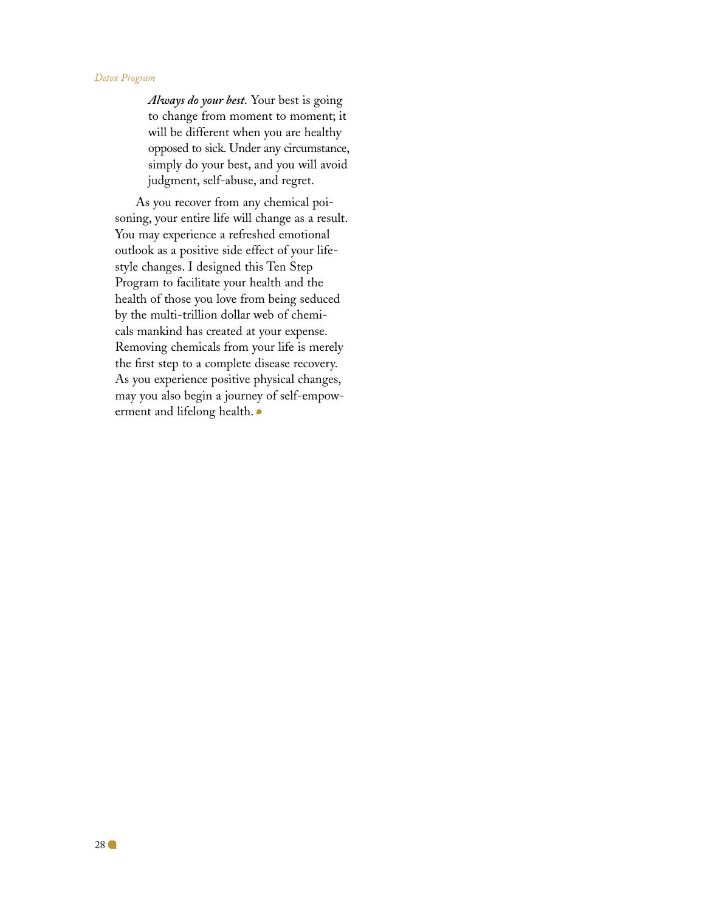> ***Always do your best.*** Your best is going to change from moment to moment; it will be different when you are healthy opposed to sick. Under any circumstance, simply do your best, and you will avoid judgment, self-abuse, and regret.

As you recover from any chemical poisoning, your entire life will change as a result. You may experience a refreshed emotional outlook as a positive side effect of your lifestyle changes. I designed this Ten Step Program to facilitate your health and the health of those you love from being seduced by the multi-trillion dollar web of chemicals mankind has created at your expense. Removing chemicals from your life is merely the first step to a complete disease recovery. As you experience positive physical changes, may you also begin a journey of self-empowerment and lifelong health.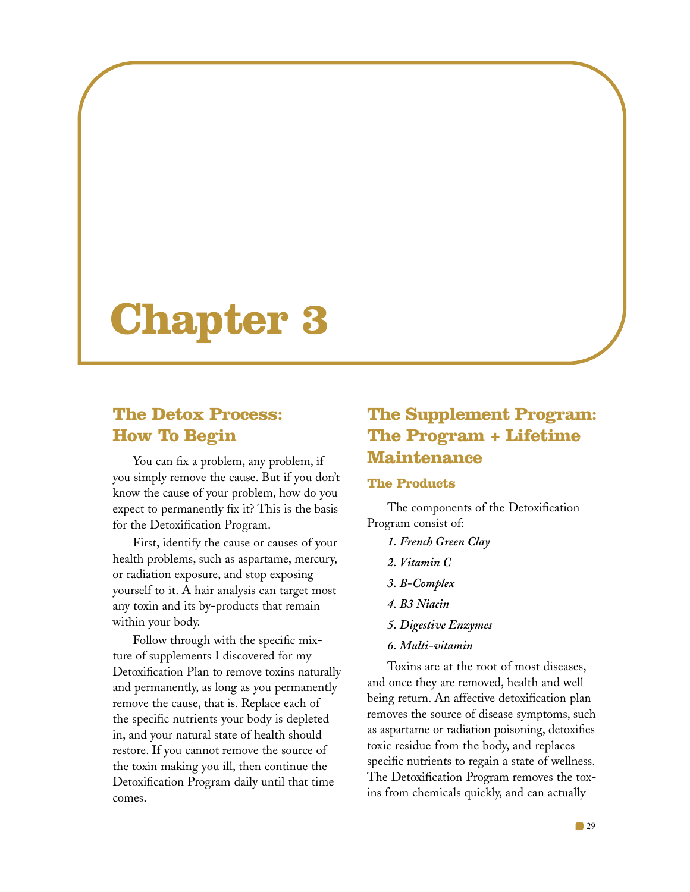# Chapter 3

## The Detox Process: How To Begin

You can fix a problem, any problem, if you simply remove the cause. But if you don't know the cause of your problem, how do you expect to permanently fix it? This is the basis for the Detoxification Program.

First, identify the cause or causes of your health problems, such as aspartame, mercury, or radiation exposure, and stop exposing yourself to it. A hair analysis can target most any toxin and its by-products that remain within your body.

Follow through with the specific mixture of supplements I discovered for my Detoxification Plan to remove toxins naturally and permanently, as long as you permanently remove the cause, that is. Replace each of the specific nutrients your body is depleted in, and your natural state of health should restore. If you cannot remove the source of the toxin making you ill, then continue the Detoxification Program daily until that time comes.

## The Supplement Program: The Program + Lifetime Maintenance

### The Products

The components of the Detoxification Program consist of:

1. ***French Green Clay***
2. ***Vitamin C***
3. ***B-Complex***
4. ***B3 Niacin***
5. ***Digestive Enzymes***
6. ***Multi-vitamin***

Toxins are at the root of most diseases, and once they are removed, health and well being return. An affective detoxification plan removes the source of disease symptoms, such as aspartame or radiation poisoning, detoxifies toxic residue from the body, and replaces specific nutrients to regain a state of wellness. The Detoxification Program removes the toxins from chemicals quickly, and can actually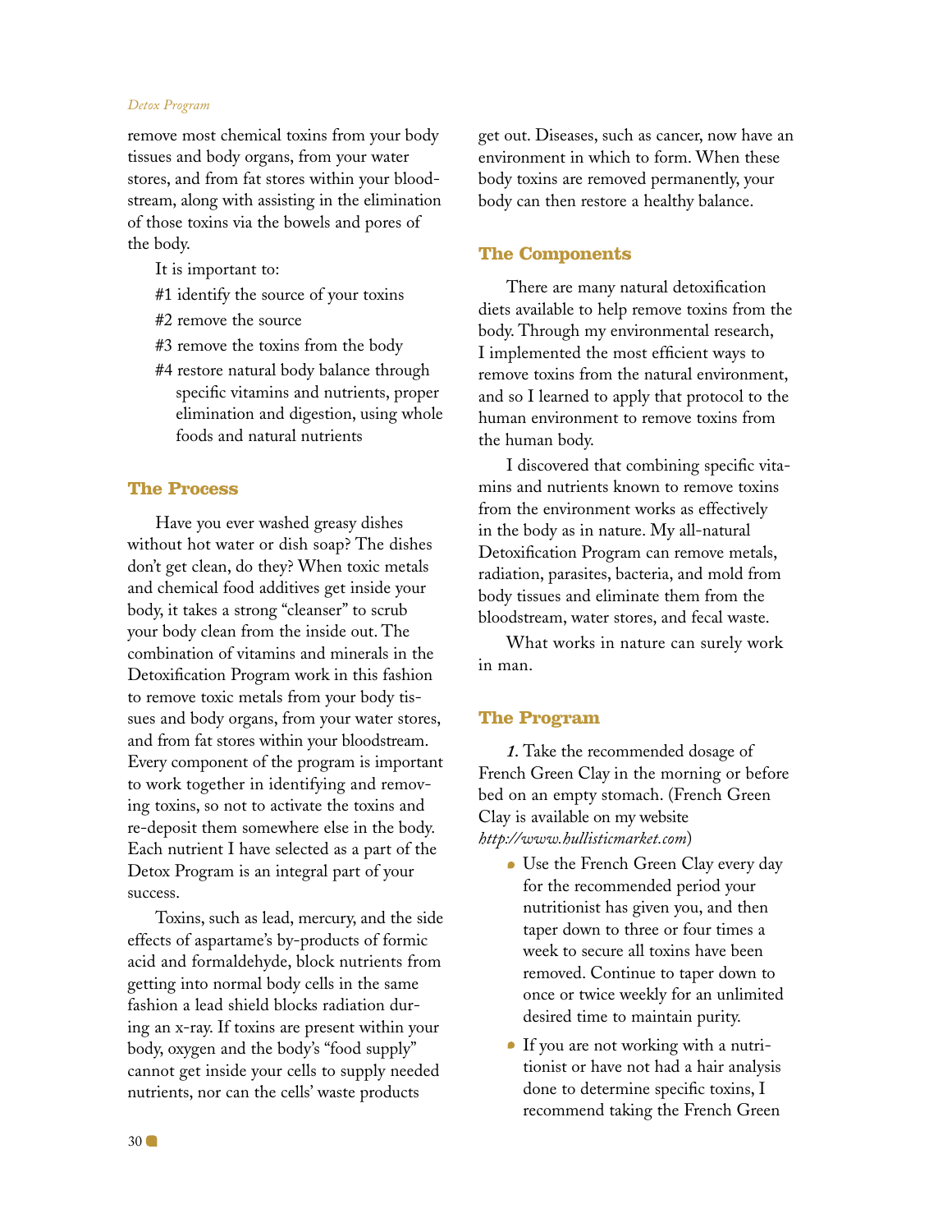remove most chemical toxins from your body tissues and body organs, from your water stores, and from fat stores within your bloodstream, along with assisting in the elimination of those toxins via the bowels and pores of the body.

It is important to:

#1 identify the source of your toxins

#2 remove the source

#3 remove the toxins from the body

#4 restore natural body balance through specific vitamins and nutrients, proper elimination and digestion, using whole foods and natural nutrients

## The Process

Have you ever washed greasy dishes without hot water or dish soap? The dishes don't get clean, do they? When toxic metals and chemical food additives get inside your body, it takes a strong "cleanser" to scrub your body clean from the inside out. The combination of vitamins and minerals in the Detoxification Program work in this fashion to remove toxic metals from your body tissues and body organs, from your water stores, and from fat stores within your bloodstream. Every component of the program is important to work together in identifying and removing toxins, so not to activate the toxins and re-deposit them somewhere else in the body. Each nutrient I have selected as a part of the Detox Program is an integral part of your success.

Toxins, such as lead, mercury, and the side effects of aspartame's by-products of formic acid and formaldehyde, block nutrients from getting into normal body cells in the same fashion a lead shield blocks radiation during an x-ray. If toxins are present within your body, oxygen and the body's "food supply" cannot get inside your cells to supply needed nutrients, nor can the cells' waste products get out. Diseases, such as cancer, now have an environment in which to form. When these body toxins are removed permanently, your body can then restore a healthy balance.

## The Components

There are many natural detoxification diets available to help remove toxins from the body. Through my environmental research, I implemented the most efficient ways to remove toxins from the natural environment, and so I learned to apply that protocol to the human environment to remove toxins from the human body.

I discovered that combining specific vitamins and nutrients known to remove toxins from the environment works as effectively in the body as in nature. My all-natural Detoxification Program can remove metals, radiation, parasites, bacteria, and mold from body tissues and eliminate them from the bloodstream, water stores, and fecal waste.

What works in nature can surely work in man.

## The Program

*1.* Take the recommended dosage of French Green Clay in the morning or before bed on an empty stomach. (French Green Clay is available on my website *http://www.hullisticmarket.com*)

- Use the French Green Clay every day for the recommended period your nutritionist has given you, and then taper down to three or four times a week to secure all toxins have been removed. Continue to taper down to once or twice weekly for an unlimited desired time to maintain purity.
- If you are not working with a nutritionist or have not had a hair analysis done to determine specific toxins, I recommend taking the French Green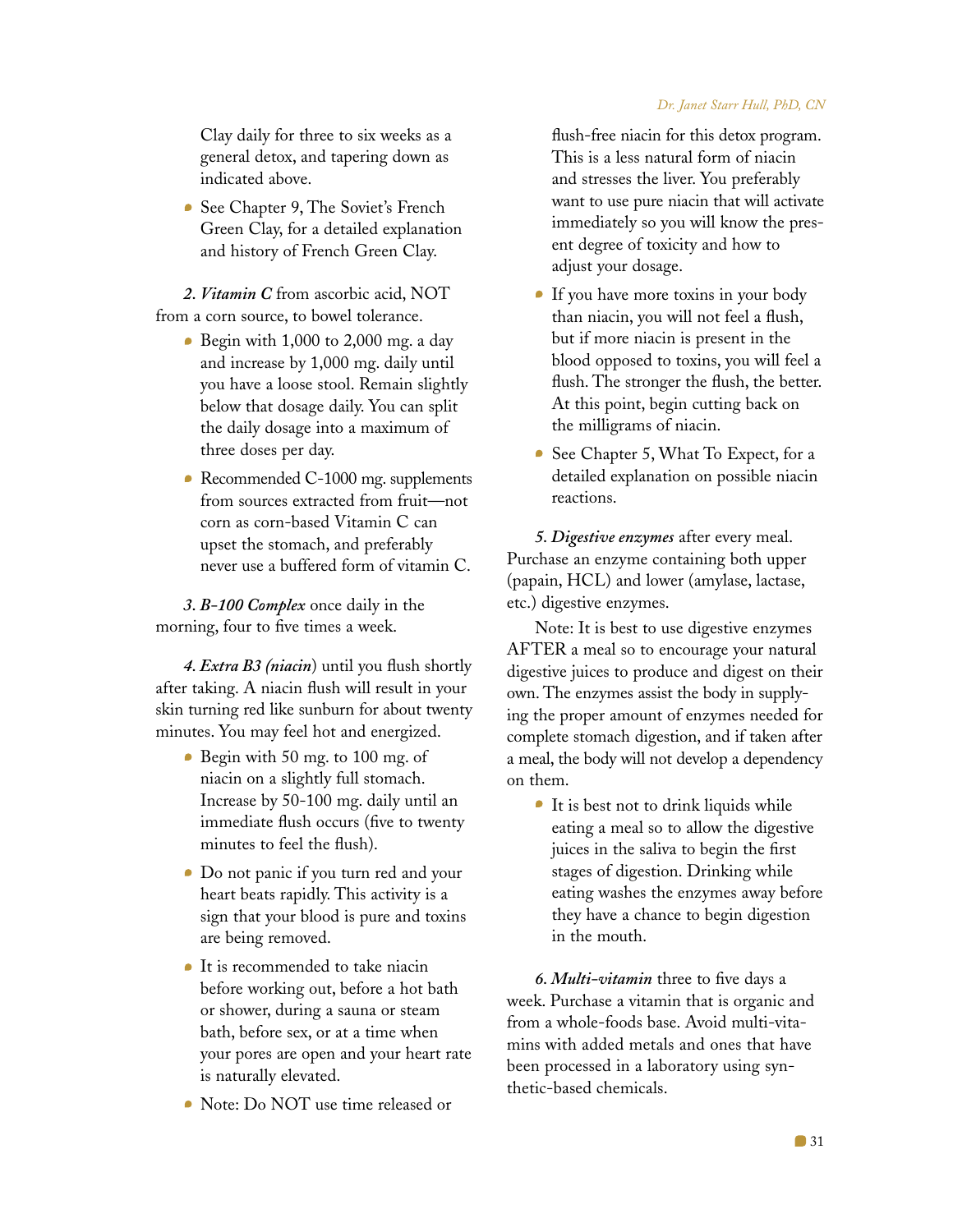Clay daily for three to six weeks as a general detox, and tapering down as indicated above.

- See Chapter 9, The Soviet's French Green Clay, for a detailed explanation and history of French Green Clay.

***2. Vitamin C*** from ascorbic acid, NOT from a corn source, to bowel tolerance.

- Begin with 1,000 to 2,000 mg. a day and increase by 1,000 mg. daily until you have a loose stool. Remain slightly below that dosage daily. You can split the daily dosage into a maximum of three doses per day.
- Recommended C-1000 mg. supplements from sources extracted from fruit—not corn as corn-based Vitamin C can upset the stomach, and preferably never use a buffered form of vitamin C.

***3. B-100 Complex*** once daily in the morning, four to five times a week.

***4. Extra B3 (niacin)*** until you flush shortly after taking. A niacin flush will result in your skin turning red like sunburn for about twenty minutes. You may feel hot and energized.

- Begin with 50 mg. to 100 mg. of niacin on a slightly full stomach. Increase by 50-100 mg. daily until an immediate flush occurs (five to twenty minutes to feel the flush).
- Do not panic if you turn red and your heart beats rapidly. This activity is a sign that your blood is pure and toxins are being removed.
- It is recommended to take niacin before working out, before a hot bath or shower, during a sauna or steam bath, before sex, or at a time when your pores are open and your heart rate is naturally elevated.
- Note: Do NOT use time released or flush-free niacin for this detox program. This is a less natural form of niacin and stresses the liver. You preferably want to use pure niacin that will activate immediately so you will know the present degree of toxicity and how to adjust your dosage.
- If you have more toxins in your body than niacin, you will not feel a flush, but if more niacin is present in the blood opposed to toxins, you will feel a flush. The stronger the flush, the better. At this point, begin cutting back on the milligrams of niacin.
- See Chapter 5, What To Expect, for a detailed explanation on possible niacin reactions.

***5. Digestive enzymes*** after every meal. Purchase an enzyme containing both upper (papain, HCL) and lower (amylase, lactase, etc.) digestive enzymes.

Note: It is best to use digestive enzymes AFTER a meal so to encourage your natural digestive juices to produce and digest on their own. The enzymes assist the body in supplying the proper amount of enzymes needed for complete stomach digestion, and if taken after a meal, the body will not develop a dependency on them.

- It is best not to drink liquids while eating a meal so to allow the digestive juices in the saliva to begin the first stages of digestion. Drinking while eating washes the enzymes away before they have a chance to begin digestion in the mouth.

***6. Multi-vitamin*** three to five days a week. Purchase a vitamin that is organic and from a whole-foods base. Avoid multi-vitamins with added metals and ones that have been processed in a laboratory using synthetic-based chemicals.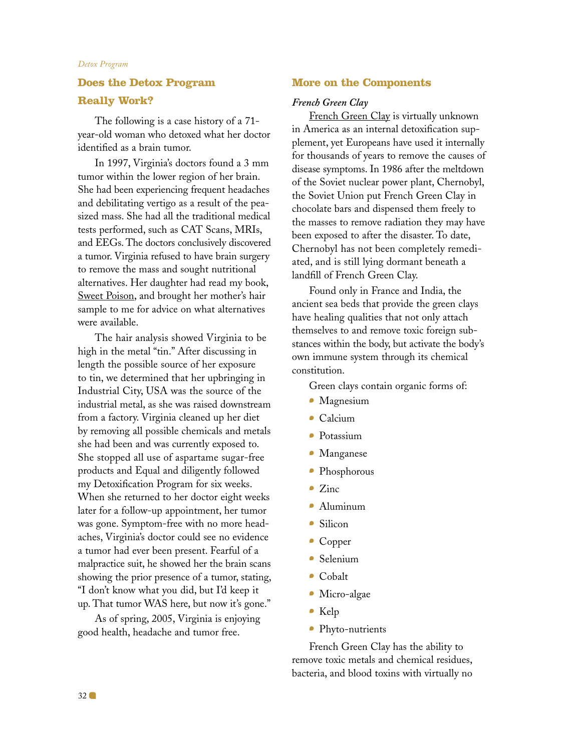## Does the Detox Program Really Work?

The following is a case history of a 71-year-old woman who detoxed what her doctor identified as a brain tumor.

In 1997, Virginia's doctors found a 3 mm tumor within the lower region of her brain. She had been experiencing frequent headaches and debilitating vertigo as a result of the pea-sized mass. She had all the traditional medical tests performed, such as CAT Scans, MRIs, and EEGs. The doctors conclusively discovered a tumor. Virginia refused to have brain surgery to remove the mass and sought nutritional alternatives. Her daughter had read my book, Sweet Poison, and brought her mother's hair sample to me for advice on what alternatives were available.

The hair analysis showed Virginia to be high in the metal "tin." After discussing in length the possible source of her exposure to tin, we determined that her upbringing in Industrial City, USA was the source of the industrial metal, as she was raised downstream from a factory. Virginia cleaned up her diet by removing all possible chemicals and metals she had been and was currently exposed to. She stopped all use of aspartame sugar-free products and Equal and diligently followed my Detoxification Program for six weeks. When she returned to her doctor eight weeks later for a follow-up appointment, her tumor was gone. Symptom-free with no more headaches, Virginia's doctor could see no evidence a tumor had ever been present. Fearful of a malpractice suit, he showed her the brain scans showing the prior presence of a tumor, stating, "I don't know what you did, but I'd keep it up. That tumor WAS here, but now it's gone."

As of spring, 2005, Virginia is enjoying good health, headache and tumor free.

## More on the Components

### *French Green Clay*

French Green Clay is virtually unknown in America as an internal detoxification supplement, yet Europeans have used it internally for thousands of years to remove the causes of disease symptoms. In 1986 after the meltdown of the Soviet nuclear power plant, Chernobyl, the Soviet Union put French Green Clay in chocolate bars and dispensed them freely to the masses to remove radiation they may have been exposed to after the disaster. To date, Chernobyl has not been completely remediated, and is still lying dormant beneath a landfill of French Green Clay.

Found only in France and India, the ancient sea beds that provide the green clays have healing qualities that not only attach themselves to and remove toxic foreign substances within the body, but activate the body's own immune system through its chemical constitution.

Green clays contain organic forms of:

- Magnesium
- Calcium
- Potassium
- Manganese
- Phosphorous
- Zinc
- Aluminum
- Silicon
- Copper
- Selenium
- Cobalt
- Micro-algae
- Kelp
- Phyto-nutrients

French Green Clay has the ability to remove toxic metals and chemical residues, bacteria, and blood toxins with virtually no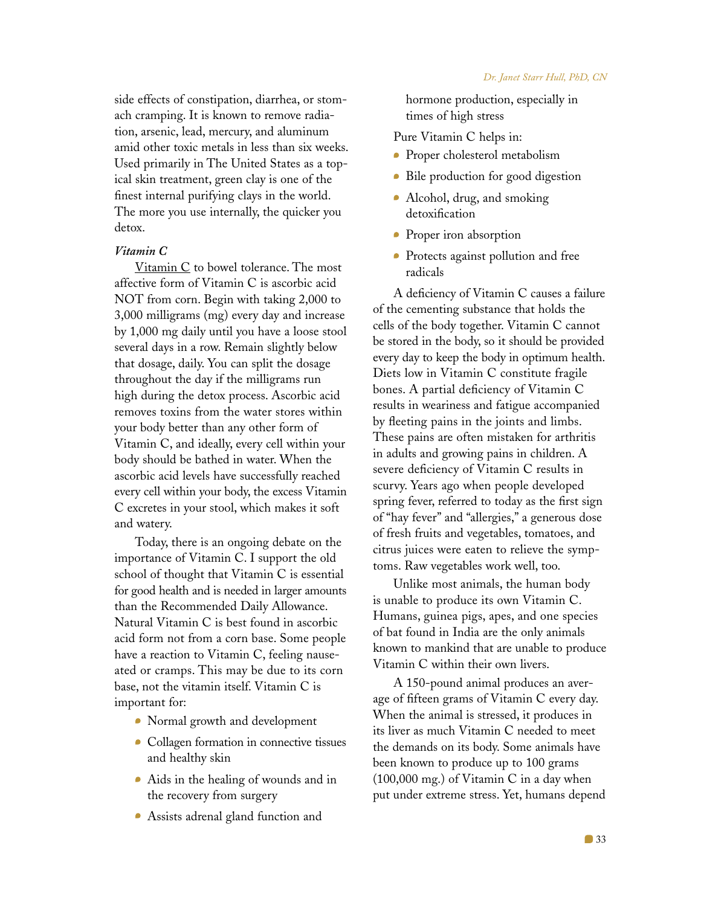side effects of constipation, diarrhea, or stomach cramping. It is known to remove radiation, arsenic, lead, mercury, and aluminum amid other toxic metals in less than six weeks. Used primarily in The United States as a topical skin treatment, green clay is one of the finest internal purifying clays in the world. The more you use internally, the quicker you detox.

***Vitamin C***

Vitamin C to bowel tolerance. The most affective form of Vitamin C is ascorbic acid NOT from corn. Begin with taking 2,000 to 3,000 milligrams (mg) every day and increase by 1,000 mg daily until you have a loose stool several days in a row. Remain slightly below that dosage, daily. You can split the dosage throughout the day if the milligrams run high during the detox process. Ascorbic acid removes toxins from the water stores within your body better than any other form of Vitamin C, and ideally, every cell within your body should be bathed in water. When the ascorbic acid levels have successfully reached every cell within your body, the excess Vitamin C excretes in your stool, which makes it soft and watery.

Today, there is an ongoing debate on the importance of Vitamin C. I support the old school of thought that Vitamin C is essential for good health and is needed in larger amounts than the Recommended Daily Allowance. Natural Vitamin C is best found in ascorbic acid form not from a corn base. Some people have a reaction to Vitamin C, feeling nauseated or cramps. This may be due to its corn base, not the vitamin itself. Vitamin C is important for:

- Normal growth and development
- Collagen formation in connective tissues and healthy skin
- Aids in the healing of wounds and in the recovery from surgery
- Assists adrenal gland function and hormone production, especially in times of high stress

Pure Vitamin C helps in:

- Proper cholesterol metabolism
- Bile production for good digestion
- Alcohol, drug, and smoking detoxification
- Proper iron absorption
- Protects against pollution and free radicals

A deficiency of Vitamin C causes a failure of the cementing substance that holds the cells of the body together. Vitamin C cannot be stored in the body, so it should be provided every day to keep the body in optimum health. Diets low in Vitamin C constitute fragile bones. A partial deficiency of Vitamin C results in weariness and fatigue accompanied by fleeting pains in the joints and limbs. These pains are often mistaken for arthritis in adults and growing pains in children. A severe deficiency of Vitamin C results in scurvy. Years ago when people developed spring fever, referred to today as the first sign of "hay fever" and "allergies," a generous dose of fresh fruits and vegetables, tomatoes, and citrus juices were eaten to relieve the symptoms. Raw vegetables work well, too.

Unlike most animals, the human body is unable to produce its own Vitamin C. Humans, guinea pigs, apes, and one species of bat found in India are the only animals known to mankind that are unable to produce Vitamin C within their own livers.

A 150-pound animal produces an average of fifteen grams of Vitamin C every day. When the animal is stressed, it produces in its liver as much Vitamin C needed to meet the demands on its body. Some animals have been known to produce up to 100 grams (100,000 mg.) of Vitamin C in a day when put under extreme stress. Yet, humans depend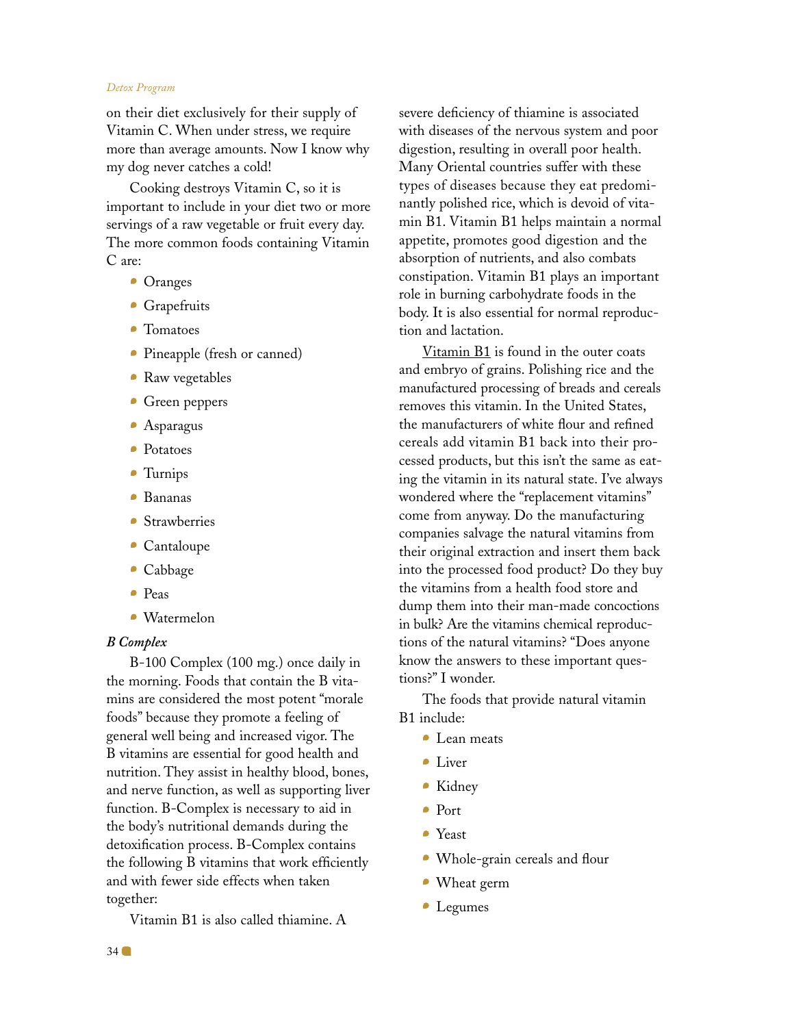on their diet exclusively for their supply of Vitamin C. When under stress, we require more than average amounts. Now I know why my dog never catches a cold!

Cooking destroys Vitamin C, so it is important to include in your diet two or more servings of a raw vegetable or fruit every day. The more common foods containing Vitamin C are:

- Oranges
- Grapefruits
- Tomatoes
- Pineapple (fresh or canned)
- Raw vegetables
- Green peppers
- Asparagus
- Potatoes
- Turnips
- Bananas
- Strawberries
- Cantaloupe
- Cabbage
- Peas
- Watermelon

***B Complex***

B-100 Complex (100 mg.) once daily in the morning. Foods that contain the B vitamins are considered the most potent "morale foods" because they promote a feeling of general well being and increased vigor. The B vitamins are essential for good health and nutrition. They assist in healthy blood, bones, and nerve function, as well as supporting liver function. B-Complex is necessary to aid in the body's nutritional demands during the detoxification process. B-Complex contains the following B vitamins that work efficiently and with fewer side effects when taken together:

Vitamin B1 is also called thiamine. A severe deficiency of thiamine is associated with diseases of the nervous system and poor digestion, resulting in overall poor health. Many Oriental countries suffer with these types of diseases because they eat predominantly polished rice, which is devoid of vitamin B1. Vitamin B1 helps maintain a normal appetite, promotes good digestion and the absorption of nutrients, and also combats constipation. Vitamin B1 plays an important role in burning carbohydrate foods in the body. It is also essential for normal reproduction and lactation.

Vitamin B1 is found in the outer coats and embryo of grains. Polishing rice and the manufactured processing of breads and cereals removes this vitamin. In the United States, the manufacturers of white flour and refined cereals add vitamin B1 back into their processed products, but this isn't the same as eating the vitamin in its natural state. I've always wondered where the "replacement vitamins" come from anyway. Do the manufacturing companies salvage the natural vitamins from their original extraction and insert them back into the processed food product? Do they buy the vitamins from a health food store and dump them into their man-made concoctions in bulk? Are the vitamins chemical reproductions of the natural vitamins? "Does anyone know the answers to these important questions?" I wonder.

The foods that provide natural vitamin B1 include:

- Lean meats
- Liver
- Kidney
- Port
- Yeast
- Whole-grain cereals and flour
- Wheat germ
- Legumes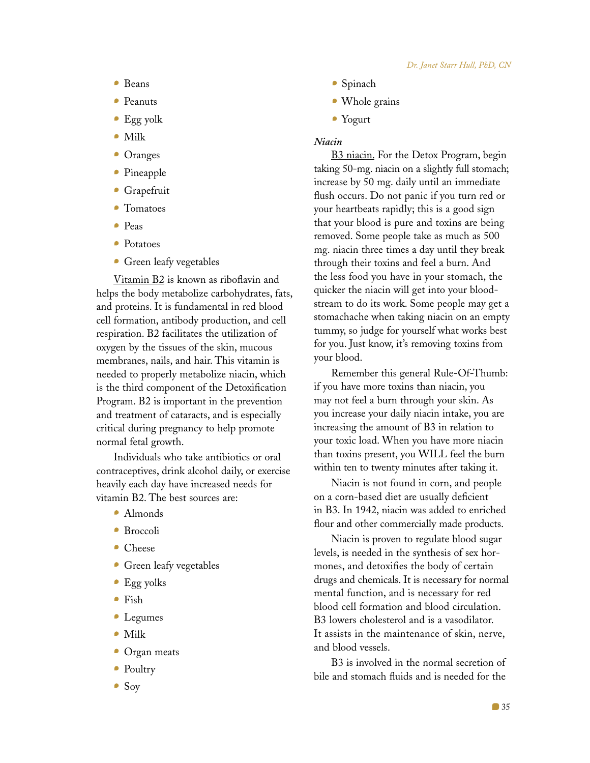- Beans
- Peanuts
- Egg yolk
- Milk
- Oranges
- Pineapple
- Grapefruit
- Tomatoes
- Peas
- Potatoes
- Green leafy vegetables

Vitamin B2 is known as riboflavin and helps the body metabolize carbohydrates, fats, and proteins. It is fundamental in red blood cell formation, antibody production, and cell respiration. B2 facilitates the utilization of oxygen by the tissues of the skin, mucous membranes, nails, and hair. This vitamin is needed to properly metabolize niacin, which is the third component of the Detoxification Program. B2 is important in the prevention and treatment of cataracts, and is especially critical during pregnancy to help promote normal fetal growth.

Individuals who take antibiotics or oral contraceptives, drink alcohol daily, or exercise heavily each day have increased needs for vitamin B2. The best sources are:

- Almonds
- Broccoli
- Cheese
- Green leafy vegetables
- Egg yolks
- Fish
- Legumes
- Milk
- Organ meats
- Poultry
- Soy
- Spinach
- Whole grains
- Yogurt

***Niacin***

B3 niacin. For the Detox Program, begin taking 50-mg. niacin on a slightly full stomach; increase by 50 mg. daily until an immediate flush occurs. Do not panic if you turn red or your heartbeats rapidly; this is a good sign that your blood is pure and toxins are being removed. Some people take as much as 500 mg. niacin three times a day until they break through their toxins and feel a burn. And the less food you have in your stomach, the quicker the niacin will get into your bloodstream to do its work. Some people may get a stomachache when taking niacin on an empty tummy, so judge for yourself what works best for you. Just know, it's removing toxins from your blood.

Remember this general Rule-Of-Thumb: if you have more toxins than niacin, you may not feel a burn through your skin. As you increase your daily niacin intake, you are increasing the amount of B3 in relation to your toxic load. When you have more niacin than toxins present, you WILL feel the burn within ten to twenty minutes after taking it.

Niacin is not found in corn, and people on a corn-based diet are usually deficient in B3. In 1942, niacin was added to enriched flour and other commercially made products.

Niacin is proven to regulate blood sugar levels, is needed in the synthesis of sex hormones, and detoxifies the body of certain drugs and chemicals. It is necessary for normal mental function, and is necessary for red blood cell formation and blood circulation. B3 lowers cholesterol and is a vasodilator. It assists in the maintenance of skin, nerve, and blood vessels.

B3 is involved in the normal secretion of bile and stomach fluids and is needed for the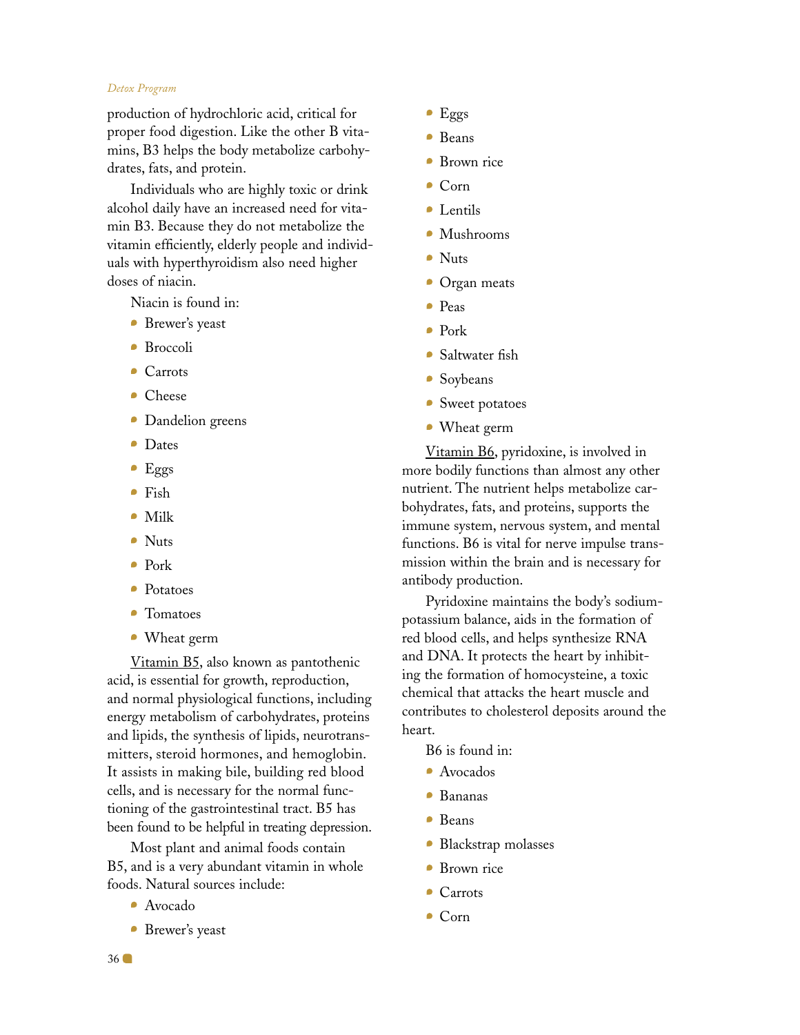production of hydrochloric acid, critical for proper food digestion. Like the other B vitamins, B3 helps the body metabolize carbohydrates, fats, and protein.

Individuals who are highly toxic or drink alcohol daily have an increased need for vitamin B3. Because they do not metabolize the vitamin efficiently, elderly people and individuals with hyperthyroidism also need higher doses of niacin.

Niacin is found in:

- Brewer's yeast
- Broccoli
- Carrots
- Cheese
- Dandelion greens
- Dates
- Eggs
- Fish
- Milk
- Nuts
- Pork
- Potatoes
- Tomatoes
- Wheat germ

Vitamin B5, also known as pantothenic acid, is essential for growth, reproduction, and normal physiological functions, including energy metabolism of carbohydrates, proteins and lipids, the synthesis of lipids, neurotransmitters, steroid hormones, and hemoglobin. It assists in making bile, building red blood cells, and is necessary for the normal functioning of the gastrointestinal tract. B5 has been found to be helpful in treating depression.

Most plant and animal foods contain B5, and is a very abundant vitamin in whole foods. Natural sources include:

- Avocado
- Brewer's yeast
- Eggs
- Beans
- Brown rice
- Corn
- Lentils
- Mushrooms
- Nuts
- Organ meats
- Peas
- Pork
- Saltwater fish
- Soybeans
- Sweet potatoes
- Wheat germ

Vitamin B6, pyridoxine, is involved in more bodily functions than almost any other nutrient. The nutrient helps metabolize carbohydrates, fats, and proteins, supports the immune system, nervous system, and mental functions. B6 is vital for nerve impulse transmission within the brain and is necessary for antibody production.

Pyridoxine maintains the body's sodium-potassium balance, aids in the formation of red blood cells, and helps synthesize RNA and DNA. It protects the heart by inhibiting the formation of homocysteine, a toxic chemical that attacks the heart muscle and contributes to cholesterol deposits around the heart.

B6 is found in:

- Avocados
- Bananas
- Beans
- Blackstrap molasses
- Brown rice
- Carrots
- Corn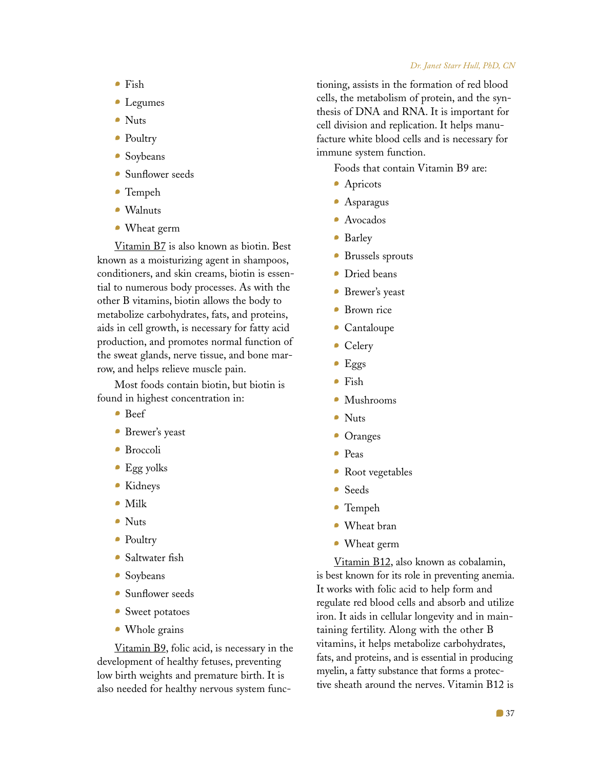- Fish
- Legumes
- Nuts
- Poultry
- Soybeans
- Sunflower seeds
- Tempeh
- Walnuts
- Wheat germ

Vitamin B7 is also known as biotin. Best known as a moisturizing agent in shampoos, conditioners, and skin creams, biotin is essential to numerous body processes. As with the other B vitamins, biotin allows the body to metabolize carbohydrates, fats, and proteins, aids in cell growth, is necessary for fatty acid production, and promotes normal function of the sweat glands, nerve tissue, and bone marrow, and helps relieve muscle pain.

Most foods contain biotin, but biotin is found in highest concentration in:

- Beef
- Brewer's yeast
- Broccoli
- Egg yolks
- Kidneys
- Milk
- Nuts
- Poultry
- Saltwater fish
- Soybeans
- Sunflower seeds
- Sweet potatoes
- Whole grains

Vitamin B9, folic acid, is necessary in the development of healthy fetuses, preventing low birth weights and premature birth. It is also needed for healthy nervous system functioning, assists in the formation of red blood cells, the metabolism of protein, and the synthesis of DNA and RNA. It is important for cell division and replication. It helps manufacture white blood cells and is necessary for immune system function.

Foods that contain Vitamin B9 are:

- Apricots
- Asparagus
- Avocados
- Barley
- Brussels sprouts
- Dried beans
- Brewer's yeast
- Brown rice
- Cantaloupe
- Celery
- Eggs
- Fish
- Mushrooms
- Nuts
- Oranges
- Peas
- Root vegetables
- Seeds
- Tempeh
- Wheat bran
- Wheat germ

Vitamin B12, also known as cobalamin, is best known for its role in preventing anemia. It works with folic acid to help form and regulate red blood cells and absorb and utilize iron. It aids in cellular longevity and in maintaining fertility. Along with the other B vitamins, it helps metabolize carbohydrates, fats, and proteins, and is essential in producing myelin, a fatty substance that forms a protective sheath around the nerves. Vitamin B12 is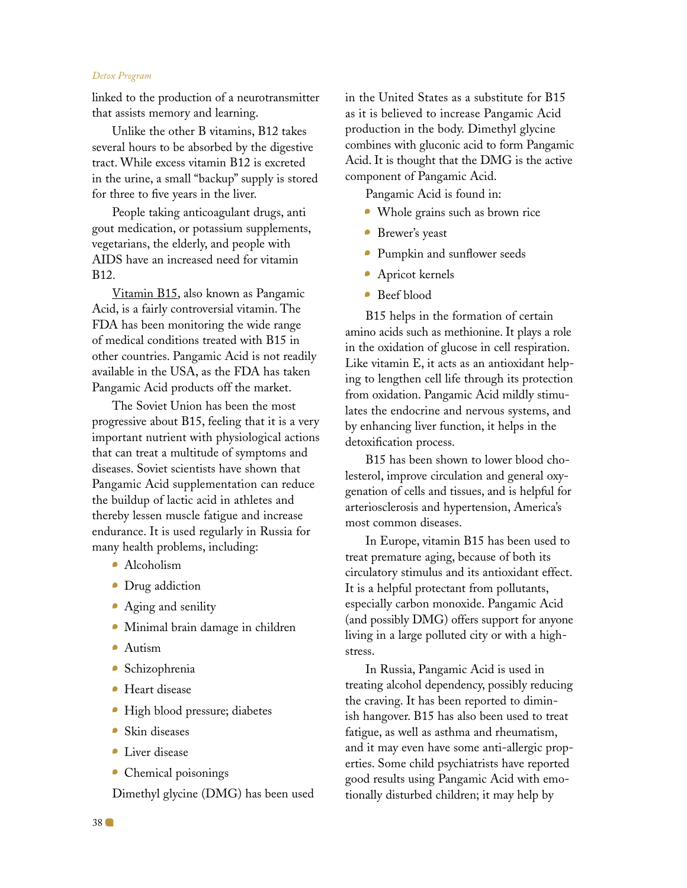linked to the production of a neurotransmitter that assists memory and learning.

Unlike the other B vitamins, B12 takes several hours to be absorbed by the digestive tract. While excess vitamin B12 is excreted in the urine, a small "backup" supply is stored for three to five years in the liver.

People taking anticoagulant drugs, anti gout medication, or potassium supplements, vegetarians, the elderly, and people with AIDS have an increased need for vitamin B12.

Vitamin B15, also known as Pangamic Acid, is a fairly controversial vitamin. The FDA has been monitoring the wide range of medical conditions treated with B15 in other countries. Pangamic Acid is not readily available in the USA, as the FDA has taken Pangamic Acid products off the market.

The Soviet Union has been the most progressive about B15, feeling that it is a very important nutrient with physiological actions that can treat a multitude of symptoms and diseases. Soviet scientists have shown that Pangamic Acid supplementation can reduce the buildup of lactic acid in athletes and thereby lessen muscle fatigue and increase endurance. It is used regularly in Russia for many health problems, including:

- Alcoholism
- Drug addiction
- Aging and senility
- Minimal brain damage in children
- Autism
- Schizophrenia
- Heart disease
- High blood pressure; diabetes
- Skin diseases
- Liver disease
- Chemical poisonings

Dimethyl glycine (DMG) has been used in the United States as a substitute for B15 as it is believed to increase Pangamic Acid production in the body. Dimethyl glycine combines with gluconic acid to form Pangamic Acid. It is thought that the DMG is the active component of Pangamic Acid.

Pangamic Acid is found in:

- Whole grains such as brown rice
- Brewer's yeast
- Pumpkin and sunflower seeds
- Apricot kernels
- Beef blood

B15 helps in the formation of certain amino acids such as methionine. It plays a role in the oxidation of glucose in cell respiration. Like vitamin E, it acts as an antioxidant helping to lengthen cell life through its protection from oxidation. Pangamic Acid mildly stimulates the endocrine and nervous systems, and by enhancing liver function, it helps in the detoxification process.

B15 has been shown to lower blood cholesterol, improve circulation and general oxygenation of cells and tissues, and is helpful for arteriosclerosis and hypertension, America's most common diseases.

In Europe, vitamin B15 has been used to treat premature aging, because of both its circulatory stimulus and its antioxidant effect. It is a helpful protectant from pollutants, especially carbon monoxide. Pangamic Acid (and possibly DMG) offers support for anyone living in a large polluted city or with a high-stress.

In Russia, Pangamic Acid is used in treating alcohol dependency, possibly reducing the craving. It has been reported to diminish hangover. B15 has also been used to treat fatigue, as well as asthma and rheumatism, and it may even have some anti-allergic properties. Some child psychiatrists have reported good results using Pangamic Acid with emotionally disturbed children; it may help by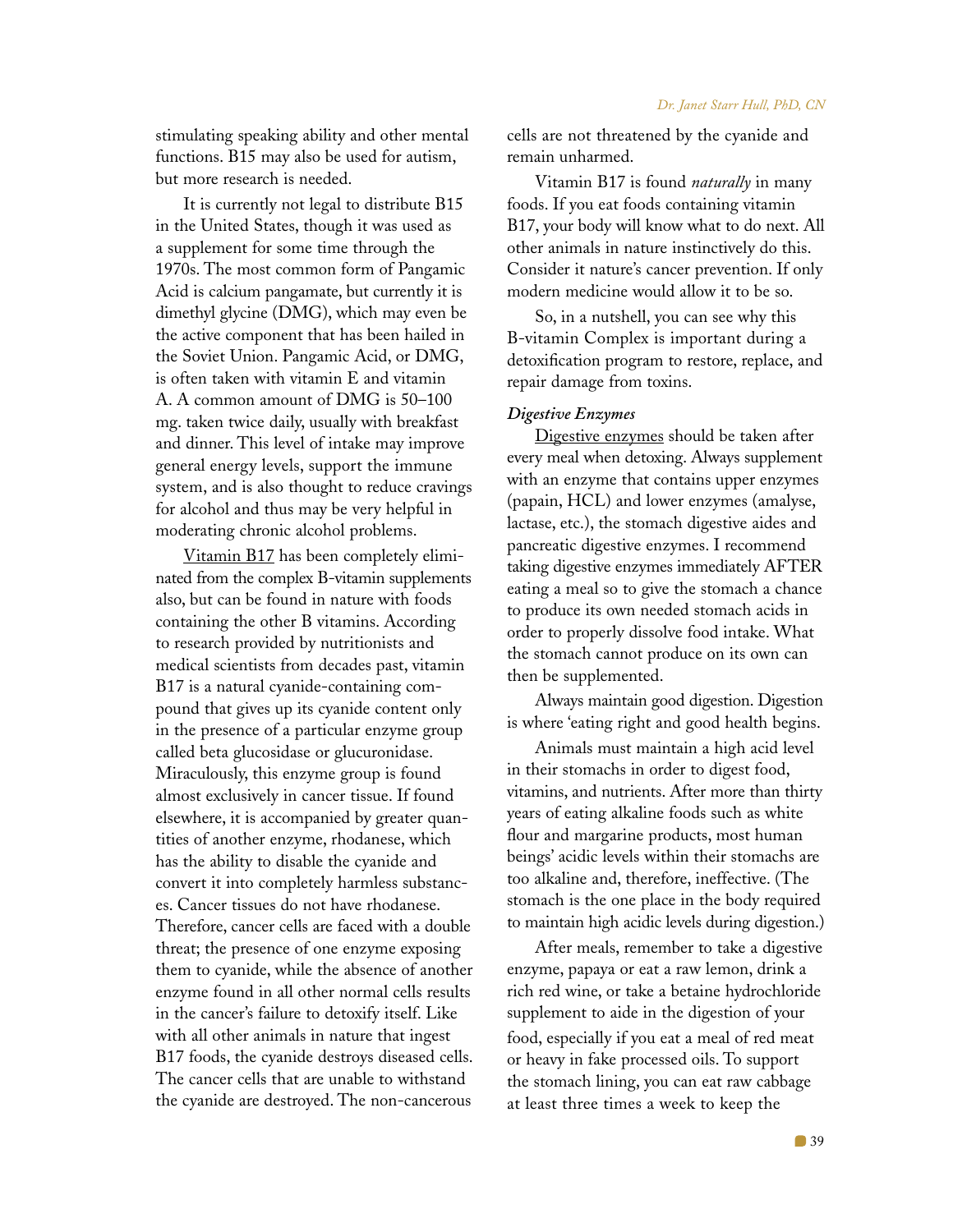stimulating speaking ability and other mental functions. B15 may also be used for autism, but more research is needed.

It is currently not legal to distribute B15 in the United States, though it was used as a supplement for some time through the 1970s. The most common form of Pangamic Acid is calcium pangamate, but currently it is dimethyl glycine (DMG), which may even be the active component that has been hailed in the Soviet Union. Pangamic Acid, or DMG, is often taken with vitamin E and vitamin A. A common amount of DMG is 50–100 mg. taken twice daily, usually with breakfast and dinner. This level of intake may improve general energy levels, support the immune system, and is also thought to reduce cravings for alcohol and thus may be very helpful in moderating chronic alcohol problems.

Vitamin B17 has been completely eliminated from the complex B-vitamin supplements also, but can be found in nature with foods containing the other B vitamins. According to research provided by nutritionists and medical scientists from decades past, vitamin B17 is a natural cyanide-containing compound that gives up its cyanide content only in the presence of a particular enzyme group called beta glucosidase or glucuronidase. Miraculously, this enzyme group is found almost exclusively in cancer tissue. If found elsewhere, it is accompanied by greater quantities of another enzyme, rhodanese, which has the ability to disable the cyanide and convert it into completely harmless substances. Cancer tissues do not have rhodanese. Therefore, cancer cells are faced with a double threat; the presence of one enzyme exposing them to cyanide, while the absence of another enzyme found in all other normal cells results in the cancer's failure to detoxify itself. Like with all other animals in nature that ingest B17 foods, the cyanide destroys diseased cells. The cancer cells that are unable to withstand the cyanide are destroyed. The non-cancerous cells are not threatened by the cyanide and remain unharmed.

Vitamin B17 is found *naturally* in many foods. If you eat foods containing vitamin B17, your body will know what to do next. All other animals in nature instinctively do this. Consider it nature's cancer prevention. If only modern medicine would allow it to be so.

So, in a nutshell, you can see why this B-vitamin Complex is important during a detoxification program to restore, replace, and repair damage from toxins.

***Digestive Enzymes***

Digestive enzymes should be taken after every meal when detoxing. Always supplement with an enzyme that contains upper enzymes (papain, HCL) and lower enzymes (amalyse, lactase, etc.), the stomach digestive aides and pancreatic digestive enzymes. I recommend taking digestive enzymes immediately AFTER eating a meal so to give the stomach a chance to produce its own needed stomach acids in order to properly dissolve food intake. What the stomach cannot produce on its own can then be supplemented.

Always maintain good digestion. Digestion is where 'eating right and good health begins.

Animals must maintain a high acid level in their stomachs in order to digest food, vitamins, and nutrients. After more than thirty years of eating alkaline foods such as white flour and margarine products, most human beings' acidic levels within their stomachs are too alkaline and, therefore, ineffective. (The stomach is the one place in the body required to maintain high acidic levels during digestion.)

After meals, remember to take a digestive enzyme, papaya or eat a raw lemon, drink a rich red wine, or take a betaine hydrochloride supplement to aide in the digestion of your food, especially if you eat a meal of red meat or heavy in fake processed oils. To support the stomach lining, you can eat raw cabbage at least three times a week to keep the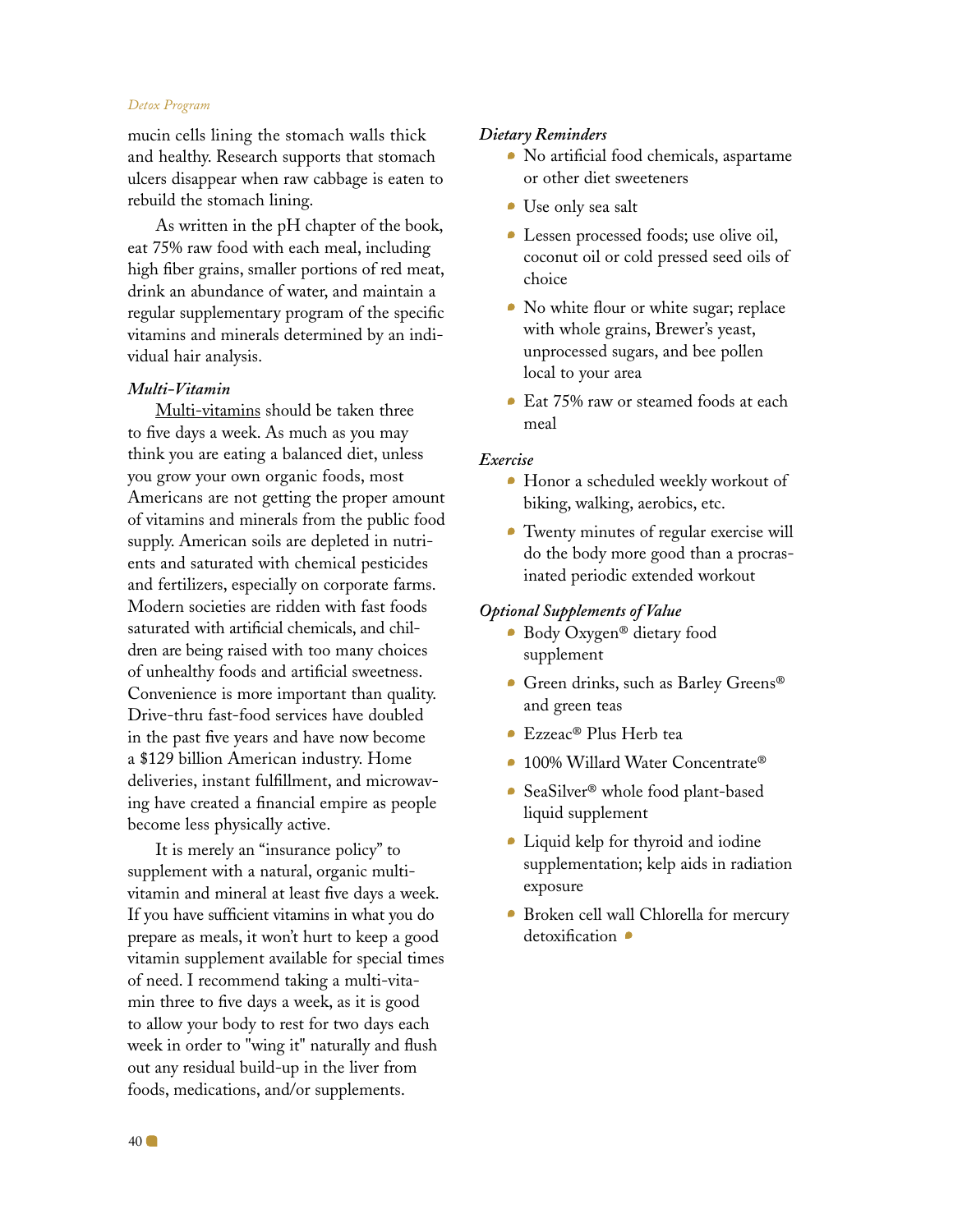mucin cells lining the stomach walls thick and healthy. Research supports that stomach ulcers disappear when raw cabbage is eaten to rebuild the stomach lining.

As written in the pH chapter of the book, eat 75% raw food with each meal, including high fiber grains, smaller portions of red meat, drink an abundance of water, and maintain a regular supplementary program of the specific vitamins and minerals determined by an individual hair analysis.

### *Multi-Vitamin*

Multi-vitamins should be taken three to five days a week. As much as you may think you are eating a balanced diet, unless you grow your own organic foods, most Americans are not getting the proper amount of vitamins and minerals from the public food supply. American soils are depleted in nutrients and saturated with chemical pesticides and fertilizers, especially on corporate farms. Modern societies are ridden with fast foods saturated with artificial chemicals, and children are being raised with too many choices of unhealthy foods and artificial sweetness. Convenience is more important than quality. Drive-thru fast-food services have doubled in the past five years and have now become a $129 billion American industry. Home deliveries, instant fulfillment, and microwaving have created a financial empire as people become less physically active.

It is merely an "insurance policy" to supplement with a natural, organic multi-vitamin and mineral at least five days a week. If you have sufficient vitamins in what you do prepare as meals, it won't hurt to keep a good vitamin supplement available for special times of need. I recommend taking a multi-vitamin three to five days a week, as it is good to allow your body to rest for two days each week in order to "wing it" naturally and flush out any residual build-up in the liver from foods, medications, and/or supplements.

### *Dietary Reminders*

- No artificial food chemicals, aspartame or other diet sweeteners
- Use only sea salt
- Lessen processed foods; use olive oil, coconut oil or cold pressed seed oils of choice
- No white flour or white sugar; replace with whole grains, Brewer's yeast, unprocessed sugars, and bee pollen local to your area
- Eat 75% raw or steamed foods at each meal

### *Exercise*

- Honor a scheduled weekly workout of biking, walking, aerobics, etc.
- Twenty minutes of regular exercise will do the body more good than a procrasinated periodic extended workout

### *Optional Supplements of Value*

- Body Oxygen® dietary food supplement
- Green drinks, such as Barley Greens® and green teas
- Ezzeac® Plus Herb tea
- 100% Willard Water Concentrate®
- SeaSilver® whole food plant-based liquid supplement
- Liquid kelp for thyroid and iodine supplementation; kelp aids in radiation exposure
- Broken cell wall Chlorella for mercury detoxification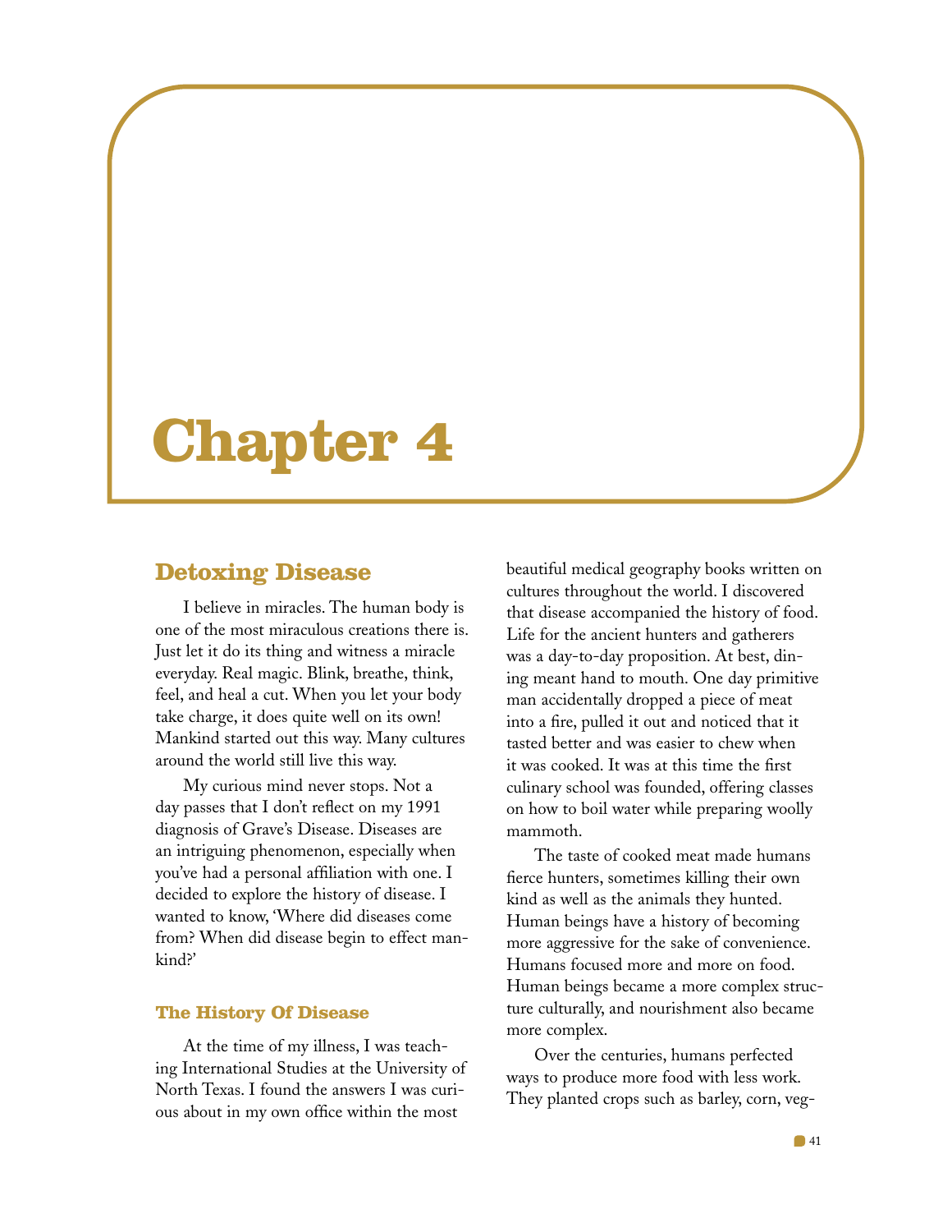# Chapter 4

## Detoxing Disease

I believe in miracles. The human body is one of the most miraculous creations there is. Just let it do its thing and witness a miracle everyday. Real magic. Blink, breathe, think, feel, and heal a cut. When you let your body take charge, it does quite well on its own! Mankind started out this way. Many cultures around the world still live this way.

My curious mind never stops. Not a day passes that I don't reflect on my 1991 diagnosis of Grave's Disease. Diseases are an intriguing phenomenon, especially when you've had a personal affiliation with one. I decided to explore the history of disease. I wanted to know, 'Where did diseases come from? When did disease begin to effect mankind?'

### The History Of Disease

At the time of my illness, I was teaching International Studies at the University of North Texas. I found the answers I was curious about in my own office within the most beautiful medical geography books written on cultures throughout the world. I discovered that disease accompanied the history of food. Life for the ancient hunters and gatherers was a day-to-day proposition. At best, dining meant hand to mouth. One day primitive man accidentally dropped a piece of meat into a fire, pulled it out and noticed that it tasted better and was easier to chew when it was cooked. It was at this time the first culinary school was founded, offering classes on how to boil water while preparing woolly mammoth.

The taste of cooked meat made humans fierce hunters, sometimes killing their own kind as well as the animals they hunted. Human beings have a history of becoming more aggressive for the sake of convenience. Humans focused more and more on food. Human beings became a more complex structure culturally, and nourishment also became more complex.

Over the centuries, humans perfected ways to produce more food with less work. They planted crops such as barley, corn, veg-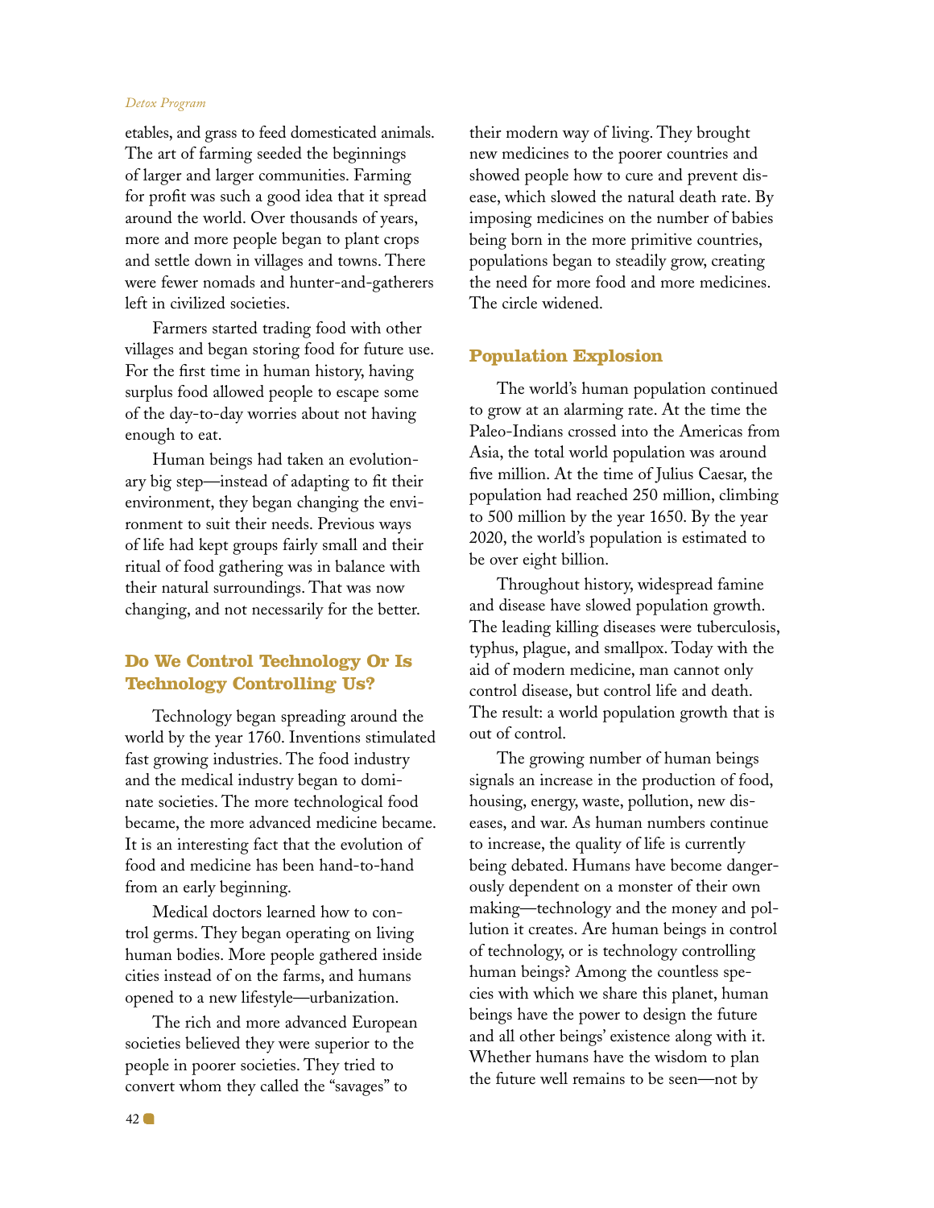etables, and grass to feed domesticated animals. The art of farming seeded the beginnings of larger and larger communities. Farming for profit was such a good idea that it spread around the world. Over thousands of years, more and more people began to plant crops and settle down in villages and towns. There were fewer nomads and hunter-and-gatherers left in civilized societies.

Farmers started trading food with other villages and began storing food for future use. For the first time in human history, having surplus food allowed people to escape some of the day-to-day worries about not having enough to eat.

Human beings had taken an evolutionary big step—instead of adapting to fit their environment, they began changing the environment to suit their needs. Previous ways of life had kept groups fairly small and their ritual of food gathering was in balance with their natural surroundings. That was now changing, and not necessarily for the better.

## Do We Control Technology Or Is Technology Controlling Us?

Technology began spreading around the world by the year 1760. Inventions stimulated fast growing industries. The food industry and the medical industry began to dominate societies. The more technological food became, the more advanced medicine became. It is an interesting fact that the evolution of food and medicine has been hand-to-hand from an early beginning.

Medical doctors learned how to control germs. They began operating on living human bodies. More people gathered inside cities instead of on the farms, and humans opened to a new lifestyle—urbanization.

The rich and more advanced European societies believed they were superior to the people in poorer societies. They tried to convert whom they called the "savages" to their modern way of living. They brought new medicines to the poorer countries and showed people how to cure and prevent disease, which slowed the natural death rate. By imposing medicines on the number of babies being born in the more primitive countries, populations began to steadily grow, creating the need for more food and more medicines. The circle widened.

## Population Explosion

The world's human population continued to grow at an alarming rate. At the time the Paleo-Indians crossed into the Americas from Asia, the total world population was around five million. At the time of Julius Caesar, the population had reached 250 million, climbing to 500 million by the year 1650. By the year 2020, the world's population is estimated to be over eight billion.

Throughout history, widespread famine and disease have slowed population growth. The leading killing diseases were tuberculosis, typhus, plague, and smallpox. Today with the aid of modern medicine, man cannot only control disease, but control life and death. The result: a world population growth that is out of control.

The growing number of human beings signals an increase in the production of food, housing, energy, waste, pollution, new diseases, and war. As human numbers continue to increase, the quality of life is currently being debated. Humans have become dangerously dependent on a monster of their own making—technology and the money and pollution it creates. Are human beings in control of technology, or is technology controlling human beings? Among the countless species with which we share this planet, human beings have the power to design the future and all other beings' existence along with it. Whether humans have the wisdom to plan the future well remains to be seen—not by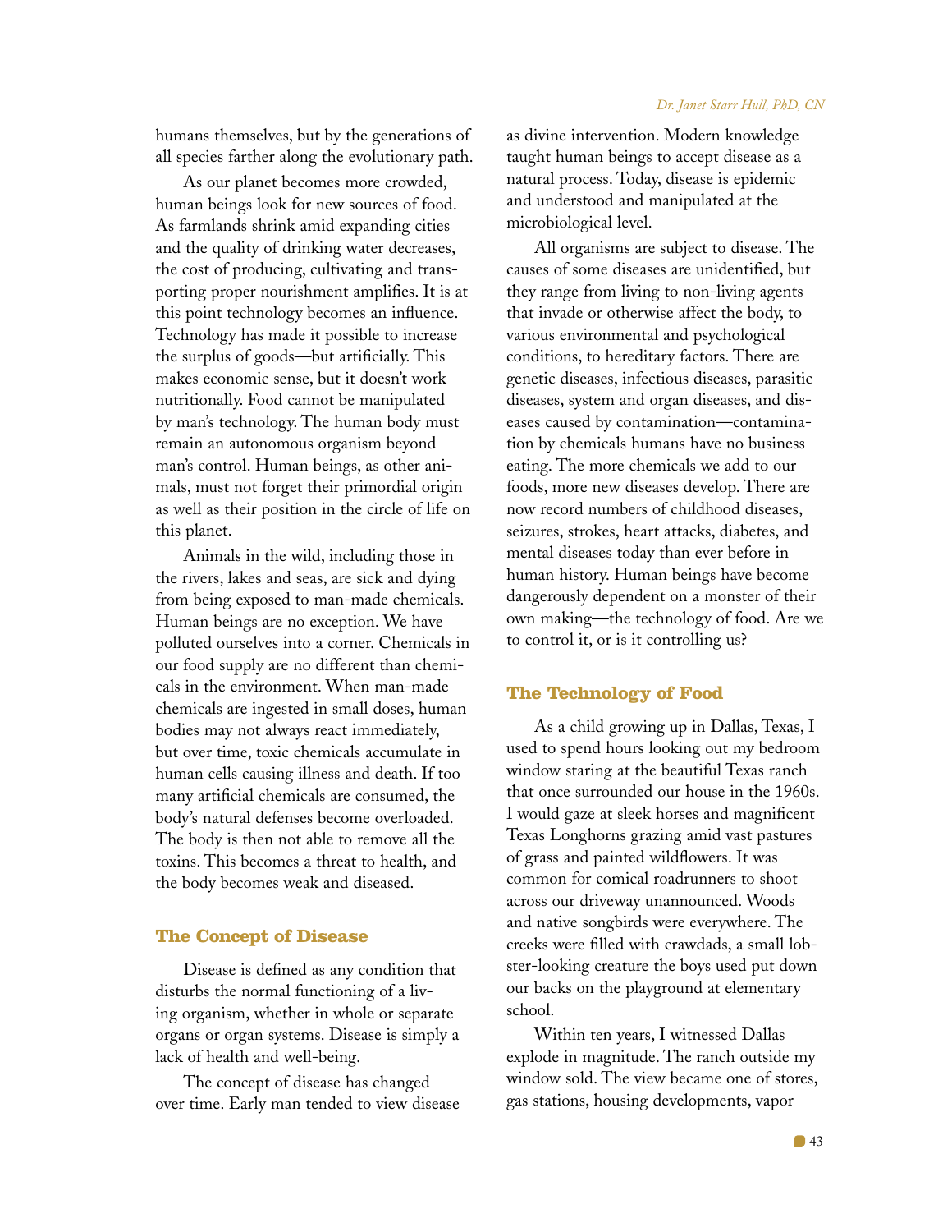humans themselves, but by the generations of all species farther along the evolutionary path.

As our planet becomes more crowded, human beings look for new sources of food. As farmlands shrink amid expanding cities and the quality of drinking water decreases, the cost of producing, cultivating and transporting proper nourishment amplifies. It is at this point technology becomes an influence. Technology has made it possible to increase the surplus of goods—but artificially. This makes economic sense, but it doesn't work nutritionally. Food cannot be manipulated by man's technology. The human body must remain an autonomous organism beyond man's control. Human beings, as other animals, must not forget their primordial origin as well as their position in the circle of life on this planet.

Animals in the wild, including those in the rivers, lakes and seas, are sick and dying from being exposed to man-made chemicals. Human beings are no exception. We have polluted ourselves into a corner. Chemicals in our food supply are no different than chemicals in the environment. When man-made chemicals are ingested in small doses, human bodies may not always react immediately, but over time, toxic chemicals accumulate in human cells causing illness and death. If too many artificial chemicals are consumed, the body's natural defenses become overloaded. The body is then not able to remove all the toxins. This becomes a threat to health, and the body becomes weak and diseased.

## The Concept of Disease

Disease is defined as any condition that disturbs the normal functioning of a living organism, whether in whole or separate organs or organ systems. Disease is simply a lack of health and well-being.

The concept of disease has changed over time. Early man tended to view disease as divine intervention. Modern knowledge taught human beings to accept disease as a natural process. Today, disease is epidemic and understood and manipulated at the microbiological level.

All organisms are subject to disease. The causes of some diseases are unidentified, but they range from living to non-living agents that invade or otherwise affect the body, to various environmental and psychological conditions, to hereditary factors. There are genetic diseases, infectious diseases, parasitic diseases, system and organ diseases, and diseases caused by contamination—contamination by chemicals humans have no business eating. The more chemicals we add to our foods, more new diseases develop. There are now record numbers of childhood diseases, seizures, strokes, heart attacks, diabetes, and mental diseases today than ever before in human history. Human beings have become dangerously dependent on a monster of their own making—the technology of food. Are we to control it, or is it controlling us?

## The Technology of Food

As a child growing up in Dallas, Texas, I used to spend hours looking out my bedroom window staring at the beautiful Texas ranch that once surrounded our house in the 1960s. I would gaze at sleek horses and magnificent Texas Longhorns grazing amid vast pastures of grass and painted wildflowers. It was common for comical roadrunners to shoot across our driveway unannounced. Woods and native songbirds were everywhere. The creeks were filled with crawdads, a small lobster-looking creature the boys used put down our backs on the playground at elementary school.

Within ten years, I witnessed Dallas explode in magnitude. The ranch outside my window sold. The view became one of stores, gas stations, housing developments, vapor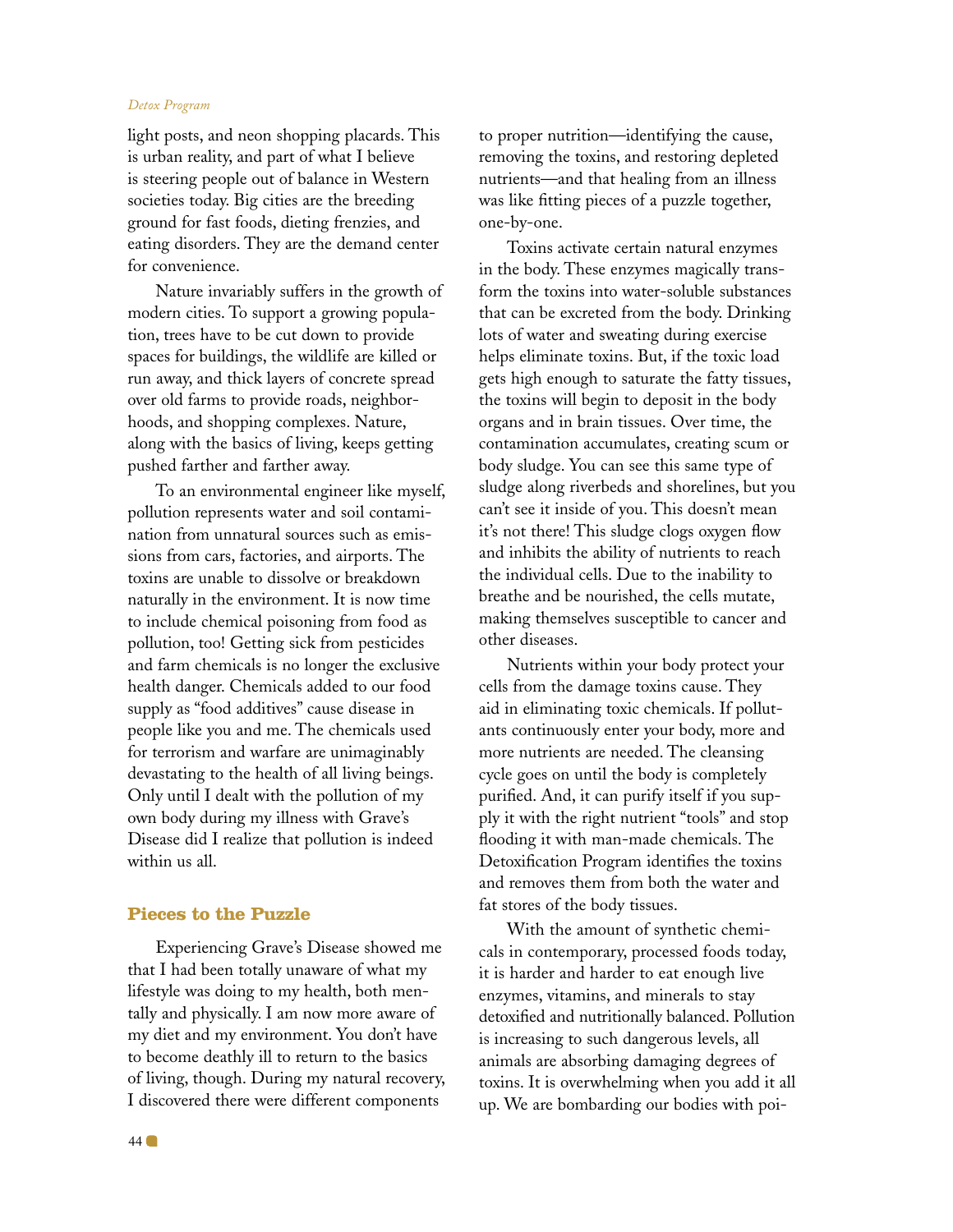light posts, and neon shopping placards. This is urban reality, and part of what I believe is steering people out of balance in Western societies today. Big cities are the breeding ground for fast foods, dieting frenzies, and eating disorders. They are the demand center for convenience.

Nature invariably suffers in the growth of modern cities. To support a growing population, trees have to be cut down to provide spaces for buildings, the wildlife are killed or run away, and thick layers of concrete spread over old farms to provide roads, neighborhoods, and shopping complexes. Nature, along with the basics of living, keeps getting pushed farther and farther away.

To an environmental engineer like myself, pollution represents water and soil contamination from unnatural sources such as emissions from cars, factories, and airports. The toxins are unable to dissolve or breakdown naturally in the environment. It is now time to include chemical poisoning from food as pollution, too! Getting sick from pesticides and farm chemicals is no longer the exclusive health danger. Chemicals added to our food supply as "food additives" cause disease in people like you and me. The chemicals used for terrorism and warfare are unimaginably devastating to the health of all living beings. Only until I dealt with the pollution of my own body during my illness with Grave's Disease did I realize that pollution is indeed within us all.

## Pieces to the Puzzle

Experiencing Grave's Disease showed me that I had been totally unaware of what my lifestyle was doing to my health, both mentally and physically. I am now more aware of my diet and my environment. You don't have to become deathly ill to return to the basics of living, though. During my natural recovery, I discovered there were different components to proper nutrition—identifying the cause, removing the toxins, and restoring depleted nutrients—and that healing from an illness was like fitting pieces of a puzzle together, one-by-one.

Toxins activate certain natural enzymes in the body. These enzymes magically transform the toxins into water-soluble substances that can be excreted from the body. Drinking lots of water and sweating during exercise helps eliminate toxins. But, if the toxic load gets high enough to saturate the fatty tissues, the toxins will begin to deposit in the body organs and in brain tissues. Over time, the contamination accumulates, creating scum or body sludge. You can see this same type of sludge along riverbeds and shorelines, but you can't see it inside of you. This doesn't mean it's not there! This sludge clogs oxygen flow and inhibits the ability of nutrients to reach the individual cells. Due to the inability to breathe and be nourished, the cells mutate, making themselves susceptible to cancer and other diseases.

Nutrients within your body protect your cells from the damage toxins cause. They aid in eliminating toxic chemicals. If pollutants continuously enter your body, more and more nutrients are needed. The cleansing cycle goes on until the body is completely purified. And, it can purify itself if you supply it with the right nutrient "tools" and stop flooding it with man-made chemicals. The Detoxification Program identifies the toxins and removes them from both the water and fat stores of the body tissues.

With the amount of synthetic chemicals in contemporary, processed foods today, it is harder and harder to eat enough live enzymes, vitamins, and minerals to stay detoxified and nutritionally balanced. Pollution is increasing to such dangerous levels, all animals are absorbing damaging degrees of toxins. It is overwhelming when you add it all up. We are bombarding our bodies with poi-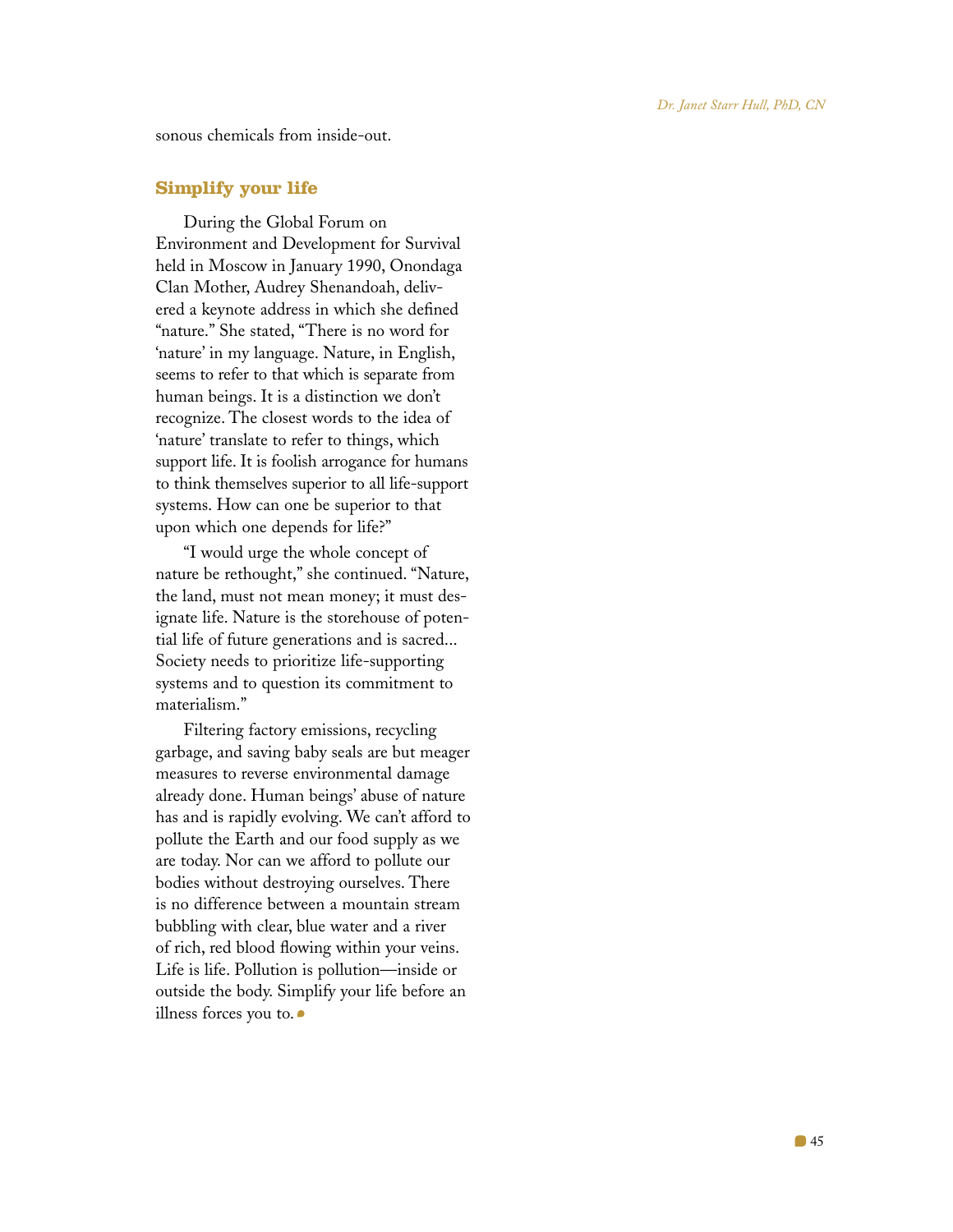sonous chemicals from inside-out.

## Simplify your life

During the Global Forum on Environment and Development for Survival held in Moscow in January 1990, Onondaga Clan Mother, Audrey Shenandoah, delivered a keynote address in which she defined "nature." She stated, "There is no word for 'nature' in my language. Nature, in English, seems to refer to that which is separate from human beings. It is a distinction we don't recognize. The closest words to the idea of 'nature' translate to refer to things, which support life. It is foolish arrogance for humans to think themselves superior to all life-support systems. How can one be superior to that upon which one depends for life?"

"I would urge the whole concept of nature be rethought," she continued. "Nature, the land, must not mean money; it must designate life. Nature is the storehouse of potential life of future generations and is sacred... Society needs to prioritize life-supporting systems and to question its commitment to materialism."

Filtering factory emissions, recycling garbage, and saving baby seals are but meager measures to reverse environmental damage already done. Human beings' abuse of nature has and is rapidly evolving. We can't afford to pollute the Earth and our food supply as we are today. Nor can we afford to pollute our bodies without destroying ourselves. There is no difference between a mountain stream bubbling with clear, blue water and a river of rich, red blood flowing within your veins. Life is life. Pollution is pollution—inside or outside the body. Simplify your life before an illness forces you to.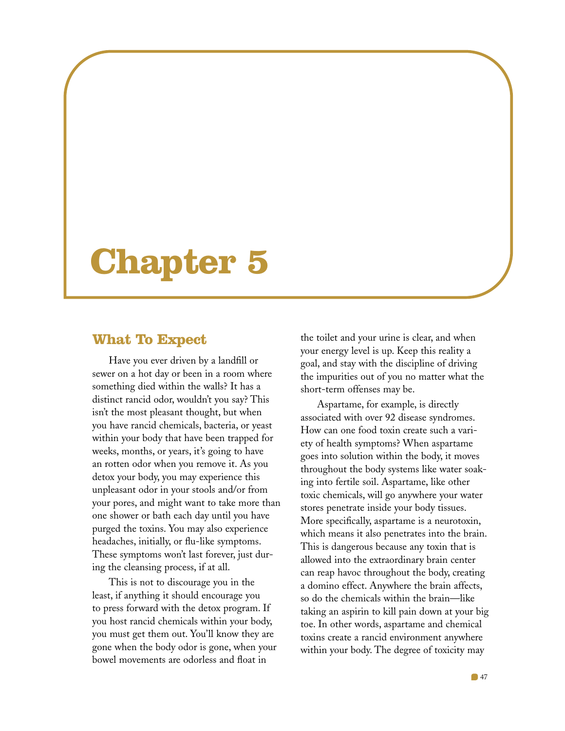# Chapter 5

## What To Expect

Have you ever driven by a landfill or sewer on a hot day or been in a room where something died within the walls? It has a distinct rancid odor, wouldn't you say? This isn't the most pleasant thought, but when you have rancid chemicals, bacteria, or yeast within your body that have been trapped for weeks, months, or years, it's going to have an rotten odor when you remove it. As you detox your body, you may experience this unpleasant odor in your stools and/or from your pores, and might want to take more than one shower or bath each day until you have purged the toxins. You may also experience headaches, initially, or flu-like symptoms. These symptoms won't last forever, just during the cleansing process, if at all.

This is not to discourage you in the least, if anything it should encourage you to press forward with the detox program. If you host rancid chemicals within your body, you must get them out. You'll know they are gone when the body odor is gone, when your bowel movements are odorless and float in the toilet and your urine is clear, and when your energy level is up. Keep this reality a goal, and stay with the discipline of driving the impurities out of you no matter what the short-term offenses may be.

Aspartame, for example, is directly associated with over 92 disease syndromes. How can one food toxin create such a variety of health symptoms? When aspartame goes into solution within the body, it moves throughout the body systems like water soaking into fertile soil. Aspartame, like other toxic chemicals, will go anywhere your water stores penetrate inside your body tissues. More specifically, aspartame is a neurotoxin, which means it also penetrates into the brain. This is dangerous because any toxin that is allowed into the extraordinary brain center can reap havoc throughout the body, creating a domino effect. Anywhere the brain affects, so do the chemicals within the brain—like taking an aspirin to kill pain down at your big toe. In other words, aspartame and chemical toxins create a rancid environment anywhere within your body. The degree of toxicity may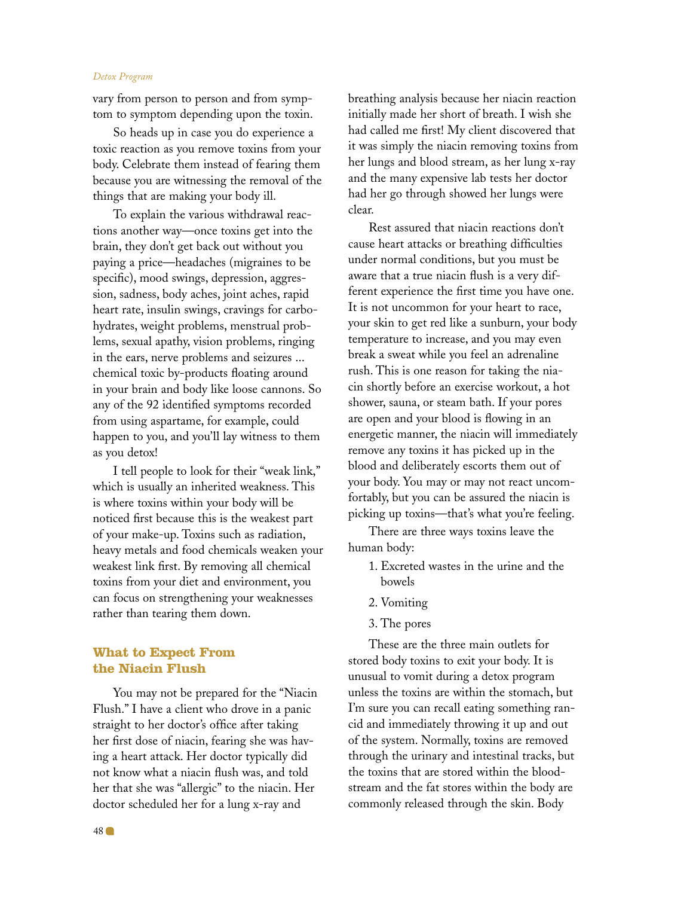vary from person to person and from symptom to symptom depending upon the toxin.

So heads up in case you do experience a toxic reaction as you remove toxins from your body. Celebrate them instead of fearing them because you are witnessing the removal of the things that are making your body ill.

To explain the various withdrawal reactions another way—once toxins get into the brain, they don't get back out without you paying a price—headaches (migraines to be specific), mood swings, depression, aggression, sadness, body aches, joint aches, rapid heart rate, insulin swings, cravings for carbohydrates, weight problems, menstrual problems, sexual apathy, vision problems, ringing in the ears, nerve problems and seizures ... chemical toxic by-products floating around in your brain and body like loose cannons. So any of the 92 identified symptoms recorded from using aspartame, for example, could happen to you, and you'll lay witness to them as you detox!

I tell people to look for their "weak link," which is usually an inherited weakness. This is where toxins within your body will be noticed first because this is the weakest part of your make-up. Toxins such as radiation, heavy metals and food chemicals weaken your weakest link first. By removing all chemical toxins from your diet and environment, you can focus on strengthening your weaknesses rather than tearing them down.

## What to Expect From the Niacin Flush

You may not be prepared for the "Niacin Flush." I have a client who drove in a panic straight to her doctor's office after taking her first dose of niacin, fearing she was having a heart attack. Her doctor typically did not know what a niacin flush was, and told her that she was "allergic" to the niacin. Her doctor scheduled her for a lung x-ray and breathing analysis because her niacin reaction initially made her short of breath. I wish she had called me first! My client discovered that it was simply the niacin removing toxins from her lungs and blood stream, as her lung x-ray and the many expensive lab tests her doctor had her go through showed her lungs were clear.

Rest assured that niacin reactions don't cause heart attacks or breathing difficulties under normal conditions, but you must be aware that a true niacin flush is a very different experience the first time you have one. It is not uncommon for your heart to race, your skin to get red like a sunburn, your body temperature to increase, and you may even break a sweat while you feel an adrenaline rush. This is one reason for taking the niacin shortly before an exercise workout, a hot shower, sauna, or steam bath. If your pores are open and your blood is flowing in an energetic manner, the niacin will immediately remove any toxins it has picked up in the blood and deliberately escorts them out of your body. You may or may not react uncomfortably, but you can be assured the niacin is picking up toxins—that's what you're feeling.

There are three ways toxins leave the human body:

1. Excreted wastes in the urine and the bowels
2. Vomiting
3. The pores

These are the three main outlets for stored body toxins to exit your body. It is unusual to vomit during a detox program unless the toxins are within the stomach, but I'm sure you can recall eating something rancid and immediately throwing it up and out of the system. Normally, toxins are removed through the urinary and intestinal tracks, but the toxins that are stored within the bloodstream and the fat stores within the body are commonly released through the skin. Body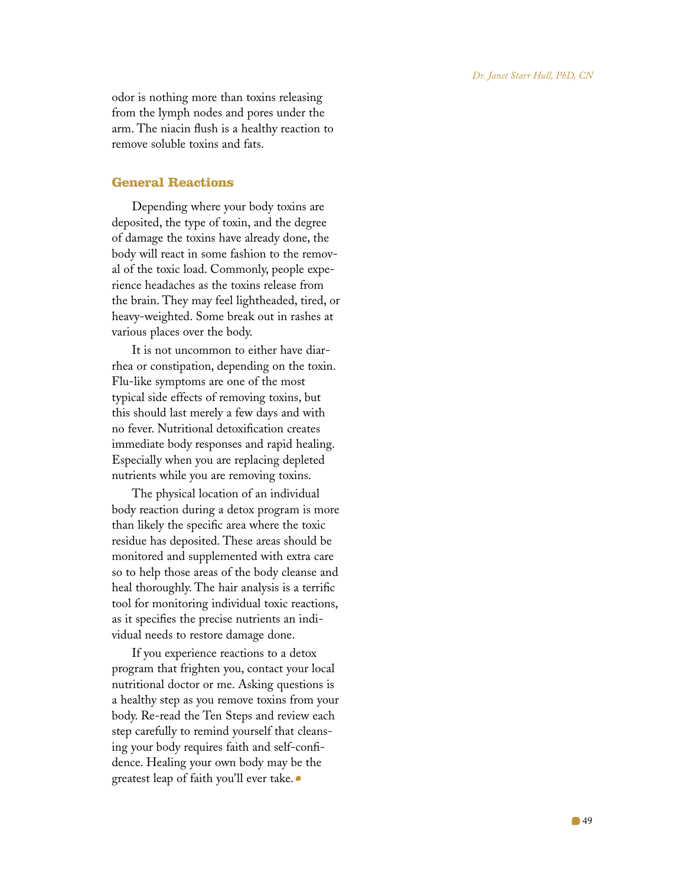odor is nothing more than toxins releasing from the lymph nodes and pores under the arm. The niacin flush is a healthy reaction to remove soluble toxins and fats.

## General Reactions

Depending where your body toxins are deposited, the type of toxin, and the degree of damage the toxins have already done, the body will react in some fashion to the removal of the toxic load. Commonly, people experience headaches as the toxins release from the brain. They may feel lightheaded, tired, or heavy-weighted. Some break out in rashes at various places over the body.

It is not uncommon to either have diarrhea or constipation, depending on the toxin. Flu-like symptoms are one of the most typical side effects of removing toxins, but this should last merely a few days and with no fever. Nutritional detoxification creates immediate body responses and rapid healing. Especially when you are replacing depleted nutrients while you are removing toxins.

The physical location of an individual body reaction during a detox program is more than likely the specific area where the toxic residue has deposited. These areas should be monitored and supplemented with extra care so to help those areas of the body cleanse and heal thoroughly. The hair analysis is a terrific tool for monitoring individual toxic reactions, as it specifies the precise nutrients an individual needs to restore damage done.

If you experience reactions to a detox program that frighten you, contact your local nutritional doctor or me. Asking questions is a healthy step as you remove toxins from your body. Re-read the Ten Steps and review each step carefully to remind yourself that cleansing your body requires faith and self-confidence. Healing your own body may be the greatest leap of faith you'll ever take.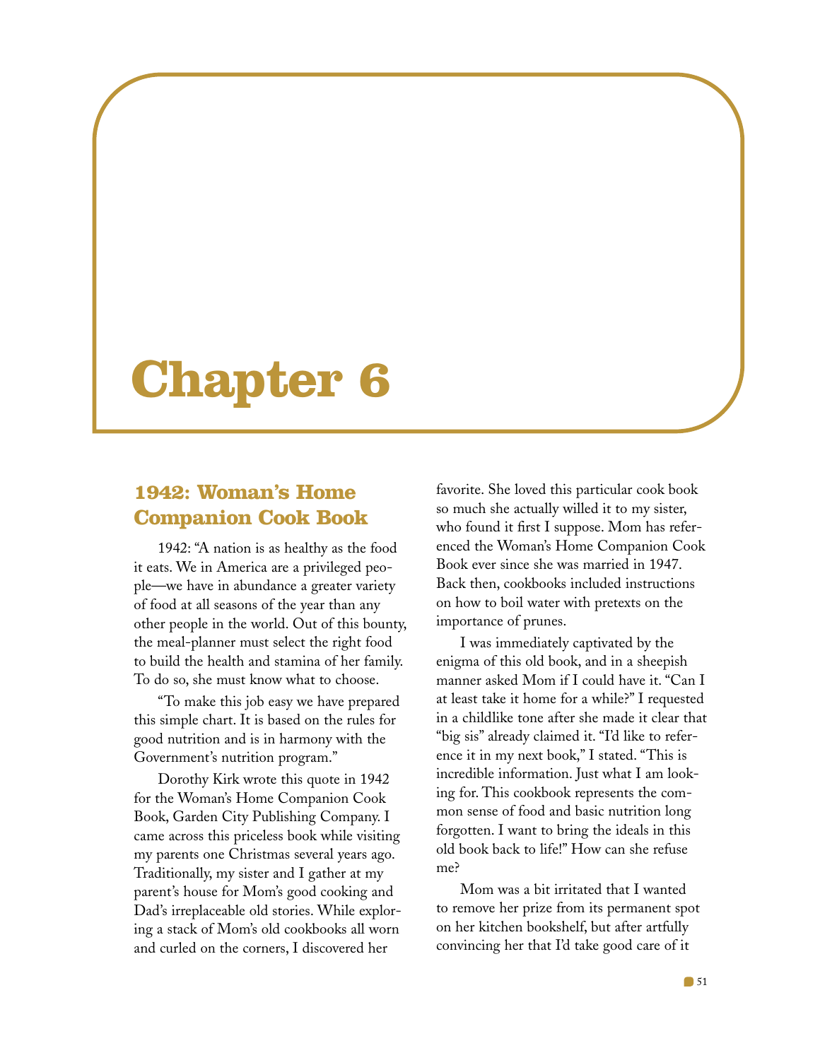# Chapter 6

## 1942: Woman's Home Companion Cook Book

1942: "A nation is as healthy as the food it eats. We in America are a privileged people—we have in abundance a greater variety of food at all seasons of the year than any other people in the world. Out of this bounty, the meal-planner must select the right food to build the health and stamina of her family. To do so, she must know what to choose.

"To make this job easy we have prepared this simple chart. It is based on the rules for good nutrition and is in harmony with the Government's nutrition program."

Dorothy Kirk wrote this quote in 1942 for the Woman's Home Companion Cook Book, Garden City Publishing Company. I came across this priceless book while visiting my parents one Christmas several years ago. Traditionally, my sister and I gather at my parent's house for Mom's good cooking and Dad's irreplaceable old stories. While exploring a stack of Mom's old cookbooks all worn and curled on the corners, I discovered her favorite. She loved this particular cook book so much she actually willed it to my sister, who found it first I suppose. Mom has referenced the Woman's Home Companion Cook Book ever since she was married in 1947. Back then, cookbooks included instructions on how to boil water with pretexts on the importance of prunes.

I was immediately captivated by the enigma of this old book, and in a sheepish manner asked Mom if I could have it. "Can I at least take it home for a while?" I requested in a childlike tone after she made it clear that "big sis" already claimed it. "I'd like to reference it in my next book," I stated. "This is incredible information. Just what I am looking for. This cookbook represents the common sense of food and basic nutrition long forgotten. I want to bring the ideals in this old book back to life!" How can she refuse me?

Mom was a bit irritated that I wanted to remove her prize from its permanent spot on her kitchen bookshelf, but after artfully convincing her that I'd take good care of it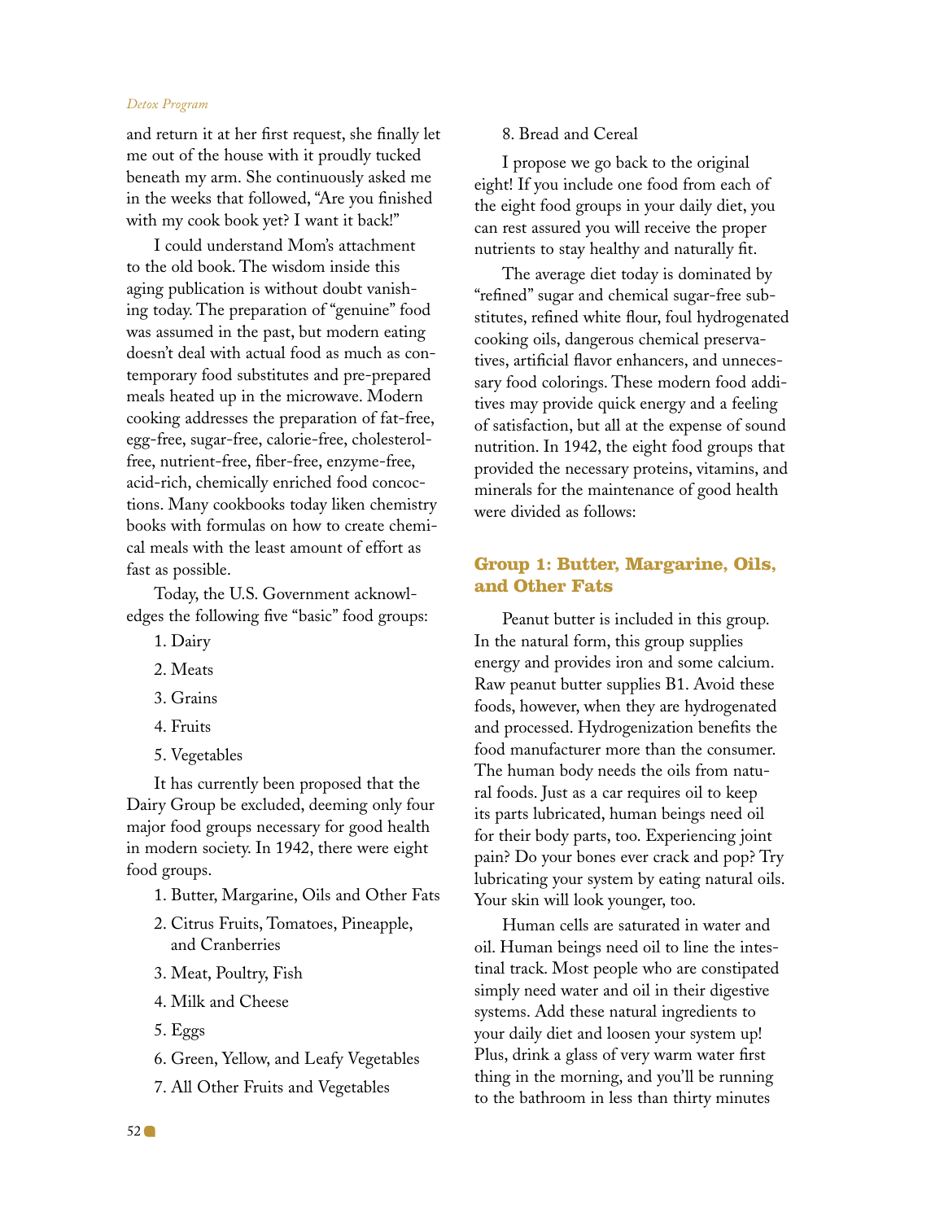and return it at her first request, she finally let me out of the house with it proudly tucked beneath my arm. She continuously asked me in the weeks that followed, "Are you finished with my cook book yet? I want it back!"

I could understand Mom's attachment to the old book. The wisdom inside this aging publication is without doubt vanishing today. The preparation of "genuine" food was assumed in the past, but modern eating doesn't deal with actual food as much as contemporary food substitutes and pre-prepared meals heated up in the microwave. Modern cooking addresses the preparation of fat-free, egg-free, sugar-free, calorie-free, cholesterol-free, nutrient-free, fiber-free, enzyme-free, acid-rich, chemically enriched food concoctions. Many cookbooks today liken chemistry books with formulas on how to create chemical meals with the least amount of effort as fast as possible.

Today, the U.S. Government acknowledges the following five "basic" food groups:

1. Dairy
2. Meats
3. Grains
4. Fruits
5. Vegetables

It has currently been proposed that the Dairy Group be excluded, deeming only four major food groups necessary for good health in modern society. In 1942, there were eight food groups.

1. Butter, Margarine, Oils and Other Fats
2. Citrus Fruits, Tomatoes, Pineapple, and Cranberries
3. Meat, Poultry, Fish
4. Milk and Cheese
5. Eggs
6. Green, Yellow, and Leafy Vegetables
7. All Other Fruits and Vegetables
8. Bread and Cereal

I propose we go back to the original eight! If you include one food from each of the eight food groups in your daily diet, you can rest assured you will receive the proper nutrients to stay healthy and naturally fit.

The average diet today is dominated by "refined" sugar and chemical sugar-free substitutes, refined white flour, foul hydrogenated cooking oils, dangerous chemical preservatives, artificial flavor enhancers, and unnecessary food colorings. These modern food additives may provide quick energy and a feeling of satisfaction, but all at the expense of sound nutrition. In 1942, the eight food groups that provided the necessary proteins, vitamins, and minerals for the maintenance of good health were divided as follows:

## Group 1: Butter, Margarine, Oils, and Other Fats

Peanut butter is included in this group. In the natural form, this group supplies energy and provides iron and some calcium. Raw peanut butter supplies B1. Avoid these foods, however, when they are hydrogenated and processed. Hydrogenization benefits the food manufacturer more than the consumer. The human body needs the oils from natural foods. Just as a car requires oil to keep its parts lubricated, human beings need oil for their body parts, too. Experiencing joint pain? Do your bones ever crack and pop? Try lubricating your system by eating natural oils. Your skin will look younger, too.

Human cells are saturated in water and oil. Human beings need oil to line the intestinal track. Most people who are constipated simply need water and oil in their digestive systems. Add these natural ingredients to your daily diet and loosen your system up! Plus, drink a glass of very warm water first thing in the morning, and you'll be running to the bathroom in less than thirty minutes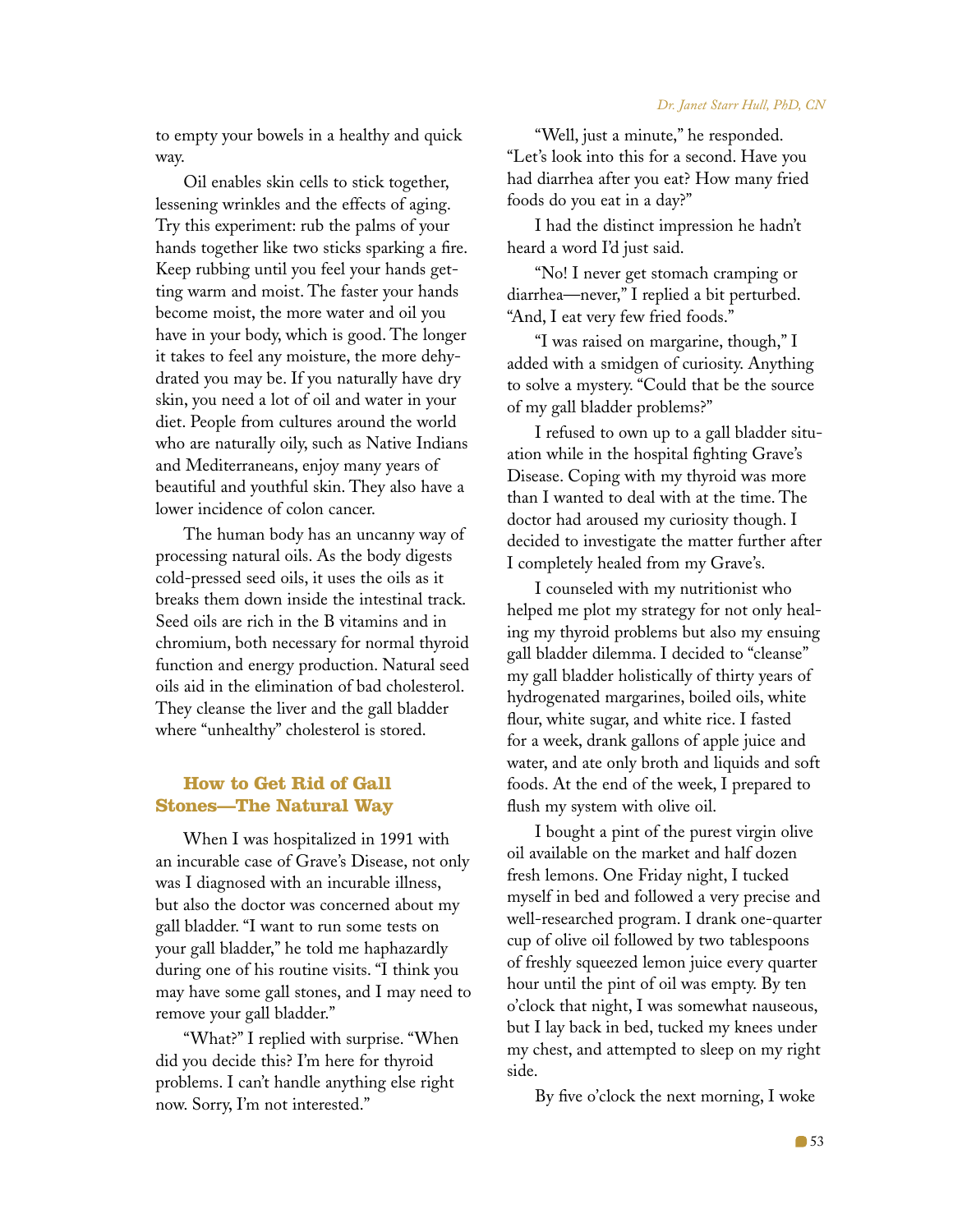to empty your bowels in a healthy and quick way.

Oil enables skin cells to stick together, lessening wrinkles and the effects of aging. Try this experiment: rub the palms of your hands together like two sticks sparking a fire. Keep rubbing until you feel your hands getting warm and moist. The faster your hands become moist, the more water and oil you have in your body, which is good. The longer it takes to feel any moisture, the more dehydrated you may be. If you naturally have dry skin, you need a lot of oil and water in your diet. People from cultures around the world who are naturally oily, such as Native Indians and Mediterraneans, enjoy many years of beautiful and youthful skin. They also have a lower incidence of colon cancer.

The human body has an uncanny way of processing natural oils. As the body digests cold-pressed seed oils, it uses the oils as it breaks them down inside the intestinal track. Seed oils are rich in the B vitamins and in chromium, both necessary for normal thyroid function and energy production. Natural seed oils aid in the elimination of bad cholesterol. They cleanse the liver and the gall bladder where "unhealthy" cholesterol is stored.

### How to Get Rid of Gall Stones—The Natural Way

When I was hospitalized in 1991 with an incurable case of Grave's Disease, not only was I diagnosed with an incurable illness, but also the doctor was concerned about my gall bladder. "I want to run some tests on your gall bladder," he told me haphazardly during one of his routine visits. "I think you may have some gall stones, and I may need to remove your gall bladder."

"What?" I replied with surprise. "When did you decide this? I'm here for thyroid problems. I can't handle anything else right now. Sorry, I'm not interested."

"Well, just a minute," he responded. "Let's look into this for a second. Have you had diarrhea after you eat? How many fried foods do you eat in a day?"

I had the distinct impression he hadn't heard a word I'd just said.

"No! I never get stomach cramping or diarrhea—never," I replied a bit perturbed. "And, I eat very few fried foods."

"I was raised on margarine, though," I added with a smidgen of curiosity. Anything to solve a mystery. "Could that be the source of my gall bladder problems?"

I refused to own up to a gall bladder situation while in the hospital fighting Grave's Disease. Coping with my thyroid was more than I wanted to deal with at the time. The doctor had aroused my curiosity though. I decided to investigate the matter further after I completely healed from my Grave's.

I counseled with my nutritionist who helped me plot my strategy for not only healing my thyroid problems but also my ensuing gall bladder dilemma. I decided to "cleanse" my gall bladder holistically of thirty years of hydrogenated margarines, boiled oils, white flour, white sugar, and white rice. I fasted for a week, drank gallons of apple juice and water, and ate only broth and liquids and soft foods. At the end of the week, I prepared to flush my system with olive oil.

I bought a pint of the purest virgin olive oil available on the market and half dozen fresh lemons. One Friday night, I tucked myself in bed and followed a very precise and well-researched program. I drank one-quarter cup of olive oil followed by two tablespoons of freshly squeezed lemon juice every quarter hour until the pint of oil was empty. By ten o'clock that night, I was somewhat nauseous, but I lay back in bed, tucked my knees under my chest, and attempted to sleep on my right side.

By five o'clock the next morning, I woke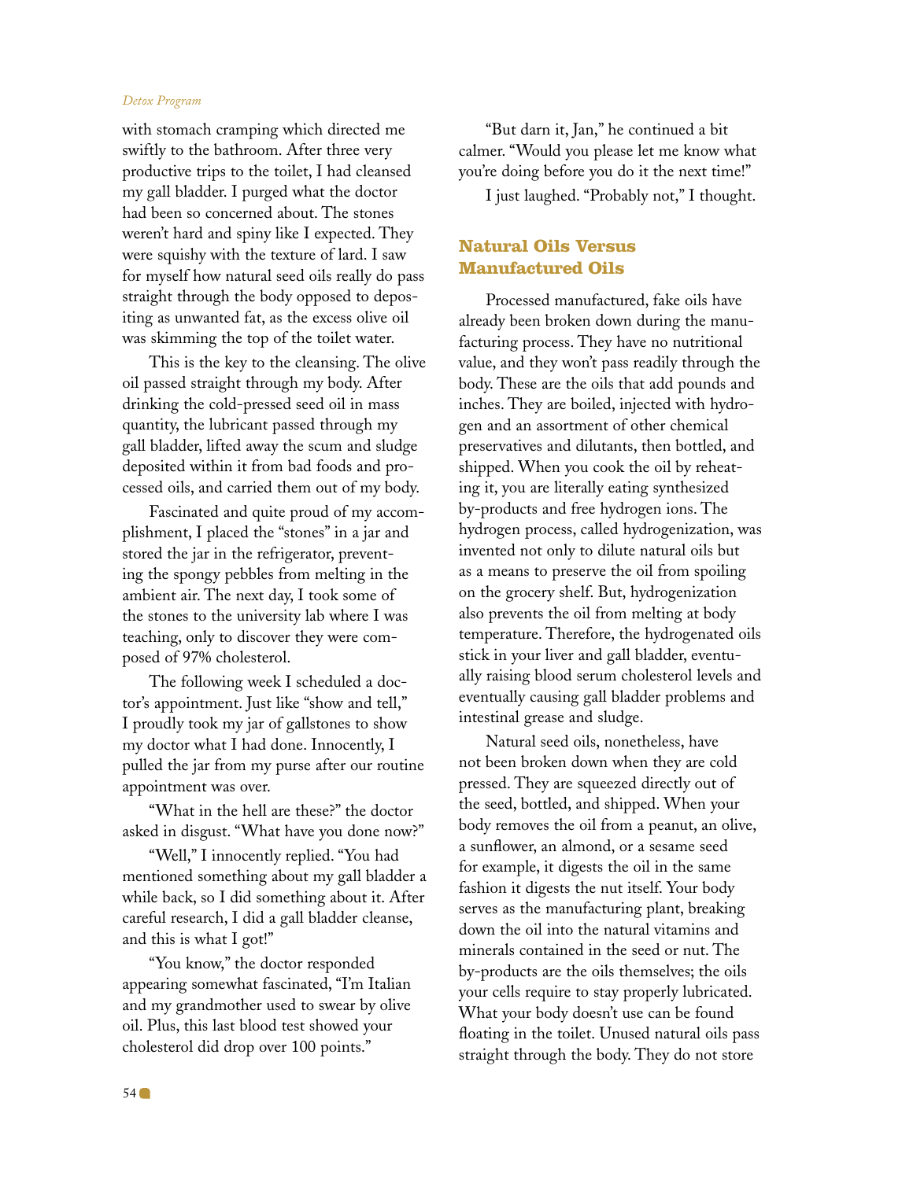with stomach cramping which directed me swiftly to the bathroom. After three very productive trips to the toilet, I had cleansed my gall bladder. I purged what the doctor had been so concerned about. The stones weren't hard and spiny like I expected. They were squishy with the texture of lard. I saw for myself how natural seed oils really do pass straight through the body opposed to depositing as unwanted fat, as the excess olive oil was skimming the top of the toilet water.

This is the key to the cleansing. The olive oil passed straight through my body. After drinking the cold-pressed seed oil in mass quantity, the lubricant passed through my gall bladder, lifted away the scum and sludge deposited within it from bad foods and processed oils, and carried them out of my body.

Fascinated and quite proud of my accomplishment, I placed the "stones" in a jar and stored the jar in the refrigerator, preventing the spongy pebbles from melting in the ambient air. The next day, I took some of the stones to the university lab where I was teaching, only to discover they were composed of 97% cholesterol.

The following week I scheduled a doctor's appointment. Just like "show and tell," I proudly took my jar of gallstones to show my doctor what I had done. Innocently, I pulled the jar from my purse after our routine appointment was over.

"What in the hell are these?" the doctor asked in disgust. "What have you done now?"

"Well," I innocently replied. "You had mentioned something about my gall bladder a while back, so I did something about it. After careful research, I did a gall bladder cleanse, and this is what I got!"

"You know," the doctor responded appearing somewhat fascinated, "I'm Italian and my grandmother used to swear by olive oil. Plus, this last blood test showed your cholesterol did drop over 100 points."

"But darn it, Jan," he continued a bit calmer. "Would you please let me know what you're doing before you do it the next time!"

I just laughed. "Probably not," I thought.

## Natural Oils Versus Manufactured Oils

Processed manufactured, fake oils have already been broken down during the manufacturing process. They have no nutritional value, and they won't pass readily through the body. These are the oils that add pounds and inches. They are boiled, injected with hydrogen and an assortment of other chemical preservatives and dilutants, then bottled, and shipped. When you cook the oil by reheating it, you are literally eating synthesized by-products and free hydrogen ions. The hydrogen process, called hydrogenization, was invented not only to dilute natural oils but as a means to preserve the oil from spoiling on the grocery shelf. But, hydrogenization also prevents the oil from melting at body temperature. Therefore, the hydrogenated oils stick in your liver and gall bladder, eventually raising blood serum cholesterol levels and eventually causing gall bladder problems and intestinal grease and sludge.

Natural seed oils, nonetheless, have not been broken down when they are cold pressed. They are squeezed directly out of the seed, bottled, and shipped. When your body removes the oil from a peanut, an olive, a sunflower, an almond, or a sesame seed for example, it digests the oil in the same fashion it digests the nut itself. Your body serves as the manufacturing plant, breaking down the oil into the natural vitamins and minerals contained in the seed or nut. The by-products are the oils themselves; the oils your cells require to stay properly lubricated. What your body doesn't use can be found floating in the toilet. Unused natural oils pass straight through the body. They do not store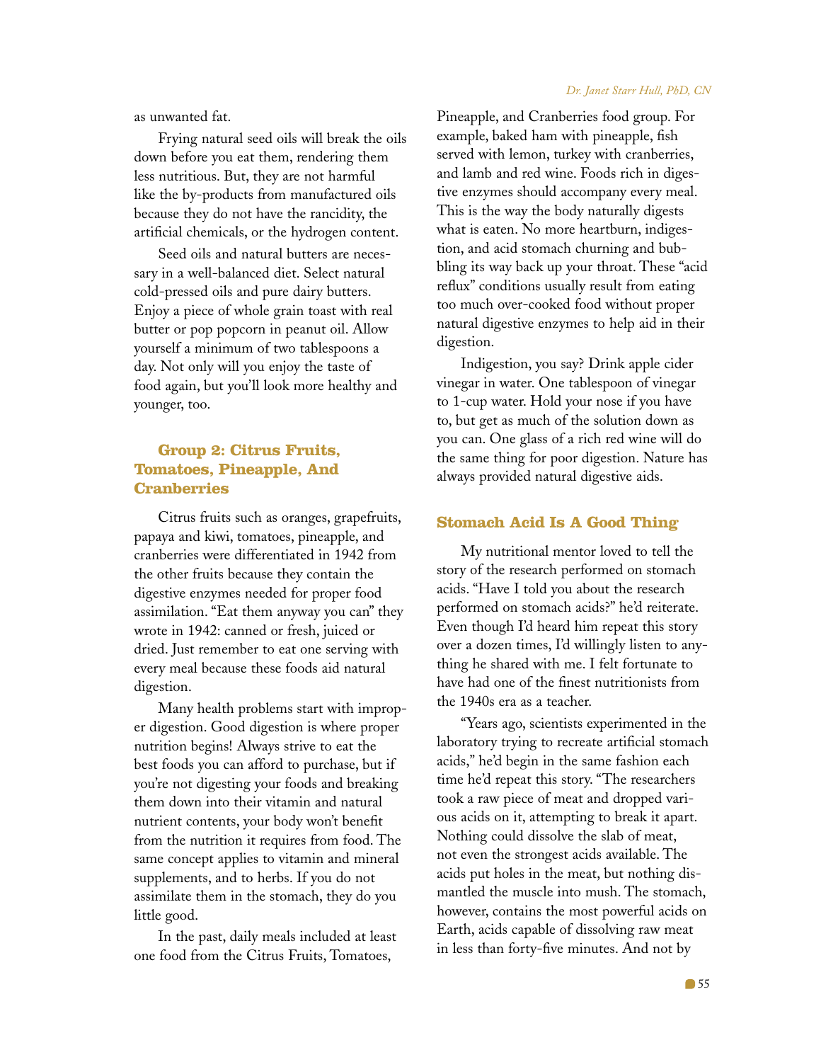as unwanted fat.

Frying natural seed oils will break the oils down before you eat them, rendering them less nutritious. But, they are not harmful like the by-products from manufactured oils because they do not have the rancidity, the artificial chemicals, or the hydrogen content.

Seed oils and natural butters are necessary in a well-balanced diet. Select natural cold-pressed oils and pure dairy butters. Enjoy a piece of whole grain toast with real butter or pop popcorn in peanut oil. Allow yourself a minimum of two tablespoons a day. Not only will you enjoy the taste of food again, but you'll look more healthy and younger, too.

## Group 2: Citrus Fruits, Tomatoes, Pineapple, And Cranberries

Citrus fruits such as oranges, grapefruits, papaya and kiwi, tomatoes, pineapple, and cranberries were differentiated in 1942 from the other fruits because they contain the digestive enzymes needed for proper food assimilation. "Eat them anyway you can" they wrote in 1942: canned or fresh, juiced or dried. Just remember to eat one serving with every meal because these foods aid natural digestion.

Many health problems start with improper digestion. Good digestion is where proper nutrition begins! Always strive to eat the best foods you can afford to purchase, but if you're not digesting your foods and breaking them down into their vitamin and natural nutrient contents, your body won't benefit from the nutrition it requires from food. The same concept applies to vitamin and mineral supplements, and to herbs. If you do not assimilate them in the stomach, they do you little good.

In the past, daily meals included at least one food from the Citrus Fruits, Tomatoes, Pineapple, and Cranberries food group. For example, baked ham with pineapple, fish served with lemon, turkey with cranberries, and lamb and red wine. Foods rich in digestive enzymes should accompany every meal. This is the way the body naturally digests what is eaten. No more heartburn, indigestion, and acid stomach churning and bubbling its way back up your throat. These "acid reflux" conditions usually result from eating too much over-cooked food without proper natural digestive enzymes to help aid in their digestion.

Indigestion, you say? Drink apple cider vinegar in water. One tablespoon of vinegar to 1-cup water. Hold your nose if you have to, but get as much of the solution down as you can. One glass of a rich red wine will do the same thing for poor digestion. Nature has always provided natural digestive aids.

## Stomach Acid Is A Good Thing

My nutritional mentor loved to tell the story of the research performed on stomach acids. "Have I told you about the research performed on stomach acids?" he'd reiterate. Even though I'd heard him repeat this story over a dozen times, I'd willingly listen to anything he shared with me. I felt fortunate to have had one of the finest nutritionists from the 1940s era as a teacher.

"Years ago, scientists experimented in the laboratory trying to recreate artificial stomach acids," he'd begin in the same fashion each time he'd repeat this story. "The researchers took a raw piece of meat and dropped various acids on it, attempting to break it apart. Nothing could dissolve the slab of meat, not even the strongest acids available. The acids put holes in the meat, but nothing dismantled the muscle into mush. The stomach, however, contains the most powerful acids on Earth, acids capable of dissolving raw meat in less than forty-five minutes. And not by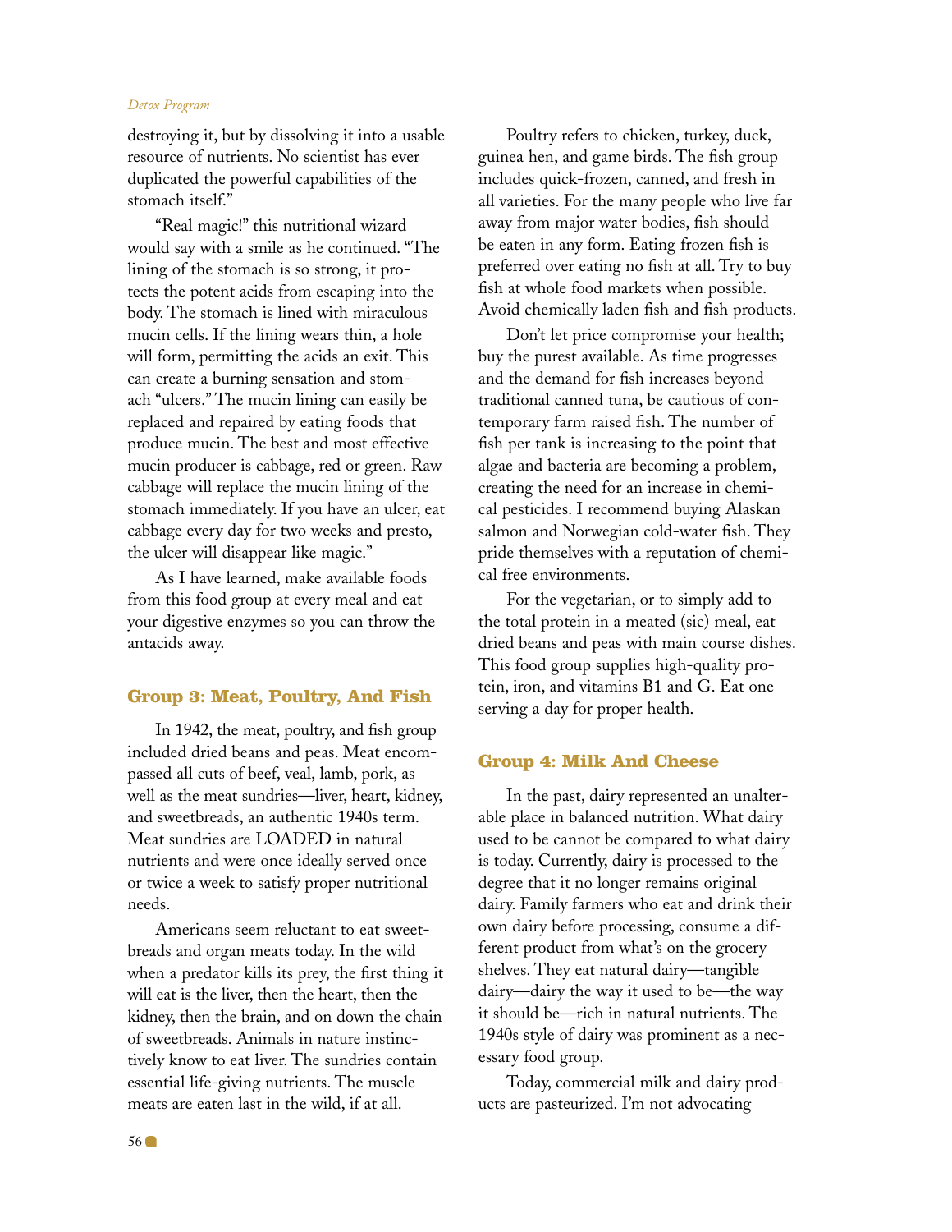destroying it, but by dissolving it into a usable resource of nutrients. No scientist has ever duplicated the powerful capabilities of the stomach itself."

"Real magic!" this nutritional wizard would say with a smile as he continued. "The lining of the stomach is so strong, it protects the potent acids from escaping into the body. The stomach is lined with miraculous mucin cells. If the lining wears thin, a hole will form, permitting the acids an exit. This can create a burning sensation and stomach "ulcers." The mucin lining can easily be replaced and repaired by eating foods that produce mucin. The best and most effective mucin producer is cabbage, red or green. Raw cabbage will replace the mucin lining of the stomach immediately. If you have an ulcer, eat cabbage every day for two weeks and presto, the ulcer will disappear like magic."

As I have learned, make available foods from this food group at every meal and eat your digestive enzymes so you can throw the antacids away.

## Group 3: Meat, Poultry, And Fish

In 1942, the meat, poultry, and fish group included dried beans and peas. Meat encompassed all cuts of beef, veal, lamb, pork, as well as the meat sundries—liver, heart, kidney, and sweetbreads, an authentic 1940s term. Meat sundries are LOADED in natural nutrients and were once ideally served once or twice a week to satisfy proper nutritional needs.

Americans seem reluctant to eat sweetbreads and organ meats today. In the wild when a predator kills its prey, the first thing it will eat is the liver, then the heart, then the kidney, then the brain, and on down the chain of sweetbreads. Animals in nature instinctively know to eat liver. The sundries contain essential life-giving nutrients. The muscle meats are eaten last in the wild, if at all.

Poultry refers to chicken, turkey, duck, guinea hen, and game birds. The fish group includes quick-frozen, canned, and fresh in all varieties. For the many people who live far away from major water bodies, fish should be eaten in any form. Eating frozen fish is preferred over eating no fish at all. Try to buy fish at whole food markets when possible. Avoid chemically laden fish and fish products.

Don't let price compromise your health; buy the purest available. As time progresses and the demand for fish increases beyond traditional canned tuna, be cautious of contemporary farm raised fish. The number of fish per tank is increasing to the point that algae and bacteria are becoming a problem, creating the need for an increase in chemical pesticides. I recommend buying Alaskan salmon and Norwegian cold-water fish. They pride themselves with a reputation of chemical free environments.

For the vegetarian, or to simply add to the total protein in a meated (sic) meal, eat dried beans and peas with main course dishes. This food group supplies high-quality protein, iron, and vitamins B1 and G. Eat one serving a day for proper health.

## Group 4: Milk And Cheese

In the past, dairy represented an unalterable place in balanced nutrition. What dairy used to be cannot be compared to what dairy is today. Currently, dairy is processed to the degree that it no longer remains original dairy. Family farmers who eat and drink their own dairy before processing, consume a different product from what's on the grocery shelves. They eat natural dairy—tangible dairy—dairy the way it used to be—the way it should be—rich in natural nutrients. The 1940s style of dairy was prominent as a necessary food group.

Today, commercial milk and dairy products are pasteurized. I'm not advocating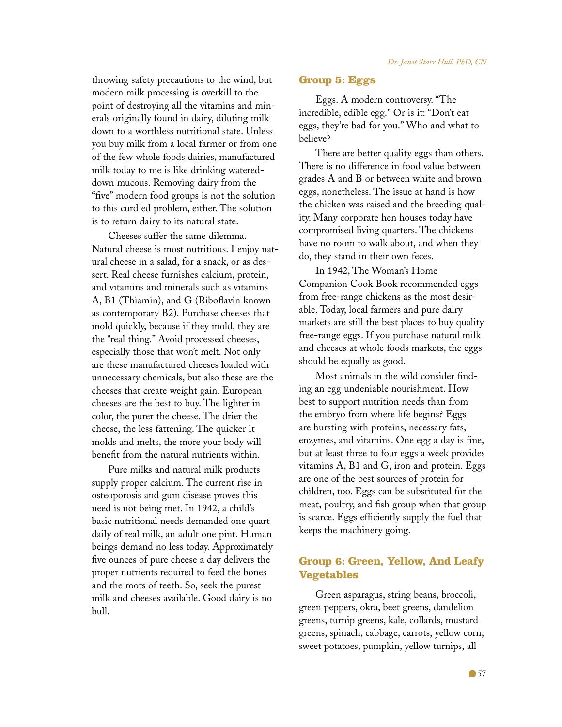throwing safety precautions to the wind, but modern milk processing is overkill to the point of destroying all the vitamins and minerals originally found in dairy, diluting milk down to a worthless nutritional state. Unless you buy milk from a local farmer or from one of the few whole foods dairies, manufactured milk today to me is like drinking watered-down mucous. Removing dairy from the "five" modern food groups is not the solution to this curdled problem, either. The solution is to return dairy to its natural state.

Cheeses suffer the same dilemma. Natural cheese is most nutritious. I enjoy natural cheese in a salad, for a snack, or as desert. Real cheese furnishes calcium, protein, and vitamins and minerals such as vitamins A, B1 (Thiamin), and G (Riboflavin known as contemporary B2). Purchase cheeses that mold quickly, because if they mold, they are the "real thing." Avoid processed cheeses, especially those that won't melt. Not only are these manufactured cheeses loaded with unnecessary chemicals, but also these are the cheeses that create weight gain. European cheeses are the best to buy. The lighter in color, the purer the cheese. The drier the cheese, the less fattening. The quicker it molds and melts, the more your body will benefit from the natural nutrients within.

Pure milks and natural milk products supply proper calcium. The current rise in osteoporosis and gum disease proves this need is not being met. In 1942, a child's basic nutritional needs demanded one quart daily of real milk, an adult one pint. Human beings demand no less today. Approximately five ounces of pure cheese a day delivers the proper nutrients required to feed the bones and the roots of teeth. So, seek the purest milk and cheeses available. Good dairy is no bull.

## Group 5: Eggs

Eggs. A modern controversy. "The incredible, edible egg." Or is it: "Don't eat eggs, they're bad for you." Who and what to believe?

There are better quality eggs than others. There is no difference in food value between grades A and B or between white and brown eggs, nonetheless. The issue at hand is how the chicken was raised and the breeding quality. Many corporate hen houses today have compromised living quarters. The chickens have no room to walk about, and when they do, they stand in their own feces.

In 1942, The Woman's Home Companion Cook Book recommended eggs from free-range chickens as the most desirable. Today, local farmers and pure dairy markets are still the best places to buy quality free-range eggs. If you purchase natural milk and cheeses at whole foods markets, the eggs should be equally as good.

Most animals in the wild consider finding an egg undeniable nourishment. How best to support nutrition needs than from the embryo from where life begins? Eggs are bursting with proteins, necessary fats, enzymes, and vitamins. One egg a day is fine, but at least three to four eggs a week provides vitamins A, B1 and G, iron and protein. Eggs are one of the best sources of protein for children, too. Eggs can be substituted for the meat, poultry, and fish group when that group is scarce. Eggs efficiently supply the fuel that keeps the machinery going.

## Group 6: Green, Yellow, And Leafy Vegetables

Green asparagus, string beans, broccoli, green peppers, okra, beet greens, dandelion greens, turnip greens, kale, collards, mustard greens, spinach, cabbage, carrots, yellow corn, sweet potatoes, pumpkin, yellow turnips, all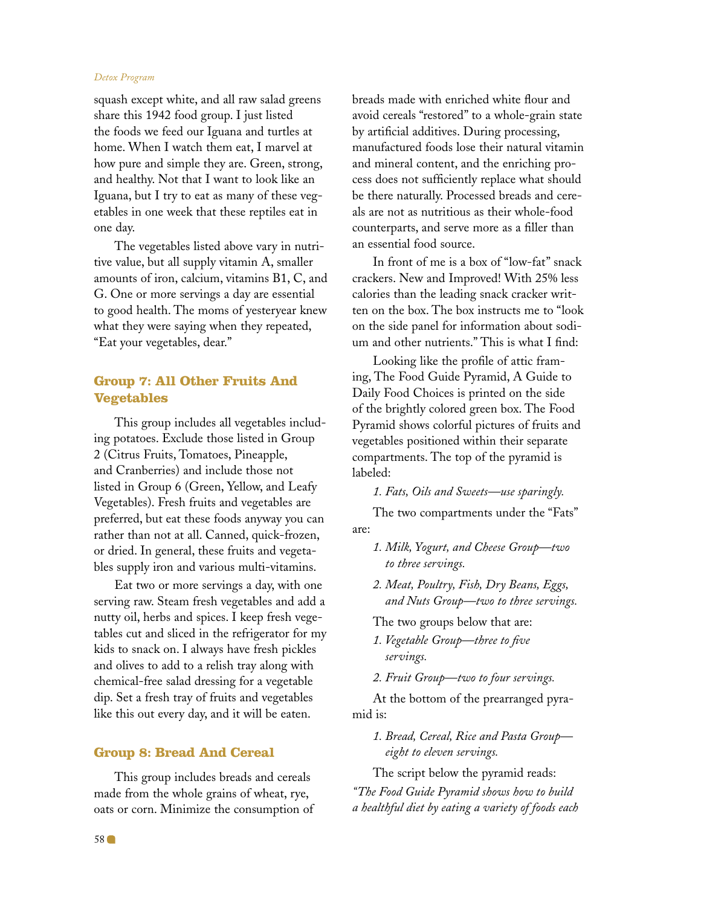squash except white, and all raw salad greens share this 1942 food group. I just listed the foods we feed our Iguana and turtles at home. When I watch them eat, I marvel at how pure and simple they are. Green, strong, and healthy. Not that I want to look like an Iguana, but I try to eat as many of these vegetables in one week that these reptiles eat in one day.

The vegetables listed above vary in nutritive value, but all supply vitamin A, smaller amounts of iron, calcium, vitamins B1, C, and G. One or more servings a day are essential to good health. The moms of yesteryear knew what they were saying when they repeated, "Eat your vegetables, dear."

## Group 7: All Other Fruits And Vegetables

This group includes all vegetables including potatoes. Exclude those listed in Group 2 (Citrus Fruits, Tomatoes, Pineapple, and Cranberries) and include those not listed in Group 6 (Green, Yellow, and Leafy Vegetables). Fresh fruits and vegetables are preferred, but eat these foods anyway you can rather than not at all. Canned, quick-frozen, or dried. In general, these fruits and vegetables supply iron and various multi-vitamins.

Eat two or more servings a day, with one serving raw. Steam fresh vegetables and add a nutty oil, herbs and spices. I keep fresh vegetables cut and sliced in the refrigerator for my kids to snack on. I always have fresh pickles and olives to add to a relish tray along with chemical-free salad dressing for a vegetable dip. Set a fresh tray of fruits and vegetables like this out every day, and it will be eaten.

## Group 8: Bread And Cereal

This group includes breads and cereals made from the whole grains of wheat, rye, oats or corn. Minimize the consumption of breads made with enriched white flour and avoid cereals "restored" to a whole-grain state by artificial additives. During processing, manufactured foods lose their natural vitamin and mineral content, and the enriching process does not sufficiently replace what should be there naturally. Processed breads and cereals are not as nutritious as their whole-food counterparts, and serve more as a filler than an essential food source.

In front of me is a box of "low-fat" snack crackers. New and Improved! With 25% less calories than the leading snack cracker written on the box. The box instructs me to "look on the side panel for information about sodium and other nutrients." This is what I find:

Looking like the profile of attic framing, The Food Guide Pyramid, A Guide to Daily Food Choices is printed on the side of the brightly colored green box. The Food Pyramid shows colorful pictures of fruits and vegetables positioned within their separate compartments. The top of the pyramid is labeled:

1. *Fats, Oils and Sweets—use sparingly.*

The two compartments under the "Fats" are:

1. *Milk, Yogurt, and Cheese Group—two to three servings.*
2. *Meat, Poultry, Fish, Dry Beans, Eggs, and Nuts Group—two to three servings.*

The two groups below that are:

1. *Vegetable Group—three to five servings.*
2. *Fruit Group—two to four servings.*

At the bottom of the prearranged pyramid is:

1. *Bread, Cereal, Rice and Pasta Group—eight to eleven servings.*

The script below the pyramid reads:

*"The Food Guide Pyramid shows how to build a healthful diet by eating a variety of foods each*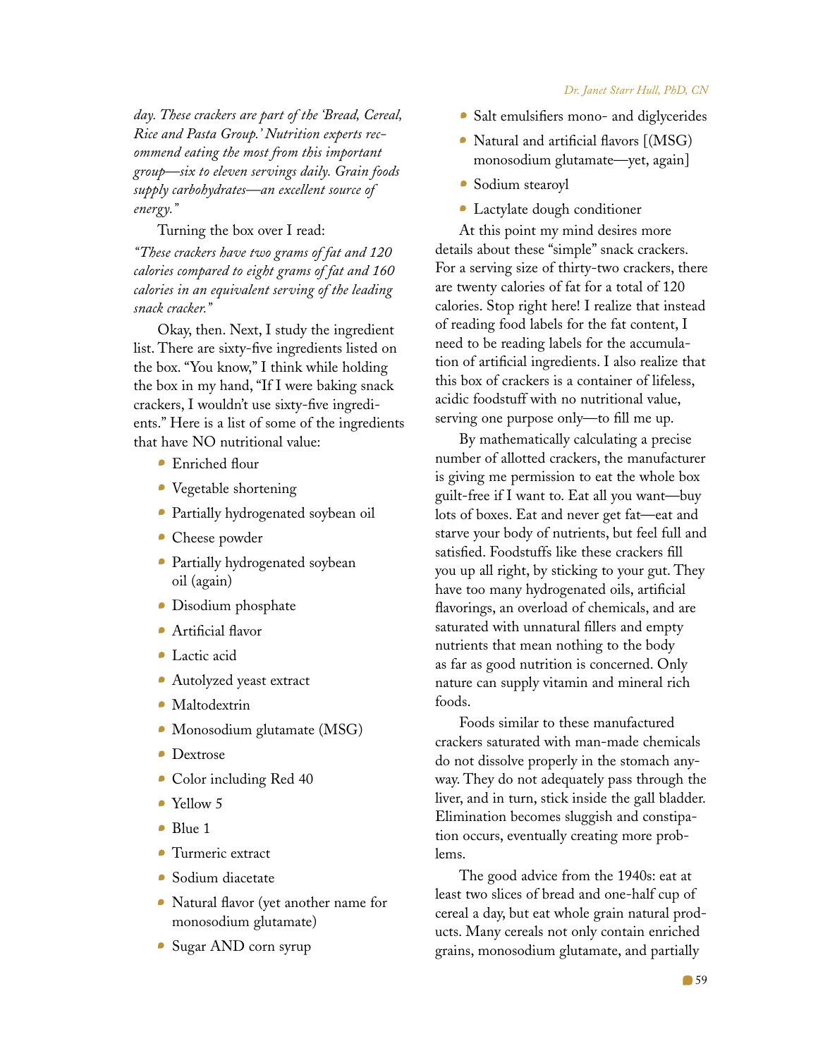*day. These crackers are part of the 'Bread, Cereal, Rice and Pasta Group.' Nutrition experts recommend eating the most from this important group—six to eleven servings daily. Grain foods supply carbohydrates—an excellent source of energy."*

Turning the box over I read:

*"These crackers have two grams of fat and 120 calories compared to eight grams of fat and 160 calories in an equivalent serving of the leading snack cracker."*

Okay, then. Next, I study the ingredient list. There are sixty-five ingredients listed on the box. "You know," I think while holding the box in my hand, "If I were baking snack crackers, I wouldn't use sixty-five ingredients." Here is a list of some of the ingredients that have NO nutritional value:

- Enriched flour
- Vegetable shortening
- Partially hydrogenated soybean oil
- Cheese powder
- Partially hydrogenated soybean oil (again)
- Disodium phosphate
- Artificial flavor
- Lactic acid
- Autolyzed yeast extract
- Maltodextrin
- Monosodium glutamate (MSG)
- Dextrose
- Color including Red 40
- Yellow 5
- Blue 1
- Turmeric extract
- Sodium diacetate
- Natural flavor (yet another name for monosodium glutamate)
- Sugar AND corn syrup
- Salt emulsifiers mono- and diglycerides
- Natural and artificial flavors [(MSG) monosodium glutamate—yet, again]
- Sodium stearoyl
- Lactylate dough conditioner

At this point my mind desires more details about these "simple" snack crackers. For a serving size of thirty-two crackers, there are twenty calories of fat for a total of 120 calories. Stop right here! I realize that instead of reading food labels for the fat content, I need to be reading labels for the accumulation of artificial ingredients. I also realize that this box of crackers is a container of lifeless, acidic foodstuff with no nutritional value, serving one purpose only—to fill me up.

By mathematically calculating a precise number of allotted crackers, the manufacturer is giving me permission to eat the whole box guilt-free if I want to. Eat all you want—buy lots of boxes. Eat and never get fat—eat and starve your body of nutrients, but feel full and satisfied. Foodstuffs like these crackers fill you up all right, by sticking to your gut. They have too many hydrogenated oils, artificial flavorings, an overload of chemicals, and are saturated with unnatural fillers and empty nutrients that mean nothing to the body as far as good nutrition is concerned. Only nature can supply vitamin and mineral rich foods.

Foods similar to these manufactured crackers saturated with man-made chemicals do not dissolve properly in the stomach anyway. They do not adequately pass through the liver, and in turn, stick inside the gall bladder. Elimination becomes sluggish and constipation occurs, eventually creating more problems.

The good advice from the 1940s: eat at least two slices of bread and one-half cup of cereal a day, but eat whole grain natural products. Many cereals not only contain enriched grains, monosodium glutamate, and partially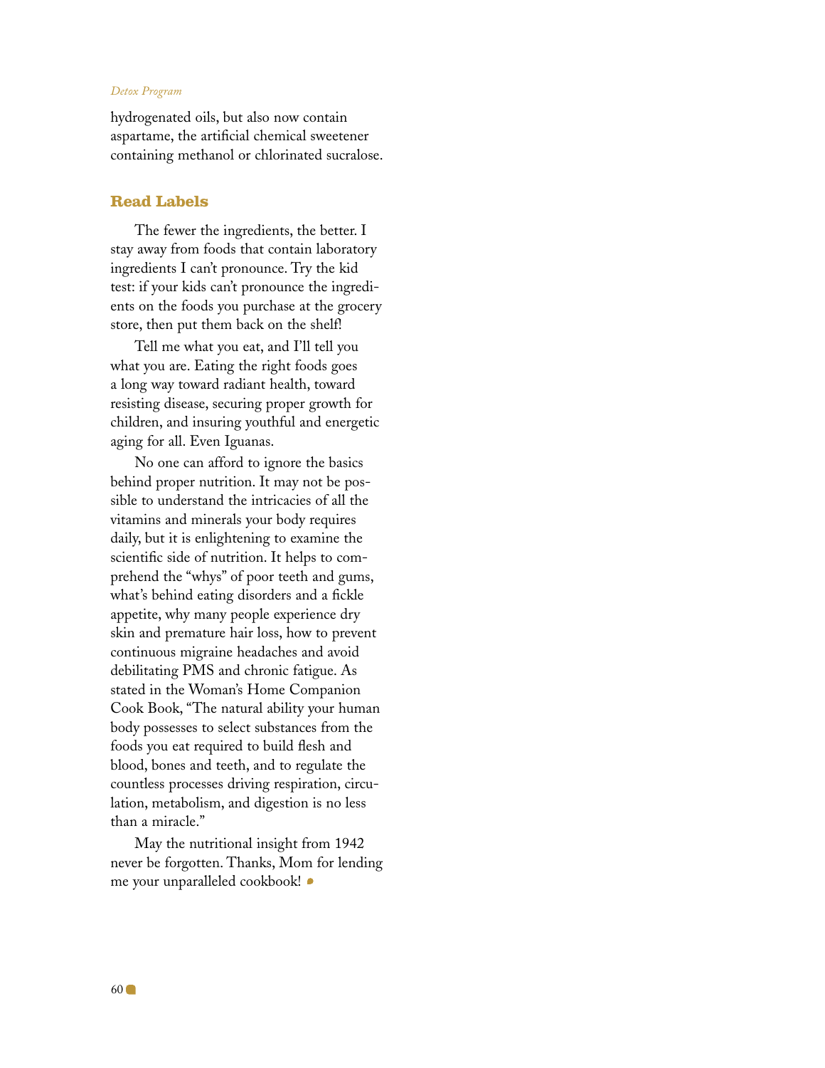hydrogenated oils, but also now contain aspartame, the artificial chemical sweetener containing methanol or chlorinated sucralose.

## Read Labels

The fewer the ingredients, the better. I stay away from foods that contain laboratory ingredients I can't pronounce. Try the kid test: if your kids can't pronounce the ingredients on the foods you purchase at the grocery store, then put them back on the shelf!

Tell me what you eat, and I'll tell you what you are. Eating the right foods goes a long way toward radiant health, toward resisting disease, securing proper growth for children, and insuring youthful and energetic aging for all. Even Iguanas.

No one can afford to ignore the basics behind proper nutrition. It may not be possible to understand the intricacies of all the vitamins and minerals your body requires daily, but it is enlightening to examine the scientific side of nutrition. It helps to comprehend the "whys" of poor teeth and gums, what's behind eating disorders and a fickle appetite, why many people experience dry skin and premature hair loss, how to prevent continuous migraine headaches and avoid debilitating PMS and chronic fatigue. As stated in the Woman's Home Companion Cook Book, "The natural ability your human body possesses to select substances from the foods you eat required to build flesh and blood, bones and teeth, and to regulate the countless processes driving respiration, circulation, metabolism, and digestion is no less than a miracle."

May the nutritional insight from 1942 never be forgotten. Thanks, Mom for lending me your unparalleled cookbook!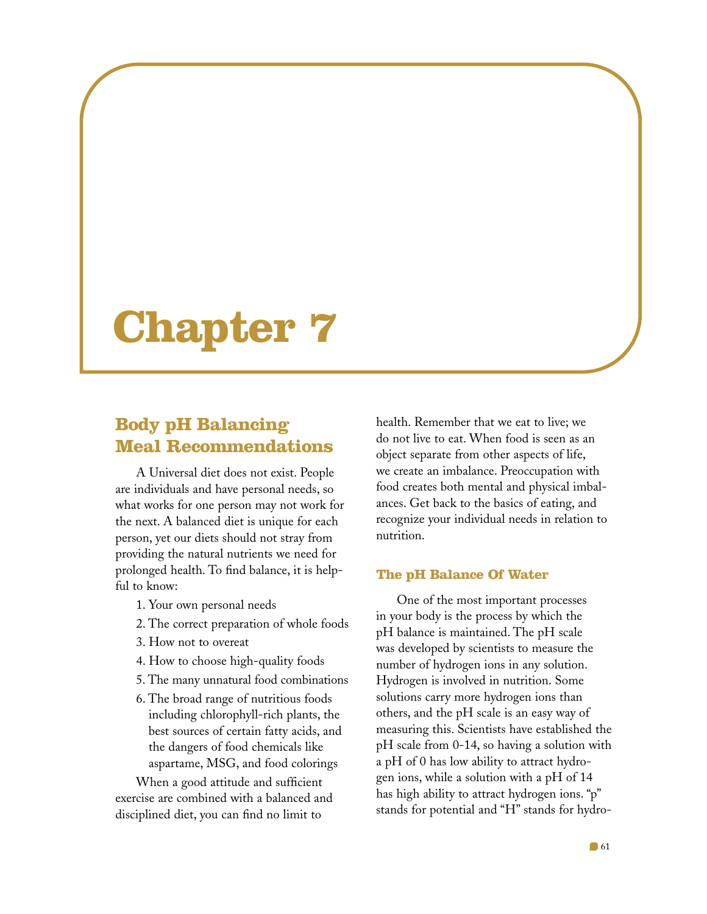# Chapter 7

## Body pH Balancing Meal Recommendations

A Universal diet does not exist. People are individuals and have personal needs, so what works for one person may not work for the next. A balanced diet is unique for each person, yet our diets should not stray from providing the natural nutrients we need for prolonged health. To find balance, it is helpful to know:

1. Your own personal needs
2. The correct preparation of whole foods
3. How not to overeat
4. How to choose high-quality foods
5. The many unnatural food combinations
6. The broad range of nutritious foods including chlorophyll-rich plants, the best sources of certain fatty acids, and the dangers of food chemicals like aspartame, MSG, and food colorings

When a good attitude and sufficient exercise are combined with a balanced and disciplined diet, you can find no limit to health. Remember that we eat to live; we do not live to eat. When food is seen as an object separate from other aspects of life, we create an imbalance. Preoccupation with food creates both mental and physical imbalances. Get back to the basics of eating, and recognize your individual needs in relation to nutrition.

### The pH Balance Of Water

One of the most important processes in your body is the process by which the pH balance is maintained. The pH scale was developed by scientists to measure the number of hydrogen ions in any solution. Hydrogen is involved in nutrition. Some solutions carry more hydrogen ions than others, and the pH scale is an easy way of measuring this. Scientists have established the pH scale from 0-14, so having a solution with a pH of 0 has low ability to attract hydrogen ions, while a solution with a pH of 14 has high ability to attract hydrogen ions. "p" stands for potential and "H" stands for hydro-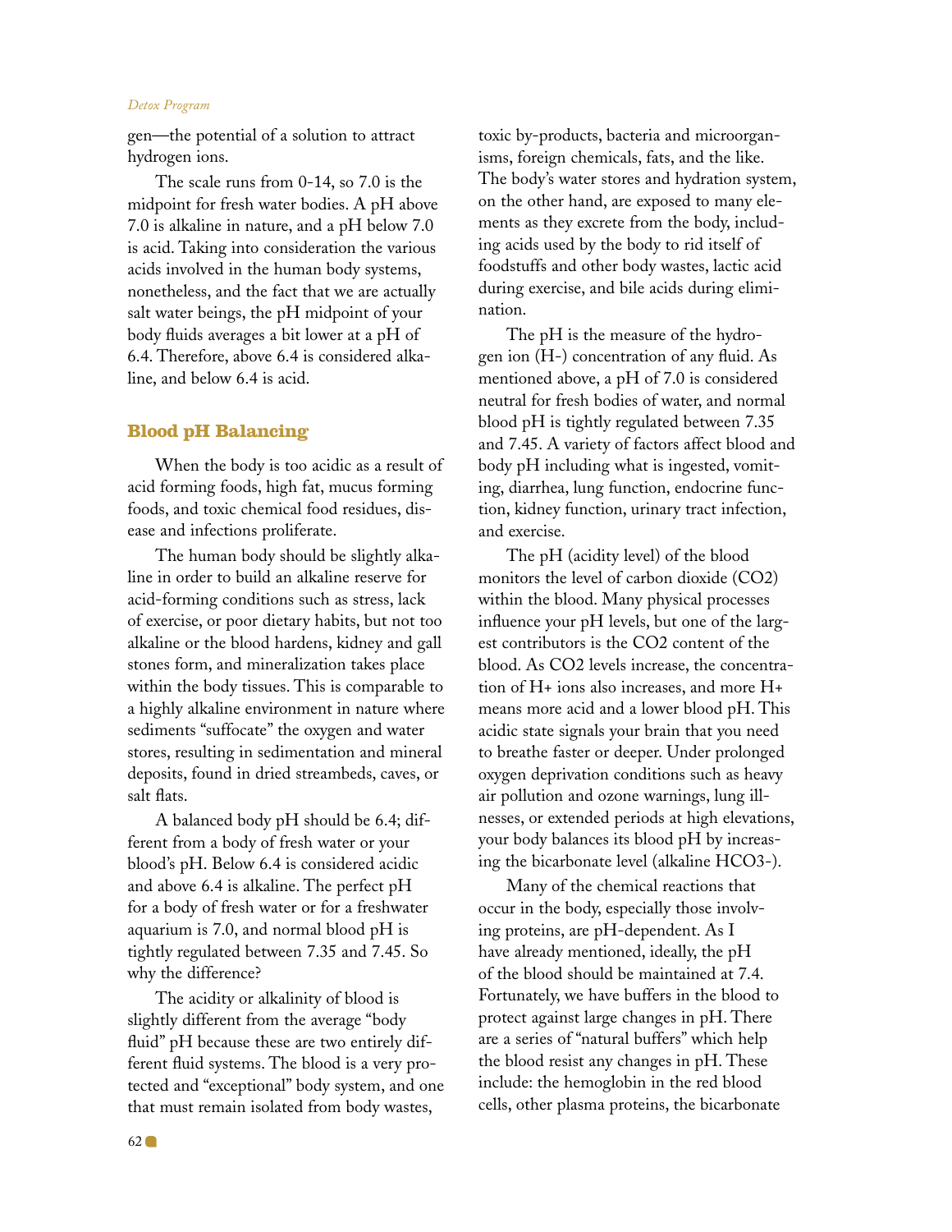gen—the potential of a solution to attract hydrogen ions.

The scale runs from 0-14, so 7.0 is the midpoint for fresh water bodies. A pH above 7.0 is alkaline in nature, and a pH below 7.0 is acid. Taking into consideration the various acids involved in the human body systems, nonetheless, and the fact that we are actually salt water beings, the pH midpoint of your body fluids averages a bit lower at a pH of 6.4. Therefore, above 6.4 is considered alkaline, and below 6.4 is acid.

## Blood pH Balancing

When the body is too acidic as a result of acid forming foods, high fat, mucus forming foods, and toxic chemical food residues, disease and infections proliferate.

The human body should be slightly alkaline in order to build an alkaline reserve for acid-forming conditions such as stress, lack of exercise, or poor dietary habits, but not too alkaline or the blood hardens, kidney and gall stones form, and mineralization takes place within the body tissues. This is comparable to a highly alkaline environment in nature where sediments "suffocate" the oxygen and water stores, resulting in sedimentation and mineral deposits, found in dried streambeds, caves, or salt flats.

A balanced body pH should be 6.4; different from a body of fresh water or your blood's pH. Below 6.4 is considered acidic and above 6.4 is alkaline. The perfect pH for a body of fresh water or for a freshwater aquarium is 7.0, and normal blood pH is tightly regulated between 7.35 and 7.45. So why the difference?

The acidity or alkalinity of blood is slightly different from the average "body fluid" pH because these are two entirely different fluid systems. The blood is a very protected and "exceptional" body system, and one that must remain isolated from body wastes, toxic by-products, bacteria and microorganisms, foreign chemicals, fats, and the like. The body's water stores and hydration system, on the other hand, are exposed to many elements as they excrete from the body, including acids used by the body to rid itself of foodstuffs and other body wastes, lactic acid during exercise, and bile acids during elimination.

The pH is the measure of the hydrogen ion ($H^-$) concentration of any fluid. As mentioned above, a pH of 7.0 is considered neutral for fresh bodies of water, and normal blood pH is tightly regulated between 7.35 and 7.45. A variety of factors affect blood and body pH including what is ingested, vomiting, diarrhea, lung function, endocrine function, kidney function, urinary tract infection, and exercise.

The pH (acidity level) of the blood monitors the level of carbon dioxide ($CO_2$) within the blood. Many physical processes influence your pH levels, but one of the largest contributors is the $CO_2$ content of the blood. As $CO_2$ levels increase, the concentration of $H^+$ ions also increases, and more $H^+$ means more acid and a lower blood pH. This acidic state signals your brain that you need to breathe faster or deeper. Under prolonged oxygen deprivation conditions such as heavy air pollution and ozone warnings, lung illnesses, or extended periods at high elevations, your body balances its blood pH by increasing the bicarbonate level (alkaline $HCO_3^-$).

Many of the chemical reactions that occur in the body, especially those involving proteins, are pH-dependent. As I have already mentioned, ideally, the pH of the blood should be maintained at 7.4. Fortunately, we have buffers in the blood to protect against large changes in pH. There are a series of "natural buffers" which help the blood resist any changes in pH. These include: the hemoglobin in the red blood cells, other plasma proteins, the bicarbonate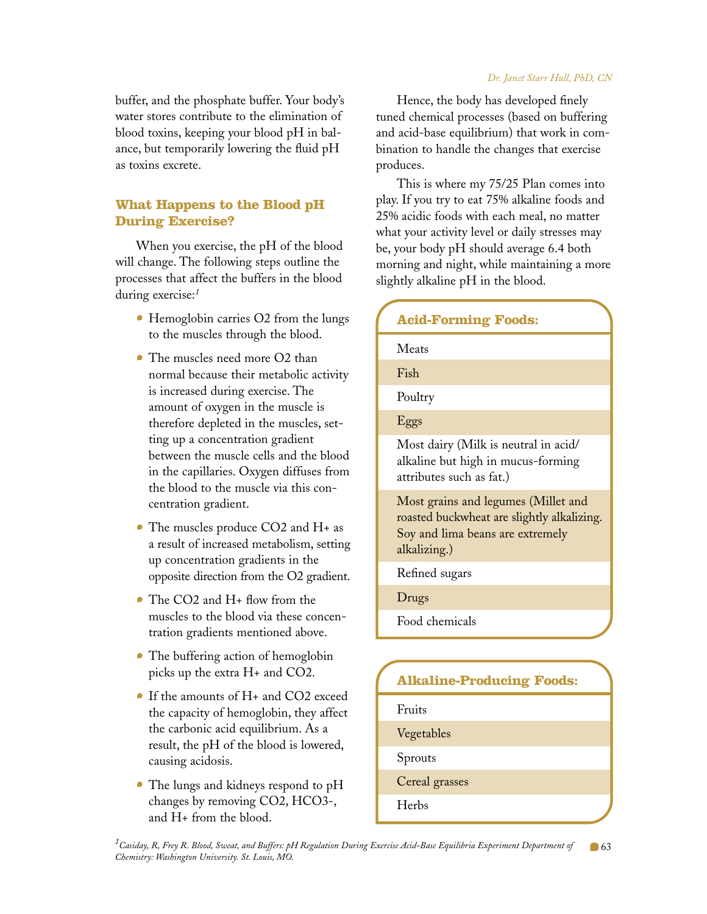buffer, and the phosphate buffer. Your body's water stores contribute to the elimination of blood toxins, keeping your blood pH in balance, but temporarily lowering the fluid pH as toxins excrete.

## What Happens to the Blood pH During Exercise?

When you exercise, the pH of the blood will change. The following steps outline the processes that affect the buffers in the blood during exercise:[1]

- Hemoglobin carries $O_2$ from the lungs to the muscles through the blood.
- The muscles need more $O_2$ than normal because their metabolic activity is increased during exercise. The amount of oxygen in the muscle is therefore depleted in the muscles, setting up a concentration gradient between the muscle cells and the blood in the capillaries. Oxygen diffuses from the blood to the muscle via this concentration gradient.
- The muscles produce $CO_2$ and $H^+$ as a result of increased metabolism, setting up concentration gradients in the opposite direction from the $O_2$ gradient.
- The $CO_2$ and $H^+$ flow from the muscles to the blood via these concentration gradients mentioned above.
- The buffering action of hemoglobin picks up the extra $H^+$ and $CO_2$.
- If the amounts of $H^+$ and $CO_2$ exceed the capacity of hemoglobin, they affect the carbonic acid equilibrium. As a result, the pH of the blood is lowered, causing acidosis.
- The lungs and kidneys respond to pH changes by removing $CO_2$, $HCO_3^-$, and $H^+$ from the blood.

Hence, the body has developed finely tuned chemical processes (based on buffering and acid-base equilibrium) that work in combination to handle the changes that exercise produces.

This is where my 75/25 Plan comes into play. If you try to eat 75% alkaline foods and 25% acidic foods with each meal, no matter what your activity level or daily stresses may be, your body pH should average 6.4 both morning and night, while maintaining a more slightly alkaline pH in the blood.

| Acid-Forming Foods: |
| --- |
| Meats |
| Fish |
| Poultry |
| Eggs |
| Most dairy (Milk is neutral in acid/alkaline but high in mucus-forming attributes such as fat.) |
| Most grains and legumes (Millet and roasted buckwheat are slightly alkalizing. Soy and lima beans are extremely alkalizing.) |
| Refined sugars |
| Drugs |
| Food chemicals |

| Alkaline-Producing Foods: |
| --- |
| Fruits |
| Vegetables |
| Sprouts |
| Cereal grasses |
| Herbs |

[1] *Casiday, R, Frey R. Blood, Sweat, and Buffers: pH Regulation During Exercise Acid-Base Equilibria Experiment Department of Chemistry: Washington University. St. Louis, MO.*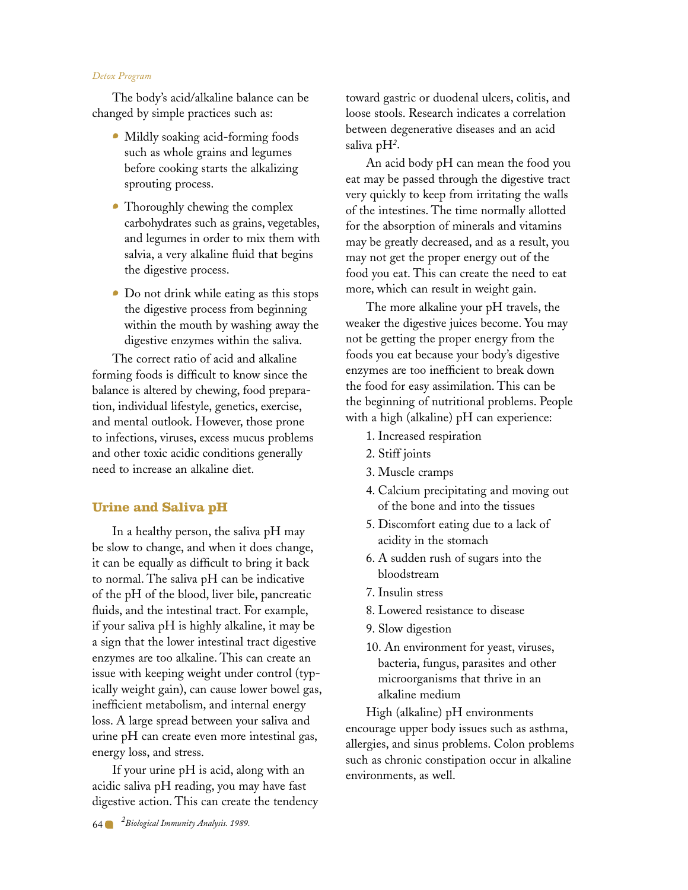The body's acid/alkaline balance can be changed by simple practices such as:

- Mildly soaking acid-forming foods such as whole grains and legumes before cooking starts the alkalizing sprouting process.
- Thoroughly chewing the complex carbohydrates such as grains, vegetables, and legumes in order to mix them with salvia, a very alkaline fluid that begins the digestive process.
- Do not drink while eating as this stops the digestive process from beginning within the mouth by washing away the digestive enzymes within the saliva.

The correct ratio of acid and alkaline forming foods is difficult to know since the balance is altered by chewing, food preparation, individual lifestyle, genetics, exercise, and mental outlook. However, those prone to infections, viruses, excess mucus problems and other toxic acidic conditions generally need to increase an alkaline diet.

## Urine and Saliva pH

In a healthy person, the saliva pH may be slow to change, and when it does change, it can be equally as difficult to bring it back to normal. The saliva pH can be indicative of the pH of the blood, liver bile, pancreatic fluids, and the intestinal tract. For example, if your saliva pH is highly alkaline, it may be a sign that the lower intestinal tract digestive enzymes are too alkaline. This can create an issue with keeping weight under control (typically weight gain), can cause lower bowel gas, inefficient metabolism, and internal energy loss. A large spread between your saliva and urine pH can create even more intestinal gas, energy loss, and stress.

If your urine pH is acid, along with an acidic saliva pH reading, you may have fast digestive action. This can create the tendency toward gastric or duodenal ulcers, colitis, and loose stools. Research indicates a correlation between degenerative diseases and an acid saliva pH[2].

An acid body pH can mean the food you eat may be passed through the digestive tract very quickly to keep from irritating the walls of the intestines. The time normally allotted for the absorption of minerals and vitamins may be greatly decreased, and as a result, you may not get the proper energy out of the food you eat. This can create the need to eat more, which can result in weight gain.

The more alkaline your pH travels, the weaker the digestive juices become. You may not be getting the proper energy from the foods you eat because your body's digestive enzymes are too inefficient to break down the food for easy assimilation. This can be the beginning of nutritional problems. People with a high (alkaline) pH can experience:

1. Increased respiration
2. Stiff joints
3. Muscle cramps
4. Calcium precipitating and moving out of the bone and into the tissues
5. Discomfort eating due to a lack of acidity in the stomach
6. A sudden rush of sugars into the bloodstream
7. Insulin stress
8. Lowered resistance to disease
9. Slow digestion
10. An environment for yeast, viruses, bacteria, fungus, parasites and other microorganisms that thrive in an alkaline medium

High (alkaline) pH environments encourage upper body issues such as asthma, allergies, and sinus problems. Colon problems such as chronic constipation occur in alkaline environments, as well.

[2] *Biological Immunity Analysis. 1989.*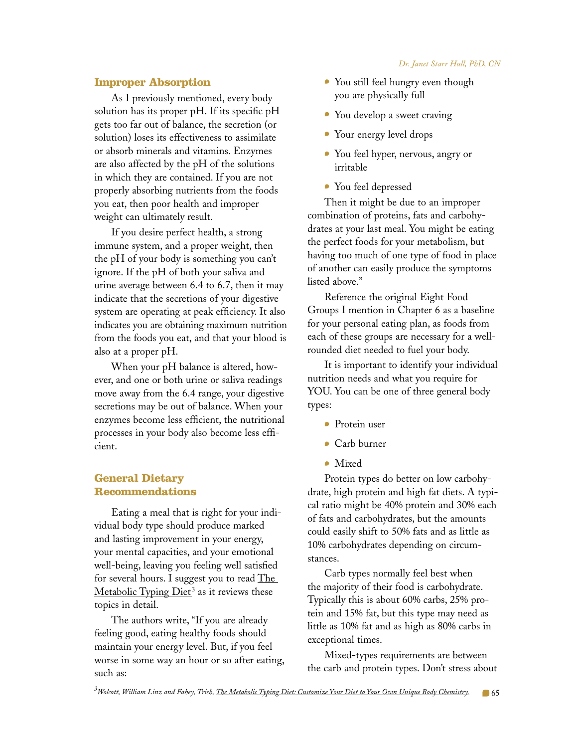## Improper Absorption

As I previously mentioned, every body solution has its proper pH. If its specific pH gets too far out of balance, the secretion (or solution) loses its effectiveness to assimilate or absorb minerals and vitamins. Enzymes are also affected by the pH of the solutions in which they are contained. If you are not properly absorbing nutrients from the foods you eat, then poor health and improper weight can ultimately result.

If you desire perfect health, a strong immune system, and a proper weight, then the pH of your body is something you can't ignore. If the pH of both your saliva and urine average between 6.4 to 6.7, then it may indicate that the secretions of your digestive system are operating at peak efficiency. It also indicates you are obtaining maximum nutrition from the foods you eat, and that your blood is also at a proper pH.

When your pH balance is altered, however, and one or both urine or saliva readings move away from the 6.4 range, your digestive secretions may be out of balance. When your enzymes become less efficient, the nutritional processes in your body also become less efficient.

## General Dietary Recommendations

Eating a meal that is right for your individual body type should produce marked and lasting improvement in your energy, your mental capacities, and your emotional well-being, leaving you feeling well satisfied for several hours. I suggest you to read The Metabolic Typing Diet[3] as it reviews these topics in detail.

The authors write, "If you are already feeling good, eating healthy foods should maintain your energy level. But, if you feel worse in some way an hour or so after eating, such as:

- You still feel hungry even though you are physically full
- You develop a sweet craving
- Your energy level drops
- You feel hyper, nervous, angry or irritable
- You feel depressed

Then it might be due to an improper combination of proteins, fats and carbohydrates at your last meal. You might be eating the perfect foods for your metabolism, but having too much of one type of food in place of another can easily produce the symptoms listed above."

Reference the original Eight Food Groups I mention in Chapter 6 as a baseline for your personal eating plan, as foods from each of these groups are necessary for a well-rounded diet needed to fuel your body.

It is important to identify your individual nutrition needs and what you require for YOU. You can be one of three general body types:

- Protein user
- Carb burner
- Mixed

Protein types do better on low carbohydrate, high protein and high fat diets. A typical ratio might be 40% protein and 30% each of fats and carbohydrates, but the amounts could easily shift to 50% fats and as little as 10% carbohydrates depending on circumstances.

Carb types normally feel best when the majority of their food is carbohydrate. Typically this is about 60% carbs, 25% protein and 15% fat, but this type may need as little as 10% fat and as high as 80% carbs in exceptional times.

Mixed-types requirements are between the carb and protein types. Don't stress about

[3] *Wolcott, William Linz and Fahey, Trish, The Metabolic Typing Diet: Customize Your Diet to Your Own Unique Body Chemistry.*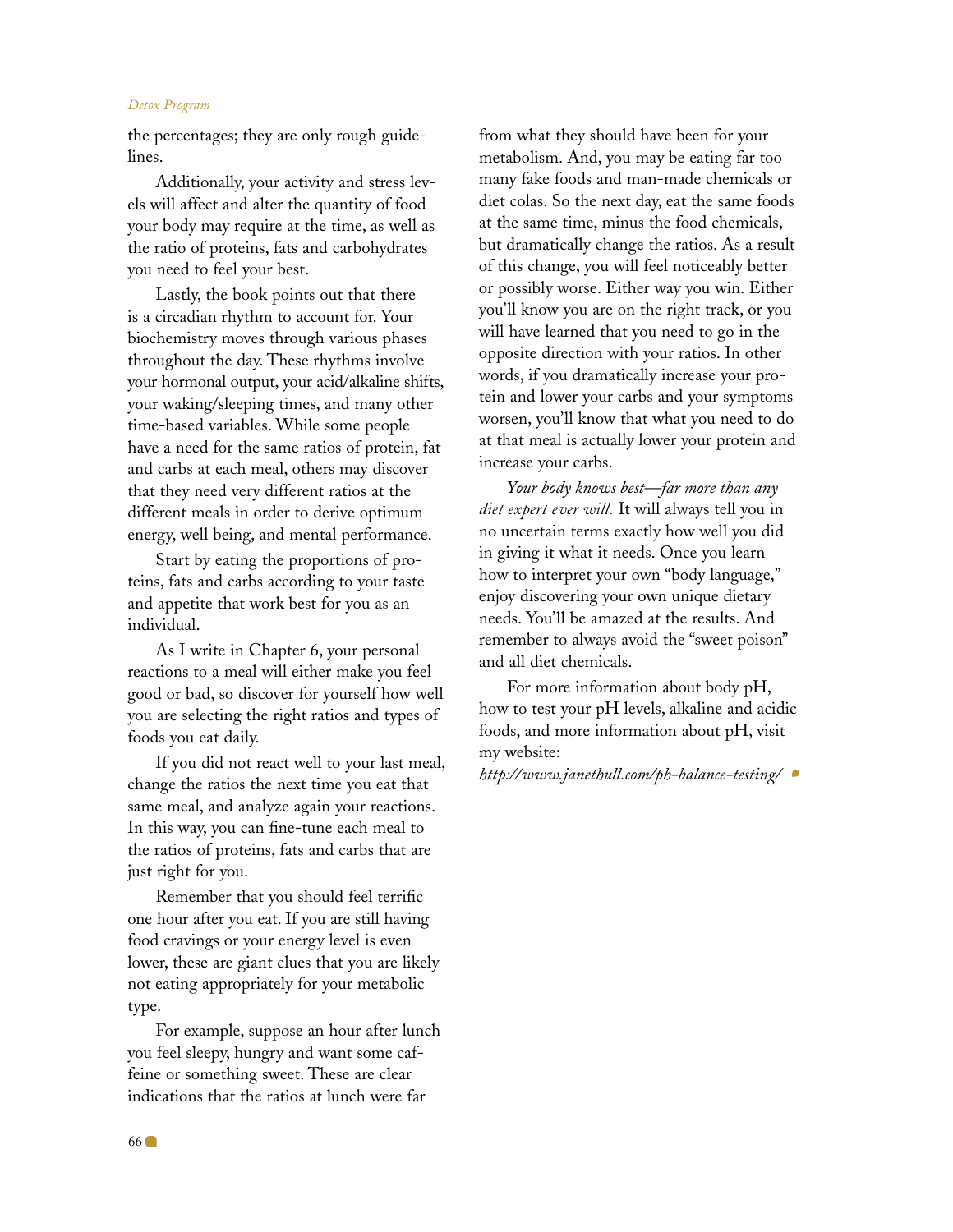the percentages; they are only rough guidelines.

Additionally, your activity and stress levels will affect and alter the quantity of food your body may require at the time, as well as the ratio of proteins, fats and carbohydrates you need to feel your best.

Lastly, the book points out that there is a circadian rhythm to account for. Your biochemistry moves through various phases throughout the day. These rhythms involve your hormonal output, your acid/alkaline shifts, your waking/sleeping times, and many other time-based variables. While some people have a need for the same ratios of protein, fat and carbs at each meal, others may discover that they need very different ratios at the different meals in order to derive optimum energy, well being, and mental performance.

Start by eating the proportions of proteins, fats and carbs according to your taste and appetite that work best for you as an individual.

As I write in Chapter 6, your personal reactions to a meal will either make you feel good or bad, so discover for yourself how well you are selecting the right ratios and types of foods you eat daily.

If you did not react well to your last meal, change the ratios the next time you eat that same meal, and analyze again your reactions. In this way, you can fine-tune each meal to the ratios of proteins, fats and carbs that are just right for you.

Remember that you should feel terrific one hour after you eat. If you are still having food cravings or your energy level is even lower, these are giant clues that you are likely not eating appropriately for your metabolic type.

For example, suppose an hour after lunch you feel sleepy, hungry and want some caffeine or something sweet. These are clear indications that the ratios at lunch were far from what they should have been for your metabolism. And, you may be eating far too many fake foods and man-made chemicals or diet colas. So the next day, eat the same foods at the same time, minus the food chemicals, but dramatically change the ratios. As a result of this change, you will feel noticeably better or possibly worse. Either way you win. Either you'll know you are on the right track, or you will have learned that you need to go in the opposite direction with your ratios. In other words, if you dramatically increase your protein and lower your carbs and your symptoms worsen, you'll know that what you need to do at that meal is actually lower your protein and increase your carbs.

*Your body knows best—far more than any diet expert ever will.* It will always tell you in no uncertain terms exactly how well you did in giving it what it needs. Once you learn how to interpret your own "body language," enjoy discovering your own unique dietary needs. You'll be amazed at the results. And remember to always avoid the "sweet poison" and all diet chemicals.

For more information about body pH, how to test your pH levels, alkaline and acidic foods, and more information about pH, visit my website:
*http://www.janethull.com/ph-balance-testing/*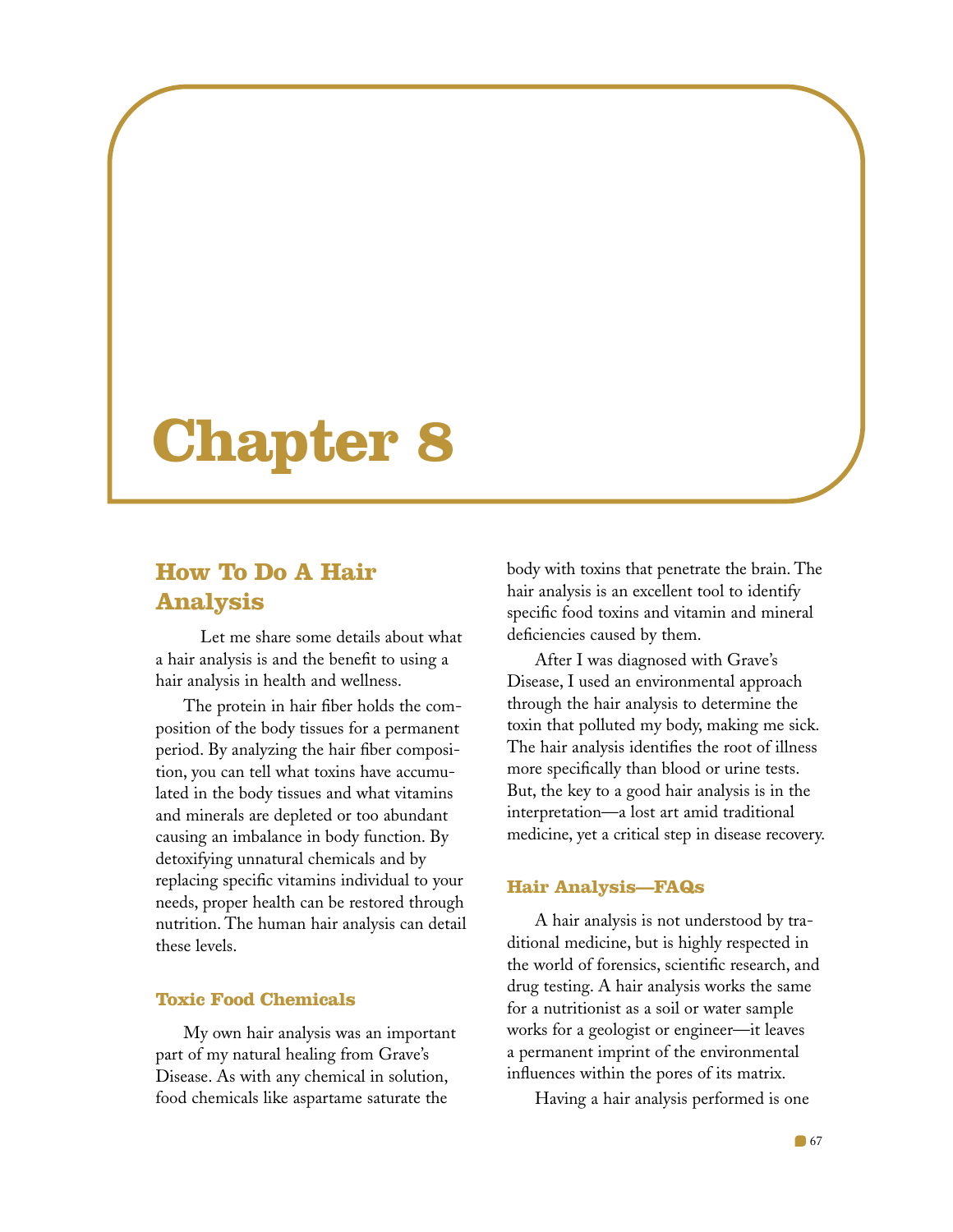# Chapter 8

## How To Do A Hair Analysis

Let me share some details about what a hair analysis is and the benefit to using a hair analysis in health and wellness.

The protein in hair fiber holds the composition of the body tissues for a permanent period. By analyzing the hair fiber composition, you can tell what toxins have accumulated in the body tissues and what vitamins and minerals are depleted or too abundant causing an imbalance in body function. By detoxifying unnatural chemicals and by replacing specific vitamins individual to your needs, proper health can be restored through nutrition. The human hair analysis can detail these levels.

### Toxic Food Chemicals

My own hair analysis was an important part of my natural healing from Grave's Disease. As with any chemical in solution, food chemicals like aspartame saturate the body with toxins that penetrate the brain. The hair analysis is an excellent tool to identify specific food toxins and vitamin and mineral deficiencies caused by them.

After I was diagnosed with Grave's Disease, I used an environmental approach through the hair analysis to determine the toxin that polluted my body, making me sick. The hair analysis identifies the root of illness more specifically than blood or urine tests. But, the key to a good hair analysis is in the interpretation—a lost art amid traditional medicine, yet a critical step in disease recovery.

### Hair Analysis—FAQs

A hair analysis is not understood by traditional medicine, but is highly respected in the world of forensics, scientific research, and drug testing. A hair analysis works the same for a nutritionist as a soil or water sample works for a geologist or engineer—it leaves a permanent imprint of the environmental influences within the pores of its matrix.

Having a hair analysis performed is one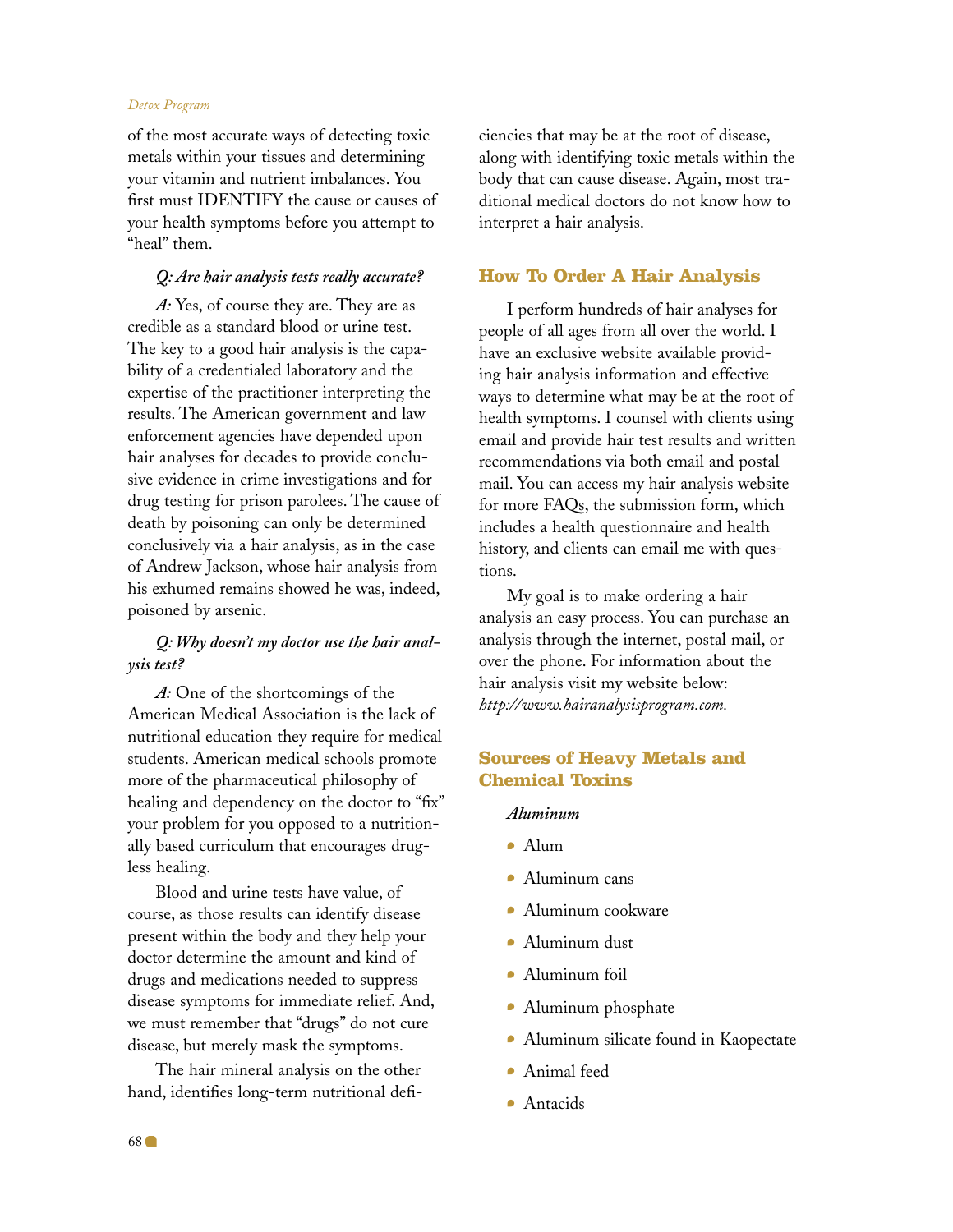of the most accurate ways of detecting toxic metals within your tissues and determining your vitamin and nutrient imbalances. You first must IDENTIFY the cause or causes of your health symptoms before you attempt to "heal" them.

***Q: Are hair analysis tests really accurate?***

*A:* Yes, of course they are. They are as credible as a standard blood or urine test. The key to a good hair analysis is the capability of a credentialed laboratory and the expertise of the practitioner interpreting the results. The American government and law enforcement agencies have depended upon hair analyses for decades to provide conclusive evidence in crime investigations and for drug testing for prison parolees. The cause of death by poisoning can only be determined conclusively via a hair analysis, as in the case of Andrew Jackson, whose hair analysis from his exhumed remains showed he was, indeed, poisoned by arsenic.

***Q: Why doesn't my doctor use the hair analysis test?***

*A:* One of the shortcomings of the American Medical Association is the lack of nutritional education they require for medical students. American medical schools promote more of the pharmaceutical philosophy of healing and dependency on the doctor to "fix" your problem for you opposed to a nutritionally based curriculum that encourages drugless healing.

Blood and urine tests have value, of course, as those results can identify disease present within the body and they help your doctor determine the amount and kind of drugs and medications needed to suppress disease symptoms for immediate relief. And, we must remember that "drugs" do not cure disease, but merely mask the symptoms.

The hair mineral analysis on the other hand, identifies long-term nutritional deficiencies that may be at the root of disease, along with identifying toxic metals within the body that can cause disease. Again, most traditional medical doctors do not know how to interpret a hair analysis.

## How To Order A Hair Analysis

I perform hundreds of hair analyses for people of all ages from all over the world. I have an exclusive website available providing hair analysis information and effective ways to determine what may be at the root of health symptoms. I counsel with clients using email and provide hair test results and written recommendations via both email and postal mail. You can access my hair analysis website for more FAQs, the submission form, which includes a health questionnaire and health history, and clients can email me with questions.

My goal is to make ordering a hair analysis an easy process. You can purchase an analysis through the internet, postal mail, or over the phone. For information about the hair analysis visit my website below: *http://www.hairanalysisprogram.com.*

## Sources of Heavy Metals and Chemical Toxins

***Aluminum***

- Alum
- Aluminum cans
- Aluminum cookware
- Aluminum dust
- Aluminum foil
- Aluminum phosphate
- Aluminum silicate found in Kaopectate
- Animal feed
- Antacids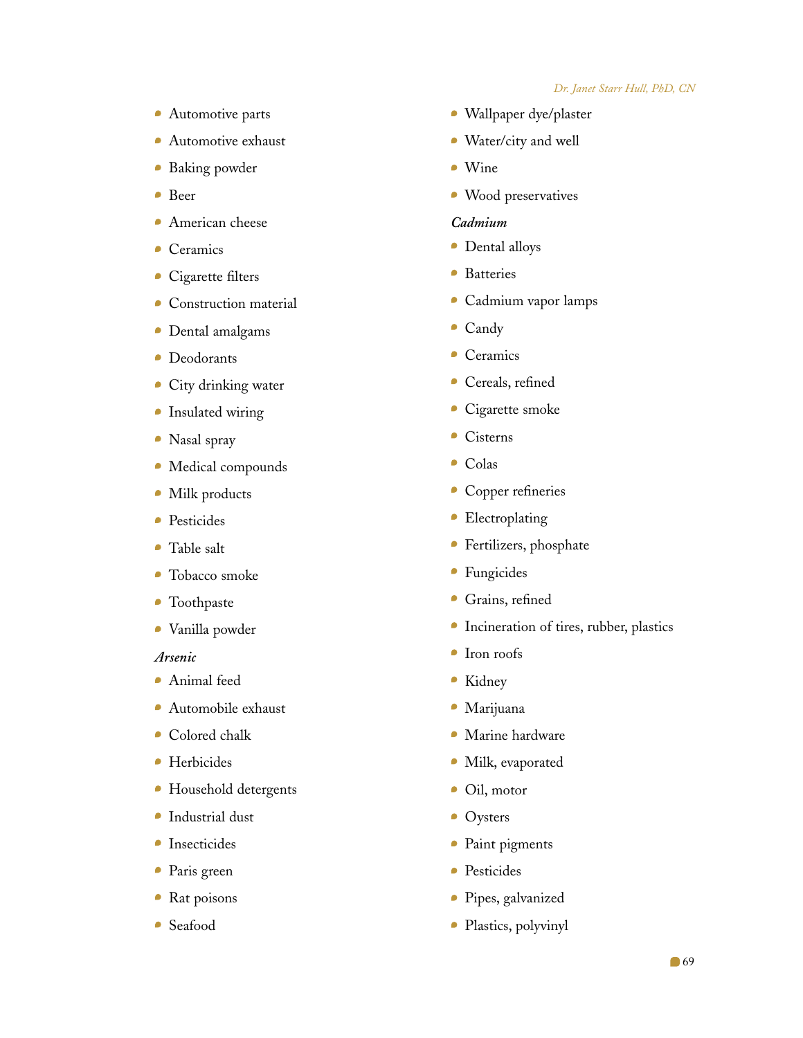- Automotive parts
- Automotive exhaust
- Baking powder
- Beer
- American cheese
- Ceramics
- Cigarette filters
- Construction material
- Dental amalgams
- Deodorants
- City drinking water
- Insulated wiring
- Nasal spray
- Medical compounds
- Milk products
- Pesticides
- Table salt
- Tobacco smoke
- Toothpaste
- Vanilla powder

***Arsenic***

- Animal feed
- Automobile exhaust
- Colored chalk
- Herbicides
- Household detergents
- Industrial dust
- Insecticides
- Paris green
- Rat poisons
- Seafood
- Wallpaper dye/plaster
- Water/city and well
- Wine
- Wood preservatives

***Cadmium***

- Dental alloys
- Batteries
- Cadmium vapor lamps
- Candy
- Ceramics
- Cereals, refined
- Cigarette smoke
- Cisterns
- Colas
- Copper refineries
- Electroplating
- Fertilizers, phosphate
- Fungicides
- Grains, refined
- Incineration of tires, rubber, plastics
- Iron roofs
- Kidney
- Marijuana
- Marine hardware
- Milk, evaporated
- Oil, motor
- Oysters
- Paint pigments
- Pesticides
- Pipes, galvanized
- Plastics, polyvinyl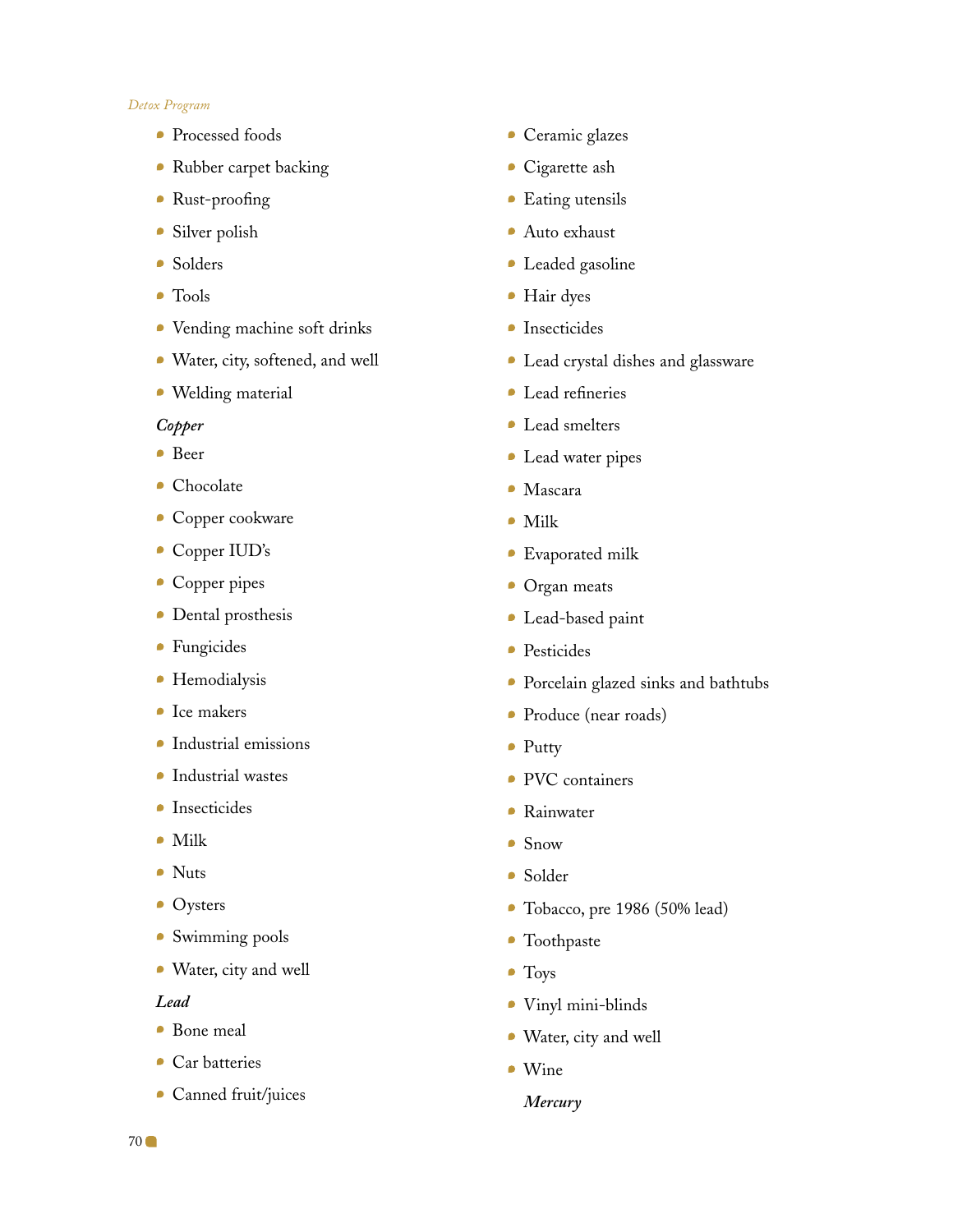- Processed foods
- Rubber carpet backing
- Rust-proofing
- Silver polish
- Solders
- Tools
- Vending machine soft drinks
- Water, city, softened, and well
- Welding material

***Copper***

- Beer
- Chocolate
- Copper cookware
- Copper IUD's
- Copper pipes
- Dental prosthesis
- Fungicides
- Hemodialysis
- Ice makers
- Industrial emissions
- Industrial wastes
- Insecticides
- Milk
- Nuts
- Oysters
- Swimming pools
- Water, city and well

***Lead***

- Bone meal
- Car batteries
- Canned fruit/juices
- Ceramic glazes
- Cigarette ash
- Eating utensils
- Auto exhaust
- Leaded gasoline
- Hair dyes
- Insecticides
- Lead crystal dishes and glassware
- Lead refineries
- Lead smelters
- Lead water pipes
- Mascara
- Milk
- Evaporated milk
- Organ meats
- Lead-based paint
- Pesticides
- Porcelain glazed sinks and bathtubs
- Produce (near roads)
- Putty
- PVC containers
- Rainwater
- Snow
- Solder
- Tobacco, pre 1986 (50% lead)
- Toothpaste
- Toys
- Vinyl mini-blinds
- Water, city and well
- Wine

***Mercury***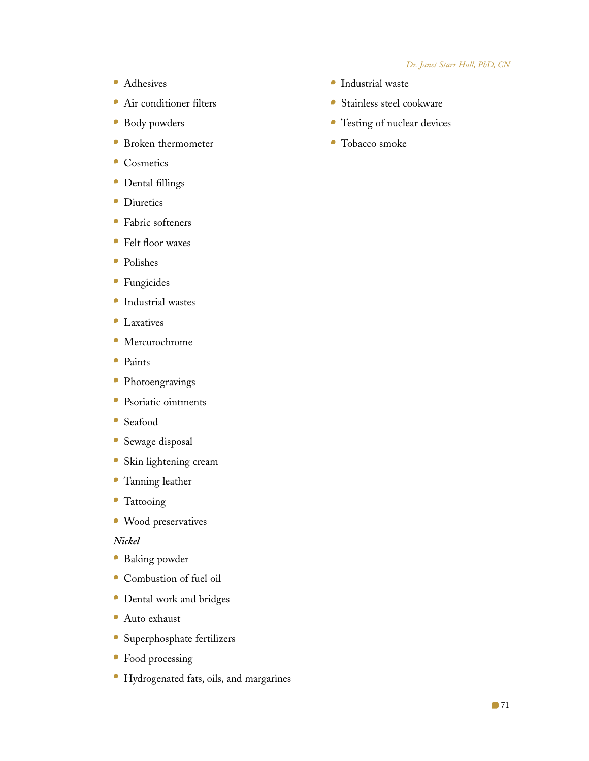- Adhesives
- Air conditioner filters
- Body powders
- Broken thermometer
- Cosmetics
- Dental fillings
- Diuretics
- Fabric softeners
- Felt floor waxes
- Polishes
- Fungicides
- Industrial wastes
- Laxatives
- Mercurochrome
- Paints
- Photoengravings
- Psoriatic ointments
- Seafood
- Sewage disposal
- Skin lightening cream
- Tanning leather
- Tattooing
- Wood preservatives

*Nickel*

- Baking powder
- Combustion of fuel oil
- Dental work and bridges
- Auto exhaust
- Superphosphate fertilizers
- Food processing
- Hydrogenated fats, oils, and margarines
- Industrial waste
- Stainless steel cookware
- Testing of nuclear devices
- Tobacco smoke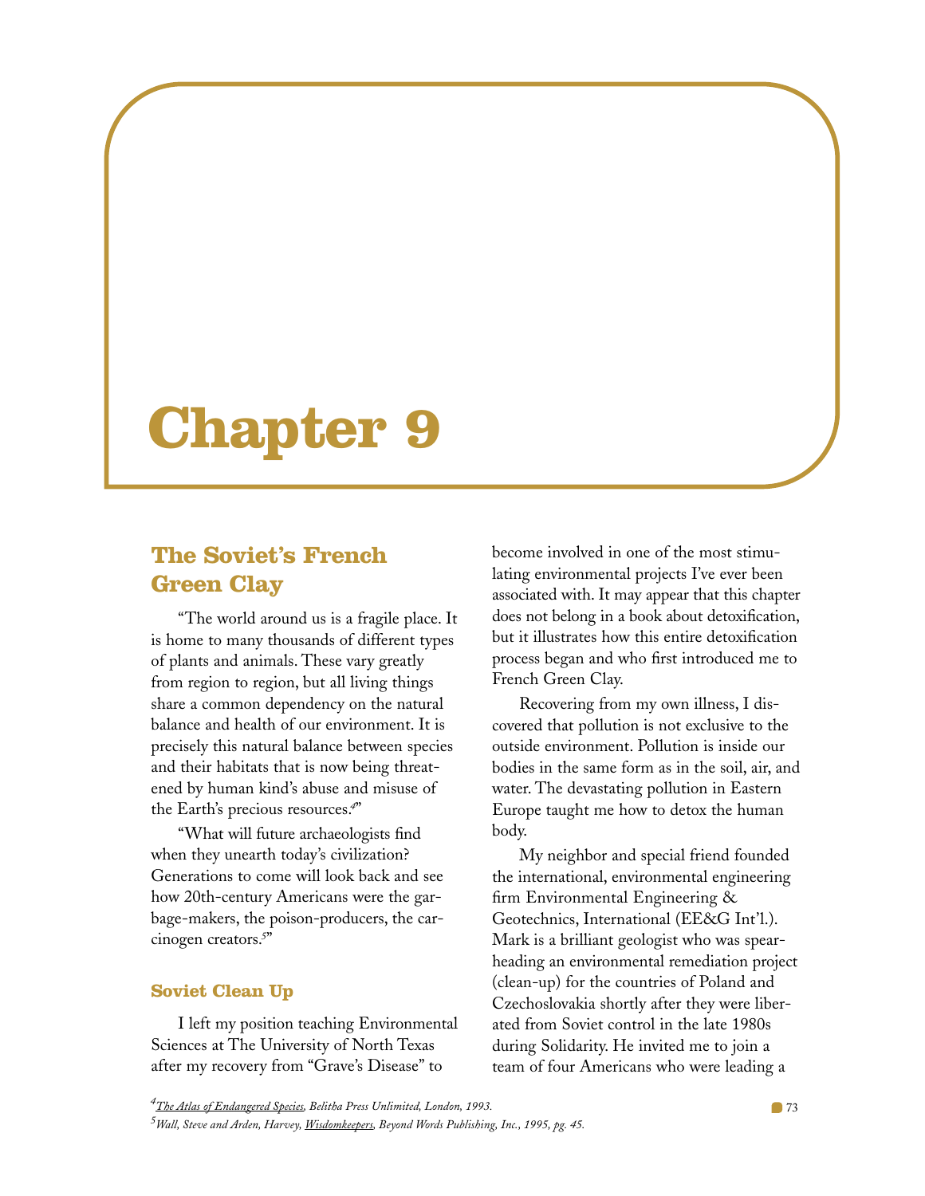# Chapter 9

## The Soviet's French Green Clay

"The world around us is a fragile place. It is home to many thousands of different types of plants and animals. These vary greatly from region to region, but all living things share a common dependency on the natural balance and health of our environment. It is precisely this natural balance between species and their habitats that is now being threatened by human kind's abuse and misuse of the Earth's precious resources.[4]"

"What will future archaeologists find when they unearth today's civilization? Generations to come will look back and see how 20th-century Americans were the garbage-makers, the poison-producers, the carcinogen creators.[5]"

### Soviet Clean Up

I left my position teaching Environmental Sciences at The University of North Texas after my recovery from "Grave's Disease" to become involved in one of the most stimulating environmental projects I've ever been associated with. It may appear that this chapter does not belong in a book about detoxification, but it illustrates how this entire detoxification process began and who first introduced me to French Green Clay.

Recovering from my own illness, I discovered that pollution is not exclusive to the outside environment. Pollution is inside our bodies in the same form as in the soil, air, and water. The devastating pollution in Eastern Europe taught me how to detox the human body.

My neighbor and special friend founded the international, environmental engineering firm Environmental Engineering & Geotechnics, International (EE&G Int'l.). Mark is a brilliant geologist who was spearheading an environmental remediation project (clean-up) for the countries of Poland and Czechoslovakia shortly after they were liberated from Soviet control in the late 1980s during Solidarity. He invited me to join a team of four Americans who were leading a

---

[4] *The Atlas of Endangered Species*, Belitha Press Unlimited, London, 1993.

[5] *Wall, Steve and Arden, Harvey, Wisdomkeepers, Beyond Words Publishing, Inc., 1995, pg. 45.*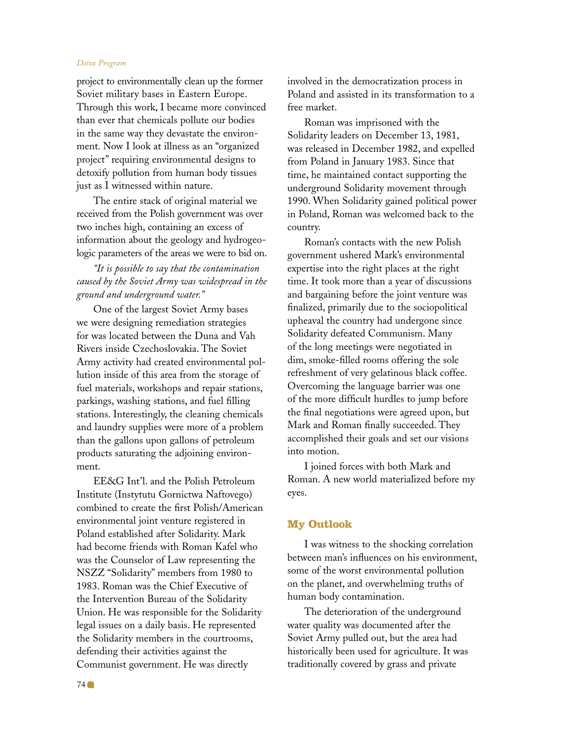project to environmentally clean up the former Soviet military bases in Eastern Europe. Through this work, I became more convinced than ever that chemicals pollute our bodies in the same way they devastate the environment. Now I look at illness as an "organized project" requiring environmental designs to detoxify pollution from human body tissues just as I witnessed within nature.

The entire stack of original material we received from the Polish government was over two inches high, containing an excess of information about the geology and hydrogeologic parameters of the areas we were to bid on.

*"It is possible to say that the contamination caused by the Soviet Army was widespread in the ground and underground water."*

One of the largest Soviet Army bases we were designing remediation strategies for was located between the Duna and Vah Rivers inside Czechoslovakia. The Soviet Army activity had created environmental pollution inside of this area from the storage of fuel materials, workshops and repair stations, parkings, washing stations, and fuel filling stations. Interestingly, the cleaning chemicals and laundry supplies were more of a problem than the gallons upon gallons of petroleum products saturating the adjoining environment.

EE&G Int'l. and the Polish Petroleum Institute (Instytutu Gornictwa Naftowego) combined to create the first Polish/American environmental joint venture registered in Poland established after Solidarity. Mark had become friends with Roman Kafel who was the Counselor of Law representing the NSZZ "Solidarity" members from 1980 to 1983. Roman was the Chief Executive of the Intervention Bureau of the Solidarity Union. He was responsible for the Solidarity legal issues on a daily basis. He represented the Solidarity members in the courtrooms, defending their activities against the Communist government. He was directly involved in the democratization process in Poland and assisted in its transformation to a free market.

Roman was imprisoned with the Solidarity leaders on December 13, 1981, was released in December 1982, and expelled from Poland in January 1983. Since that time, he maintained contact supporting the underground Solidarity movement through 1990. When Solidarity gained political power in Poland, Roman was welcomed back to the country.

Roman's contacts with the new Polish government ushered Mark's environmental expertise into the right places at the right time. It took more than a year of discussions and bargaining before the joint venture was finalized, primarily due to the sociopolitical upheaval the country had undergone since Solidarity defeated Communism. Many of the long meetings were negotiated in dim, smoke-filled rooms offering the sole refreshment of very gelatinous black coffee. Overcoming the language barrier was one of the more difficult hurdles to jump before the final negotiations were agreed upon, but Mark and Roman finally succeeded. They accomplished their goals and set our visions into motion.

I joined forces with both Mark and Roman. A new world materialized before my eyes.

## My Outlook

I was witness to the shocking correlation between man's influences on his environment, some of the worst environmental pollution on the planet, and overwhelming truths of human body contamination.

The deterioration of the underground water quality was documented after the Soviet Army pulled out, but the area had historically been used for agriculture. It was traditionally covered by grass and private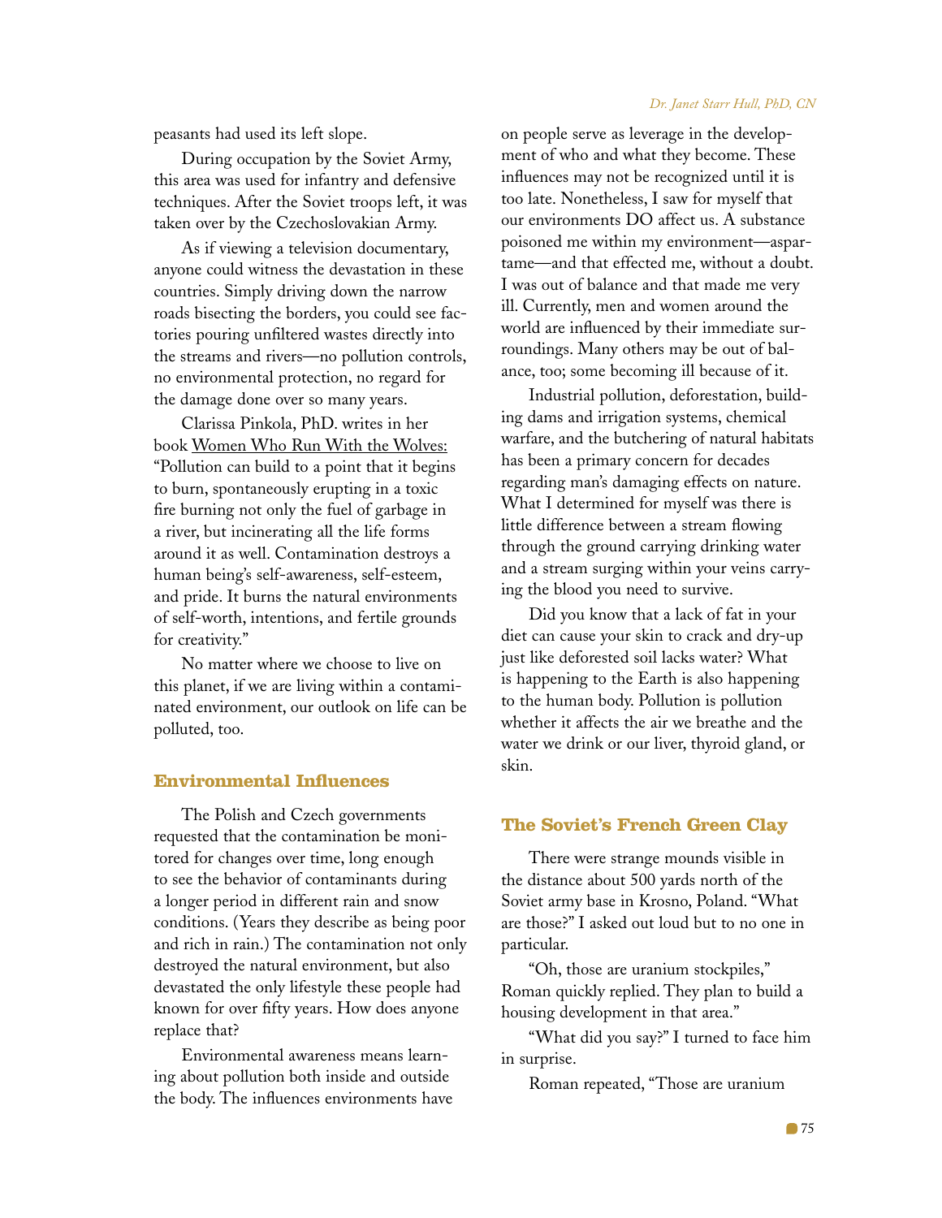peasants had used its left slope.

During occupation by the Soviet Army, this area was used for infantry and defensive techniques. After the Soviet troops left, it was taken over by the Czechoslovakian Army.

As if viewing a television documentary, anyone could witness the devastation in these countries. Simply driving down the narrow roads bisecting the borders, you could see factories pouring unfiltered wastes directly into the streams and rivers—no pollution controls, no environmental protection, no regard for the damage done over so many years.

Clarissa Pinkola, PhD. writes in her book Women Who Run With the Wolves: "Pollution can build to a point that it begins to burn, spontaneously erupting in a toxic fire burning not only the fuel of garbage in a river, but incinerating all the life forms around it as well. Contamination destroys a human being's self-awareness, self-esteem, and pride. It burns the natural environments of self-worth, intentions, and fertile grounds for creativity."

No matter where we choose to live on this planet, if we are living within a contaminated environment, our outlook on life can be polluted, too.

## Environmental Influences

The Polish and Czech governments requested that the contamination be monitored for changes over time, long enough to see the behavior of contaminants during a longer period in different rain and snow conditions. (Years they describe as being poor and rich in rain.) The contamination not only destroyed the natural environment, but also devastated the only lifestyle these people had known for over fifty years. How does anyone replace that?

Environmental awareness means learning about pollution both inside and outside the body. The influences environments have on people serve as leverage in the development of who and what they become. These influences may not be recognized until it is too late. Nonetheless, I saw for myself that our environments DO affect us. A substance poisoned me within my environment—aspartame—and that effected me, without a doubt. I was out of balance and that made me very ill. Currently, men and women around the world are influenced by their immediate surroundings. Many others may be out of balance, too; some becoming ill because of it.

Industrial pollution, deforestation, building dams and irrigation systems, chemical warfare, and the butchering of natural habitats has been a primary concern for decades regarding man's damaging effects on nature. What I determined for myself was there is little difference between a stream flowing through the ground carrying drinking water and a stream surging within your veins carrying the blood you need to survive.

Did you know that a lack of fat in your diet can cause your skin to crack and dry-up just like deforested soil lacks water? What is happening to the Earth is also happening to the human body. Pollution is pollution whether it affects the air we breathe and the water we drink or our liver, thyroid gland, or skin.

## The Soviet's French Green Clay

There were strange mounds visible in the distance about 500 yards north of the Soviet army base in Krosno, Poland. "What are those?" I asked out loud but to no one in particular.

"Oh, those are uranium stockpiles," Roman quickly replied. They plan to build a housing development in that area."

"What did you say?" I turned to face him in surprise.

Roman repeated, "Those are uranium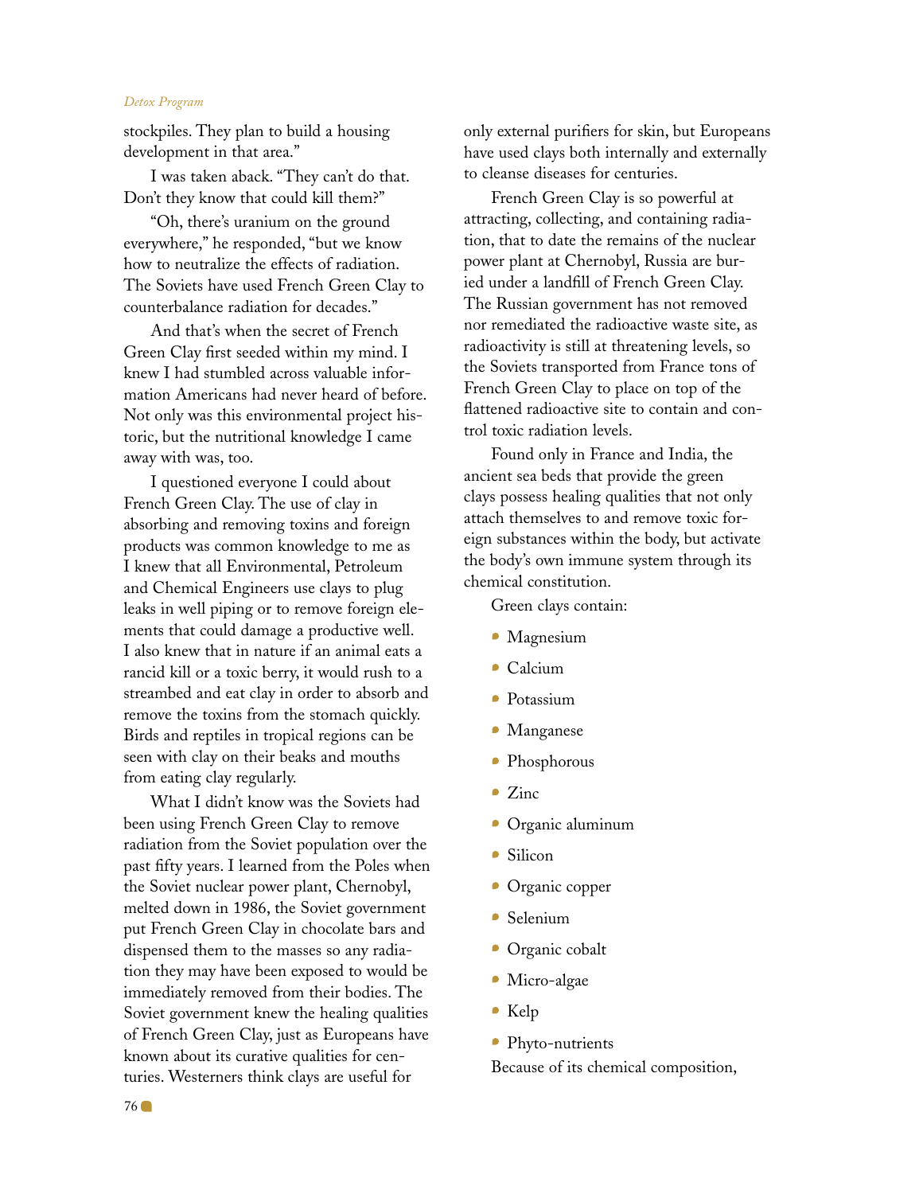stockpiles. They plan to build a housing development in that area."

I was taken aback. "They can't do that. Don't they know that could kill them?"

"Oh, there's uranium on the ground everywhere," he responded, "but we know how to neutralize the effects of radiation. The Soviets have used French Green Clay to counterbalance radiation for decades."

And that's when the secret of French Green Clay first seeded within my mind. I knew I had stumbled across valuable information Americans had never heard of before. Not only was this environmental project historic, but the nutritional knowledge I came away with was, too.

I questioned everyone I could about French Green Clay. The use of clay in absorbing and removing toxins and foreign products was common knowledge to me as I knew that all Environmental, Petroleum and Chemical Engineers use clays to plug leaks in well piping or to remove foreign elements that could damage a productive well. I also knew that in nature if an animal eats a rancid kill or a toxic berry, it would rush to a streambed and eat clay in order to absorb and remove the toxins from the stomach quickly. Birds and reptiles in tropical regions can be seen with clay on their beaks and mouths from eating clay regularly.

What I didn't know was the Soviets had been using French Green Clay to remove radiation from the Soviet population over the past fifty years. I learned from the Poles when the Soviet nuclear power plant, Chernobyl, melted down in 1986, the Soviet government put French Green Clay in chocolate bars and dispensed them to the masses so any radiation they may have been exposed to would be immediately removed from their bodies. The Soviet government knew the healing qualities of French Green Clay, just as Europeans have known about its curative qualities for centuries. Westerners think clays are useful for only external purifiers for skin, but Europeans have used clays both internally and externally to cleanse diseases for centuries.

French Green Clay is so powerful at attracting, collecting, and containing radiation, that to date the remains of the nuclear power plant at Chernobyl, Russia are buried under a landfill of French Green Clay. The Russian government has not removed nor remediated the radioactive waste site, as radioactivity is still at threatening levels, so the Soviets transported from France tons of French Green Clay to place on top of the flattened radioactive site to contain and control toxic radiation levels.

Found only in France and India, the ancient sea beds that provide the green clays possess healing qualities that not only attach themselves to and remove toxic foreign substances within the body, but activate the body's own immune system through its chemical constitution.

Green clays contain:

- Magnesium
- Calcium
- Potassium
- Manganese
- Phosphorous
- Zinc
- Organic aluminum
- Silicon
- Organic copper
- Selenium
- Organic cobalt
- Micro-algae
- Kelp
- Phyto-nutrients

Because of its chemical composition,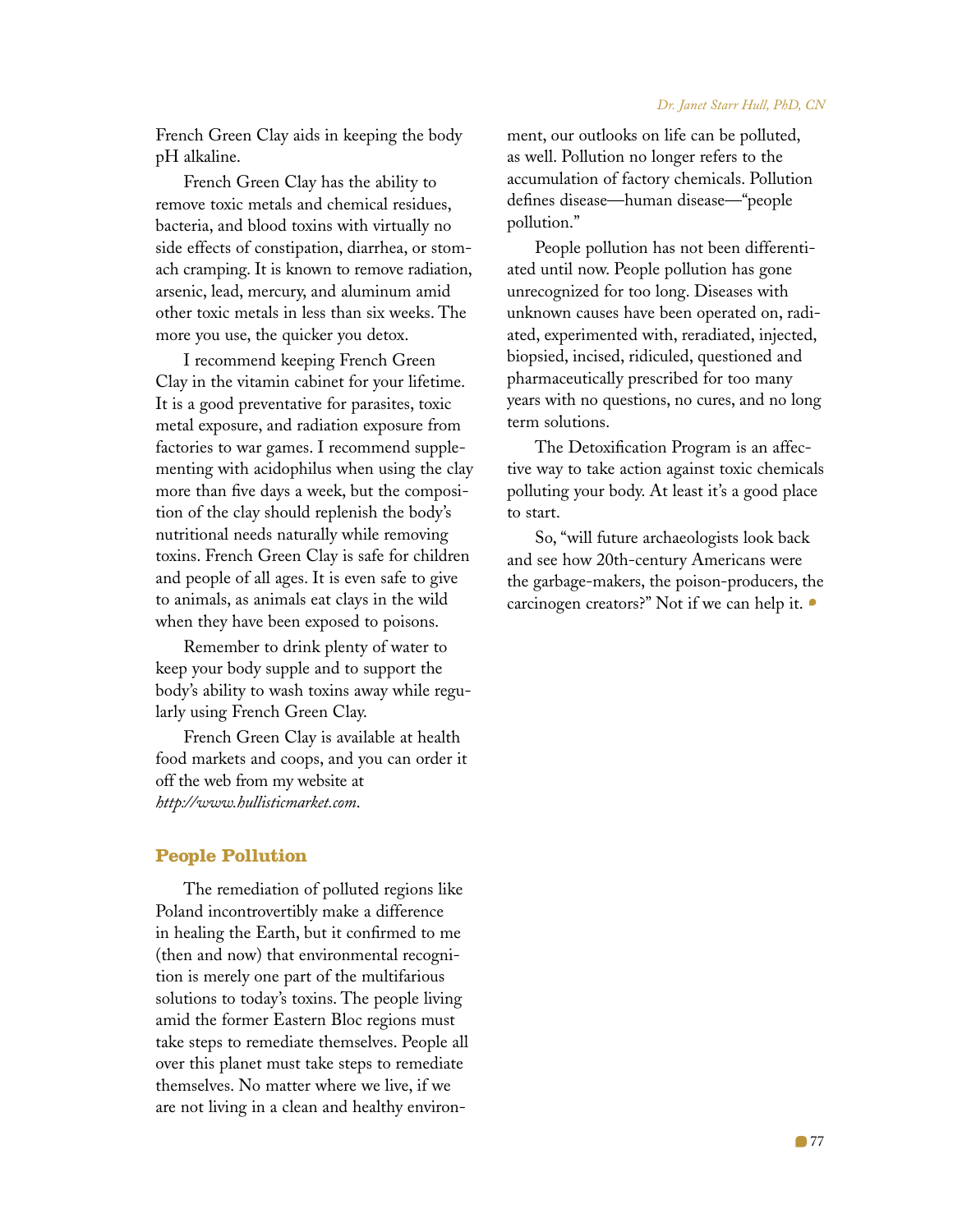French Green Clay aids in keeping the body pH alkaline.

French Green Clay has the ability to remove toxic metals and chemical residues, bacteria, and blood toxins with virtually no side effects of constipation, diarrhea, or stomach cramping. It is known to remove radiation, arsenic, lead, mercury, and aluminum amid other toxic metals in less than six weeks. The more you use, the quicker you detox.

I recommend keeping French Green Clay in the vitamin cabinet for your lifetime. It is a good preventative for parasites, toxic metal exposure, and radiation exposure from factories to war games. I recommend supplementing with acidophilus when using the clay more than five days a week, but the composition of the clay should replenish the body's nutritional needs naturally while removing toxins. French Green Clay is safe for children and people of all ages. It is even safe to give to animals, as animals eat clays in the wild when they have been exposed to poisons.

Remember to drink plenty of water to keep your body supple and to support the body's ability to wash toxins away while regularly using French Green Clay.

French Green Clay is available at health food markets and coops, and you can order it off the web from my website at *http://www.hullisticmarket.com*.

## People Pollution

The remediation of polluted regions like Poland incontrovertibly make a difference in healing the Earth, but it confirmed to me (then and now) that environmental recognition is merely one part of the multifarious solutions to today's toxins. The people living amid the former Eastern Bloc regions must take steps to remediate themselves. People all over this planet must take steps to remediate themselves. No matter where we live, if we are not living in a clean and healthy environment, our outlooks on life can be polluted, as well. Pollution no longer refers to the accumulation of factory chemicals. Pollution defines disease—human disease—"people pollution."

People pollution has not been differentiated until now. People pollution has gone unrecognized for too long. Diseases with unknown causes have been operated on, radiated, experimented with, reradiated, injected, biopsied, incised, ridiculed, questioned and pharmaceutically prescribed for too many years with no questions, no cures, and no long term solutions.

The Detoxification Program is an affective way to take action against toxic chemicals polluting your body. At least it's a good place to start.

So, "will future archaeologists look back and see how 20th-century Americans were the garbage-makers, the poison-producers, the carcinogen creators?" Not if we can help it.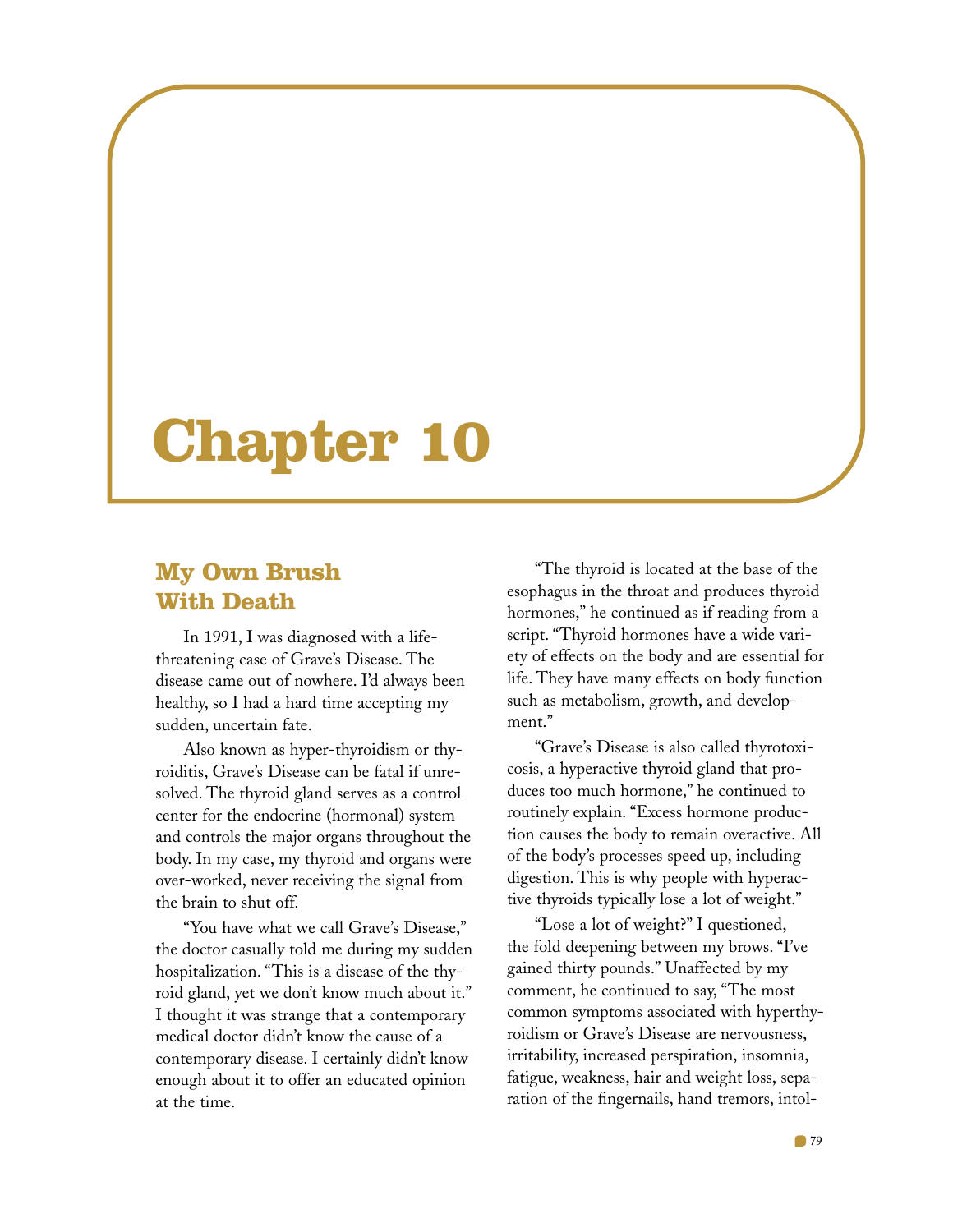# Chapter 10

## My Own Brush With Death

In 1991, I was diagnosed with a life-threatening case of Grave's Disease. The disease came out of nowhere. I'd always been healthy, so I had a hard time accepting my sudden, uncertain fate.

Also known as hyper-thyroidism or thyroiditis, Grave's Disease can be fatal if unresolved. The thyroid gland serves as a control center for the endocrine (hormonal) system and controls the major organs throughout the body. In my case, my thyroid and organs were over-worked, never receiving the signal from the brain to shut off.

"You have what we call Grave's Disease," the doctor casually told me during my sudden hospitalization. "This is a disease of the thyroid gland, yet we don't know much about it." I thought it was strange that a contemporary medical doctor didn't know the cause of a contemporary disease. I certainly didn't know enough about it to offer an educated opinion at the time.

"The thyroid is located at the base of the esophagus in the throat and produces thyroid hormones," he continued as if reading from a script. "Thyroid hormones have a wide variety of effects on the body and are essential for life. They have many effects on body function such as metabolism, growth, and development."

"Grave's Disease is also called thyrotoxicosis, a hyperactive thyroid gland that produces too much hormone," he continued to routinely explain. "Excess hormone production causes the body to remain overactive. All of the body's processes speed up, including digestion. This is why people with hyperactive thyroids typically lose a lot of weight."

"Lose a lot of weight?" I questioned, the fold deepening between my brows. "I've gained thirty pounds." Unaffected by my comment, he continued to say, "The most common symptoms associated with hyperthyroidism or Grave's Disease are nervousness, irritability, increased perspiration, insomnia, fatigue, weakness, hair and weight loss, separation of the fingernails, hand tremors, intol-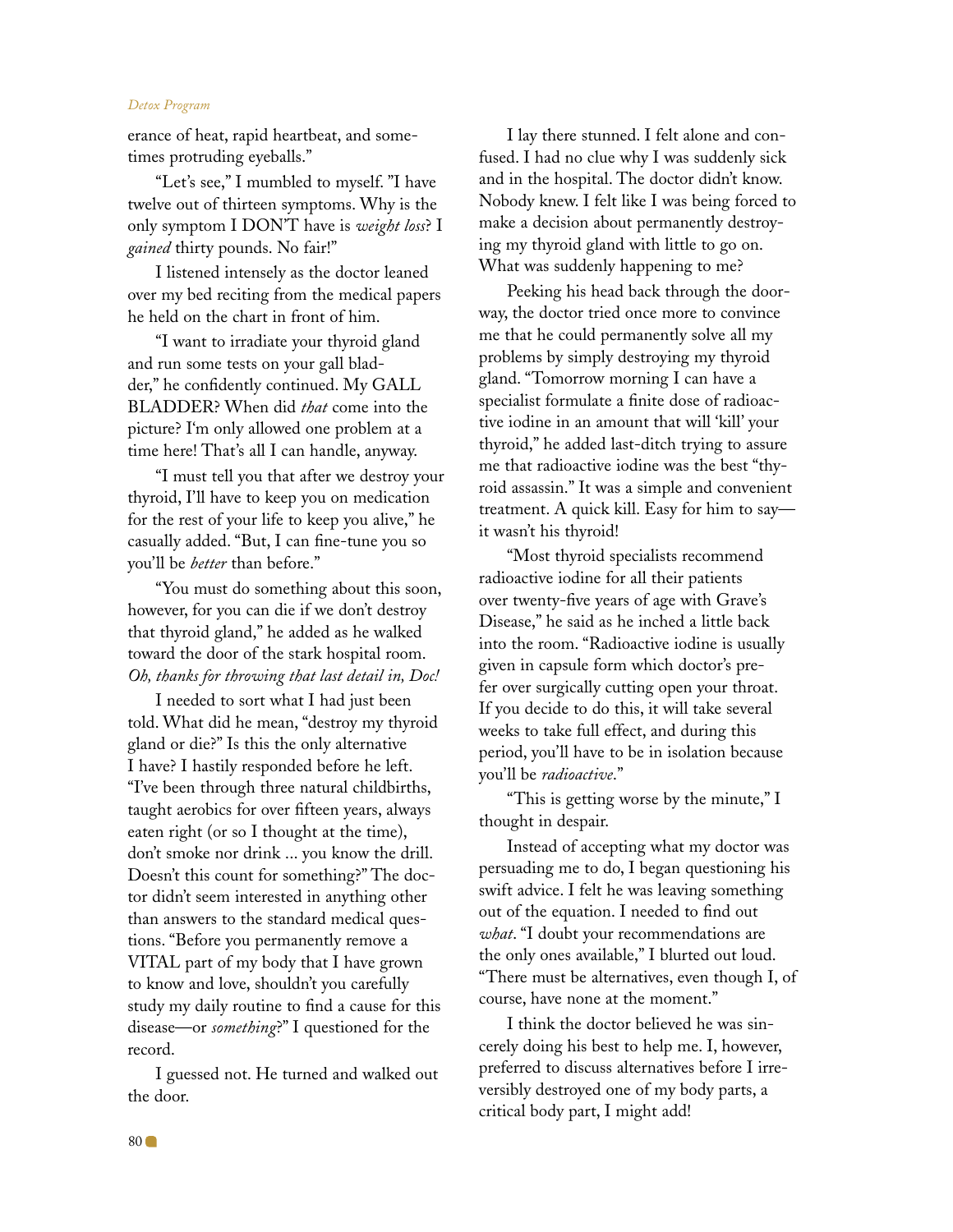erance of heat, rapid heartbeat, and sometimes protruding eyeballs."

"Let's see," I mumbled to myself. "I have twelve out of thirteen symptoms. Why is the only symptom I DON'T have is *weight loss*? I *gained* thirty pounds. No fair!"

I listened intensely as the doctor leaned over my bed reciting from the medical papers he held on the chart in front of him.

"I want to irradiate your thyroid gland and run some tests on your gall bladder," he confidently continued. My GALL BLADDER? When did *that* come into the picture? I'm only allowed one problem at a time here! That's all I can handle, anyway.

"I must tell you that after we destroy your thyroid, I'll have to keep you on medication for the rest of your life to keep you alive," he casually added. "But, I can fine-tune you so you'll be *better* than before."

"You must do something about this soon, however, for you can die if we don't destroy that thyroid gland," he added as he walked toward the door of the stark hospital room. *Oh, thanks for throwing that last detail in, Doc!*

I needed to sort what I had just been told. What did he mean, "destroy my thyroid gland or die?" Is this the only alternative I have? I hastily responded before he left. "I've been through three natural childbirths, taught aerobics for over fifteen years, always eaten right (or so I thought at the time), don't smoke nor drink ... you know the drill. Doesn't this count for something?" The doctor didn't seem interested in anything other than answers to the standard medical questions. "Before you permanently remove a VITAL part of my body that I have grown to know and love, shouldn't you carefully study my daily routine to find a cause for this disease—or *something*?" I questioned for the record.

I guessed not. He turned and walked out the door.

I lay there stunned. I felt alone and confused. I had no clue why I was suddenly sick and in the hospital. The doctor didn't know. Nobody knew. I felt like I was being forced to make a decision about permanently destroying my thyroid gland with little to go on. What was suddenly happening to me?

Peeking his head back through the doorway, the doctor tried once more to convince me that he could permanently solve all my problems by simply destroying my thyroid gland. "Tomorrow morning I can have a specialist formulate a finite dose of radioactive iodine in an amount that will 'kill' your thyroid," he added last-ditch trying to assure me that radioactive iodine was the best "thyroid assassin." It was a simple and convenient treatment. A quick kill. Easy for him to say—it wasn't his thyroid!

"Most thyroid specialists recommend radioactive iodine for all their patients over twenty-five years of age with Grave's Disease," he said as he inched a little back into the room. "Radioactive iodine is usually given in capsule form which doctor's prefer over surgically cutting open your throat. If you decide to do this, it will take several weeks to take full effect, and during this period, you'll have to be in isolation because you'll be *radioactive*."

"This is getting worse by the minute," I thought in despair.

Instead of accepting what my doctor was persuading me to do, I began questioning his swift advice. I felt he was leaving something out of the equation. I needed to find out *what*. "I doubt your recommendations are the only ones available," I blurted out loud. "There must be alternatives, even though I, of course, have none at the moment."

I think the doctor believed he was sincerely doing his best to help me. I, however, preferred to discuss alternatives before I irreversibly destroyed one of my body parts, a critical body part, I might add!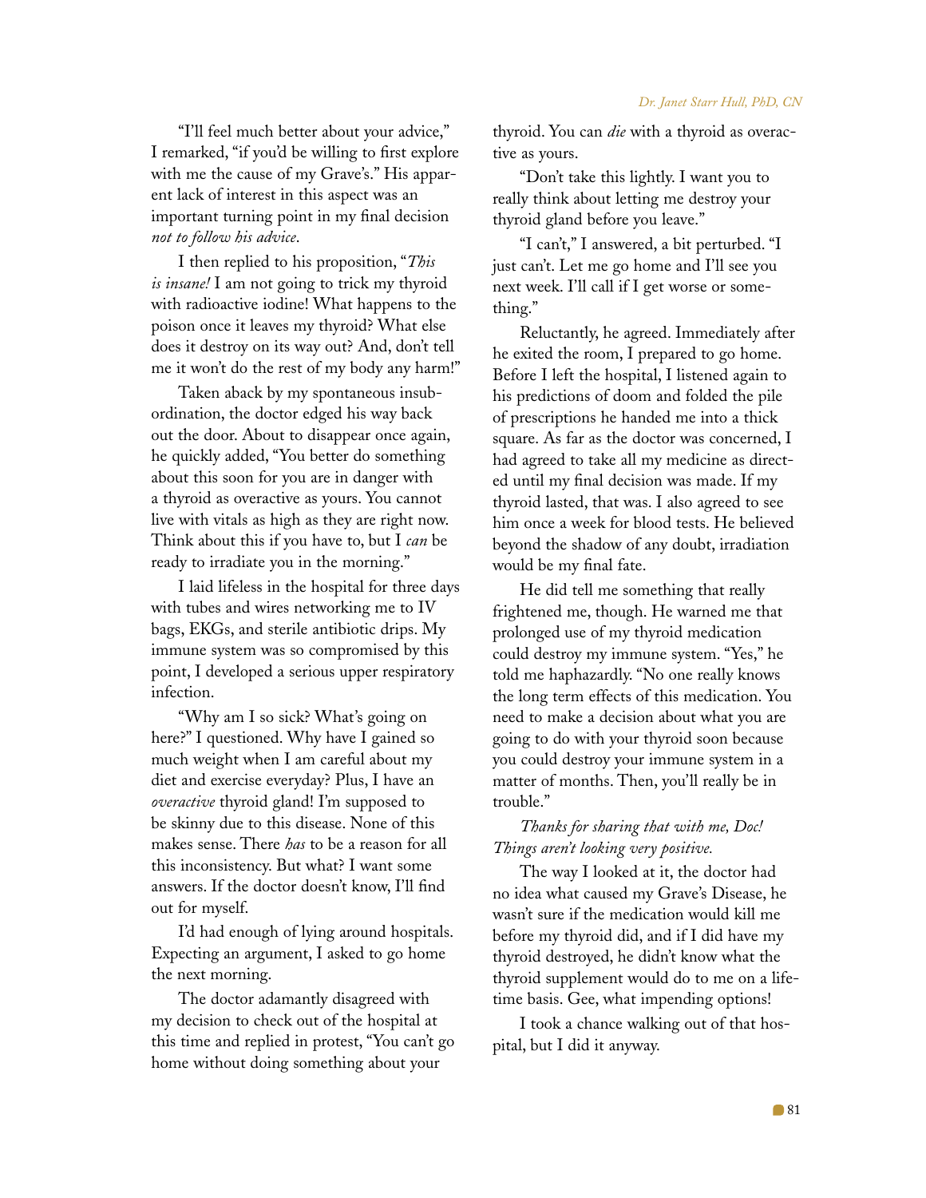"I'll feel much better about your advice," I remarked, "if you'd be willing to first explore with me the cause of my Grave's." His apparent lack of interest in this aspect was an important turning point in my final decision *not to follow his advice*.

I then replied to his proposition, "*This is insane!* I am not going to trick my thyroid with radioactive iodine! What happens to the poison once it leaves my thyroid? What else does it destroy on its way out? And, don't tell me it won't do the rest of my body any harm!"

Taken aback by my spontaneous insubordination, the doctor edged his way back out the door. About to disappear once again, he quickly added, "You better do something about this soon for you are in danger with a thyroid as overactive as yours. You cannot live with vitals as high as they are right now. Think about this if you have to, but I *can* be ready to irradiate you in the morning."

I laid lifeless in the hospital for three days with tubes and wires networking me to IV bags, EKGs, and sterile antibiotic drips. My immune system was so compromised by this point, I developed a serious upper respiratory infection.

"Why am I so sick? What's going on here?" I questioned. Why have I gained so much weight when I am careful about my diet and exercise everyday? Plus, I have an *overactive* thyroid gland! I'm supposed to be skinny due to this disease. None of this makes sense. There *has* to be a reason for all this inconsistency. But what? I want some answers. If the doctor doesn't know, I'll find out for myself.

I'd had enough of lying around hospitals. Expecting an argument, I asked to go home the next morning.

The doctor adamantly disagreed with my decision to check out of the hospital at this time and replied in protest, "You can't go home without doing something about your thyroid. You can *die* with a thyroid as overactive as yours.

"Don't take this lightly. I want you to really think about letting me destroy your thyroid gland before you leave."

"I can't," I answered, a bit perturbed. "I just can't. Let me go home and I'll see you next week. I'll call if I get worse or something."

Reluctantly, he agreed. Immediately after he exited the room, I prepared to go home. Before I left the hospital, I listened again to his predictions of doom and folded the pile of prescriptions he handed me into a thick square. As far as the doctor was concerned, I had agreed to take all my medicine as directed until my final decision was made. If my thyroid lasted, that was. I also agreed to see him once a week for blood tests. He believed beyond the shadow of any doubt, irradiation would be my final fate.

He did tell me something that really frightened me, though. He warned me that prolonged use of my thyroid medication could destroy my immune system. "Yes," he told me haphazardly. "No one really knows the long term effects of this medication. You need to make a decision about what you are going to do with your thyroid soon because you could destroy your immune system in a matter of months. Then, you'll really be in trouble."

*Thanks for sharing that with me, Doc! Things aren't looking very positive.*

The way I looked at it, the doctor had no idea what caused my Grave's Disease, he wasn't sure if the medication would kill me before my thyroid did, and if I did have my thyroid destroyed, he didn't know what the thyroid supplement would do to me on a lifetime basis. Gee, what impending options!

I took a chance walking out of that hospital, but I did it anyway.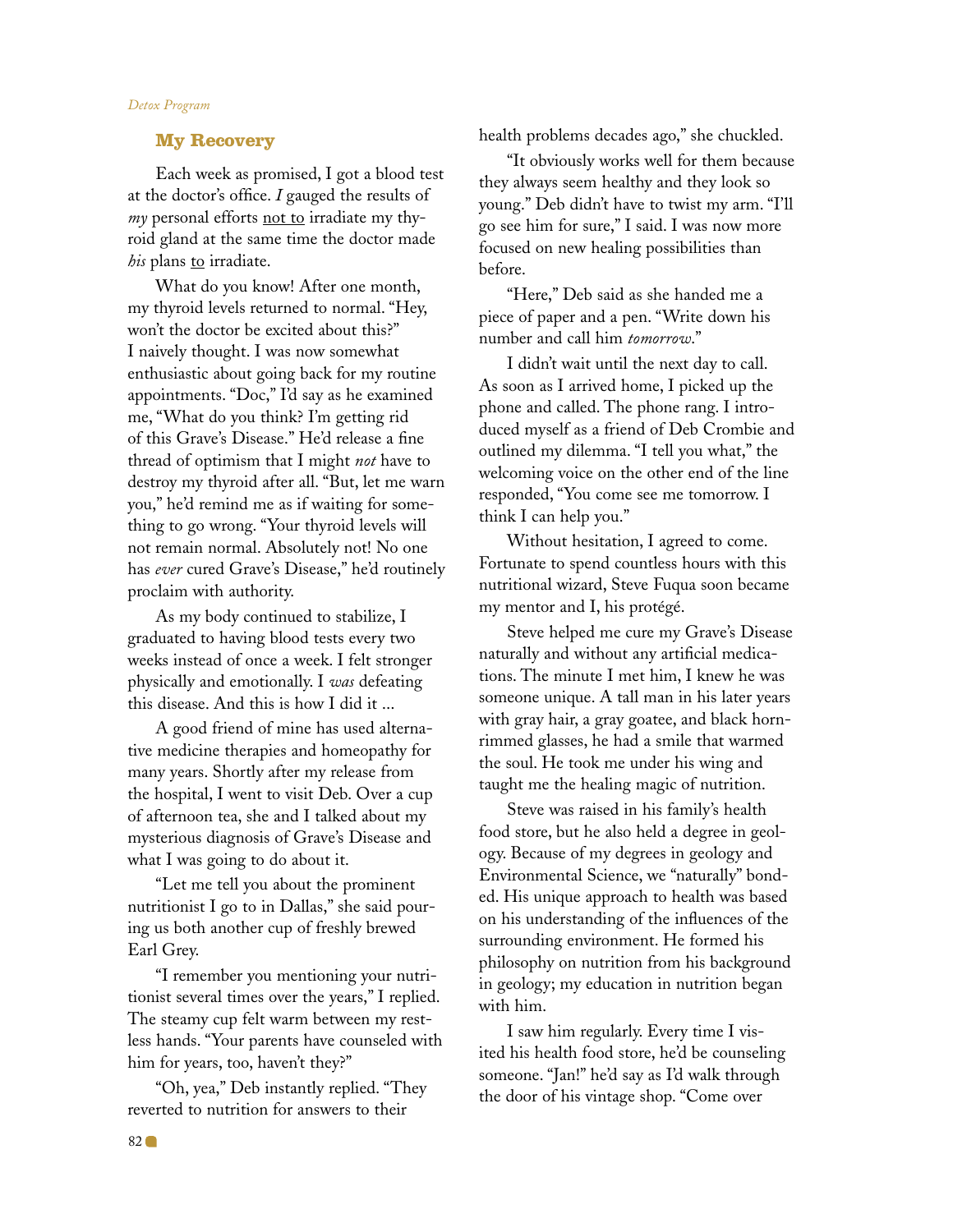## My Recovery

Each week as promised, I got a blood test at the doctor's office. *I* gauged the results of *my* personal efforts <u>not to</u> irradiate my thyroid gland at the same time the doctor made *his* plans <u>to</u> irradiate.

What do you know! After one month, my thyroid levels returned to normal. "Hey, won't the doctor be excited about this?" I naively thought. I was now somewhat enthusiastic about going back for my routine appointments. "Doc," I'd say as he examined me, "What do you think? I'm getting rid of this Grave's Disease." He'd release a fine thread of optimism that I might *not* have to destroy my thyroid after all. "But, let me warn you," he'd remind me as if waiting for something to go wrong. "Your thyroid levels will not remain normal. Absolutely not! No one has *ever* cured Grave's Disease," he'd routinely proclaim with authority.

As my body continued to stabilize, I graduated to having blood tests every two weeks instead of once a week. I felt stronger physically and emotionally. I *was* defeating this disease. And this is how I did it ...

A good friend of mine has used alternative medicine therapies and homeopathy for many years. Shortly after my release from the hospital, I went to visit Deb. Over a cup of afternoon tea, she and I talked about my mysterious diagnosis of Grave's Disease and what I was going to do about it.

"Let me tell you about the prominent nutritionist I go to in Dallas," she said pouring us both another cup of freshly brewed Earl Grey.

"I remember you mentioning your nutritionist several times over the years," I replied. The steamy cup felt warm between my restless hands. "Your parents have counseled with him for years, too, haven't they?"

"Oh, yea," Deb instantly replied. "They reverted to nutrition for answers to their health problems decades ago," she chuckled.

"It obviously works well for them because they always seem healthy and they look so young." Deb didn't have to twist my arm. "I'll go see him for sure," I said. I was now more focused on new healing possibilities than before.

"Here," Deb said as she handed me a piece of paper and a pen. "Write down his number and call him *tomorrow*."

I didn't wait until the next day to call. As soon as I arrived home, I picked up the phone and called. The phone rang. I introduced myself as a friend of Deb Crombie and outlined my dilemma. "I tell you what," the welcoming voice on the other end of the line responded, "You come see me tomorrow. I think I can help you."

Without hesitation, I agreed to come. Fortunate to spend countless hours with this nutritional wizard, Steve Fuqua soon became my mentor and I, his protégé.

Steve helped me cure my Grave's Disease naturally and without any artificial medications. The minute I met him, I knew he was someone unique. A tall man in his later years with gray hair, a gray goatee, and black horn-rimmed glasses, he had a smile that warmed the soul. He took me under his wing and taught me the healing magic of nutrition.

Steve was raised in his family's health food store, but he also held a degree in geology. Because of my degrees in geology and Environmental Science, we "naturally" bonded. His unique approach to health was based on his understanding of the influences of the surrounding environment. He formed his philosophy on nutrition from his background in geology; my education in nutrition began with him.

I saw him regularly. Every time I visited his health food store, he'd be counseling someone. "Jan!" he'd say as I'd walk through the door of his vintage shop. "Come over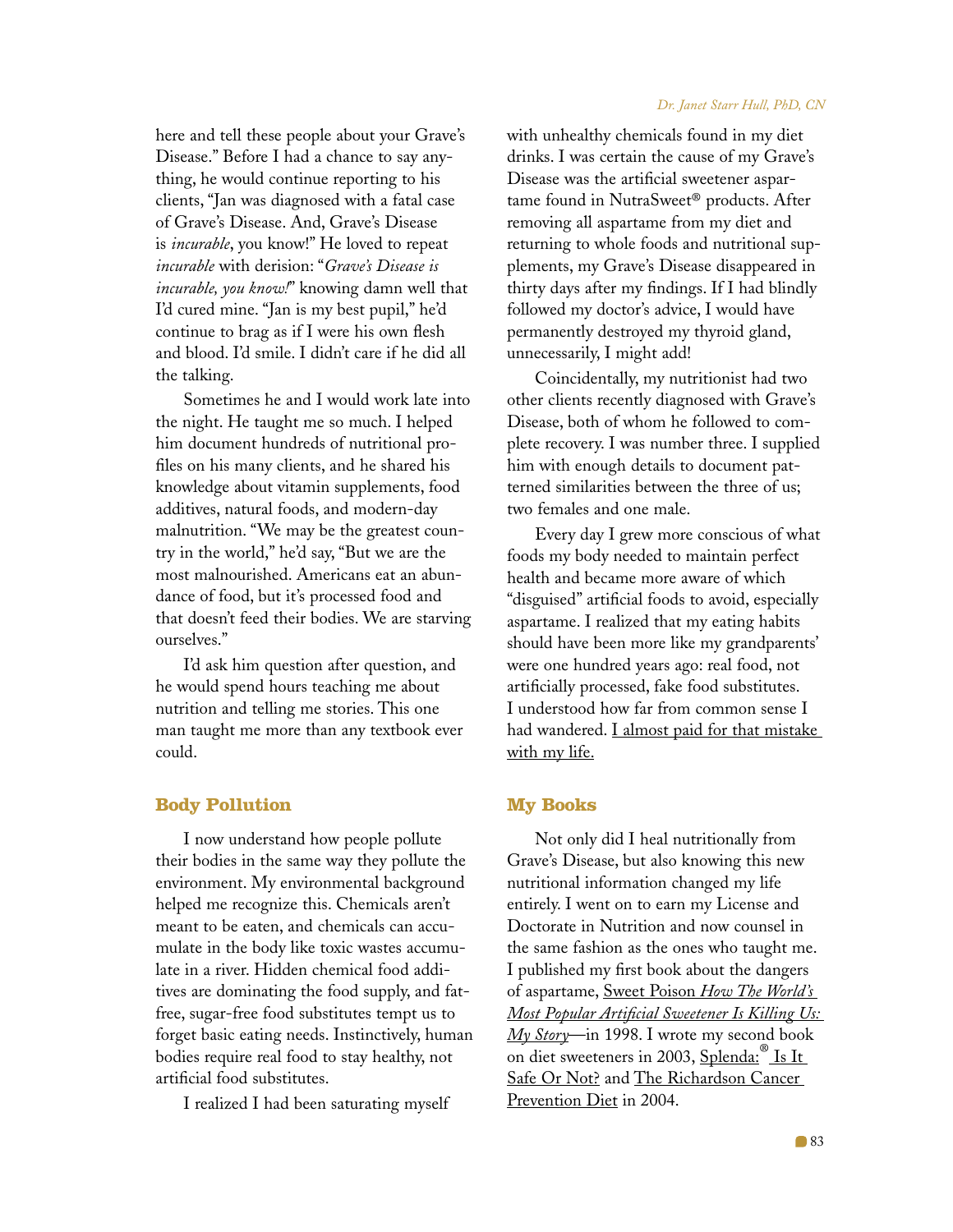here and tell these people about your Grave's Disease." Before I had a chance to say anything, he would continue reporting to his clients, "Jan was diagnosed with a fatal case of Grave's Disease. And, Grave's Disease is *incurable*, you know!" He loved to repeat *incurable* with derision: "*Grave's Disease is incurable, you know!*" knowing damn well that I'd cured mine. "Jan is my best pupil," he'd continue to brag as if I were his own flesh and blood. I'd smile. I didn't care if he did all the talking.

Sometimes he and I would work late into the night. He taught me so much. I helped him document hundreds of nutritional profiles on his many clients, and he shared his knowledge about vitamin supplements, food additives, natural foods, and modern-day malnutrition. "We may be the greatest country in the world," he'd say, "But we are the most malnourished. Americans eat an abundance of food, but it's processed food and that doesn't feed their bodies. We are starving ourselves."

I'd ask him question after question, and he would spend hours teaching me about nutrition and telling me stories. This one man taught me more than any textbook ever could.

## Body Pollution

I now understand how people pollute their bodies in the same way they pollute the environment. My environmental background helped me recognize this. Chemicals aren't meant to be eaten, and chemicals can accumulate in the body like toxic wastes accumulate in a river. Hidden chemical food additives are dominating the food supply, and fat-free, sugar-free food substitutes tempt us to forget basic eating needs. Instinctively, human bodies require real food to stay healthy, not artificial food substitutes.

I realized I had been saturating myself with unhealthy chemicals found in my diet drinks. I was certain the cause of my Grave's Disease was the artificial sweetener aspartame found in NutraSweet® products. After removing all aspartame from my diet and returning to whole foods and nutritional supplements, my Grave's Disease disappeared in thirty days after my findings. If I had blindly followed my doctor's advice, I would have permanently destroyed my thyroid gland, unnecessarily, I might add!

Coincidentally, my nutritionist had two other clients recently diagnosed with Grave's Disease, both of whom he followed to complete recovery. I was number three. I supplied him with enough details to document patterned similarities between the three of us; two females and one male.

Every day I grew more conscious of what foods my body needed to maintain perfect health and became more aware of which "disguised" artificial foods to avoid, especially aspartame. I realized that my eating habits should have been more like my grandparents' were one hundred years ago: real food, not artificially processed, fake food substitutes. I understood how far from common sense I had wandered. I almost paid for that mistake with my life.

## My Books

Not only did I heal nutritionally from Grave's Disease, but also knowing this new nutritional information changed my life entirely. I went on to earn my License and Doctorate in Nutrition and now counsel in the same fashion as the ones who taught me. I published my first book about the dangers of aspartame, Sweet Poison *How The World's Most Popular Artificial Sweetener Is Killing Us: My Story*—in 1998. I wrote my second book on diet sweeteners in 2003, Splenda:® Is It Safe Or Not? and The Richardson Cancer Prevention Diet in 2004.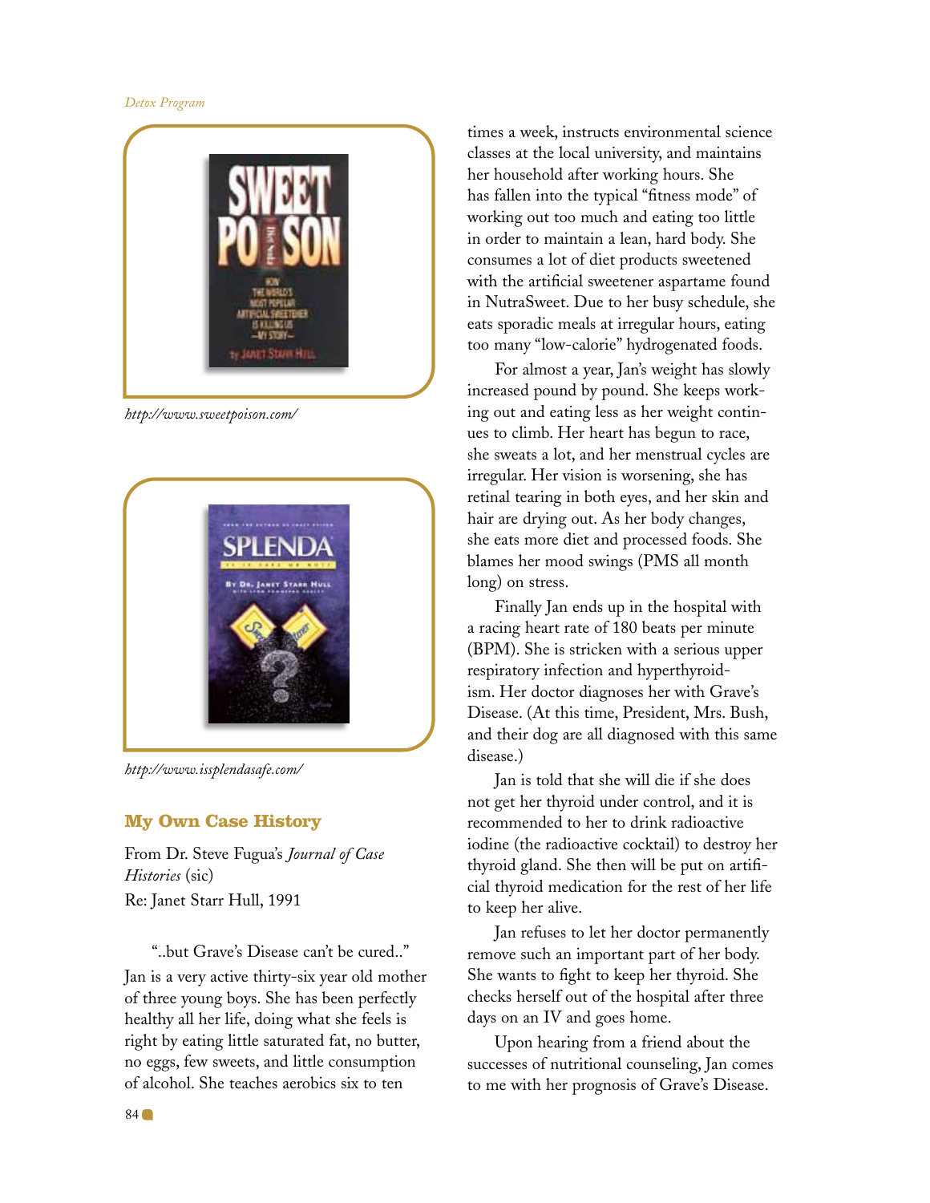http://www.sweetpoison.com/

http://www.issplendasafe.com/

## My Own Case History

From Dr. Steve Fugua's *Journal of Case Histories* (sic)
Re: Janet Starr Hull, 1991

"..but Grave's Disease can't be cured.."

Jan is a very active thirty-six year old mother of three young boys. She has been perfectly healthy all her life, doing what she feels is right by eating little saturated fat, no butter, no eggs, few sweets, and little consumption of alcohol. She teaches aerobics six to ten times a week, instructs environmental science classes at the local university, and maintains her household after working hours. She has fallen into the typical "fitness mode" of working out too much and eating too little in order to maintain a lean, hard body. She consumes a lot of diet products sweetened with the artificial sweetener aspartame found in NutraSweet. Due to her busy schedule, she eats sporadic meals at irregular hours, eating too many "low-calorie" hydrogenated foods.

For almost a year, Jan's weight has slowly increased pound by pound. She keeps working out and eating less as her weight continues to climb. Her heart has begun to race, she sweats a lot, and her menstrual cycles are irregular. Her vision is worsening, she has retinal tearing in both eyes, and her skin and hair are drying out. As her body changes, she eats more diet and processed foods. She blames her mood swings (PMS all month long) on stress.

Finally Jan ends up in the hospital with a racing heart rate of 180 beats per minute (BPM). She is stricken with a serious upper respiratory infection and hyperthyroidism. Her doctor diagnoses her with Grave's Disease. (At this time, President, Mrs. Bush, and their dog are all diagnosed with this same disease.)

Jan is told that she will die if she does not get her thyroid under control, and it is recommended to her to drink radioactive iodine (the radioactive cocktail) to destroy her thyroid gland. She then will be put on artificial thyroid medication for the rest of her life to keep her alive.

Jan refuses to let her doctor permanently remove such an important part of her body. She wants to fight to keep her thyroid. She checks herself out of the hospital after three days on an IV and goes home.

Upon hearing from a friend about the successes of nutritional counseling, Jan comes to me with her prognosis of Grave's Disease.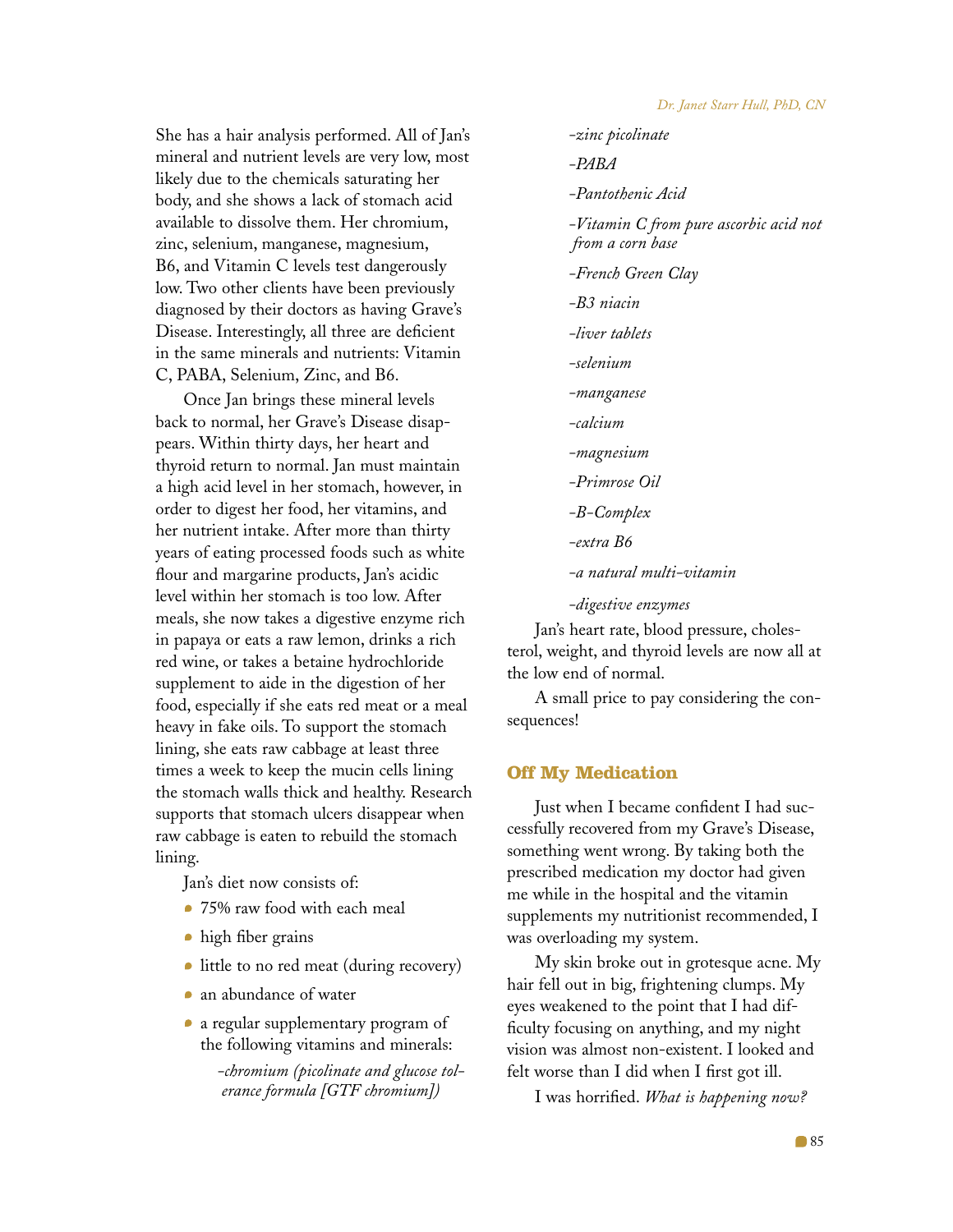She has a hair analysis performed. All of Jan's mineral and nutrient levels are very low, most likely due to the chemicals saturating her body, and she shows a lack of stomach acid available to dissolve them. Her chromium, zinc, selenium, manganese, magnesium, B6, and Vitamin C levels test dangerously low. Two other clients have been previously diagnosed by their doctors as having Grave's Disease. Interestingly, all three are deficient in the same minerals and nutrients: Vitamin C, PABA, Selenium, Zinc, and B6.

Once Jan brings these mineral levels back to normal, her Grave's Disease disappears. Within thirty days, her heart and thyroid return to normal. Jan must maintain a high acid level in her stomach, however, in order to digest her food, her vitamins, and her nutrient intake. After more than thirty years of eating processed foods such as white flour and margarine products, Jan's acidic level within her stomach is too low. After meals, she now takes a digestive enzyme rich in papaya or eats a raw lemon, drinks a rich red wine, or takes a betaine hydrochloride supplement to aide in the digestion of her food, especially if she eats red meat or a meal heavy in fake oils. To support the stomach lining, she eats raw cabbage at least three times a week to keep the mucin cells lining the stomach walls thick and healthy. Research supports that stomach ulcers disappear when raw cabbage is eaten to rebuild the stomach lining.

Jan's diet now consists of:

- 75% raw food with each meal
- high fiber grains
- little to no red meat (during recovery)
- an abundance of water
- a regular supplementary program of the following vitamins and minerals:

  *-chromium (picolinate and glucose tolerance formula [GTF chromium])*

  *-zinc picolinate*

  *-PABA*

  *-Pantothenic Acid*

  *-Vitamin C from pure ascorbic acid not from a corn base*

  *-French Green Clay*

  *-B3 niacin*

  *-liver tablets*

  *-selenium*

  *-manganese*

  *-calcium*

  *-magnesium*

  *-Primrose Oil*

  *-B-Complex*

  *-extra B6*

  *-a natural multi-vitamin*

  *-digestive enzymes*

Jan's heart rate, blood pressure, cholesterol, weight, and thyroid levels are now all at the low end of normal.

A small price to pay considering the consequences!

## Off My Medication

Just when I became confident I had successfully recovered from my Grave's Disease, something went wrong. By taking both the prescribed medication my doctor had given me while in the hospital and the vitamin supplements my nutritionist recommended, I was overloading my system.

My skin broke out in grotesque acne. My hair fell out in big, frightening clumps. My eyes weakened to the point that I had difficulty focusing on anything, and my night vision was almost non-existent. I looked and felt worse than I did when I first got ill.

I was horrified. *What is happening now?*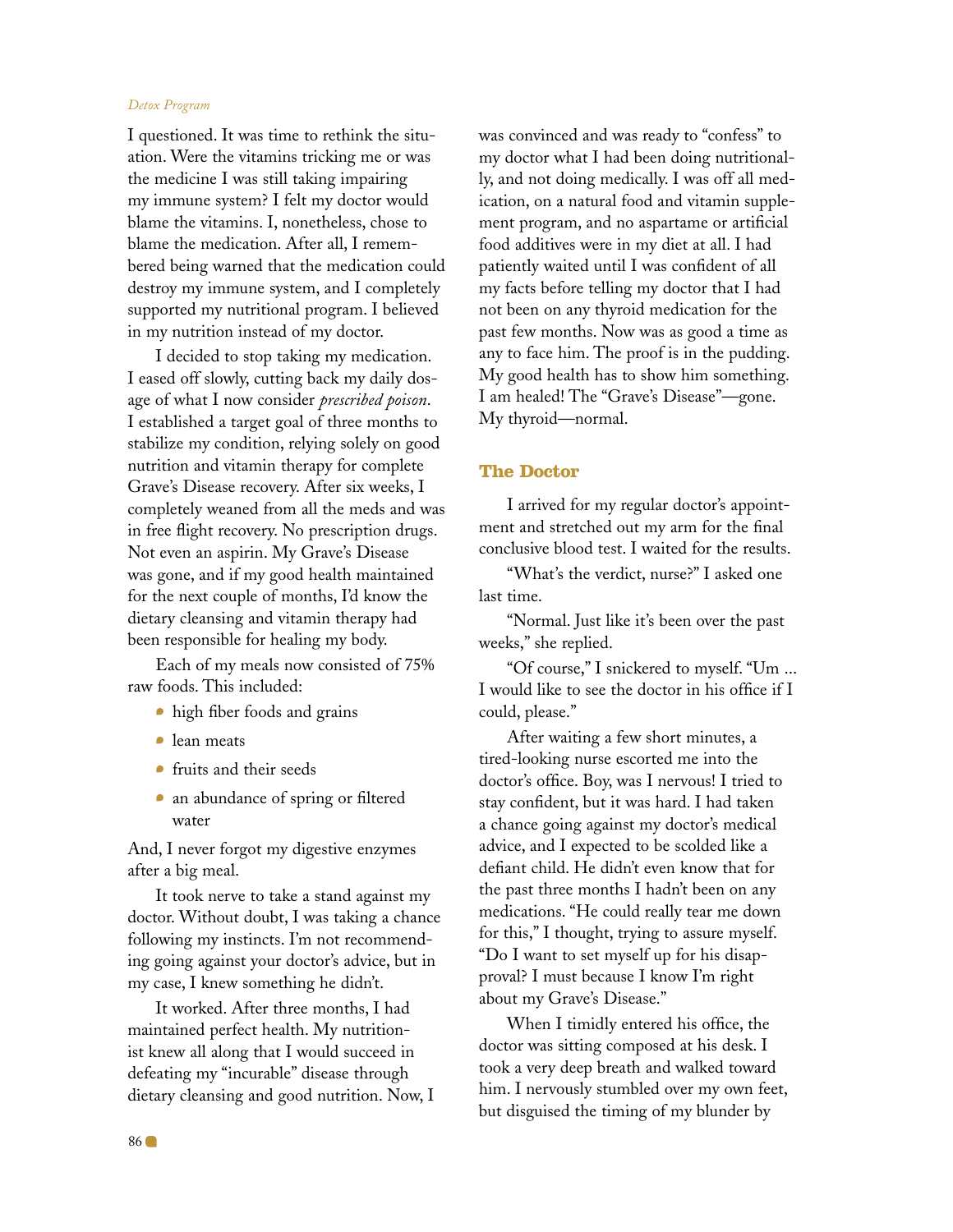I questioned. It was time to rethink the situation. Were the vitamins tricking me or was the medicine I was still taking impairing my immune system? I felt my doctor would blame the vitamins. I, nonetheless, chose to blame the medication. After all, I remembered being warned that the medication could destroy my immune system, and I completely supported my nutritional program. I believed in my nutrition instead of my doctor.

I decided to stop taking my medication. I eased off slowly, cutting back my daily dosage of what I now consider *prescribed poison*. I established a target goal of three months to stabilize my condition, relying solely on good nutrition and vitamin therapy for complete Grave's Disease recovery. After six weeks, I completely weaned from all the meds and was in free flight recovery. No prescription drugs. Not even an aspirin. My Grave's Disease was gone, and if my good health maintained for the next couple of months, I'd know the dietary cleansing and vitamin therapy had been responsible for healing my body.

Each of my meals now consisted of 75% raw foods. This included:

- high fiber foods and grains
- lean meats
- fruits and their seeds
- an abundance of spring or filtered water

And, I never forgot my digestive enzymes after a big meal.

It took nerve to take a stand against my doctor. Without doubt, I was taking a chance following my instincts. I'm not recommending going against your doctor's advice, but in my case, I knew something he didn't.

It worked. After three months, I had maintained perfect health. My nutritionist knew all along that I would succeed in defeating my "incurable" disease through dietary cleansing and good nutrition. Now, I was convinced and was ready to "confess" to my doctor what I had been doing nutritionally, and not doing medically. I was off all medication, on a natural food and vitamin supplement program, and no aspartame or artificial food additives were in my diet at all. I had patiently waited until I was confident of all my facts before telling my doctor that I had not been on any thyroid medication for the past few months. Now was as good a time as any to face him. The proof is in the pudding. My good health has to show him something. I am healed! The "Grave's Disease"—gone. My thyroid—normal.

## The Doctor

I arrived for my regular doctor's appointment and stretched out my arm for the final conclusive blood test. I waited for the results.

"What's the verdict, nurse?" I asked one last time.

"Normal. Just like it's been over the past weeks," she replied.

"Of course," I snickered to myself. "Um ... I would like to see the doctor in his office if I could, please."

After waiting a few short minutes, a tired-looking nurse escorted me into the doctor's office. Boy, was I nervous! I tried to stay confident, but it was hard. I had taken a chance going against my doctor's medical advice, and I expected to be scolded like a defiant child. He didn't even know that for the past three months I hadn't been on any medications. "He could really tear me down for this," I thought, trying to assure myself. "Do I want to set myself up for his disapproval? I must because I know I'm right about my Grave's Disease."

When I timidly entered his office, the doctor was sitting composed at his desk. I took a very deep breath and walked toward him. I nervously stumbled over my own feet, but disguised the timing of my blunder by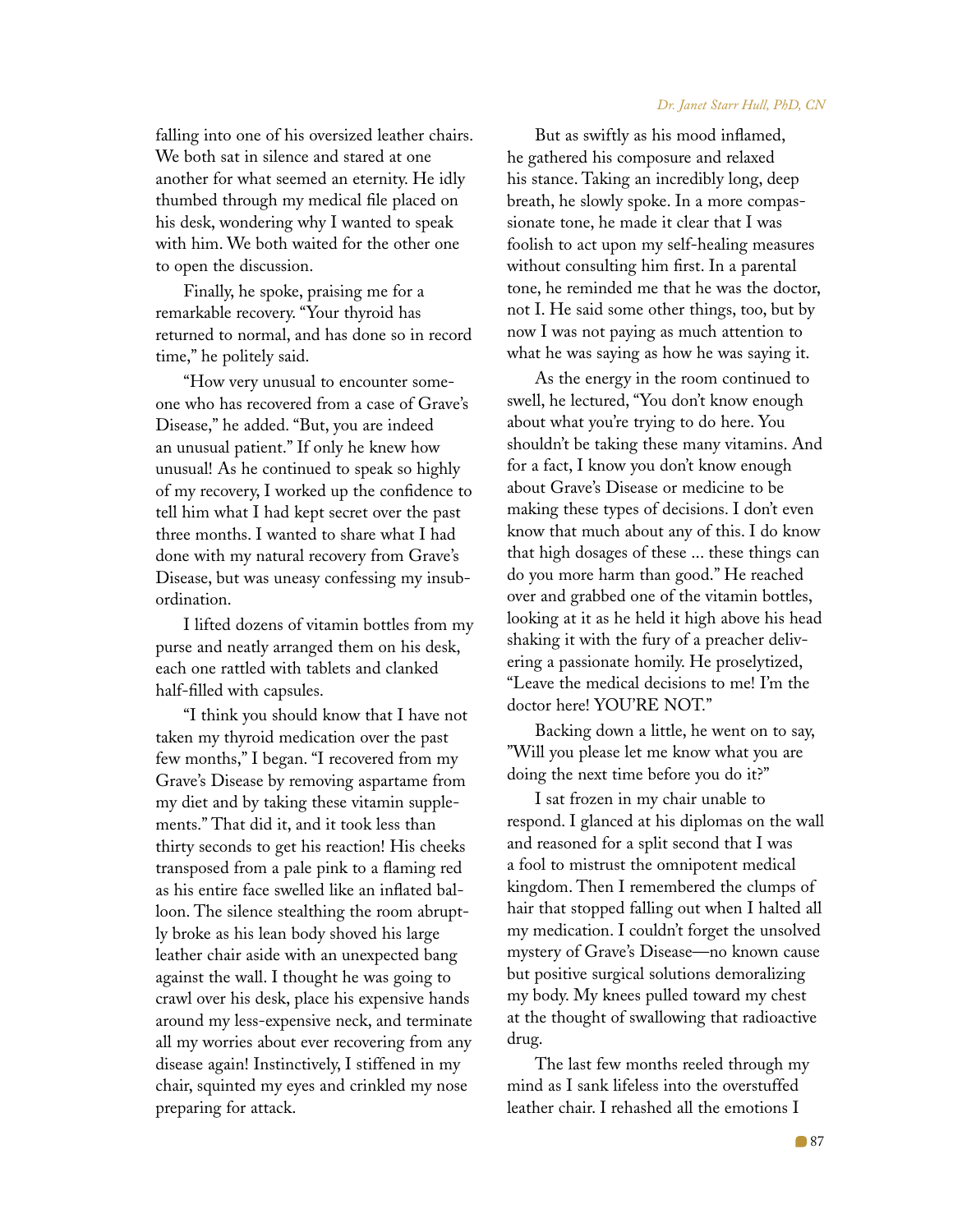falling into one of his oversized leather chairs. We both sat in silence and stared at one another for what seemed an eternity. He idly thumbed through my medical file placed on his desk, wondering why I wanted to speak with him. We both waited for the other one to open the discussion.

Finally, he spoke, praising me for a remarkable recovery. "Your thyroid has returned to normal, and has done so in record time," he politely said.

"How very unusual to encounter someone who has recovered from a case of Grave's Disease," he added. "But, you are indeed an unusual patient." If only he knew how unusual! As he continued to speak so highly of my recovery, I worked up the confidence to tell him what I had kept secret over the past three months. I wanted to share what I had done with my natural recovery from Grave's Disease, but was uneasy confessing my insubordination.

I lifted dozens of vitamin bottles from my purse and neatly arranged them on his desk, each one rattled with tablets and clanked half-filled with capsules.

"I think you should know that I have not taken my thyroid medication over the past few months," I began. "I recovered from my Grave's Disease by removing aspartame from my diet and by taking these vitamin supplements." That did it, and it took less than thirty seconds to get his reaction! His cheeks transposed from a pale pink to a flaming red as his entire face swelled like an inflated balloon. The silence stealthing the room abruptly broke as his lean body shoved his large leather chair aside with an unexpected bang against the wall. I thought he was going to crawl over his desk, place his expensive hands around my less-expensive neck, and terminate all my worries about ever recovering from any disease again! Instinctively, I stiffened in my chair, squinted my eyes and crinkled my nose preparing for attack.

But as swiftly as his mood inflamed, he gathered his composure and relaxed his stance. Taking an incredibly long, deep breath, he slowly spoke. In a more compassionate tone, he made it clear that I was foolish to act upon my self-healing measures without consulting him first. In a parental tone, he reminded me that he was the doctor, not I. He said some other things, too, but by now I was not paying as much attention to what he was saying as how he was saying it.

As the energy in the room continued to swell, he lectured, "You don't know enough about what you're trying to do here. You shouldn't be taking these many vitamins. And for a fact, I know you don't know enough about Grave's Disease or medicine to be making these types of decisions. I don't even know that much about any of this. I do know that high dosages of these ... these things can do you more harm than good." He reached over and grabbed one of the vitamin bottles, looking at it as he held it high above his head shaking it with the fury of a preacher delivering a passionate homily. He proselytized, "Leave the medical decisions to me! I'm the doctor here! YOU'RE NOT."

Backing down a little, he went on to say, "Will you please let me know what you are doing the next time before you do it?"

I sat frozen in my chair unable to respond. I glanced at his diplomas on the wall and reasoned for a split second that I was a fool to mistrust the omnipotent medical kingdom. Then I remembered the clumps of hair that stopped falling out when I halted all my medication. I couldn't forget the unsolved mystery of Grave's Disease—no known cause but positive surgical solutions demoralizing my body. My knees pulled toward my chest at the thought of swallowing that radioactive drug.

The last few months reeled through my mind as I sank lifeless into the overstuffed leather chair. I rehashed all the emotions I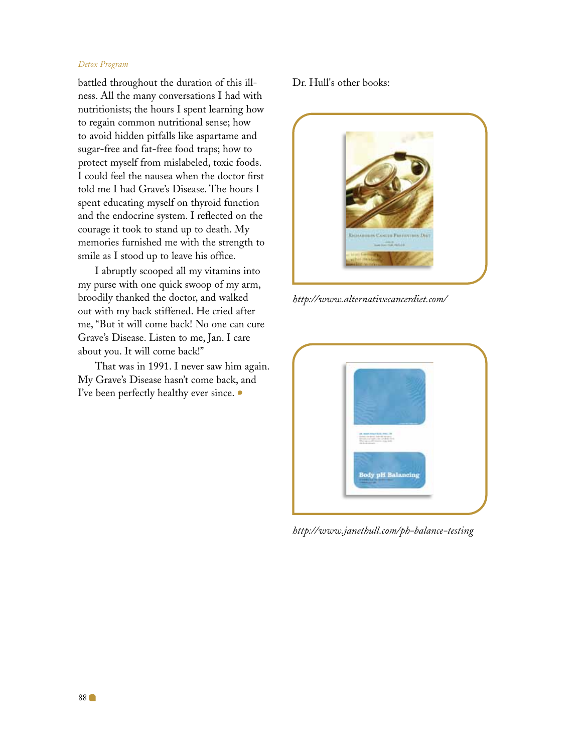battled throughout the duration of this illness. All the many conversations I had with nutritionists; the hours I spent learning how to regain common nutritional sense; how to avoid hidden pitfalls like aspartame and sugar-free and fat-free food traps; how to protect myself from mislabeled, toxic foods. I could feel the nausea when the doctor first told me I had Grave's Disease. The hours I spent educating myself on thyroid function and the endocrine system. I reflected on the courage it took to stand up to death. My memories furnished me with the strength to smile as I stood up to leave his office.

I abruptly scooped all my vitamins into my purse with one quick swoop of my arm, broodily thanked the doctor, and walked out with my back stiffened. He cried after me, "But it will come back! No one can cure Grave's Disease. Listen to me, Jan. I care about you. It will come back!"

That was in 1991. I never saw him again. My Grave's Disease hasn't come back, and I've been perfectly healthy ever since.

Dr. Hull's other books:

*http://www.alternativecancerdiet.com/*

*http://www.janethull.com/ph-balance-testing*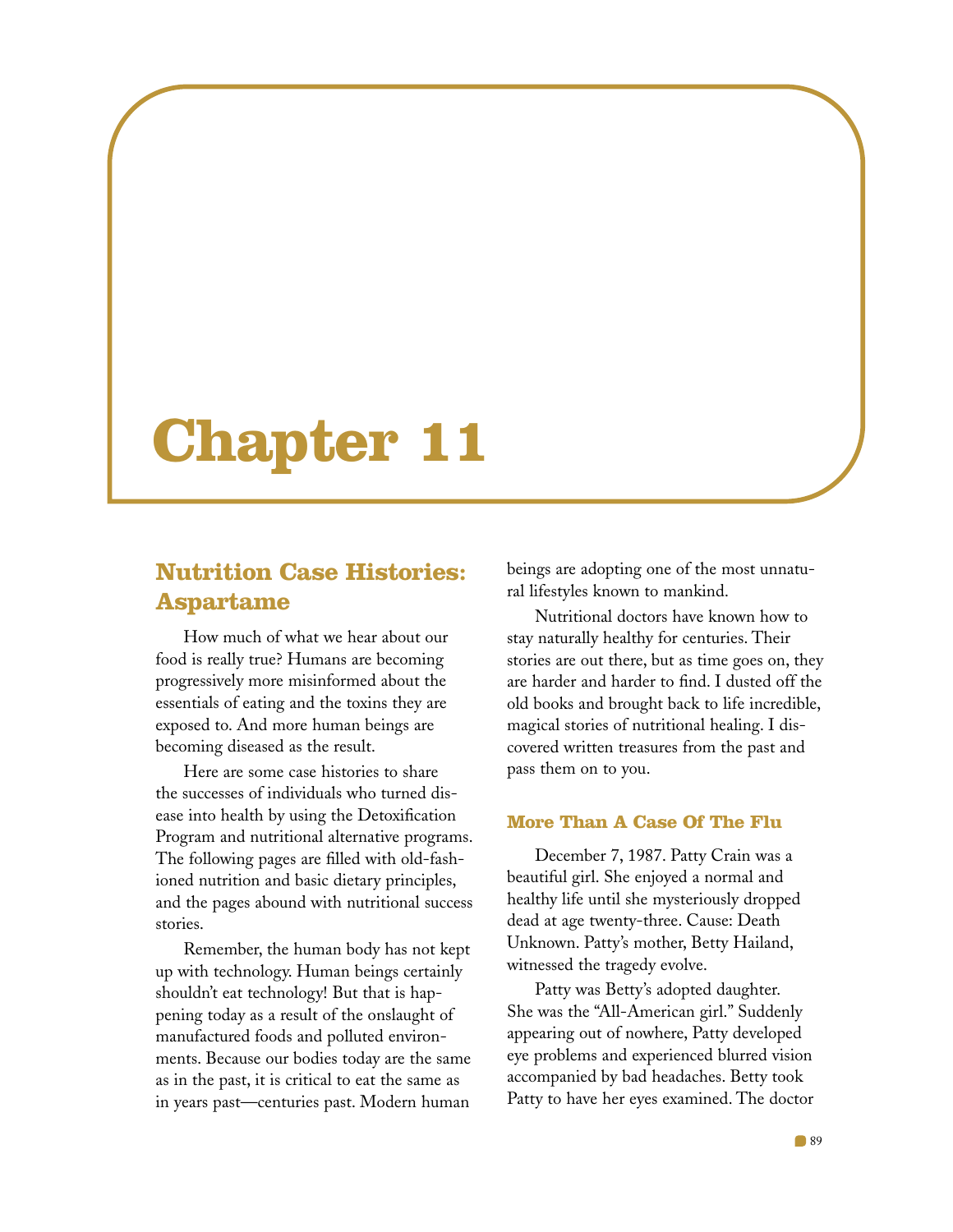# Chapter 11

## Nutrition Case Histories: Aspartame

How much of what we hear about our food is really true? Humans are becoming progressively more misinformed about the essentials of eating and the toxins they are exposed to. And more human beings are becoming diseased as the result.

Here are some case histories to share the successes of individuals who turned disease into health by using the Detoxification Program and nutritional alternative programs. The following pages are filled with old-fashioned nutrition and basic dietary principles, and the pages abound with nutritional success stories.

Remember, the human body has not kept up with technology. Human beings certainly shouldn't eat technology! But that is happening today as a result of the onslaught of manufactured foods and polluted environments. Because our bodies today are the same as in the past, it is critical to eat the same as in years past—centuries past. Modern human beings are adopting one of the most unnatural lifestyles known to mankind.

Nutritional doctors have known how to stay naturally healthy for centuries. Their stories are out there, but as time goes on, they are harder and harder to find. I dusted off the old books and brought back to life incredible, magical stories of nutritional healing. I discovered written treasures from the past and pass them on to you.

### More Than A Case Of The Flu

December 7, 1987. Patty Crain was a beautiful girl. She enjoyed a normal and healthy life until she mysteriously dropped dead at age twenty-three. Cause: Death Unknown. Patty's mother, Betty Hailand, witnessed the tragedy evolve.

Patty was Betty's adopted daughter. She was the "All-American girl." Suddenly appearing out of nowhere, Patty developed eye problems and experienced blurred vision accompanied by bad headaches. Betty took Patty to have her eyes examined. The doctor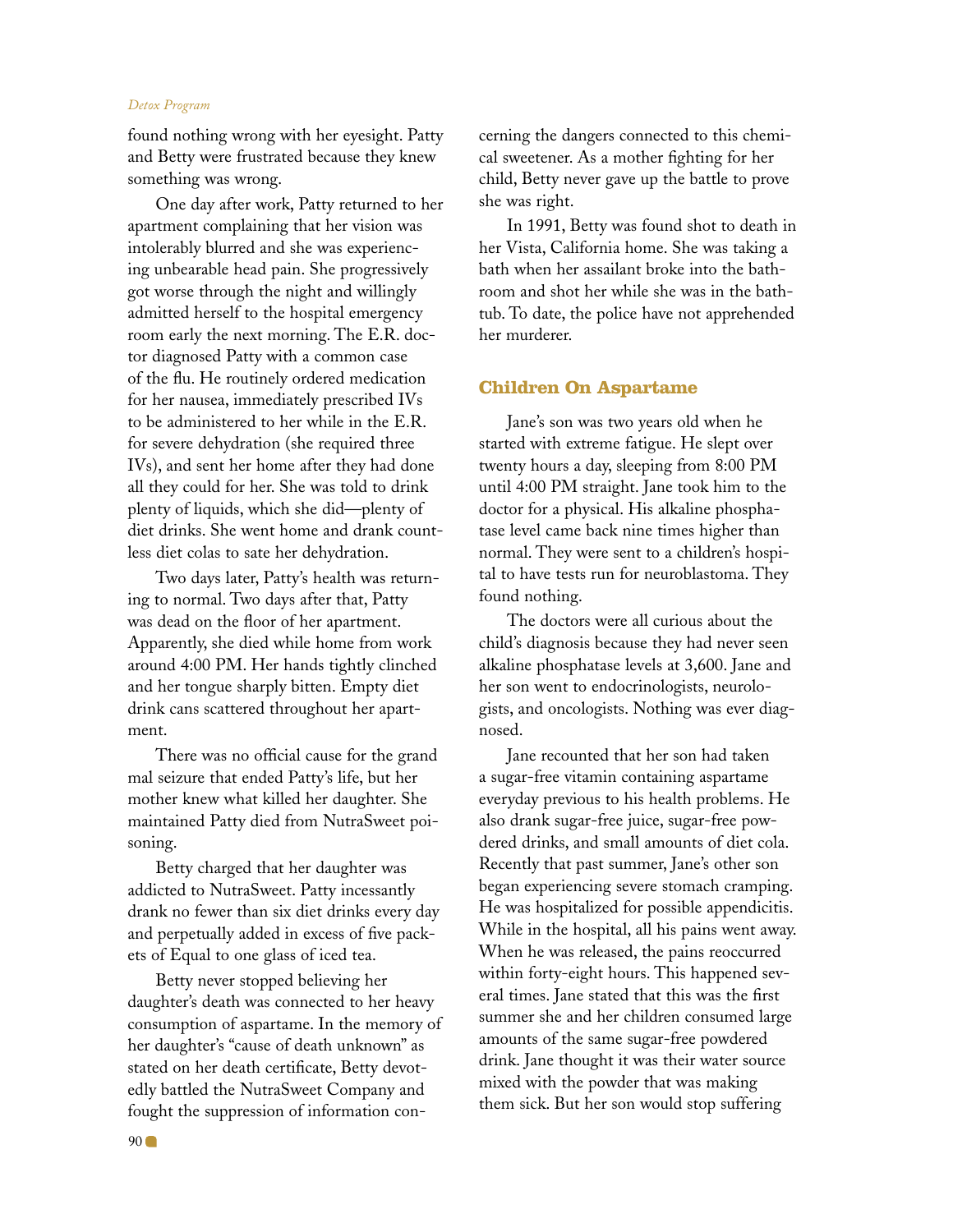found nothing wrong with her eyesight. Patty and Betty were frustrated because they knew something was wrong.

One day after work, Patty returned to her apartment complaining that her vision was intolerably blurred and she was experiencing unbearable head pain. She progressively got worse through the night and willingly admitted herself to the hospital emergency room early the next morning. The E.R. doctor diagnosed Patty with a common case of the flu. He routinely ordered medication for her nausea, immediately prescribed IVs to be administered to her while in the E.R. for severe dehydration (she required three IVs), and sent her home after they had done all they could for her. She was told to drink plenty of liquids, which she did—plenty of diet drinks. She went home and drank countless diet colas to sate her dehydration.

Two days later, Patty's health was returning to normal. Two days after that, Patty was dead on the floor of her apartment. Apparently, she died while home from work around 4:00 PM. Her hands tightly clinched and her tongue sharply bitten. Empty diet drink cans scattered throughout her apartment.

There was no official cause for the grand mal seizure that ended Patty's life, but her mother knew what killed her daughter. She maintained Patty died from NutraSweet poisoning.

Betty charged that her daughter was addicted to NutraSweet. Patty incessantly drank no fewer than six diet drinks every day and perpetually added in excess of five packets of Equal to one glass of iced tea.

Betty never stopped believing her daughter's death was connected to her heavy consumption of aspartame. In the memory of her daughter's "cause of death unknown" as stated on her death certificate, Betty devotedly battled the NutraSweet Company and fought the suppression of information concerning the dangers connected to this chemical sweetener. As a mother fighting for her child, Betty never gave up the battle to prove she was right.

In 1991, Betty was found shot to death in her Vista, California home. She was taking a bath when her assailant broke into the bathroom and shot her while she was in the bathtub. To date, the police have not apprehended her murderer.

## Children On Aspartame

Jane's son was two years old when he started with extreme fatigue. He slept over twenty hours a day, sleeping from 8:00 PM until 4:00 PM straight. Jane took him to the doctor for a physical. His alkaline phosphatase level came back nine times higher than normal. They were sent to a children's hospital to have tests run for neuroblastoma. They found nothing.

The doctors were all curious about the child's diagnosis because they had never seen alkaline phosphatase levels at 3,600. Jane and her son went to endocrinologists, neurologists, and oncologists. Nothing was ever diagnosed.

Jane recounted that her son had taken a sugar-free vitamin containing aspartame everyday previous to his health problems. He also drank sugar-free juice, sugar-free powdered drinks, and small amounts of diet cola. Recently that past summer, Jane's other son began experiencing severe stomach cramping. He was hospitalized for possible appendicitis. While in the hospital, all his pains went away. When he was released, the pains reoccurred within forty-eight hours. This happened several times. Jane stated that this was the first summer she and her children consumed large amounts of the same sugar-free powdered drink. Jane thought it was their water source mixed with the powder that was making them sick. But her son would stop suffering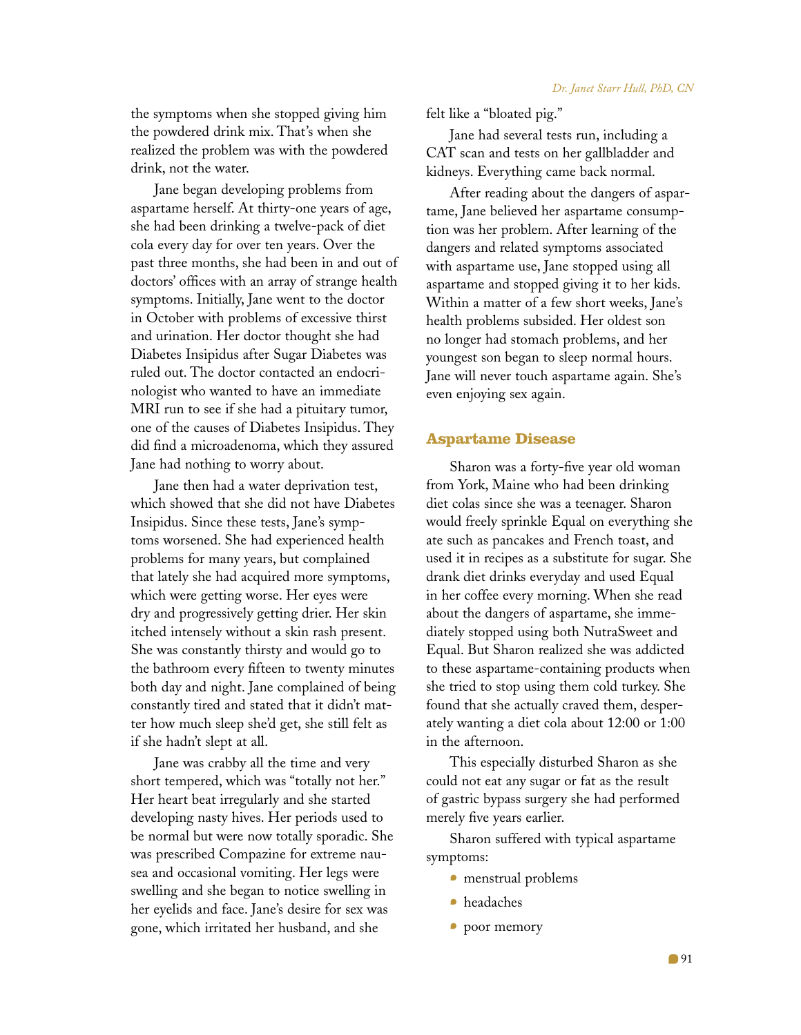the symptoms when she stopped giving him the powdered drink mix. That's when she realized the problem was with the powdered drink, not the water.

Jane began developing problems from aspartame herself. At thirty-one years of age, she had been drinking a twelve-pack of diet cola every day for over ten years. Over the past three months, she had been in and out of doctors' offices with an array of strange health symptoms. Initially, Jane went to the doctor in October with problems of excessive thirst and urination. Her doctor thought she had Diabetes Insipidus after Sugar Diabetes was ruled out. The doctor contacted an endocrinologist who wanted to have an immediate MRI run to see if she had a pituitary tumor, one of the causes of Diabetes Insipidus. They did find a microadenoma, which they assured Jane had nothing to worry about.

Jane then had a water deprivation test, which showed that she did not have Diabetes Insipidus. Since these tests, Jane's symptoms worsened. She had experienced health problems for many years, but complained that lately she had acquired more symptoms, which were getting worse. Her eyes were dry and progressively getting drier. Her skin itched intensely without a skin rash present. She was constantly thirsty and would go to the bathroom every fifteen to twenty minutes both day and night. Jane complained of being constantly tired and stated that it didn't matter how much sleep she'd get, she still felt as if she hadn't slept at all.

Jane was crabby all the time and very short tempered, which was "totally not her." Her heart beat irregularly and she started developing nasty hives. Her periods used to be normal but were now totally sporadic. She was prescribed Compazine for extreme nausea and occasional vomiting. Her legs were swelling and she began to notice swelling in her eyelids and face. Jane's desire for sex was gone, which irritated her husband, and she felt like a "bloated pig."

Jane had several tests run, including a CAT scan and tests on her gallbladder and kidneys. Everything came back normal.

After reading about the dangers of aspartame, Jane believed her aspartame consumption was her problem. After learning of the dangers and related symptoms associated with aspartame use, Jane stopped using all aspartame and stopped giving it to her kids. Within a matter of a few short weeks, Jane's health problems subsided. Her oldest son no longer had stomach problems, and her youngest son began to sleep normal hours. Jane will never touch aspartame again. She's even enjoying sex again.

## Aspartame Disease

Sharon was a forty-five year old woman from York, Maine who had been drinking diet colas since she was a teenager. Sharon would freely sprinkle Equal on everything she ate such as pancakes and French toast, and used it in recipes as a substitute for sugar. She drank diet drinks everyday and used Equal in her coffee every morning. When she read about the dangers of aspartame, she immediately stopped using both NutraSweet and Equal. But Sharon realized she was addicted to these aspartame-containing products when she tried to stop using them cold turkey. She found that she actually craved them, desperately wanting a diet cola about 12:00 or 1:00 in the afternoon.

This especially disturbed Sharon as she could not eat any sugar or fat as the result of gastric bypass surgery she had performed merely five years earlier.

Sharon suffered with typical aspartame symptoms:

- menstrual problems
- headaches
- poor memory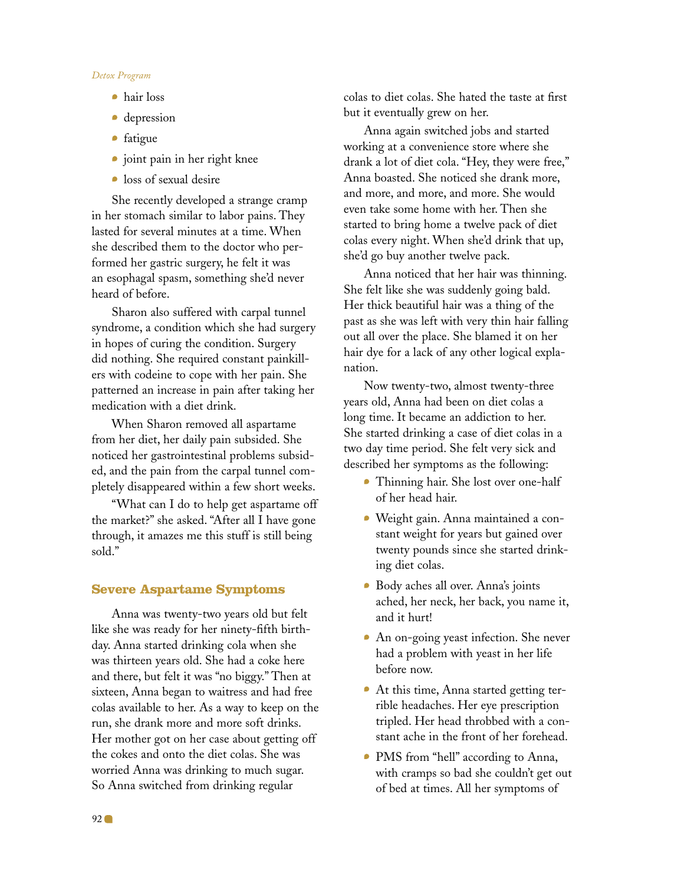- hair loss
- depression
- fatigue
- joint pain in her right knee
- loss of sexual desire

She recently developed a strange cramp in her stomach similar to labor pains. They lasted for several minutes at a time. When she described them to the doctor who performed her gastric surgery, he felt it was an esophagal spasm, something she'd never heard of before.

Sharon also suffered with carpal tunnel syndrome, a condition which she had surgery in hopes of curing the condition. Surgery did nothing. She required constant painkillers with codeine to cope with her pain. She patterned an increase in pain after taking her medication with a diet drink.

When Sharon removed all aspartame from her diet, her daily pain subsided. She noticed her gastrointestinal problems subsided, and the pain from the carpal tunnel completely disappeared within a few short weeks.

"What can I do to help get aspartame off the market?" she asked. "After all I have gone through, it amazes me this stuff is still being sold."

## Severe Aspartame Symptoms

Anna was twenty-two years old but felt like she was ready for her ninety-fifth birthday. Anna started drinking cola when she was thirteen years old. She had a coke here and there, but felt it was "no biggy." Then at sixteen, Anna began to waitress and had free colas available to her. As a way to keep on the run, she drank more and more soft drinks. Her mother got on her case about getting off the cokes and onto the diet colas. She was worried Anna was drinking to much sugar. So Anna switched from drinking regular colas to diet colas. She hated the taste at first but it eventually grew on her.

Anna again switched jobs and started working at a convenience store where she drank a lot of diet cola. "Hey, they were free," Anna boasted. She noticed she drank more, and more, and more, and more. She would even take some home with her. Then she started to bring home a twelve pack of diet colas every night. When she'd drink that up, she'd go buy another twelve pack.

Anna noticed that her hair was thinning. She felt like she was suddenly going bald. Her thick beautiful hair was a thing of the past as she was left with very thin hair falling out all over the place. She blamed it on her hair dye for a lack of any other logical explanation.

Now twenty-two, almost twenty-three years old, Anna had been on diet colas a long time. It became an addiction to her. She started drinking a case of diet colas in a two day time period. She felt very sick and described her symptoms as the following:

- Thinning hair. She lost over one-half of her head hair.
- Weight gain. Anna maintained a constant weight for years but gained over twenty pounds since she started drinking diet colas.
- Body aches all over. Anna's joints ached, her neck, her back, you name it, and it hurt!
- An on-going yeast infection. She never had a problem with yeast in her life before now.
- At this time, Anna started getting terrible headaches. Her eye prescription tripled. Her head throbbed with a constant ache in the front of her forehead.
- PMS from "hell" according to Anna, with cramps so bad she couldn't get out of bed at times. All her symptoms of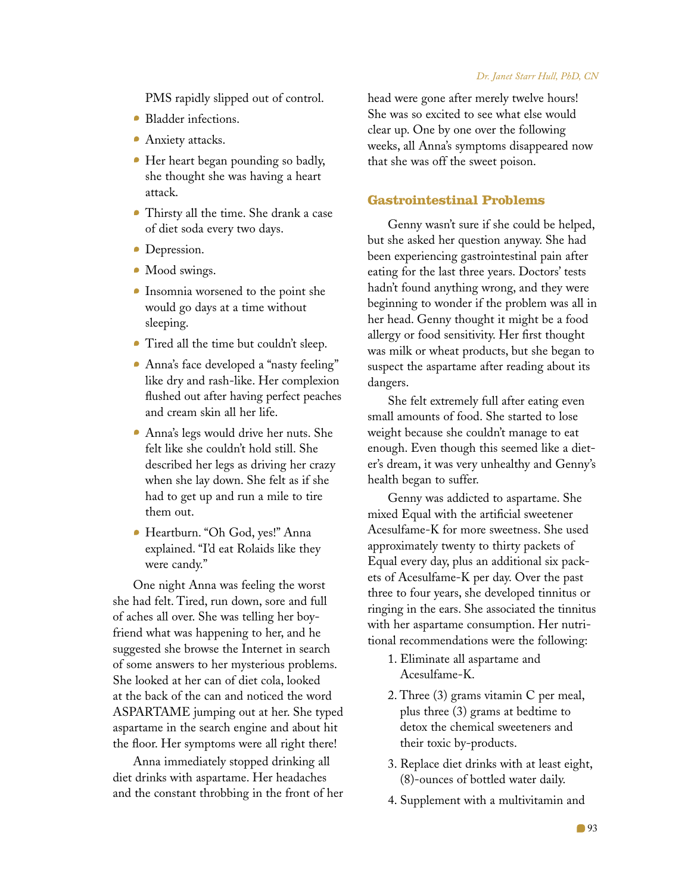PMS rapidly slipped out of control.

- Bladder infections.
- Anxiety attacks.
- Her heart began pounding so badly, she thought she was having a heart attack.
- Thirsty all the time. She drank a case of diet soda every two days.
- Depression.
- Mood swings.
- Insomnia worsened to the point she would go days at a time without sleeping.
- Tired all the time but couldn't sleep.
- Anna's face developed a "nasty feeling" like dry and rash-like. Her complexion flushed out after having perfect peaches and cream skin all her life.
- Anna's legs would drive her nuts. She felt like she couldn't hold still. She described her legs as driving her crazy when she lay down. She felt as if she had to get up and run a mile to tire them out.
- Heartburn. "Oh God, yes!" Anna explained. "I'd eat Rolaids like they were candy."

One night Anna was feeling the worst she had felt. Tired, run down, sore and full of aches all over. She was telling her boyfriend what was happening to her, and he suggested she browse the Internet in search of some answers to her mysterious problems. She looked at her can of diet cola, looked at the back of the can and noticed the word ASPARTAME jumping out at her. She typed aspartame in the search engine and about hit the floor. Her symptoms were all right there!

Anna immediately stopped drinking all diet drinks with aspartame. Her headaches and the constant throbbing in the front of her head were gone after merely twelve hours! She was so excited to see what else would clear up. One by one over the following weeks, all Anna's symptoms disappeared now that she was off the sweet poison.

## Gastrointestinal Problems

Genny wasn't sure if she could be helped, but she asked her question anyway. She had been experiencing gastrointestinal pain after eating for the last three years. Doctors' tests hadn't found anything wrong, and they were beginning to wonder if the problem was all in her head. Genny thought it might be a food allergy or food sensitivity. Her first thought was milk or wheat products, but she began to suspect the aspartame after reading about its dangers.

She felt extremely full after eating even small amounts of food. She started to lose weight because she couldn't manage to eat enough. Even though this seemed like a dieter's dream, it was very unhealthy and Genny's health began to suffer.

Genny was addicted to aspartame. She mixed Equal with the artificial sweetener Acesulfame-K for more sweetness. She used approximately twenty to thirty packets of Equal every day, plus an additional six packets of Acesulfame-K per day. Over the past three to four years, she developed tinnitus or ringing in the ears. She associated the tinnitus with her aspartame consumption. Her nutritional recommendations were the following:

1. Eliminate all aspartame and Acesulfame-K.
2. Three (3) grams vitamin C per meal, plus three (3) grams at bedtime to detox the chemical sweeteners and their toxic by-products.
3. Replace diet drinks with at least eight, (8)-ounces of bottled water daily.
4. Supplement with a multivitamin and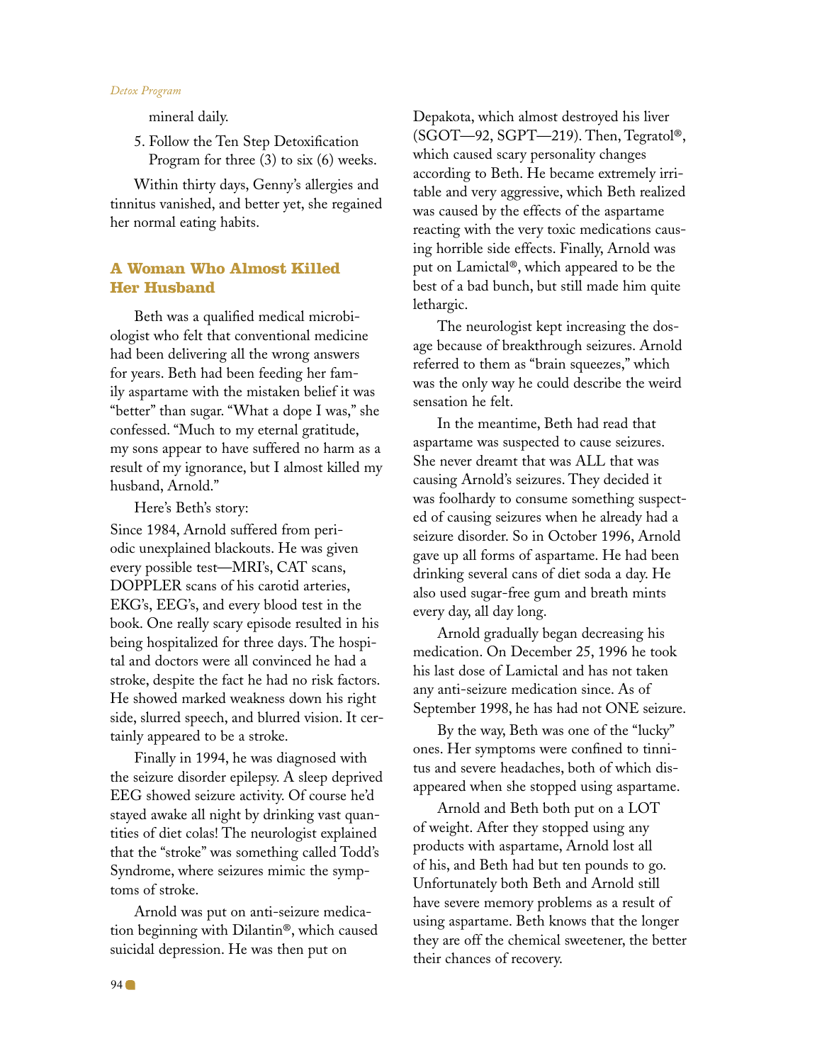mineral daily.

5. Follow the Ten Step Detoxification Program for three (3) to six (6) weeks.

Within thirty days, Genny's allergies and tinnitus vanished, and better yet, she regained her normal eating habits.

## A Woman Who Almost Killed Her Husband

Beth was a qualified medical microbiologist who felt that conventional medicine had been delivering all the wrong answers for years. Beth had been feeding her family aspartame with the mistaken belief it was "better" than sugar. "What a dope I was," she confessed. "Much to my eternal gratitude, my sons appear to have suffered no harm as a result of my ignorance, but I almost killed my husband, Arnold."

Here's Beth's story:

Since 1984, Arnold suffered from periodic unexplained blackouts. He was given every possible test—MRI's, CAT scans, DOPPLER scans of his carotid arteries, EKG's, EEG's, and every blood test in the book. One really scary episode resulted in his being hospitalized for three days. The hospital and doctors were all convinced he had a stroke, despite the fact he had no risk factors. He showed marked weakness down his right side, slurred speech, and blurred vision. It certainly appeared to be a stroke.

Finally in 1994, he was diagnosed with the seizure disorder epilepsy. A sleep deprived EEG showed seizure activity. Of course he'd stayed awake all night by drinking vast quantities of diet colas! The neurologist explained that the "stroke" was something called Todd's Syndrome, where seizures mimic the symptoms of stroke.

Arnold was put on anti-seizure medication beginning with Dilantin®, which caused suicidal depression. He was then put on Depakota, which almost destroyed his liver (SGOT—92, SGPT—219). Then, Tegratol®, which caused scary personality changes according to Beth. He became extremely irritable and very aggressive, which Beth realized was caused by the effects of the aspartame reacting with the very toxic medications causing horrible side effects. Finally, Arnold was put on Lamictal®, which appeared to be the best of a bad bunch, but still made him quite lethargic.

The neurologist kept increasing the dosage because of breakthrough seizures. Arnold referred to them as "brain squeezes," which was the only way he could describe the weird sensation he felt.

In the meantime, Beth had read that aspartame was suspected to cause seizures. She never dreamt that was ALL that was causing Arnold's seizures. They decided it was foolhardy to consume something suspected of causing seizures when he already had a seizure disorder. So in October 1996, Arnold gave up all forms of aspartame. He had been drinking several cans of diet soda a day. He also used sugar-free gum and breath mints every day, all day long.

Arnold gradually began decreasing his medication. On December 25, 1996 he took his last dose of Lamictal and has not taken any anti-seizure medication since. As of September 1998, he has had not ONE seizure.

By the way, Beth was one of the "lucky" ones. Her symptoms were confined to tinnitus and severe headaches, both of which disappeared when she stopped using aspartame.

Arnold and Beth both put on a LOT of weight. After they stopped using any products with aspartame, Arnold lost all of his, and Beth had but ten pounds to go. Unfortunately both Beth and Arnold still have severe memory problems as a result of using aspartame. Beth knows that the longer they are off the chemical sweetener, the better their chances of recovery.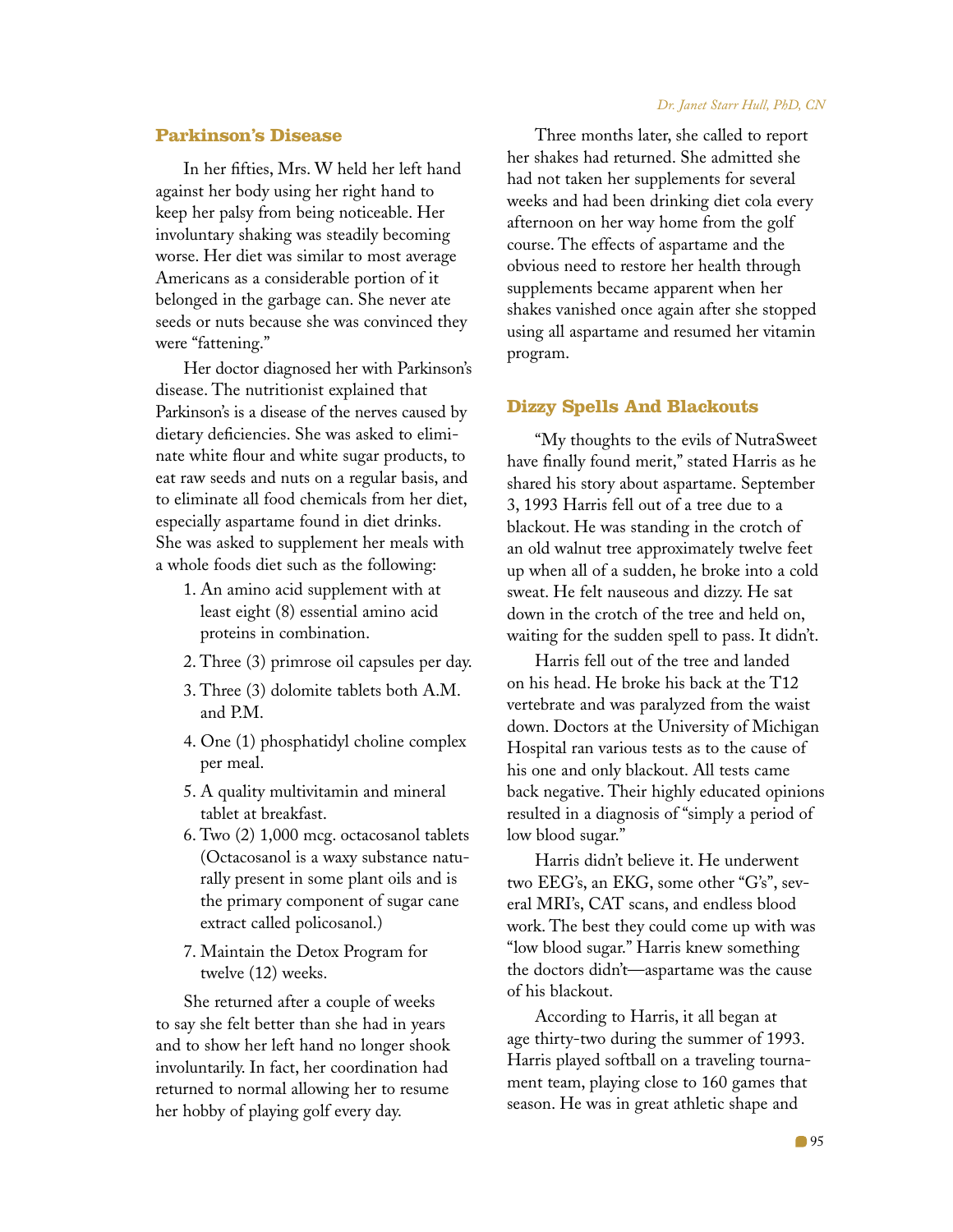## Parkinson's Disease

In her fifties, Mrs. W held her left hand against her body using her right hand to keep her palsy from being noticeable. Her involuntary shaking was steadily becoming worse. Her diet was similar to most average Americans as a considerable portion of it belonged in the garbage can. She never ate seeds or nuts because she was convinced they were "fattening."

Her doctor diagnosed her with Parkinson's disease. The nutritionist explained that Parkinson's is a disease of the nerves caused by dietary deficiencies. She was asked to eliminate white flour and white sugar products, to eat raw seeds and nuts on a regular basis, and to eliminate all food chemicals from her diet, especially aspartame found in diet drinks. She was asked to supplement her meals with a whole foods diet such as the following:

1. An amino acid supplement with at least eight (8) essential amino acid proteins in combination.
2. Three (3) primrose oil capsules per day.
3. Three (3) dolomite tablets both A.M. and P.M.
4. One (1) phosphatidyl choline complex per meal.
5. A quality multivitamin and mineral tablet at breakfast.
6. Two (2) 1,000 mcg. octacosanol tablets (Octacosanol is a waxy substance naturally present in some plant oils and is the primary component of sugar cane extract called policosanol.)
7. Maintain the Detox Program for twelve (12) weeks.

She returned after a couple of weeks to say she felt better than she had in years and to show her left hand no longer shook involuntarily. In fact, her coordination had returned to normal allowing her to resume her hobby of playing golf every day.

Three months later, she called to report her shakes had returned. She admitted she had not taken her supplements for several weeks and had been drinking diet cola every afternoon on her way home from the golf course. The effects of aspartame and the obvious need to restore her health through supplements became apparent when her shakes vanished once again after she stopped using all aspartame and resumed her vitamin program.

## Dizzy Spells And Blackouts

"My thoughts to the evils of NutraSweet have finally found merit," stated Harris as he shared his story about aspartame. September 3, 1993 Harris fell out of a tree due to a blackout. He was standing in the crotch of an old walnut tree approximately twelve feet up when all of a sudden, he broke into a cold sweat. He felt nauseous and dizzy. He sat down in the crotch of the tree and held on, waiting for the sudden spell to pass. It didn't.

Harris fell out of the tree and landed on his head. He broke his back at the T12 vertebrate and was paralyzed from the waist down. Doctors at the University of Michigan Hospital ran various tests as to the cause of his one and only blackout. All tests came back negative. Their highly educated opinions resulted in a diagnosis of "simply a period of low blood sugar."

Harris didn't believe it. He underwent two EEG's, an EKG, some other "G's", several MRI's, CAT scans, and endless blood work. The best they could come up with was "low blood sugar." Harris knew something the doctors didn't—aspartame was the cause of his blackout.

According to Harris, it all began at age thirty-two during the summer of 1993. Harris played softball on a traveling tournament team, playing close to 160 games that season. He was in great athletic shape and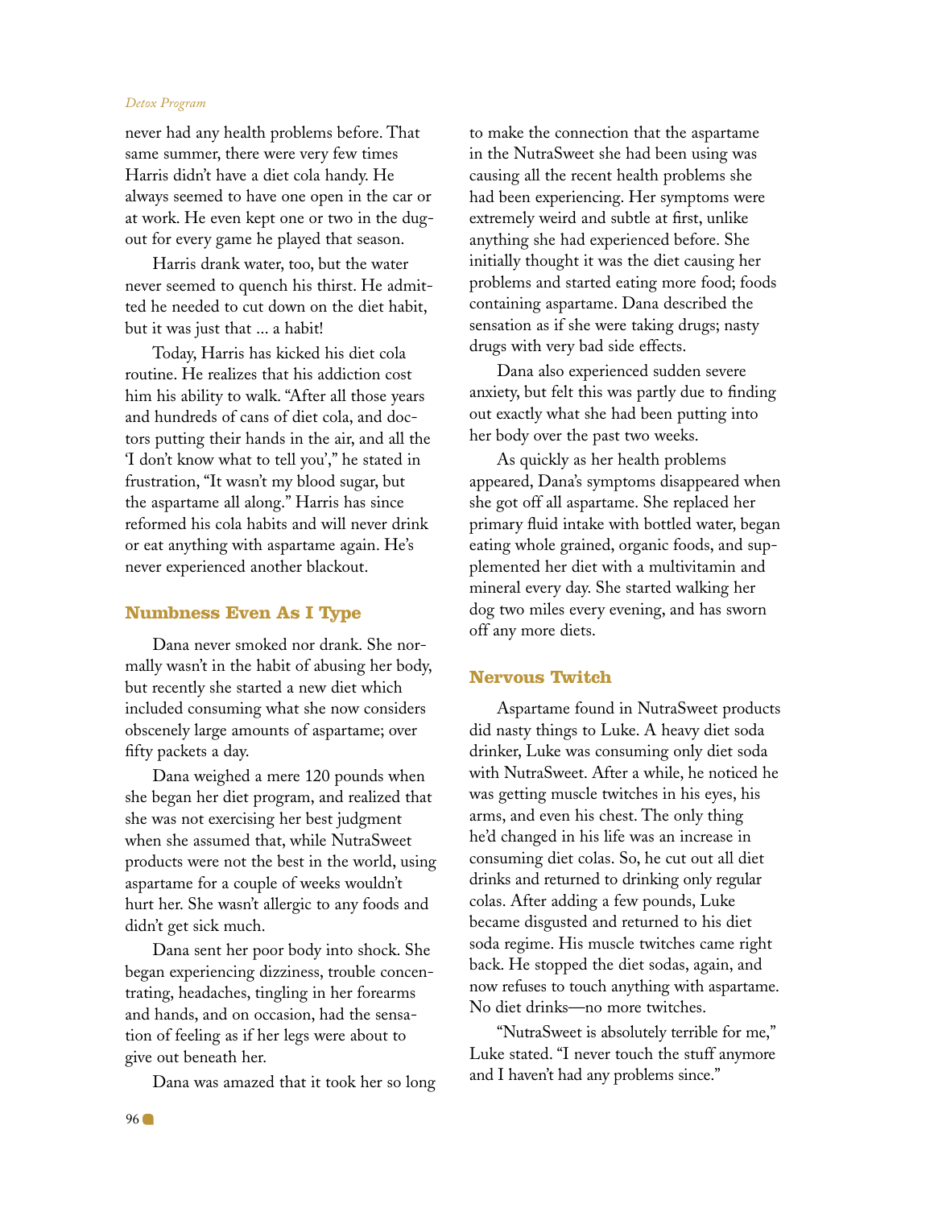never had any health problems before. That same summer, there were very few times Harris didn't have a diet cola handy. He always seemed to have one open in the car or at work. He even kept one or two in the dugout for every game he played that season.

Harris drank water, too, but the water never seemed to quench his thirst. He admitted he needed to cut down on the diet habit, but it was just that ... a habit!

Today, Harris has kicked his diet cola routine. He realizes that his addiction cost him his ability to walk. "After all those years and hundreds of cans of diet cola, and doctors putting their hands in the air, and all the 'I don't know what to tell you'," he stated in frustration, "It wasn't my blood sugar, but the aspartame all along." Harris has since reformed his cola habits and will never drink or eat anything with aspartame again. He's never experienced another blackout.

## Numbness Even As I Type

Dana never smoked nor drank. She normally wasn't in the habit of abusing her body, but recently she started a new diet which included consuming what she now considers obscenely large amounts of aspartame; over fifty packets a day.

Dana weighed a mere 120 pounds when she began her diet program, and realized that she was not exercising her best judgment when she assumed that, while NutraSweet products were not the best in the world, using aspartame for a couple of weeks wouldn't hurt her. She wasn't allergic to any foods and didn't get sick much.

Dana sent her poor body into shock. She began experiencing dizziness, trouble concentrating, headaches, tingling in her forearms and hands, and on occasion, had the sensation of feeling as if her legs were about to give out beneath her.

Dana was amazed that it took her so long to make the connection that the aspartame in the NutraSweet she had been using was causing all the recent health problems she had been experiencing. Her symptoms were extremely weird and subtle at first, unlike anything she had experienced before. She initially thought it was the diet causing her problems and started eating more food; foods containing aspartame. Dana described the sensation as if she were taking drugs; nasty drugs with very bad side effects.

Dana also experienced sudden severe anxiety, but felt this was partly due to finding out exactly what she had been putting into her body over the past two weeks.

As quickly as her health problems appeared, Dana's symptoms disappeared when she got off all aspartame. She replaced her primary fluid intake with bottled water, began eating whole grained, organic foods, and supplemented her diet with a multivitamin and mineral every day. She started walking her dog two miles every evening, and has sworn off any more diets.

## Nervous Twitch

Aspartame found in NutraSweet products did nasty things to Luke. A heavy diet soda drinker, Luke was consuming only diet soda with NutraSweet. After a while, he noticed he was getting muscle twitches in his eyes, his arms, and even his chest. The only thing he'd changed in his life was an increase in consuming diet colas. So, he cut out all diet drinks and returned to drinking only regular colas. After adding a few pounds, Luke became disgusted and returned to his diet soda regime. His muscle twitches came right back. He stopped the diet sodas, again, and now refuses to touch anything with aspartame. No diet drinks—no more twitches.

"NutraSweet is absolutely terrible for me," Luke stated. "I never touch the stuff anymore and I haven't had any problems since."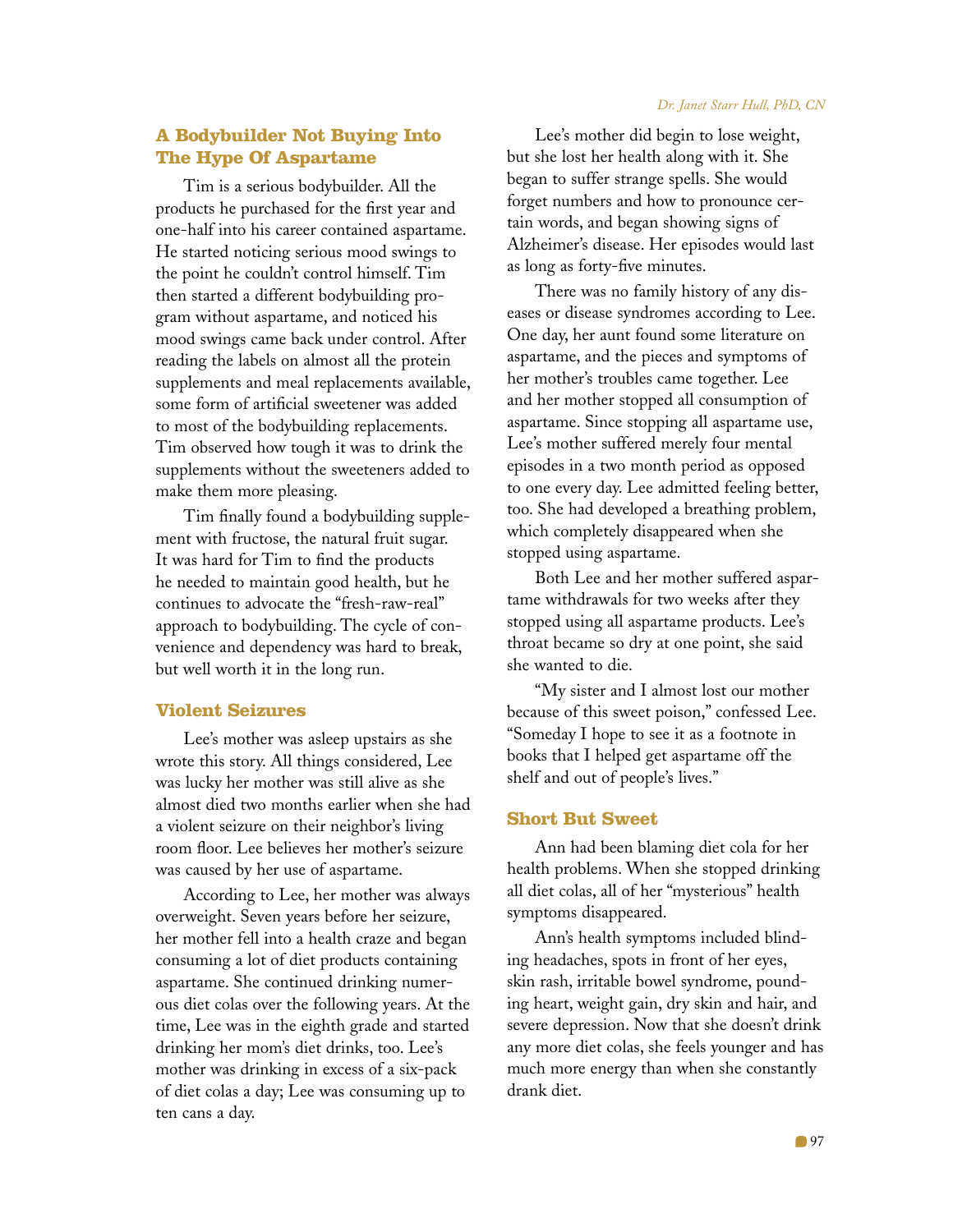### A Bodybuilder Not Buying Into The Hype Of Aspartame

Tim is a serious bodybuilder. All the products he purchased for the first year and one-half into his career contained aspartame. He started noticing serious mood swings to the point he couldn't control himself. Tim then started a different bodybuilding program without aspartame, and noticed his mood swings came back under control. After reading the labels on almost all the protein supplements and meal replacements available, some form of artificial sweetener was added to most of the bodybuilding replacements. Tim observed how tough it was to drink the supplements without the sweeteners added to make them more pleasing.

Tim finally found a bodybuilding supplement with fructose, the natural fruit sugar. It was hard for Tim to find the products he needed to maintain good health, but he continues to advocate the "fresh-raw-real" approach to bodybuilding. The cycle of convenience and dependency was hard to break, but well worth it in the long run.

### Violent Seizures

Lee's mother was asleep upstairs as she wrote this story. All things considered, Lee was lucky her mother was still alive as she almost died two months earlier when she had a violent seizure on their neighbor's living room floor. Lee believes her mother's seizure was caused by her use of aspartame.

According to Lee, her mother was always overweight. Seven years before her seizure, her mother fell into a health craze and began consuming a lot of diet products containing aspartame. She continued drinking numerous diet colas over the following years. At the time, Lee was in the eighth grade and started drinking her mom's diet drinks, too. Lee's mother was drinking in excess of a six-pack of diet colas a day; Lee was consuming up to ten cans a day.

Lee's mother did begin to lose weight, but she lost her health along with it. She began to suffer strange spells. She would forget numbers and how to pronounce certain words, and began showing signs of Alzheimer's disease. Her episodes would last as long as forty-five minutes.

There was no family history of any diseases or disease syndromes according to Lee. One day, her aunt found some literature on aspartame, and the pieces and symptoms of her mother's troubles came together. Lee and her mother stopped all consumption of aspartame. Since stopping all aspartame use, Lee's mother suffered merely four mental episodes in a two month period as opposed to one every day. Lee admitted feeling better, too. She had developed a breathing problem, which completely disappeared when she stopped using aspartame.

Both Lee and her mother suffered aspartame withdrawals for two weeks after they stopped using all aspartame products. Lee's throat became so dry at one point, she said she wanted to die.

"My sister and I almost lost our mother because of this sweet poison," confessed Lee. "Someday I hope to see it as a footnote in books that I helped get aspartame off the shelf and out of people's lives."

### Short But Sweet

Ann had been blaming diet cola for her health problems. When she stopped drinking all diet colas, all of her "mysterious" health symptoms disappeared.

Ann's health symptoms included blinding headaches, spots in front of her eyes, skin rash, irritable bowel syndrome, pounding heart, weight gain, dry skin and hair, and severe depression. Now that she doesn't drink any more diet colas, she feels younger and has much more energy than when she constantly drank diet.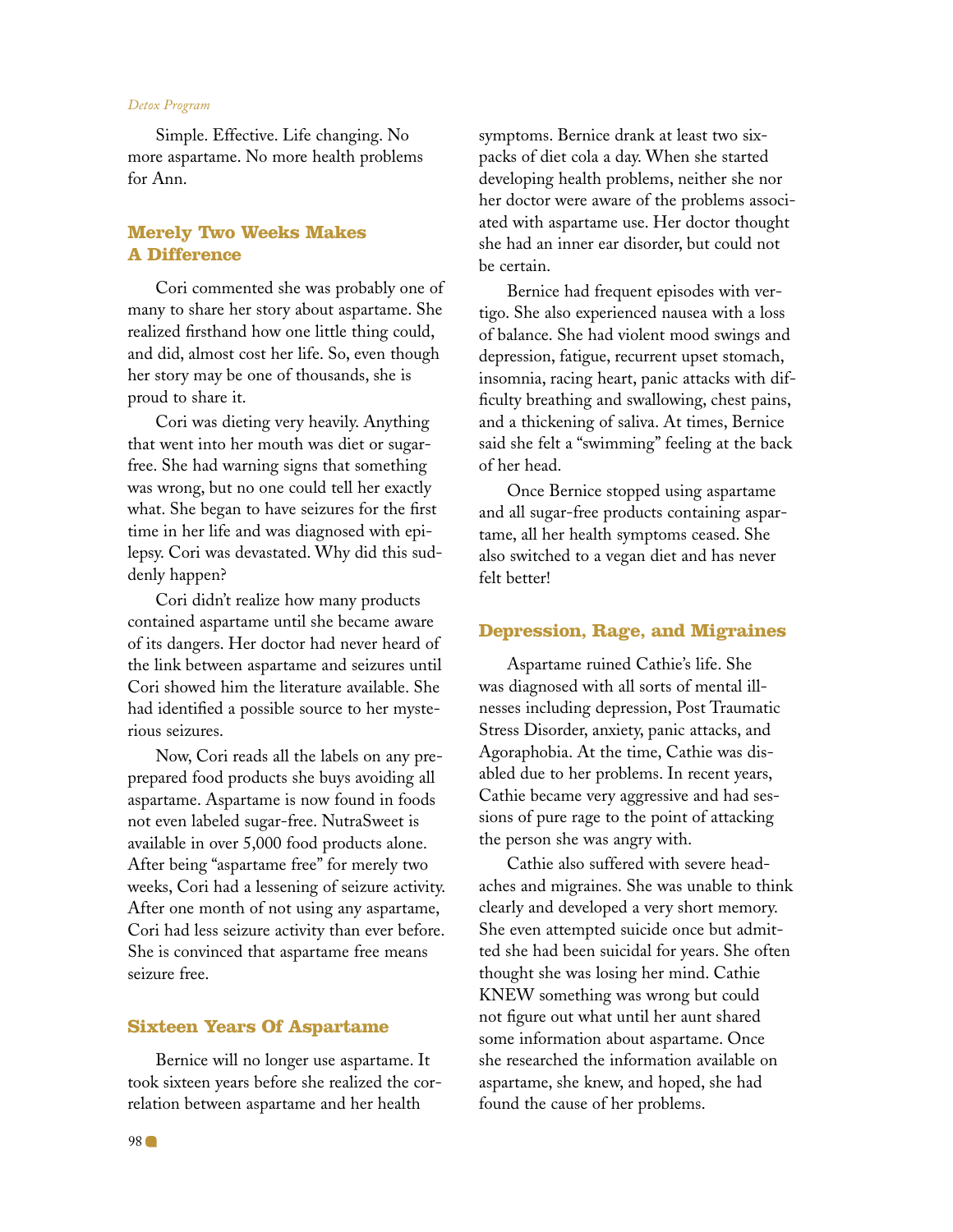Simple. Effective. Life changing. No more aspartame. No more health problems for Ann.

## Merely Two Weeks Makes A Difference

Cori commented she was probably one of many to share her story about aspartame. She realized firsthand how one little thing could, and did, almost cost her life. So, even though her story may be one of thousands, she is proud to share it.

Cori was dieting very heavily. Anything that went into her mouth was diet or sugar-free. She had warning signs that something was wrong, but no one could tell her exactly what. She began to have seizures for the first time in her life and was diagnosed with epilepsy. Cori was devastated. Why did this suddenly happen?

Cori didn't realize how many products contained aspartame until she became aware of its dangers. Her doctor had never heard of the link between aspartame and seizures until Cori showed him the literature available. She had identified a possible source to her mysterious seizures.

Now, Cori reads all the labels on any pre-prepared food products she buys avoiding all aspartame. Aspartame is now found in foods not even labeled sugar-free. NutraSweet is available in over 5,000 food products alone. After being "aspartame free" for merely two weeks, Cori had a lessening of seizure activity. After one month of not using any aspartame, Cori had less seizure activity than ever before. She is convinced that aspartame free means seizure free.

## Sixteen Years Of Aspartame

Bernice will no longer use aspartame. It took sixteen years before she realized the correlation between aspartame and her health symptoms. Bernice drank at least two six-packs of diet cola a day. When she started developing health problems, neither she nor her doctor were aware of the problems associated with aspartame use. Her doctor thought she had an inner ear disorder, but could not be certain.

Bernice had frequent episodes with vertigo. She also experienced nausea with a loss of balance. She had violent mood swings and depression, fatigue, recurrent upset stomach, insomnia, racing heart, panic attacks with difficulty breathing and swallowing, chest pains, and a thickening of saliva. At times, Bernice said she felt a "swimming" feeling at the back of her head.

Once Bernice stopped using aspartame and all sugar-free products containing aspartame, all her health symptoms ceased. She also switched to a vegan diet and has never felt better!

## Depression, Rage, and Migraines

Aspartame ruined Cathie's life. She was diagnosed with all sorts of mental illnesses including depression, Post Traumatic Stress Disorder, anxiety, panic attacks, and Agoraphobia. At the time, Cathie was disabled due to her problems. In recent years, Cathie became very aggressive and had sessions of pure rage to the point of attacking the person she was angry with.

Cathie also suffered with severe headaches and migraines. She was unable to think clearly and developed a very short memory. She even attempted suicide once but admitted she had been suicidal for years. She often thought she was losing her mind. Cathie KNEW something was wrong but could not figure out what until her aunt shared some information about aspartame. Once she researched the information available on aspartame, she knew, and hoped, she had found the cause of her problems.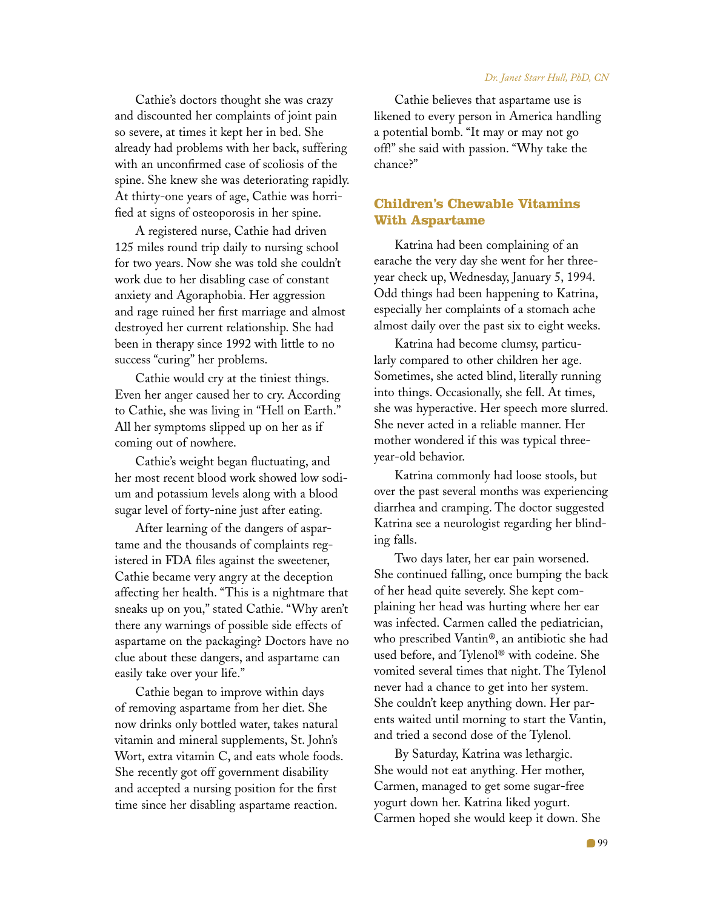Cathie's doctors thought she was crazy and discounted her complaints of joint pain so severe, at times it kept her in bed. She already had problems with her back, suffering with an unconfirmed case of scoliosis of the spine. She knew she was deteriorating rapidly. At thirty-one years of age, Cathie was horrified at signs of osteoporosis in her spine.

A registered nurse, Cathie had driven 125 miles round trip daily to nursing school for two years. Now she was told she couldn't work due to her disabling case of constant anxiety and Agoraphobia. Her aggression and rage ruined her first marriage and almost destroyed her current relationship. She had been in therapy since 1992 with little to no success "curing" her problems.

Cathie would cry at the tiniest things. Even her anger caused her to cry. According to Cathie, she was living in "Hell on Earth." All her symptoms slipped up on her as if coming out of nowhere.

Cathie's weight began fluctuating, and her most recent blood work showed low sodium and potassium levels along with a blood sugar level of forty-nine just after eating.

After learning of the dangers of aspartame and the thousands of complaints registered in FDA files against the sweetener, Cathie became very angry at the deception affecting her health. "This is a nightmare that sneaks up on you," stated Cathie. "Why aren't there any warnings of possible side effects of aspartame on the packaging? Doctors have no clue about these dangers, and aspartame can easily take over your life."

Cathie began to improve within days of removing aspartame from her diet. She now drinks only bottled water, takes natural vitamin and mineral supplements, St. John's Wort, extra vitamin C, and eats whole foods. She recently got off government disability and accepted a nursing position for the first time since her disabling aspartame reaction.

Cathie believes that aspartame use is likened to every person in America handling a potential bomb. "It may or may not go off!" she said with passion. "Why take the chance?"

## Children's Chewable Vitamins With Aspartame

Katrina had been complaining of an earache the very day she went for her three-year check up, Wednesday, January 5, 1994. Odd things had been happening to Katrina, especially her complaints of a stomach ache almost daily over the past six to eight weeks.

Katrina had become clumsy, particularly compared to other children her age. Sometimes, she acted blind, literally running into things. Occasionally, she fell. At times, she was hyperactive. Her speech more slurred. She never acted in a reliable manner. Her mother wondered if this was typical three-year-old behavior.

Katrina commonly had loose stools, but over the past several months was experiencing diarrhea and cramping. The doctor suggested Katrina see a neurologist regarding her blinding falls.

Two days later, her ear pain worsened. She continued falling, once bumping the back of her head quite severely. She kept complaining her head was hurting where her ear was infected. Carmen called the pediatrician, who prescribed Vantin®, an antibiotic she had used before, and Tylenol® with codeine. She vomited several times that night. The Tylenol never had a chance to get into her system. She couldn't keep anything down. Her parents waited until morning to start the Vantin, and tried a second dose of the Tylenol.

By Saturday, Katrina was lethargic. She would not eat anything. Her mother, Carmen, managed to get some sugar-free yogurt down her. Katrina liked yogurt. Carmen hoped she would keep it down. She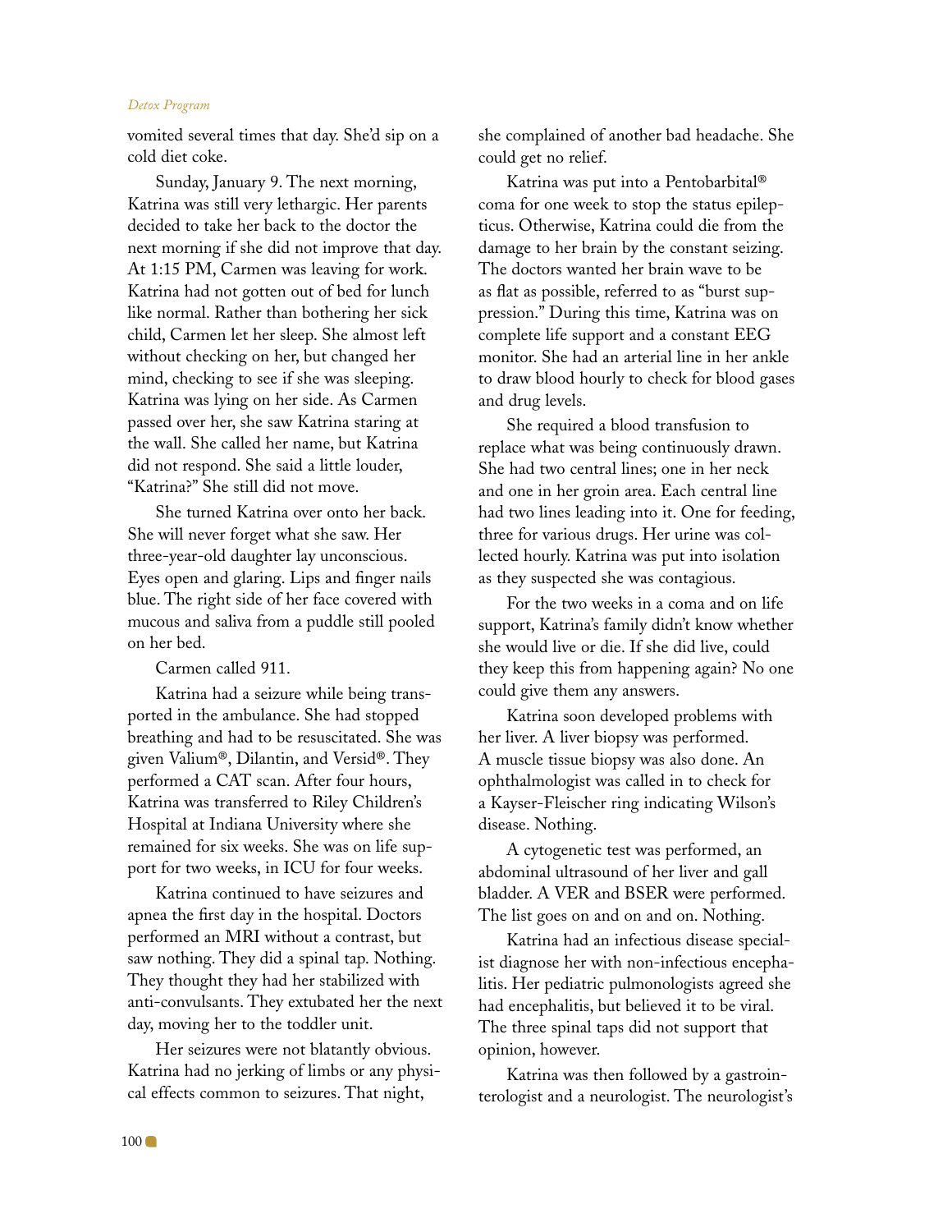vomited several times that day. She'd sip on a cold diet coke.

Sunday, January 9. The next morning, Katrina was still very lethargic. Her parents decided to take her back to the doctor the next morning if she did not improve that day. At 1:15 PM, Carmen was leaving for work. Katrina had not gotten out of bed for lunch like normal. Rather than bothering her sick child, Carmen let her sleep. She almost left without checking on her, but changed her mind, checking to see if she was sleeping. Katrina was lying on her side. As Carmen passed over her, she saw Katrina staring at the wall. She called her name, but Katrina did not respond. She said a little louder, "Katrina?" She still did not move.

She turned Katrina over onto her back. She will never forget what she saw. Her three-year-old daughter lay unconscious. Eyes open and glaring. Lips and finger nails blue. The right side of her face covered with mucous and saliva from a puddle still pooled on her bed.

Carmen called 911.

Katrina had a seizure while being transported in the ambulance. She had stopped breathing and had to be resuscitated. She was given Valium®, Dilantin, and Versid®. They performed a CAT scan. After four hours, Katrina was transferred to Riley Children's Hospital at Indiana University where she remained for six weeks. She was on life support for two weeks, in ICU for four weeks.

Katrina continued to have seizures and apnea the first day in the hospital. Doctors performed an MRI without a contrast, but saw nothing. They did a spinal tap. Nothing. They thought they had her stabilized with anti-convulsants. They extubated her the next day, moving her to the toddler unit.

Her seizures were not blatantly obvious. Katrina had no jerking of limbs or any physical effects common to seizures. That night, she complained of another bad headache. She could get no relief.

Katrina was put into a Pentobarbital® coma for one week to stop the status epilepticus. Otherwise, Katrina could die from the damage to her brain by the constant seizing. The doctors wanted her brain wave to be as flat as possible, referred to as "burst suppression." During this time, Katrina was on complete life support and a constant EEG monitor. She had an arterial line in her ankle to draw blood hourly to check for blood gases and drug levels.

She required a blood transfusion to replace what was being continuously drawn. She had two central lines; one in her neck and one in her groin area. Each central line had two lines leading into it. One for feeding, three for various drugs. Her urine was collected hourly. Katrina was put into isolation as they suspected she was contagious.

For the two weeks in a coma and on life support, Katrina's family didn't know whether she would live or die. If she did live, could they keep this from happening again? No one could give them any answers.

Katrina soon developed problems with her liver. A liver biopsy was performed. A muscle tissue biopsy was also done. An ophthalmologist was called in to check for a Kayser-Fleischer ring indicating Wilson's disease. Nothing.

A cytogenetic test was performed, an abdominal ultrasound of her liver and gall bladder. A VER and BSER were performed. The list goes on and on and on. Nothing.

Katrina had an infectious disease specialist diagnose her with non-infectious encephalitis. Her pediatric pulmonologists agreed she had encephalitis, but believed it to be viral. The three spinal taps did not support that opinion, however.

Katrina was then followed by a gastroenterologist and a neurologist. The neurologist's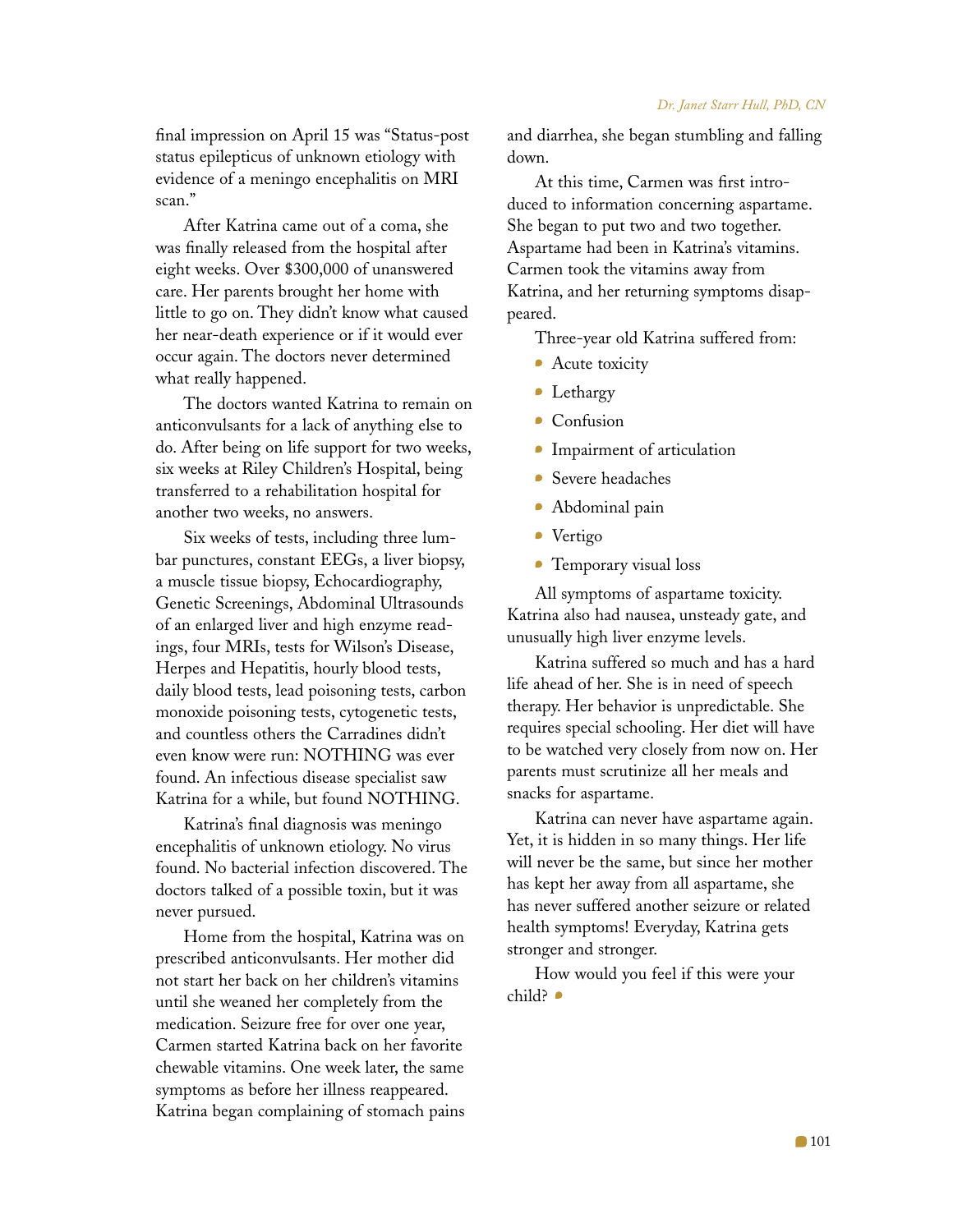final impression on April 15 was "Status-post status epilepticus of unknown etiology with evidence of a meningo encephalitis on MRI scan."

After Katrina came out of a coma, she was finally released from the hospital after eight weeks. Over $300,000 of unanswered care. Her parents brought her home with little to go on. They didn't know what caused her near-death experience or if it would ever occur again. The doctors never determined what really happened.

The doctors wanted Katrina to remain on anticonvulsants for a lack of anything else to do. After being on life support for two weeks, six weeks at Riley Children's Hospital, being transferred to a rehabilitation hospital for another two weeks, no answers.

Six weeks of tests, including three lumbar punctures, constant EEGs, a liver biopsy, a muscle tissue biopsy, Echocardiography, Genetic Screenings, Abdominal Ultrasounds of an enlarged liver and high enzyme readings, four MRIs, tests for Wilson's Disease, Herpes and Hepatitis, hourly blood tests, daily blood tests, lead poisoning tests, carbon monoxide poisoning tests, cytogenetic tests, and countless others the Carradines didn't even know were run: NOTHING was ever found. An infectious disease specialist saw Katrina for a while, but found NOTHING.

Katrina's final diagnosis was meningo encephalitis of unknown etiology. No virus found. No bacterial infection discovered. The doctors talked of a possible toxin, but it was never pursued.

Home from the hospital, Katrina was on prescribed anticonvulsants. Her mother did not start her back on her children's vitamins until she weaned her completely from the medication. Seizure free for over one year, Carmen started Katrina back on her favorite chewable vitamins. One week later, the same symptoms as before her illness reappeared. Katrina began complaining of stomach pains and diarrhea, she began stumbling and falling down.

At this time, Carmen was first introduced to information concerning aspartame. She began to put two and two together. Aspartame had been in Katrina's vitamins. Carmen took the vitamins away from Katrina, and her returning symptoms disappeared.

Three-year old Katrina suffered from:

- Acute toxicity
- Lethargy
- Confusion
- Impairment of articulation
- Severe headaches
- Abdominal pain
- Vertigo
- Temporary visual loss

All symptoms of aspartame toxicity. Katrina also had nausea, unsteady gate, and unusually high liver enzyme levels.

Katrina suffered so much and has a hard life ahead of her. She is in need of speech therapy. Her behavior is unpredictable. She requires special schooling. Her diet will have to be watched very closely from now on. Her parents must scrutinize all her meals and snacks for aspartame.

Katrina can never have aspartame again. Yet, it is hidden in so many things. Her life will never be the same, but since her mother has kept her away from all aspartame, she has never suffered another seizure or related health symptoms! Everyday, Katrina gets stronger and stronger.

How would you feel if this were your child?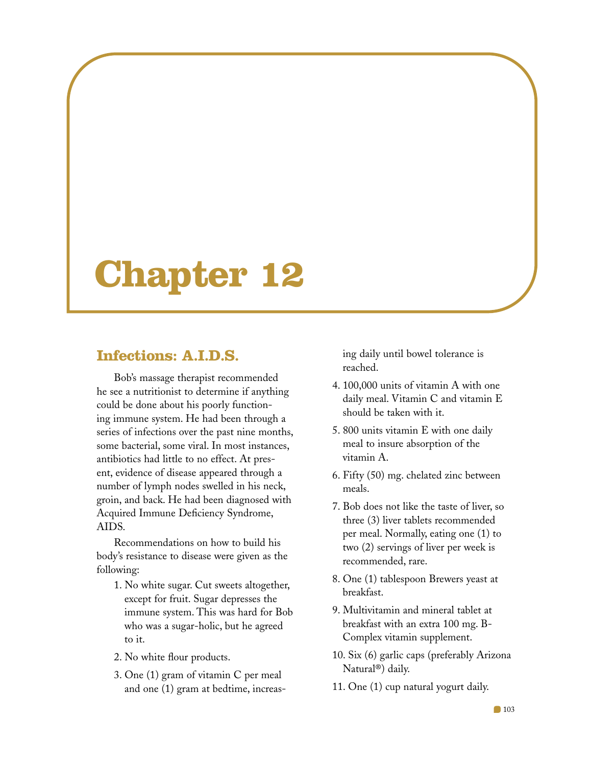# Chapter 12

## Infections: A.I.D.S.

Bob's massage therapist recommended he see a nutritionist to determine if anything could be done about his poorly functioning immune system. He had been through a series of infections over the past nine months, some bacterial, some viral. In most instances, antibiotics had little to no effect. At present, evidence of disease appeared through a number of lymph nodes swelled in his neck, groin, and back. He had been diagnosed with Acquired Immune Deficiency Syndrome, AIDS.

Recommendations on how to build his body's resistance to disease were given as the following:

1. No white sugar. Cut sweets altogether, except for fruit. Sugar depresses the immune system. This was hard for Bob who was a sugar-holic, but he agreed to it.
2. No white flour products.
3. One (1) gram of vitamin C per meal and one (1) gram at bedtime, increasing daily until bowel tolerance is reached.
4. 100,000 units of vitamin A with one daily meal. Vitamin C and vitamin E should be taken with it.
5. 800 units vitamin E with one daily meal to insure absorption of the vitamin A.
6. Fifty (50) mg. chelated zinc between meals.
7. Bob does not like the taste of liver, so three (3) liver tablets recommended per meal. Normally, eating one (1) to two (2) servings of liver per week is recommended, rare.
8. One (1) tablespoon Brewers yeast at breakfast.
9. Multivitamin and mineral tablet at breakfast with an extra 100 mg. B-Complex vitamin supplement.
10. Six (6) garlic caps (preferably Arizona Natural®) daily.
11. One (1) cup natural yogurt daily.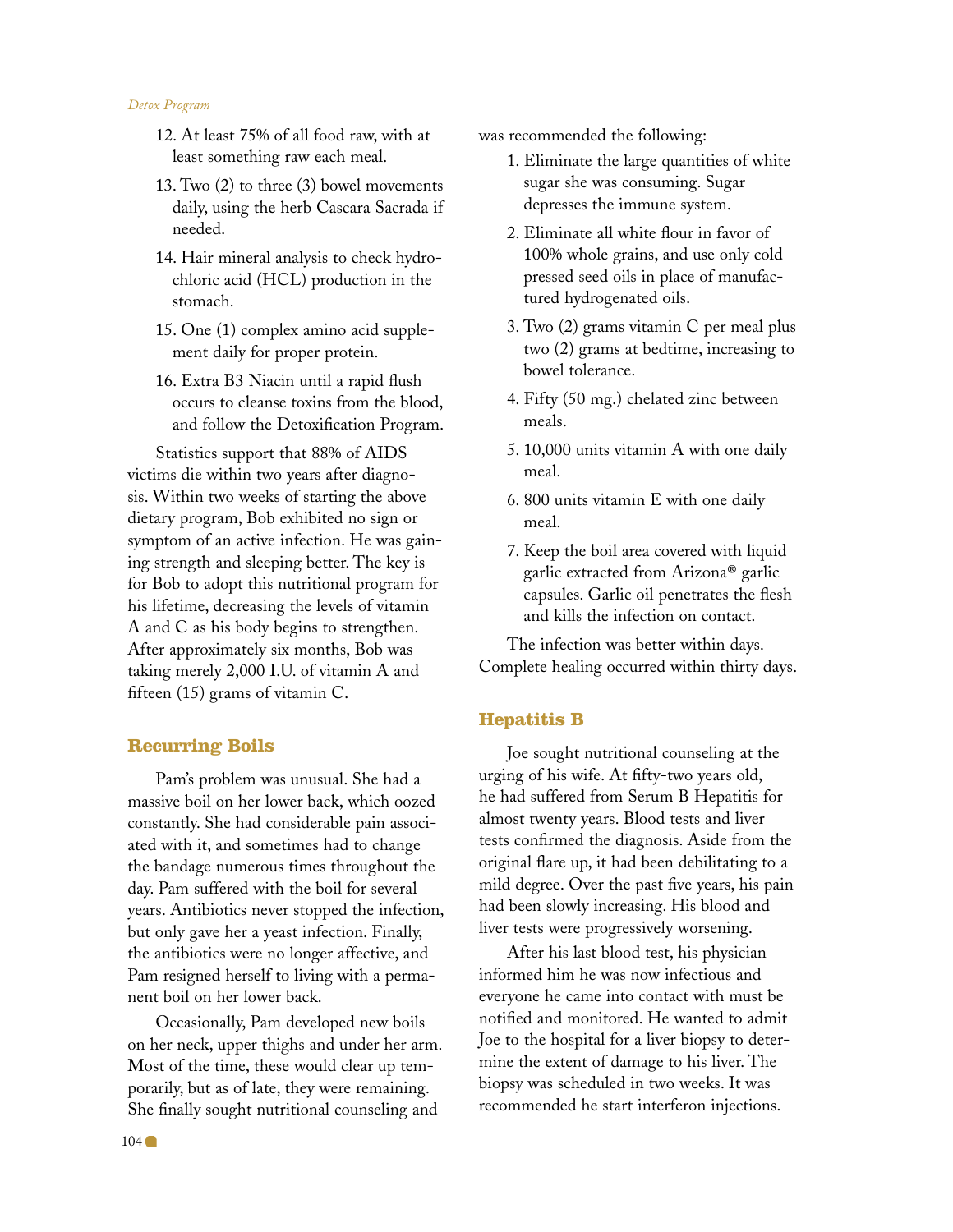12. At least 75% of all food raw, with at least something raw each meal.
13. Two (2) to three (3) bowel movements daily, using the herb Cascara Sacrada if needed.
14. Hair mineral analysis to check hydrochloric acid (HCL) production in the stomach.
15. One (1) complex amino acid supplement daily for proper protein.
16. Extra B3 Niacin until a rapid flush occurs to cleanse toxins from the blood, and follow the Detoxification Program.

Statistics support that 88% of AIDS victims die within two years after diagnosis. Within two weeks of starting the above dietary program, Bob exhibited no sign or symptom of an active infection. He was gaining strength and sleeping better. The key is for Bob to adopt this nutritional program for his lifetime, decreasing the levels of vitamin A and C as his body begins to strengthen. After approximately six months, Bob was taking merely 2,000 I.U. of vitamin A and fifteen (15) grams of vitamin C.

## Recurring Boils

Pam's problem was unusual. She had a massive boil on her lower back, which oozed constantly. She had considerable pain associated with it, and sometimes had to change the bandage numerous times throughout the day. Pam suffered with the boil for several years. Antibiotics never stopped the infection, but only gave her a yeast infection. Finally, the antibiotics were no longer affective, and Pam resigned herself to living with a permanent boil on her lower back.

Occasionally, Pam developed new boils on her neck, upper thighs and under her arm. Most of the time, these would clear up temporarily, but as of late, they were remaining. She finally sought nutritional counseling and was recommended the following:

1. Eliminate the large quantities of white sugar she was consuming. Sugar depresses the immune system.
2. Eliminate all white flour in favor of 100% whole grains, and use only cold pressed seed oils in place of manufactured hydrogenated oils.
3. Two (2) grams vitamin C per meal plus two (2) grams at bedtime, increasing to bowel tolerance.
4. Fifty (50 mg.) chelated zinc between meals.
5. 10,000 units vitamin A with one daily meal.
6. 800 units vitamin E with one daily meal.
7. Keep the boil area covered with liquid garlic extracted from Arizona® garlic capsules. Garlic oil penetrates the flesh and kills the infection on contact.

The infection was better within days. Complete healing occurred within thirty days.

## Hepatitis B

Joe sought nutritional counseling at the urging of his wife. At fifty-two years old, he had suffered from Serum B Hepatitis for almost twenty years. Blood tests and liver tests confirmed the diagnosis. Aside from the original flare up, it had been debilitating to a mild degree. Over the past five years, his pain had been slowly increasing. His blood and liver tests were progressively worsening.

After his last blood test, his physician informed him he was now infectious and everyone he came into contact with must be notified and monitored. He wanted to admit Joe to the hospital for a liver biopsy to determine the extent of damage to his liver. The biopsy was scheduled in two weeks. It was recommended he start interferon injections.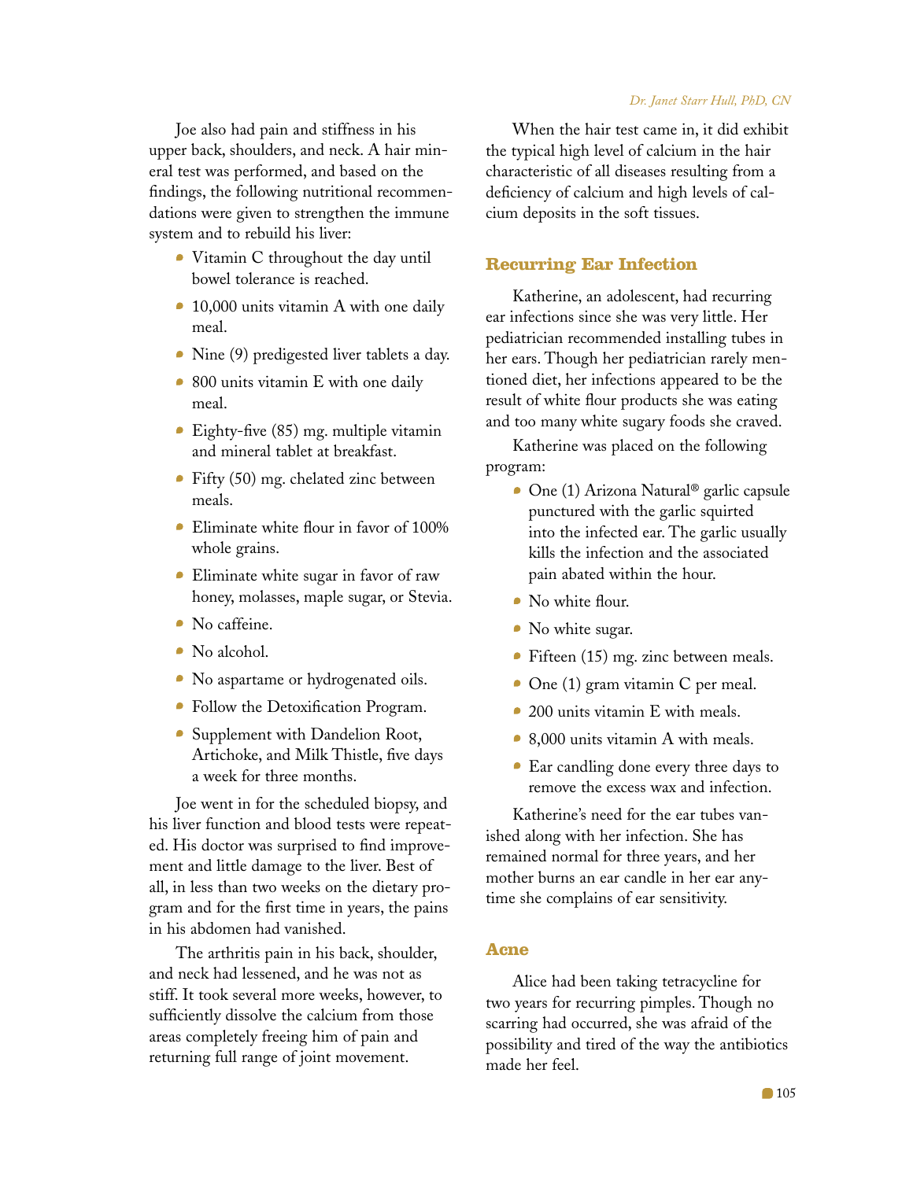Joe also had pain and stiffness in his upper back, shoulders, and neck. A hair mineral test was performed, and based on the findings, the following nutritional recommendations were given to strengthen the immune system and to rebuild his liver:

- Vitamin C throughout the day until bowel tolerance is reached.
- 10,000 units vitamin A with one daily meal.
- Nine (9) predigested liver tablets a day.
- 800 units vitamin E with one daily meal.
- Eighty-five (85) mg. multiple vitamin and mineral tablet at breakfast.
- Fifty (50) mg. chelated zinc between meals.
- Eliminate white flour in favor of 100% whole grains.
- Eliminate white sugar in favor of raw honey, molasses, maple sugar, or Stevia.
- No caffeine.
- No alcohol.
- No aspartame or hydrogenated oils.
- Follow the Detoxification Program.
- Supplement with Dandelion Root, Artichoke, and Milk Thistle, five days a week for three months.

Joe went in for the scheduled biopsy, and his liver function and blood tests were repeated. His doctor was surprised to find improvement and little damage to the liver. Best of all, in less than two weeks on the dietary program and for the first time in years, the pains in his abdomen had vanished.

The arthritis pain in his back, shoulder, and neck had lessened, and he was not as stiff. It took several more weeks, however, to sufficiently dissolve the calcium from those areas completely freeing him of pain and returning full range of joint movement.

When the hair test came in, it did exhibit the typical high level of calcium in the hair characteristic of all diseases resulting from a deficiency of calcium and high levels of calcium deposits in the soft tissues.

## Recurring Ear Infection

Katherine, an adolescent, had recurring ear infections since she was very little. Her pediatrician recommended installing tubes in her ears. Though her pediatrician rarely mentioned diet, her infections appeared to be the result of white flour products she was eating and too many white sugary foods she craved.

Katherine was placed on the following program:

- One (1) Arizona Natural® garlic capsule punctured with the garlic squirted into the infected ear. The garlic usually kills the infection and the associated pain abated within the hour.
- No white flour.
- No white sugar.
- Fifteen (15) mg. zinc between meals.
- One (1) gram vitamin C per meal.
- 200 units vitamin E with meals.
- 8,000 units vitamin A with meals.
- Ear candling done every three days to remove the excess wax and infection.

Katherine's need for the ear tubes vanished along with her infection. She has remained normal for three years, and her mother burns an ear candle in her ear anytime she complains of ear sensitivity.

## Acne

Alice had been taking tetracycline for two years for recurring pimples. Though no scarring had occurred, she was afraid of the possibility and tired of the way the antibiotics made her feel.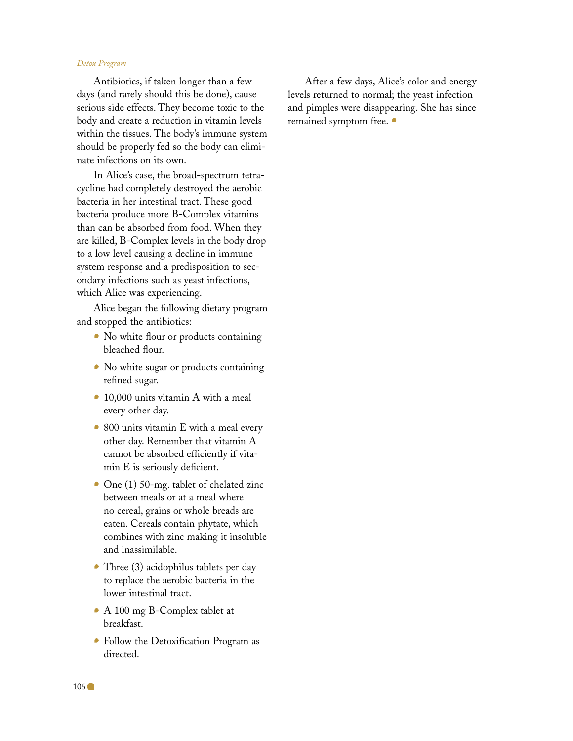Antibiotics, if taken longer than a few days (and rarely should this be done), cause serious side effects. They become toxic to the body and create a reduction in vitamin levels within the tissues. The body's immune system should be properly fed so the body can eliminate infections on its own.

In Alice's case, the broad-spectrum tetracycline had completely destroyed the aerobic bacteria in her intestinal tract. These good bacteria produce more B-Complex vitamins than can be absorbed from food. When they are killed, B-Complex levels in the body drop to a low level causing a decline in immune system response and a predisposition to secondary infections such as yeast infections, which Alice was experiencing.

Alice began the following dietary program and stopped the antibiotics:

- No white flour or products containing bleached flour.
- No white sugar or products containing refined sugar.
- 10,000 units vitamin A with a meal every other day.
- 800 units vitamin E with a meal every other day. Remember that vitamin A cannot be absorbed efficiently if vitamin E is seriously deficient.
- One (1) 50-mg. tablet of chelated zinc between meals or at a meal where no cereal, grains or whole breads are eaten. Cereals contain phytate, which combines with zinc making it insoluble and inassimilable.
- Three (3) acidophilus tablets per day to replace the aerobic bacteria in the lower intestinal tract.
- A 100 mg B-Complex tablet at breakfast.
- Follow the Detoxification Program as directed.

After a few days, Alice's color and energy levels returned to normal; the yeast infection and pimples were disappearing. She has since remained symptom free.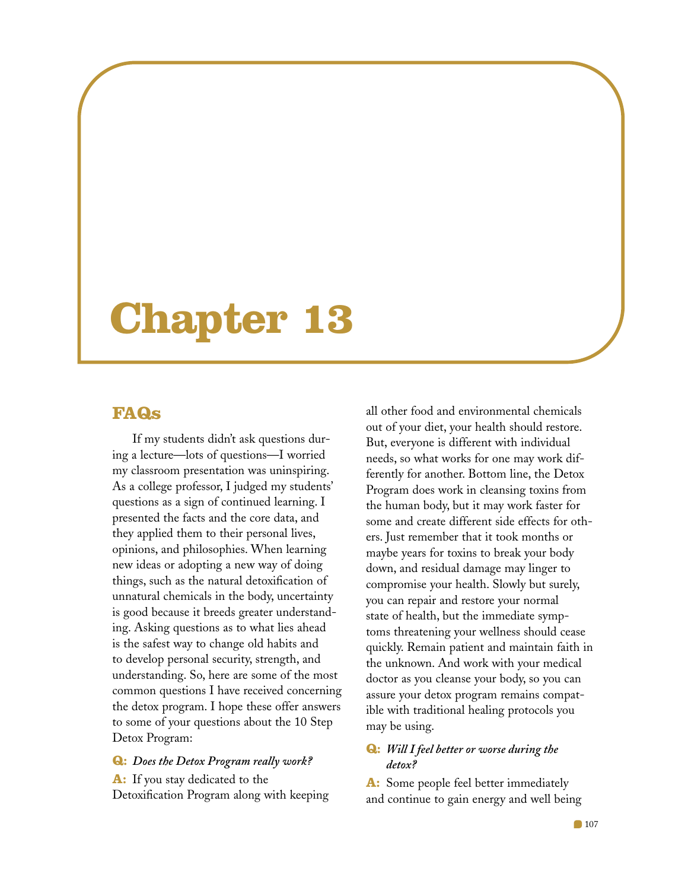# Chapter 13

## FAQs

If my students didn't ask questions during a lecture—lots of questions—I worried my classroom presentation was uninspiring. As a college professor, I judged my students' questions as a sign of continued learning. I presented the facts and the core data, and they applied them to their personal lives, opinions, and philosophies. When learning new ideas or adopting a new way of doing things, such as the natural detoxification of unnatural chemicals in the body, uncertainty is good because it breeds greater understanding. Asking questions as to what lies ahead is the safest way to change old habits and to develop personal security, strength, and understanding. So, here are some of the most common questions I have received concerning the detox program. I hope these offer answers to some of your questions about the 10 Step Detox Program:

**Q:** ***Does the Detox Program really work?***

**A:** If you stay dedicated to the Detoxification Program along with keeping all other food and environmental chemicals out of your diet, your health should restore. But, everyone is different with individual needs, so what works for one may work differently for another. Bottom line, the Detox Program does work in cleansing toxins from the human body, but it may work faster for some and create different side effects for others. Just remember that it took months or maybe years for toxins to break your body down, and residual damage may linger to compromise your health. Slowly but surely, you can repair and restore your normal state of health, but the immediate symptoms threatening your wellness should cease quickly. Remain patient and maintain faith in the unknown. And work with your medical doctor as you cleanse your body, so you can assure your detox program remains compatible with traditional healing protocols you may be using.

**Q:** ***Will I feel better or worse during the detox?***

**A:** Some people feel better immediately and continue to gain energy and well being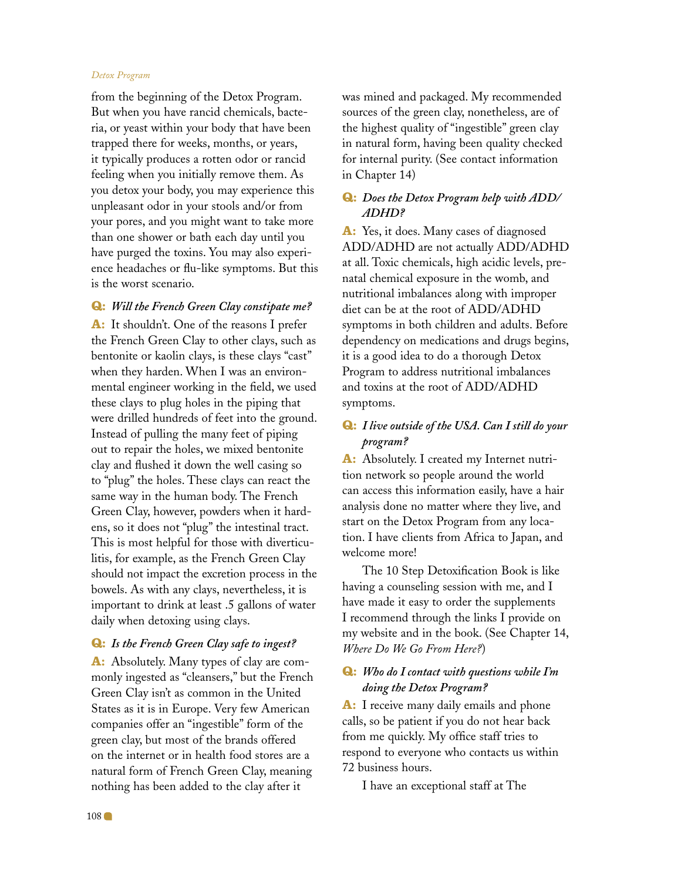from the beginning of the Detox Program. But when you have rancid chemicals, bacteria, or yeast within your body that have been trapped there for weeks, months, or years, it typically produces a rotten odor or rancid feeling when you initially remove them. As you detox your body, you may experience this unpleasant odor in your stools and/or from your pores, and you might want to take more than one shower or bath each day until you have purged the toxins. You may also experience headaches or flu-like symptoms. But this is the worst scenario.

**Q:** ***Will the French Green Clay constipate me?***

**A:** It shouldn't. One of the reasons I prefer the French Green Clay to other clays, such as bentonite or kaolin clays, is these clays "cast" when they harden. When I was an environmental engineer working in the field, we used these clays to plug holes in the piping that were drilled hundreds of feet into the ground. Instead of pulling the many feet of piping out to repair the holes, we mixed bentonite clay and flushed it down the well casing so to "plug" the holes. These clays can react the same way in the human body. The French Green Clay, however, powders when it hardens, so it does not "plug" the intestinal tract. This is most helpful for those with diverticulitis, for example, as the French Green Clay should not impact the excretion process in the bowels. As with any clays, nevertheless, it is important to drink at least .5 gallons of water daily when detoxing using clays.

**Q:** ***Is the French Green Clay safe to ingest?***

**A:** Absolutely. Many types of clay are commonly ingested as "cleansers," but the French Green Clay isn't as common in the United States as it is in Europe. Very few American companies offer an "ingestible" form of the green clay, but most of the brands offered on the internet or in health food stores are a natural form of French Green Clay, meaning nothing has been added to the clay after it was mined and packaged. My recommended sources of the green clay, nonetheless, are of the highest quality of "ingestible" green clay in natural form, having been quality checked for internal purity. (See contact information in Chapter 14)

**Q:** ***Does the Detox Program help with ADD/ADHD?***

**A:** Yes, it does. Many cases of diagnosed ADD/ADHD are not actually ADD/ADHD at all. Toxic chemicals, high acidic levels, prenatal chemical exposure in the womb, and nutritional imbalances along with improper diet can be at the root of ADD/ADHD symptoms in both children and adults. Before dependency on medications and drugs begins, it is a good idea to do a thorough Detox Program to address nutritional imbalances and toxins at the root of ADD/ADHD symptoms.

**Q:** ***I live outside of the USA. Can I still do your program?***

**A:** Absolutely. I created my Internet nutrition network so people around the world can access this information easily, have a hair analysis done no matter where they live, and start on the Detox Program from any location. I have clients from Africa to Japan, and welcome more!

The 10 Step Detoxification Book is like having a counseling session with me, and I have made it easy to order the supplements I recommend through the links I provide on my website and in the book. (See Chapter 14, *Where Do We Go From Here?*)

**Q:** ***Who do I contact with questions while I'm doing the Detox Program?***

**A:** I receive many daily emails and phone calls, so be patient if you do not hear back from me quickly. My office staff tries to respond to everyone who contacts us within 72 business hours.

I have an exceptional staff at The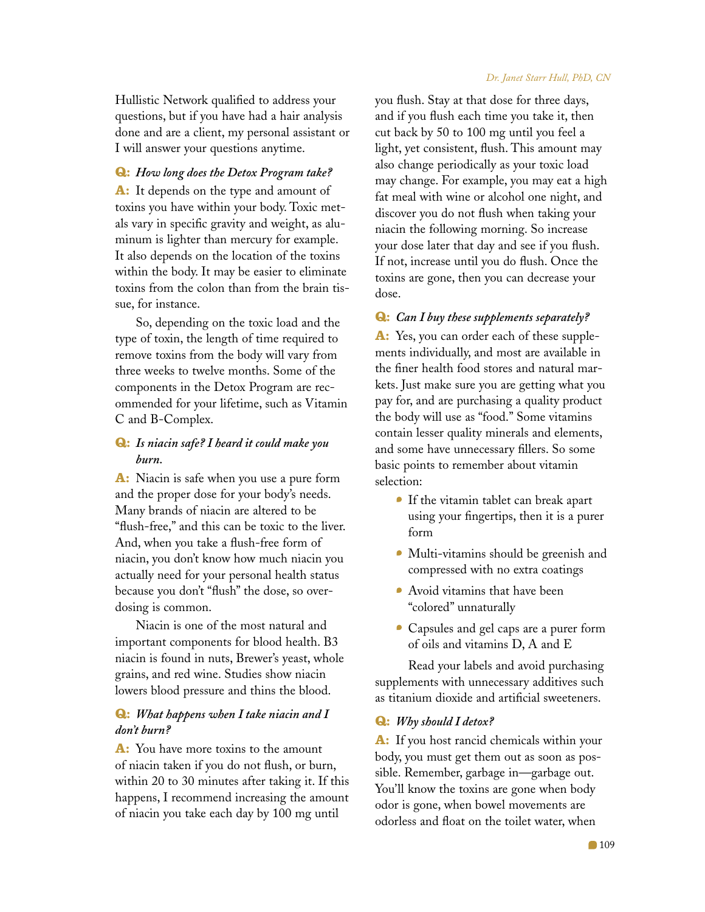Hullistic Network qualified to address your questions, but if you have had a hair analysis done and are a client, my personal assistant or I will answer your questions anytime.

**Q:** ***How long does the Detox Program take?***

**A:** It depends on the type and amount of toxins you have within your body. Toxic metals vary in specific gravity and weight, as aluminum is lighter than mercury for example. It also depends on the location of the toxins within the body. It may be easier to eliminate toxins from the colon than from the brain tissue, for instance.

So, depending on the toxic load and the type of toxin, the length of time required to remove toxins from the body will vary from three weeks to twelve months. Some of the components in the Detox Program are recommended for your lifetime, such as Vitamin C and B-Complex.

**Q:** ***Is niacin safe? I heard it could make you burn.***

**A:** Niacin is safe when you use a pure form and the proper dose for your body's needs. Many brands of niacin are altered to be "flush-free," and this can be toxic to the liver. And, when you take a flush-free form of niacin, you don't know how much niacin you actually need for your personal health status because you don't "flush" the dose, so overdosing is common.

Niacin is one of the most natural and important components for blood health. B3 niacin is found in nuts, Brewer's yeast, whole grains, and red wine. Studies show niacin lowers blood pressure and thins the blood.

**Q:** ***What happens when I take niacin and I don't burn?***

**A:** You have more toxins to the amount of niacin taken if you do not flush, or burn, within 20 to 30 minutes after taking it. If this happens, I recommend increasing the amount of niacin you take each day by 100 mg until you flush. Stay at that dose for three days, and if you flush each time you take it, then cut back by 50 to 100 mg until you feel a light, yet consistent, flush. This amount may also change periodically as your toxic load may change. For example, you may eat a high fat meal with wine or alcohol one night, and discover you do not flush when taking your niacin the following morning. So increase your dose later that day and see if you flush. If not, increase until you do flush. Once the toxins are gone, then you can decrease your dose.

**Q:** ***Can I buy these supplements separately?***

**A:** Yes, you can order each of these supplements individually, and most are available in the finer health food stores and natural markets. Just make sure you are getting what you pay for, and are purchasing a quality product the body will use as "food." Some vitamins contain lesser quality minerals and elements, and some have unnecessary fillers. So some basic points to remember about vitamin selection:

- If the vitamin tablet can break apart using your fingertips, then it is a purer form
- Multi-vitamins should be greenish and compressed with no extra coatings
- Avoid vitamins that have been "colored" unnaturally
- Capsules and gel caps are a purer form of oils and vitamins D, A and E

Read your labels and avoid purchasing supplements with unnecessary additives such as titanium dioxide and artificial sweeteners.

**Q:** ***Why should I detox?***

**A:** If you host rancid chemicals within your body, you must get them out as soon as possible. Remember, garbage in—garbage out. You'll know the toxins are gone when body odor is gone, when bowel movements are odorless and float on the toilet water, when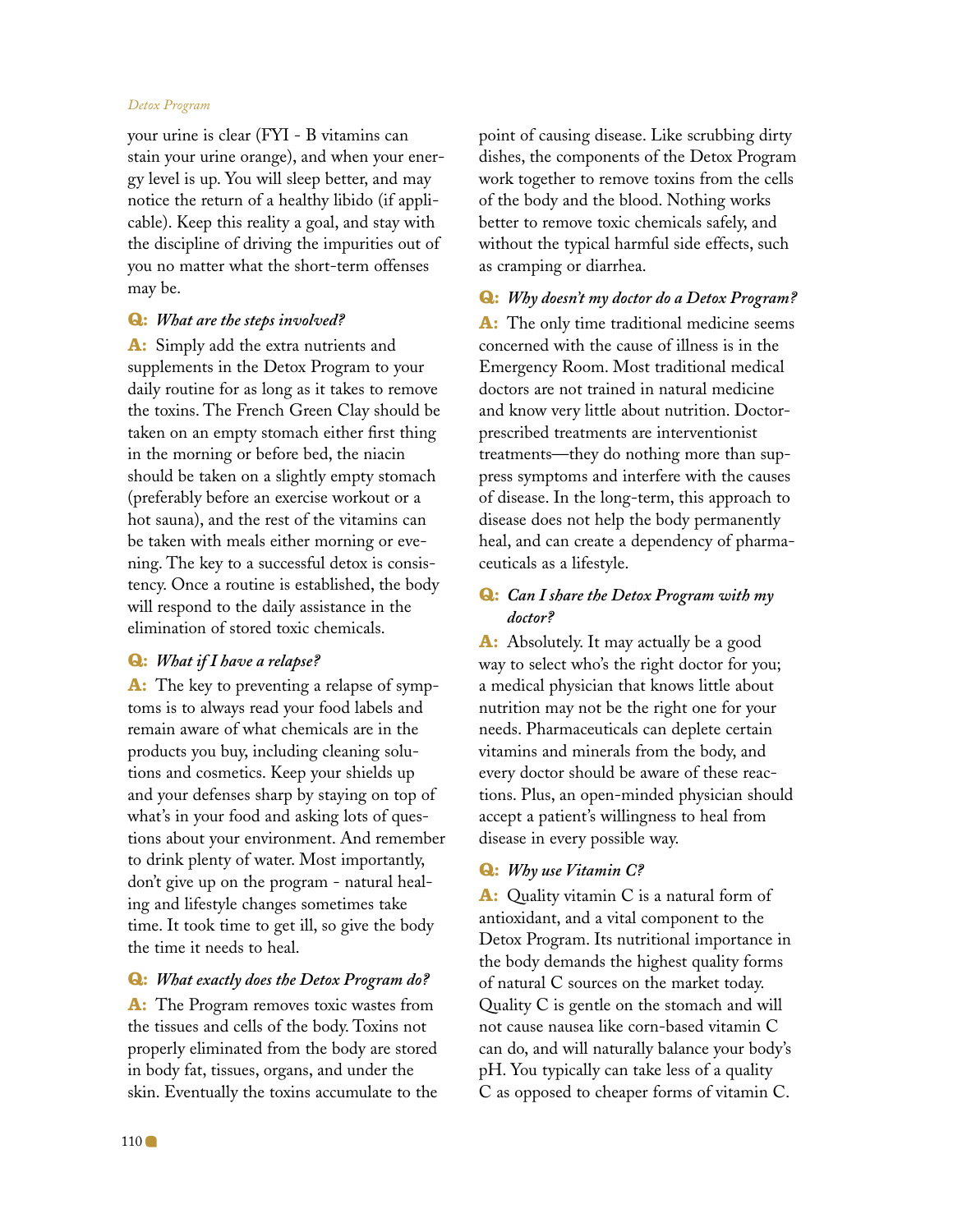your urine is clear (FYI - B vitamins can stain your urine orange), and when your energy level is up. You will sleep better, and may notice the return of a healthy libido (if applicable). Keep this reality a goal, and stay with the discipline of driving the impurities out of you no matter what the short-term offenses may be.

**Q:** ***What are the steps involved?***

**A:** Simply add the extra nutrients and supplements in the Detox Program to your daily routine for as long as it takes to remove the toxins. The French Green Clay should be taken on an empty stomach either first thing in the morning or before bed, the niacin should be taken on a slightly empty stomach (preferably before an exercise workout or a hot sauna), and the rest of the vitamins can be taken with meals either morning or evening. The key to a successful detox is consistency. Once a routine is established, the body will respond to the daily assistance in the elimination of stored toxic chemicals.

**Q:** ***What if I have a relapse?***

**A:** The key to preventing a relapse of symptoms is to always read your food labels and remain aware of what chemicals are in the products you buy, including cleaning solutions and cosmetics. Keep your shields up and your defenses sharp by staying on top of what's in your food and asking lots of questions about your environment. And remember to drink plenty of water. Most importantly, don't give up on the program - natural healing and lifestyle changes sometimes take time. It took time to get ill, so give the body the time it needs to heal.

**Q:** ***What exactly does the Detox Program do?***

**A:** The Program removes toxic wastes from the tissues and cells of the body. Toxins not properly eliminated from the body are stored in body fat, tissues, organs, and under the skin. Eventually the toxins accumulate to the point of causing disease. Like scrubbing dirty dishes, the components of the Detox Program work together to remove toxins from the cells of the body and the blood. Nothing works better to remove toxic chemicals safely, and without the typical harmful side effects, such as cramping or diarrhea.

**Q:** ***Why doesn't my doctor do a Detox Program?***

**A:** The only time traditional medicine seems concerned with the cause of illness is in the Emergency Room. Most traditional medical doctors are not trained in natural medicine and know very little about nutrition. Doctor-prescribed treatments are interventionist treatments—they do nothing more than suppress symptoms and interfere with the causes of disease. In the long-term, this approach to disease does not help the body permanently heal, and can create a dependency of pharmaceuticals as a lifestyle.

**Q:** ***Can I share the Detox Program with my doctor?***

**A:** Absolutely. It may actually be a good way to select who's the right doctor for you; a medical physician that knows little about nutrition may not be the right one for your needs. Pharmaceuticals can deplete certain vitamins and minerals from the body, and every doctor should be aware of these reactions. Plus, an open-minded physician should accept a patient's willingness to heal from disease in every possible way.

**Q:** ***Why use Vitamin C?***

**A:** Quality vitamin C is a natural form of antioxidant, and a vital component to the Detox Program. Its nutritional importance in the body demands the highest quality forms of natural C sources on the market today. Quality C is gentle on the stomach and will not cause nausea like corn-based vitamin C can do, and will naturally balance your body's pH. You typically can take less of a quality C as opposed to cheaper forms of vitamin C.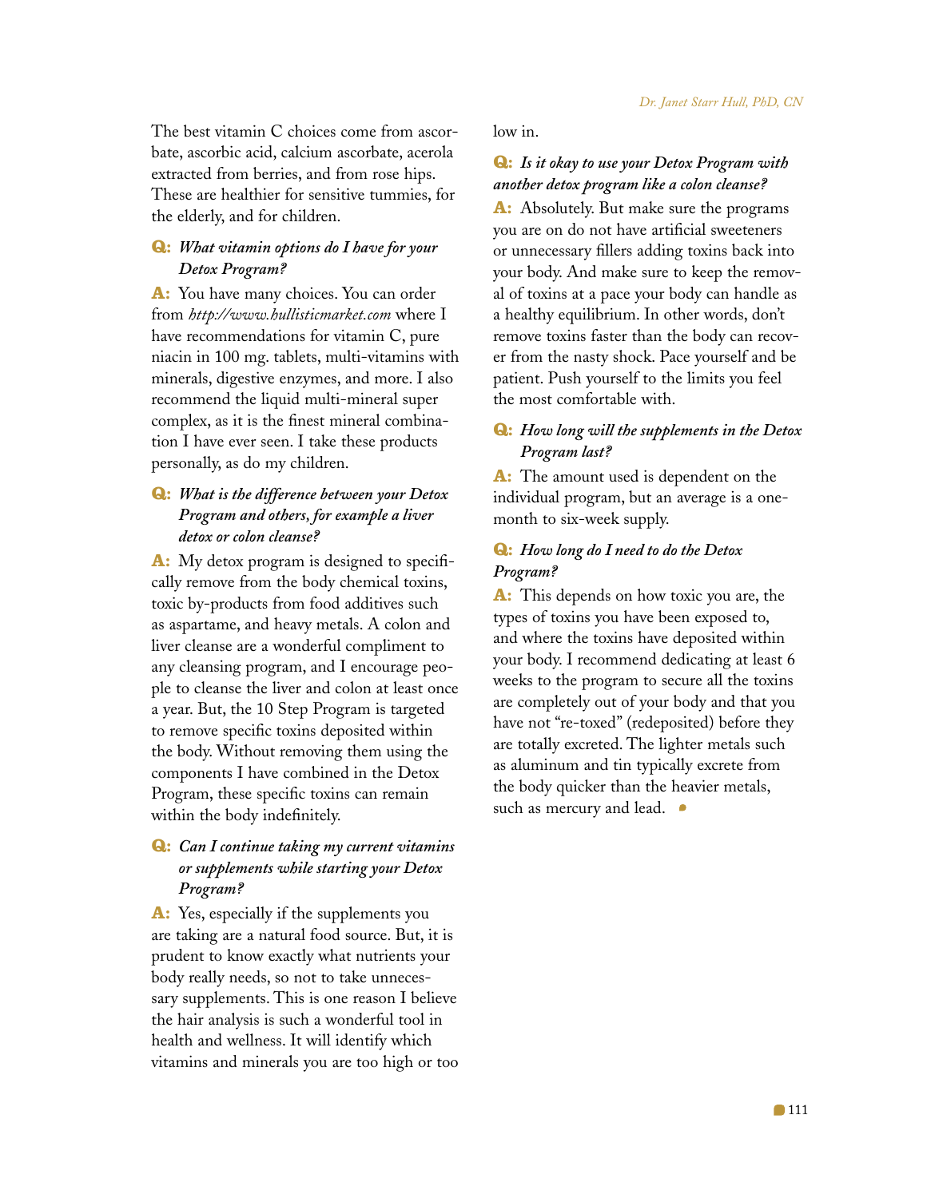The best vitamin C choices come from ascorbate, ascorbic acid, calcium ascorbate, acerola extracted from berries, and from rose hips. These are healthier for sensitive tummies, for the elderly, and for children.

**Q:** ***What vitamin options do I have for your Detox Program?***

**A:** You have many choices. You can order from *http://www.hullisticmarket.com* where I have recommendations for vitamin C, pure niacin in 100 mg. tablets, multi-vitamins with minerals, digestive enzymes, and more. I also recommend the liquid multi-mineral super complex, as it is the finest mineral combination I have ever seen. I take these products personally, as do my children.

**Q:** ***What is the difference between your Detox Program and others, for example a liver detox or colon cleanse?***

**A:** My detox program is designed to specifically remove from the body chemical toxins, toxic by-products from food additives such as aspartame, and heavy metals. A colon and liver cleanse are a wonderful compliment to any cleansing program, and I encourage people to cleanse the liver and colon at least once a year. But, the 10 Step Program is targeted to remove specific toxins deposited within the body. Without removing them using the components I have combined in the Detox Program, these specific toxins can remain within the body indefinitely.

**Q:** ***Can I continue taking my current vitamins or supplements while starting your Detox Program?***

**A:** Yes, especially if the supplements you are taking are a natural food source. But, it is prudent to know exactly what nutrients your body really needs, so not to take unnecessary supplements. This is one reason I believe the hair analysis is such a wonderful tool in health and wellness. It will identify which vitamins and minerals you are too high or too low in.

**Q:** ***Is it okay to use your Detox Program with another detox program like a colon cleanse?***

**A:** Absolutely. But make sure the programs you are on do not have artificial sweeteners or unnecessary fillers adding toxins back into your body. And make sure to keep the removal of toxins at a pace your body can handle as a healthy equilibrium. In other words, don't remove toxins faster than the body can recover from the nasty shock. Pace yourself and be patient. Push yourself to the limits you feel the most comfortable with.

**Q:** ***How long will the supplements in the Detox Program last?***

**A:** The amount used is dependent on the individual program, but an average is a one-month to six-week supply.

**Q:** ***How long do I need to do the Detox Program?***

**A:** This depends on how toxic you are, the types of toxins you have been exposed to, and where the toxins have deposited within your body. I recommend dedicating at least 6 weeks to the program to secure all the toxins are completely out of your body and that you have not "re-toxed" (redeposited) before they are totally excreted. The lighter metals such as aluminum and tin typically excrete from the body quicker than the heavier metals, such as mercury and lead.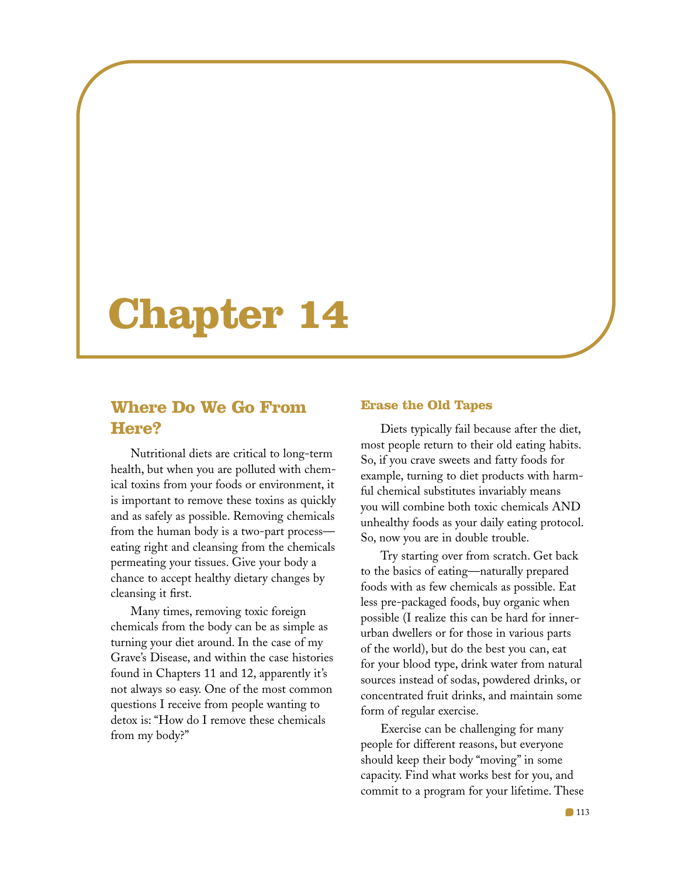# Chapter 14

## Where Do We Go From Here?

Nutritional diets are critical to long-term health, but when you are polluted with chemical toxins from your foods or environment, it is important to remove these toxins as quickly and as safely as possible. Removing chemicals from the human body is a two-part process—eating right and cleansing from the chemicals permeating your tissues. Give your body a chance to accept healthy dietary changes by cleansing it first.

Many times, removing toxic foreign chemicals from the body can be as simple as turning your diet around. In the case of my Grave's Disease, and within the case histories found in Chapters 11 and 12, apparently it's not always so easy. One of the most common questions I receive from people wanting to detox is: "How do I remove these chemicals from my body?"

### Erase the Old Tapes

Diets typically fail because after the diet, most people return to their old eating habits. So, if you crave sweets and fatty foods for example, turning to diet products with harmful chemical substitutes invariably means you will combine both toxic chemicals AND unhealthy foods as your daily eating protocol. So, now you are in double trouble.

Try starting over from scratch. Get back to the basics of eating—naturally prepared foods with as few chemicals as possible. Eat less pre-packaged foods, buy organic when possible (I realize this can be hard for inner-urban dwellers or for those in various parts of the world), but do the best you can, eat for your blood type, drink water from natural sources instead of sodas, powdered drinks, or concentrated fruit drinks, and maintain some form of regular exercise.

Exercise can be challenging for many people for different reasons, but everyone should keep their body "moving" in some capacity. Find what works best for you, and commit to a program for your lifetime. These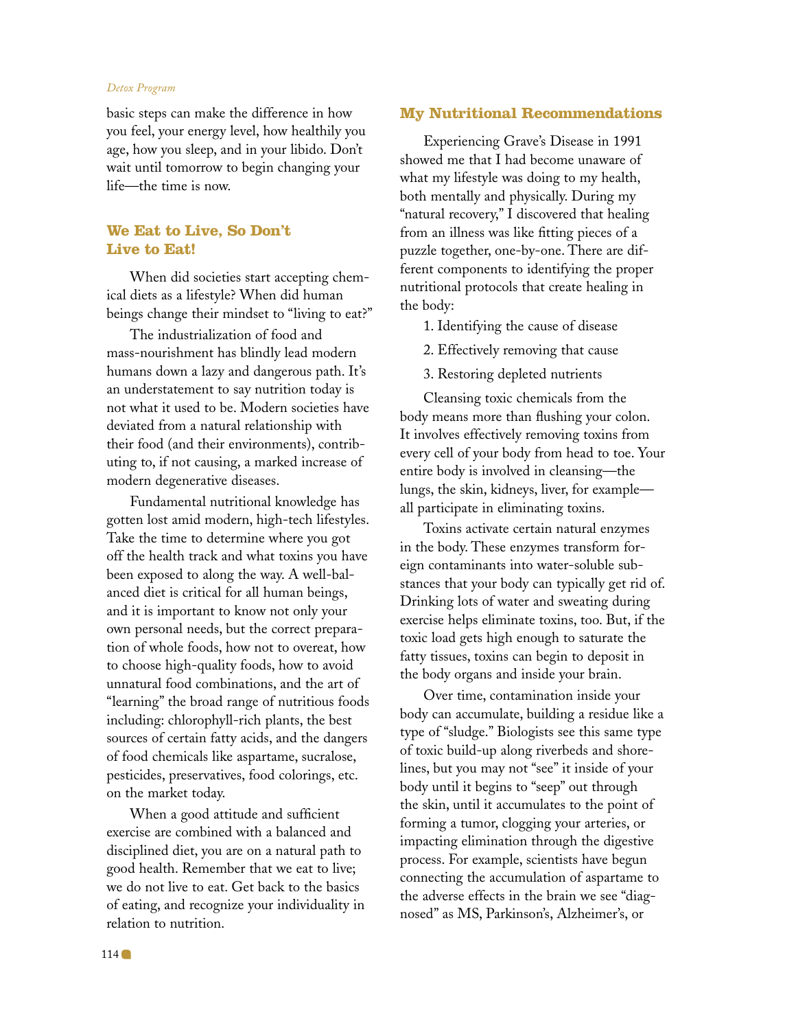basic steps can make the difference in how you feel, your energy level, how healthily you age, how you sleep, and in your libido. Don't wait until tomorrow to begin changing your life—the time is now.

## We Eat to Live, So Don't Live to Eat!

When did societies start accepting chemical diets as a lifestyle? When did human beings change their mindset to "living to eat?"

The industrialization of food and mass-nourishment has blindly lead modern humans down a lazy and dangerous path. It's an understatement to say nutrition today is not what it used to be. Modern societies have deviated from a natural relationship with their food (and their environments), contributing to, if not causing, a marked increase of modern degenerative diseases.

Fundamental nutritional knowledge has gotten lost amid modern, high-tech lifestyles. Take the time to determine where you got off the health track and what toxins you have been exposed to along the way. A well-balanced diet is critical for all human beings, and it is important to know not only your own personal needs, but the correct preparation of whole foods, how not to overeat, how to choose high-quality foods, how to avoid unnatural food combinations, and the art of "learning" the broad range of nutritious foods including: chlorophyll-rich plants, the best sources of certain fatty acids, and the dangers of food chemicals like aspartame, sucralose, pesticides, preservatives, food colorings, etc. on the market today.

When a good attitude and sufficient exercise are combined with a balanced and disciplined diet, you are on a natural path to good health. Remember that we eat to live; we do not live to eat. Get back to the basics of eating, and recognize your individuality in relation to nutrition.

## My Nutritional Recommendations

Experiencing Grave's Disease in 1991 showed me that I had become unaware of what my lifestyle was doing to my health, both mentally and physically. During my "natural recovery," I discovered that healing from an illness was like fitting pieces of a puzzle together, one-by-one. There are different components to identifying the proper nutritional protocols that create healing in the body:

1. Identifying the cause of disease
2. Effectively removing that cause
3. Restoring depleted nutrients

Cleansing toxic chemicals from the body means more than flushing your colon. It involves effectively removing toxins from every cell of your body from head to toe. Your entire body is involved in cleansing—the lungs, the skin, kidneys, liver, for example—all participate in eliminating toxins.

Toxins activate certain natural enzymes in the body. These enzymes transform foreign contaminants into water-soluble substances that your body can typically get rid of. Drinking lots of water and sweating during exercise helps eliminate toxins, too. But, if the toxic load gets high enough to saturate the fatty tissues, toxins can begin to deposit in the body organs and inside your brain.

Over time, contamination inside your body can accumulate, building a residue like a type of "sludge." Biologists see this same type of toxic build-up along riverbeds and shorelines, but you may not "see" it inside of your body until it begins to "seep" out through the skin, until it accumulates to the point of forming a tumor, clogging your arteries, or impacting elimination through the digestive process. For example, scientists have begun connecting the accumulation of aspartame to the adverse effects in the brain we see "diagnosed" as MS, Parkinson's, Alzheimer's, or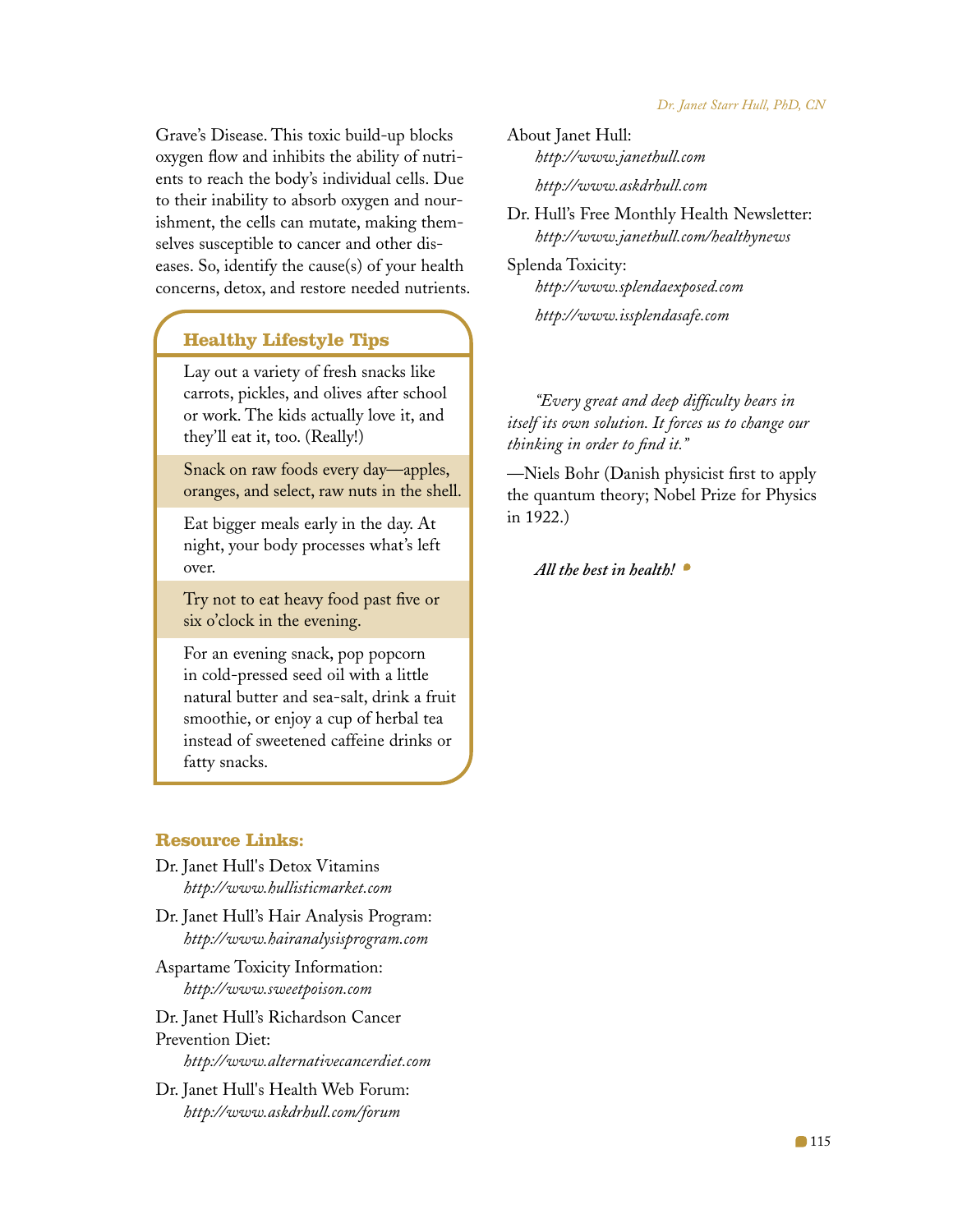Grave's Disease. This toxic build-up blocks oxygen flow and inhibits the ability of nutrients to reach the body's individual cells. Due to their inability to absorb oxygen and nourishment, the cells can mutate, making themselves susceptible to cancer and other diseases. So, identify the cause(s) of your health concerns, detox, and restore needed nutrients.

### Healthy Lifestyle Tips

Lay out a variety of fresh snacks like carrots, pickles, and olives after school or work. The kids actually love it, and they'll eat it, too. (Really!)

Snack on raw foods every day—apples, oranges, and select, raw nuts in the shell.

Eat bigger meals early in the day. At night, your body processes what's left over.

Try not to eat heavy food past five or six o'clock in the evening.

For an evening snack, pop popcorn in cold-pressed seed oil with a little natural butter and sea-salt, drink a fruit smoothie, or enjoy a cup of herbal tea instead of sweetened caffeine drinks or fatty snacks.

### Resource Links:

Dr. Janet Hull's Detox Vitamins
*http://www.hullisticmarket.com*

Dr. Janet Hull's Hair Analysis Program:
*http://www.hairanalysisprogram.com*

Aspartame Toxicity Information:
*http://www.sweetpoison.com*

Dr. Janet Hull's Richardson Cancer Prevention Diet:
*http://www.alternativecancerdiet.com*

Dr. Janet Hull's Health Web Forum:
*http://www.askdrhull.com/forum*

About Janet Hull:
*http://www.janethull.com*
*http://www.askdrhull.com*

Dr. Hull's Free Monthly Health Newsletter:
*http://www.janethull.com/healthynews*

Splenda Toxicity:
*http://www.splendaexposed.com*
*http://www.issplendasafe.com*

*"Every great and deep difficulty bears in itself its own solution. It forces us to change our thinking in order to find it."*

—Niels Bohr (Danish physicist first to apply the quantum theory; Nobel Prize for Physics in 1922.)

***All the best in health!***